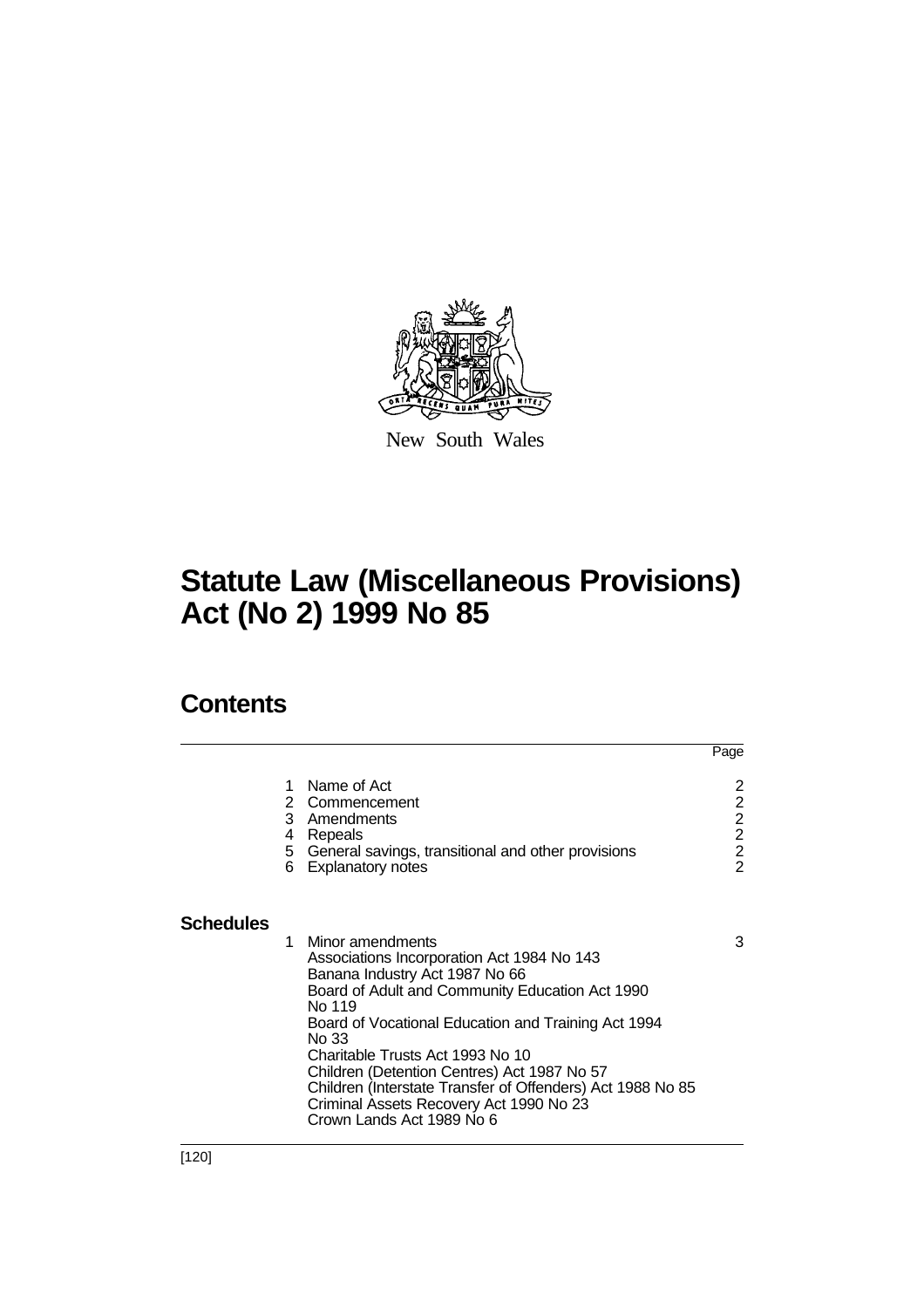New South Wales

# Statute Law (Miscellaneous Provisions) Act (No 2) 1999 No 85

## Contents

| | | Page |
|---|---|---|
| 1 | Name of Act | 2 |
| 2 | Commencement | 2 |
| 3 | Amendments | 2 |
| 4 | Repeals | 2 |
| 5 | General savings, transitional and other provisions | 2 |
| 6 | Explanatory notes | 2 |

**Schedules**

| | | |
|---|---|---|
| 1 | Minor amendments | 3 |
| | Associations Incorporation Act 1984 No 143 | |
| | Banana Industry Act 1987 No 66 | |
| | Board of Adult and Community Education Act 1990 No 119 | |
| | Board of Vocational Education and Training Act 1994 No 33 | |
| | Charitable Trusts Act 1993 No 10 | |
| | Children (Detention Centres) Act 1987 No 57 | |
| | Children (Interstate Transfer of Offenders) Act 1988 No 85 | |
| | Criminal Assets Recovery Act 1990 No 23 | |
| | Crown Lands Act 1989 No 6 | |

[120]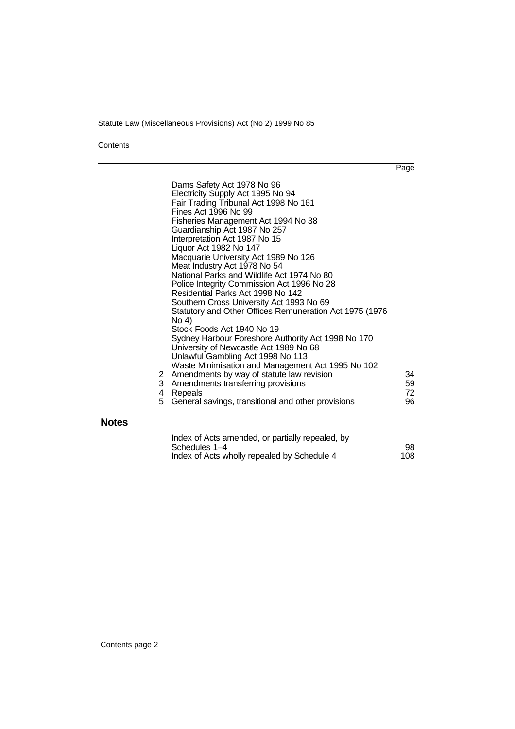| | | Page |
|---|---|---|
| | Dams Safety Act 1978 No 96 | |
| | Electricity Supply Act 1995 No 94 | |
| | Fair Trading Tribunal Act 1998 No 161 | |
| | Fines Act 1996 No 99 | |
| | Fisheries Management Act 1994 No 38 | |
| | Guardianship Act 1987 No 257 | |
| | Interpretation Act 1987 No 15 | |
| | Liquor Act 1982 No 147 | |
| | Macquarie University Act 1989 No 126 | |
| | Meat Industry Act 1978 No 54 | |
| | National Parks and Wildlife Act 1974 No 80 | |
| | Police Integrity Commission Act 1996 No 28 | |
| | Residential Parks Act 1998 No 142 | |
| | Southern Cross University Act 1993 No 69 | |
| | Statutory and Other Offices Remuneration Act 1975 (1976 No 4) | |
| | Stock Foods Act 1940 No 19 | |
| | Sydney Harbour Foreshore Authority Act 1998 No 170 | |
| | University of Newcastle Act 1989 No 68 | |
| | Unlawful Gambling Act 1998 No 113 | |
| | Waste Minimisation and Management Act 1995 No 102 | |
| 2 | Amendments by way of statute law revision | 34 |
| 3 | Amendments transferring provisions | 59 |
| 4 | Repeals | 72 |
| 5 | General savings, transitional and other provisions | 96 |

## Notes

| | Page |
|---|---|
| Index of Acts amended, or partially repealed, by Schedules 1–4 | 98 |
| Index of Acts wholly repealed by Schedule 4 | 108 |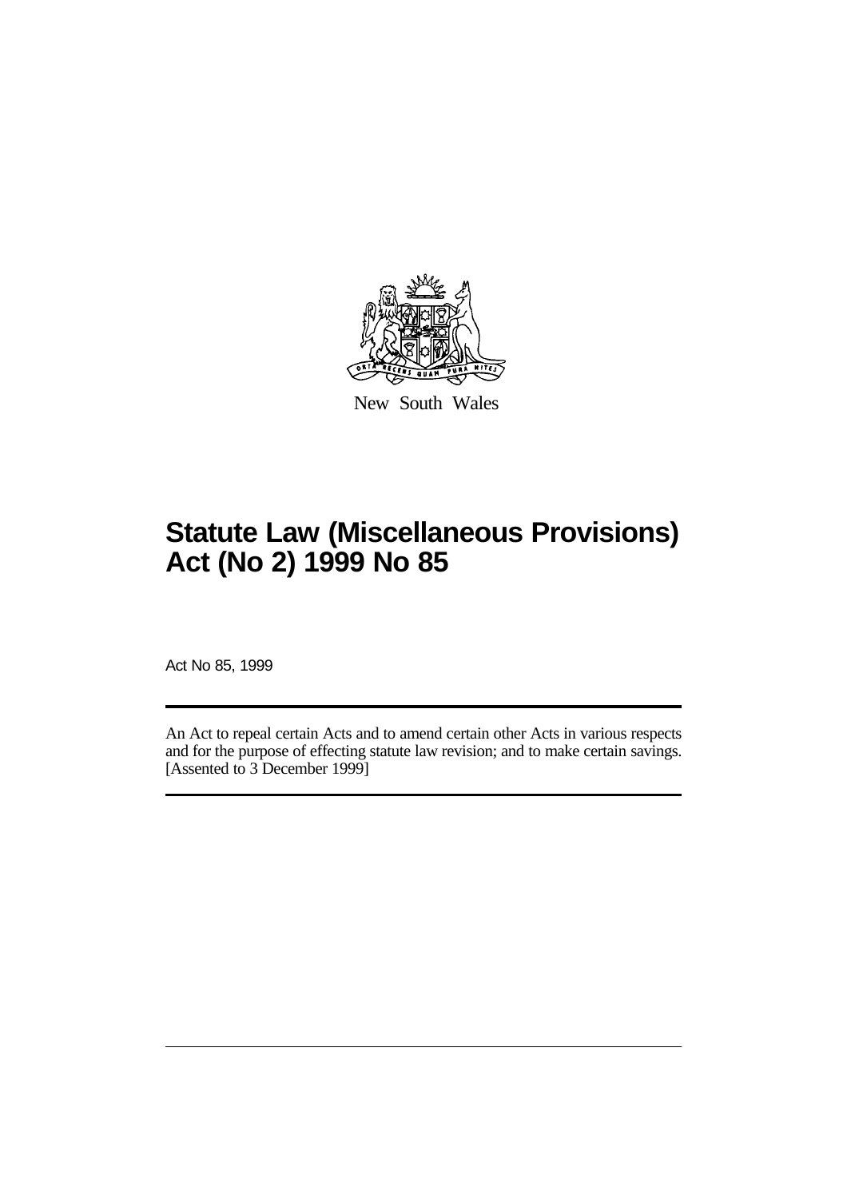New South Wales

# Statute Law (Miscellaneous Provisions) Act (No 2) 1999 No 85

Act No 85, 1999

An Act to repeal certain Acts and to amend certain other Acts in various respects and for the purpose of effecting statute law revision; and to make certain savings. [Assented to 3 December 1999]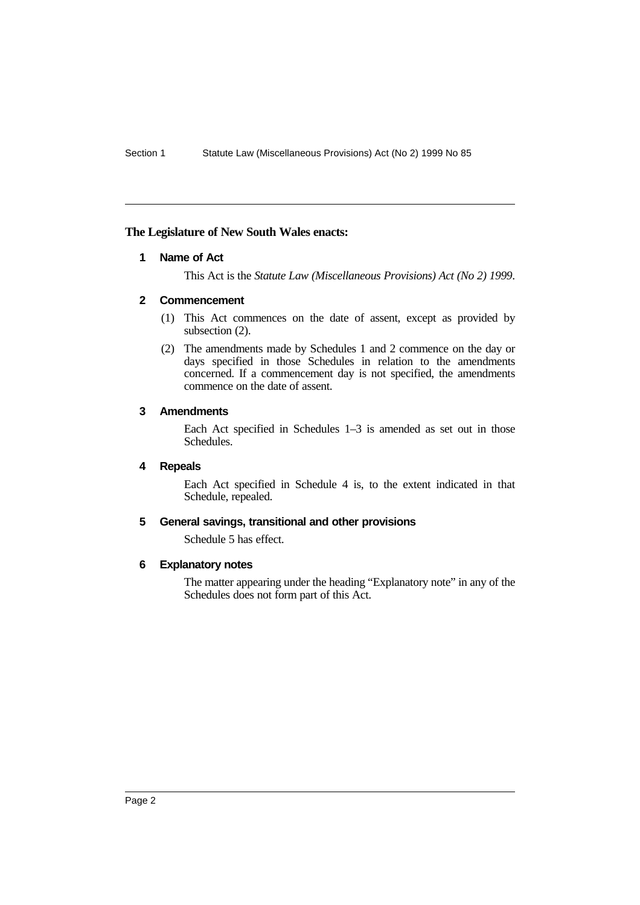**The Legislature of New South Wales enacts:**

## 1 Name of Act

This Act is the *Statute Law (Miscellaneous Provisions) Act (No 2) 1999*.

## 2 Commencement

(1) This Act commences on the date of assent, except as provided by subsection (2).

(2) The amendments made by Schedules 1 and 2 commence on the day or days specified in those Schedules in relation to the amendments concerned. If a commencement day is not specified, the amendments commence on the date of assent.

## 3 Amendments

Each Act specified in Schedules 1–3 is amended as set out in those Schedules.

## 4 Repeals

Each Act specified in Schedule 4 is, to the extent indicated in that Schedule, repealed.

## 5 General savings, transitional and other provisions

Schedule 5 has effect.

## 6 Explanatory notes

The matter appearing under the heading "Explanatory note" in any of the Schedules does not form part of this Act.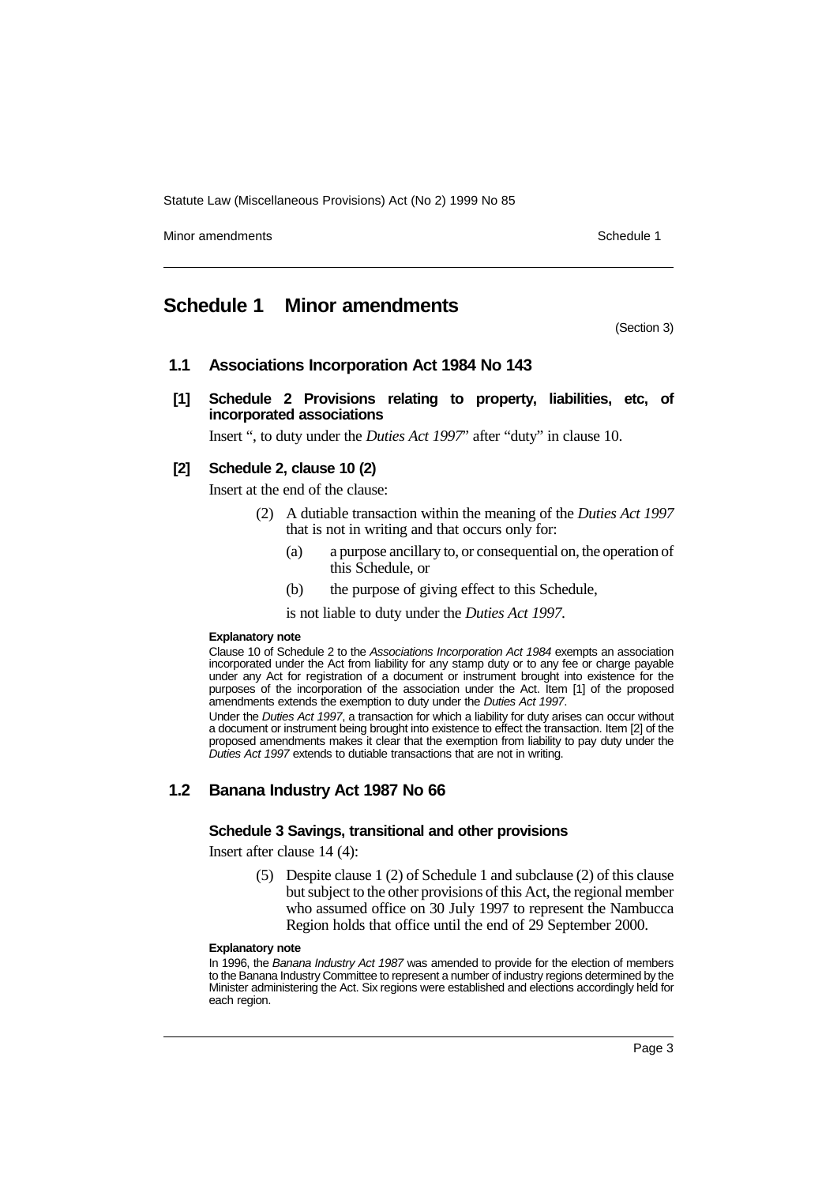# Schedule 1 Minor amendments

(Section 3)

## 1.1 Associations Incorporation Act 1984 No 143

**[1] Schedule 2 Provisions relating to property, liabilities, etc, of incorporated associations**

Insert ", to duty under the *Duties Act 1997*" after "duty" in clause 10.

**[2] Schedule 2, clause 10 (2)**

Insert at the end of the clause:

(2) A dutiable transaction within the meaning of the *Duties Act 1997* that is not in writing and that occurs only for:

(a) a purpose ancillary to, or consequential on, the operation of this Schedule, or

(b) the purpose of giving effect to this Schedule,

is not liable to duty under the *Duties Act 1997*.

**Explanatory note**

Clause 10 of Schedule 2 to the *Associations Incorporation Act 1984* exempts an association incorporated under the Act from liability for any stamp duty or to any fee or charge payable under any Act for registration of a document or instrument brought into existence for the purposes of the incorporation of the association under the Act. Item [1] of the proposed amendments extends the exemption to duty under the *Duties Act 1997*.

Under the *Duties Act 1997*, a transaction for which a liability for duty arises can occur without a document or instrument being brought into existence to effect the transaction. Item [2] of the proposed amendments makes it clear that the exemption from liability to pay duty under the *Duties Act 1997* extends to dutiable transactions that are not in writing.

## 1.2 Banana Industry Act 1987 No 66

**Schedule 3 Savings, transitional and other provisions**

Insert after clause 14 (4):

(5) Despite clause 1 (2) of Schedule 1 and subclause (2) of this clause but subject to the other provisions of this Act, the regional member who assumed office on 30 July 1997 to represent the Nambucca Region holds that office until the end of 29 September 2000.

**Explanatory note**

In 1996, the *Banana Industry Act 1987* was amended to provide for the election of members to the Banana Industry Committee to represent a number of industry regions determined by the Minister administering the Act. Six regions were established and elections accordingly held for each region.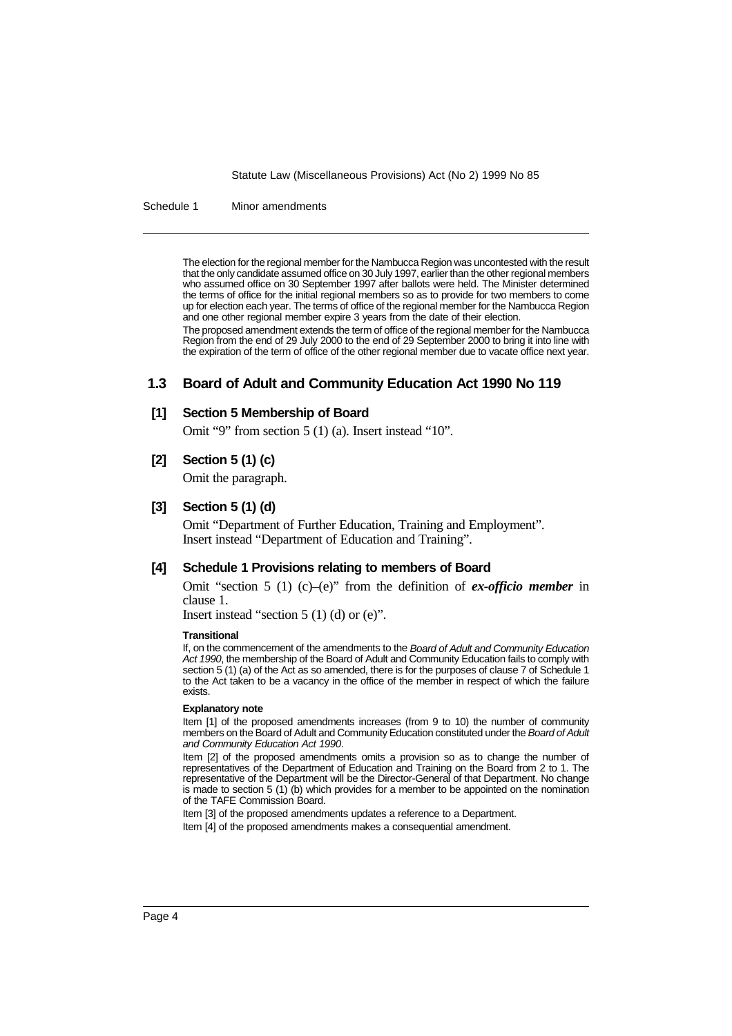The election for the regional member for the Nambucca Region was uncontested with the result that the only candidate assumed office on 30 July 1997, earlier than the other regional members who assumed office on 30 September 1997 after ballots were held. The Minister determined the terms of office for the initial regional members so as to provide for two members to come up for election each year. The terms of office of the regional member for the Nambucca Region and one other regional member expire 3 years from the date of their election.

The proposed amendment extends the term of office of the regional member for the Nambucca Region from the end of 29 July 2000 to the end of 29 September 2000 to bring it into line with the expiration of the term of office of the other regional member due to vacate office next year.

## 1.3 Board of Adult and Community Education Act 1990 No 119

### [1] Section 5 Membership of Board

Omit "9" from section 5 (1) (a). Insert instead "10".

### [2] Section 5 (1) (c)

Omit the paragraph.

### [3] Section 5 (1) (d)

Omit "Department of Further Education, Training and Employment". Insert instead "Department of Education and Training".

### [4] Schedule 1 Provisions relating to members of Board

Omit "section 5 (1) (c)–(e)" from the definition of ***ex-officio member*** in clause 1.

Insert instead "section 5 (1) (d) or (e)".

**Transitional**

If, on the commencement of the amendments to the *Board of Adult and Community Education Act 1990*, the membership of the Board of Adult and Community Education fails to comply with section 5 (1) (a) of the Act as so amended, there is for the purposes of clause 7 of Schedule 1 to the Act taken to be a vacancy in the office of the member in respect of which the failure exists.

**Explanatory note**

Item [1] of the proposed amendments increases (from 9 to 10) the number of community members on the Board of Adult and Community Education constituted under the *Board of Adult and Community Education Act 1990*.

Item [2] of the proposed amendments omits a provision so as to change the number of representatives of the Department of Education and Training on the Board from 2 to 1. The representative of the Department will be the Director-General of that Department. No change is made to section 5 (1) (b) which provides for a member to be appointed on the nomination of the TAFE Commission Board.

Item [3] of the proposed amendments updates a reference to a Department.

Item [4] of the proposed amendments makes a consequential amendment.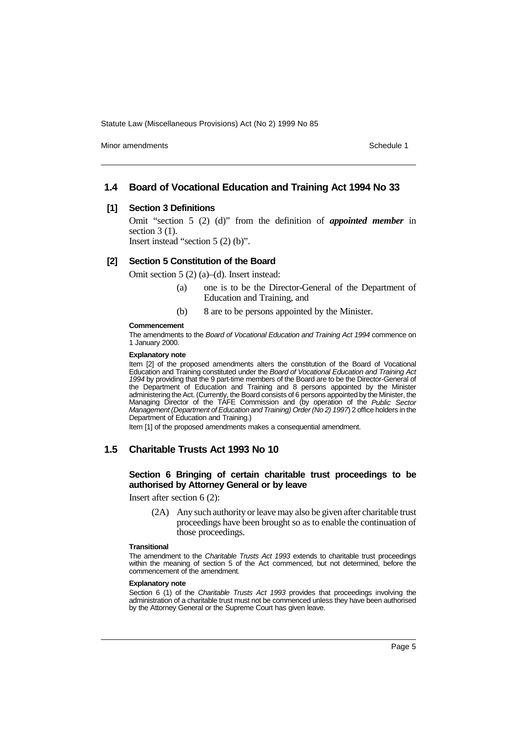## 1.4 Board of Vocational Education and Training Act 1994 No 33

### [1] Section 3 Definitions

Omit "section 5 (2) (d)" from the definition of ***appointed member*** in section 3 (1).

Insert instead "section 5 (2) (b)".

### [2] Section 5 Constitution of the Board

Omit section 5 (2) (a)–(d). Insert instead:

> (a) one is to be the Director-General of the Department of Education and Training, and
>
> (b) 8 are to be persons appointed by the Minister.

**Commencement**

The amendments to the *Board of Vocational Education and Training Act 1994* commence on 1 January 2000.

**Explanatory note**

Item [2] of the proposed amendments alters the constitution of the Board of Vocational Education and Training constituted under the *Board of Vocational Education and Training Act 1994* by providing that the 9 part-time members of the Board are to be the Director-General of the Department of Education and Training and 8 persons appointed by the Minister administering the Act. (Currently, the Board consists of 6 persons appointed by the Minister, the Managing Director of the TAFE Commission and (by operation of the *Public Sector Management (Department of Education and Training) Order (No 2) 1997*) 2 office holders in the Department of Education and Training.)

Item [1] of the proposed amendments makes a consequential amendment.

## 1.5 Charitable Trusts Act 1993 No 10

### Section 6 Bringing of certain charitable trust proceedings to be authorised by Attorney General or by leave

Insert after section 6 (2):

> (2A) Any such authority or leave may also be given after charitable trust proceedings have been brought so as to enable the continuation of those proceedings.

**Transitional**

The amendment to the *Charitable Trusts Act 1993* extends to charitable trust proceedings within the meaning of section 5 of the Act commenced, but not determined, before the commencement of the amendment.

**Explanatory note**

Section 6 (1) of the *Charitable Trusts Act 1993* provides that proceedings involving the administration of a charitable trust must not be commenced unless they have been authorised by the Attorney General or the Supreme Court has given leave.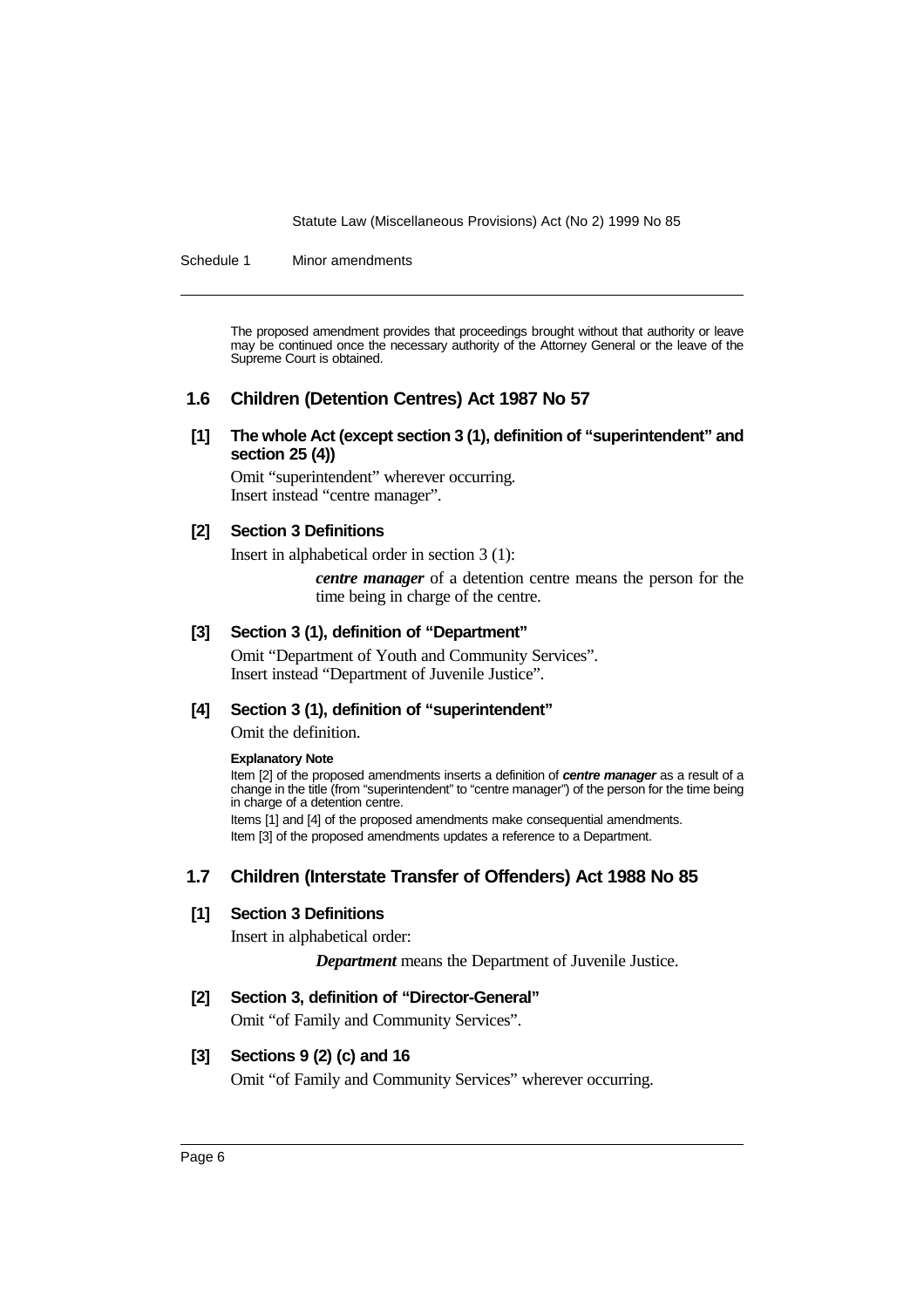The proposed amendment provides that proceedings brought without that authority or leave may be continued once the necessary authority of the Attorney General or the leave of the Supreme Court is obtained.

## 1.6 Children (Detention Centres) Act 1987 No 57

### [1] The whole Act (except section 3 (1), definition of "superintendent" and section 25 (4))

Omit "superintendent" wherever occurring.
Insert instead "centre manager".

### [2] Section 3 Definitions

Insert in alphabetical order in section 3 (1):

> ***centre manager*** of a detention centre means the person for the time being in charge of the centre.

### [3] Section 3 (1), definition of "Department"

Omit "Department of Youth and Community Services".
Insert instead "Department of Juvenile Justice".

### [4] Section 3 (1), definition of "superintendent"

Omit the definition.

**Explanatory Note**

Item [2] of the proposed amendments inserts a definition of ***centre manager*** as a result of a change in the title (from "superintendent" to "centre manager") of the person for the time being in charge of a detention centre.

Items [1] and [4] of the proposed amendments make consequential amendments.

Item [3] of the proposed amendments updates a reference to a Department.

## 1.7 Children (Interstate Transfer of Offenders) Act 1988 No 85

### [1] Section 3 Definitions

Insert in alphabetical order:

> ***Department*** means the Department of Juvenile Justice.

### [2] Section 3, definition of "Director-General"

Omit "of Family and Community Services".

### [3] Sections 9 (2) (c) and 16

Omit "of Family and Community Services" wherever occurring.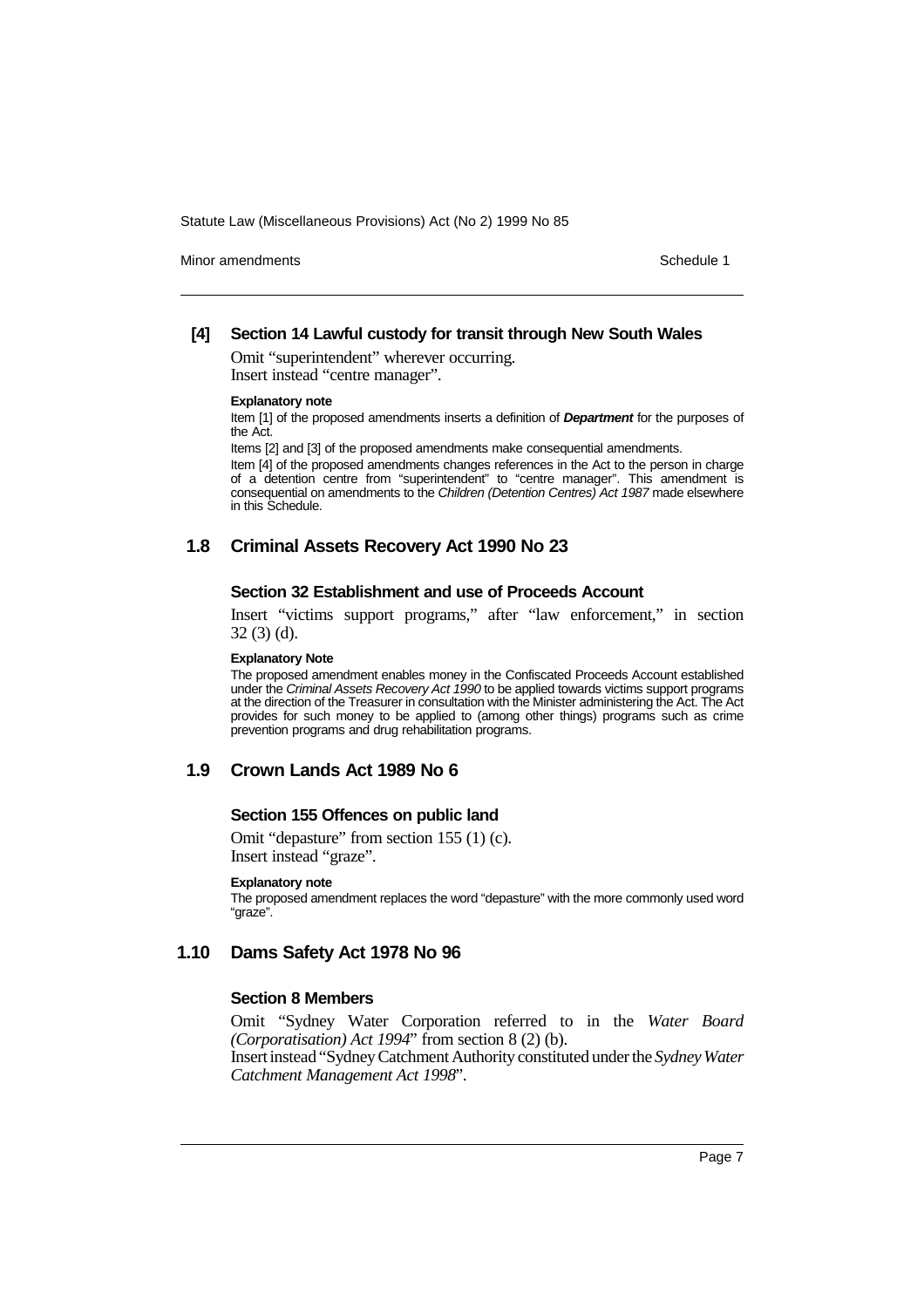### [4] Section 14 Lawful custody for transit through New South Wales

Omit "superintendent" wherever occurring.
Insert instead "centre manager".

**Explanatory note**

Item [1] of the proposed amendments inserts a definition of ***Department*** for the purposes of the Act.

Items [2] and [3] of the proposed amendments make consequential amendments.

Item [4] of the proposed amendments changes references in the Act to the person in charge of a detention centre from "superintendent" to "centre manager". This amendment is consequential on amendments to the *Children (Detention Centres) Act 1987* made elsewhere in this Schedule.

## 1.8 Criminal Assets Recovery Act 1990 No 23

### Section 32 Establishment and use of Proceeds Account

Insert "victims support programs," after "law enforcement," in section 32 (3) (d).

**Explanatory Note**

The proposed amendment enables money in the Confiscated Proceeds Account established under the *Criminal Assets Recovery Act 1990* to be applied towards victims support programs at the direction of the Treasurer in consultation with the Minister administering the Act. The Act provides for such money to be applied to (among other things) programs such as crime prevention programs and drug rehabilitation programs.

## 1.9 Crown Lands Act 1989 No 6

### Section 155 Offences on public land

Omit "depasture" from section 155 (1) (c).
Insert instead "graze".

**Explanatory note**

The proposed amendment replaces the word "depasture" with the more commonly used word "graze".

## 1.10 Dams Safety Act 1978 No 96

### Section 8 Members

Omit "Sydney Water Corporation referred to in the *Water Board (Corporatisation) Act 1994*" from section 8 (2) (b).
Insert instead "Sydney Catchment Authority constituted under the *Sydney Water Catchment Management Act 1998*".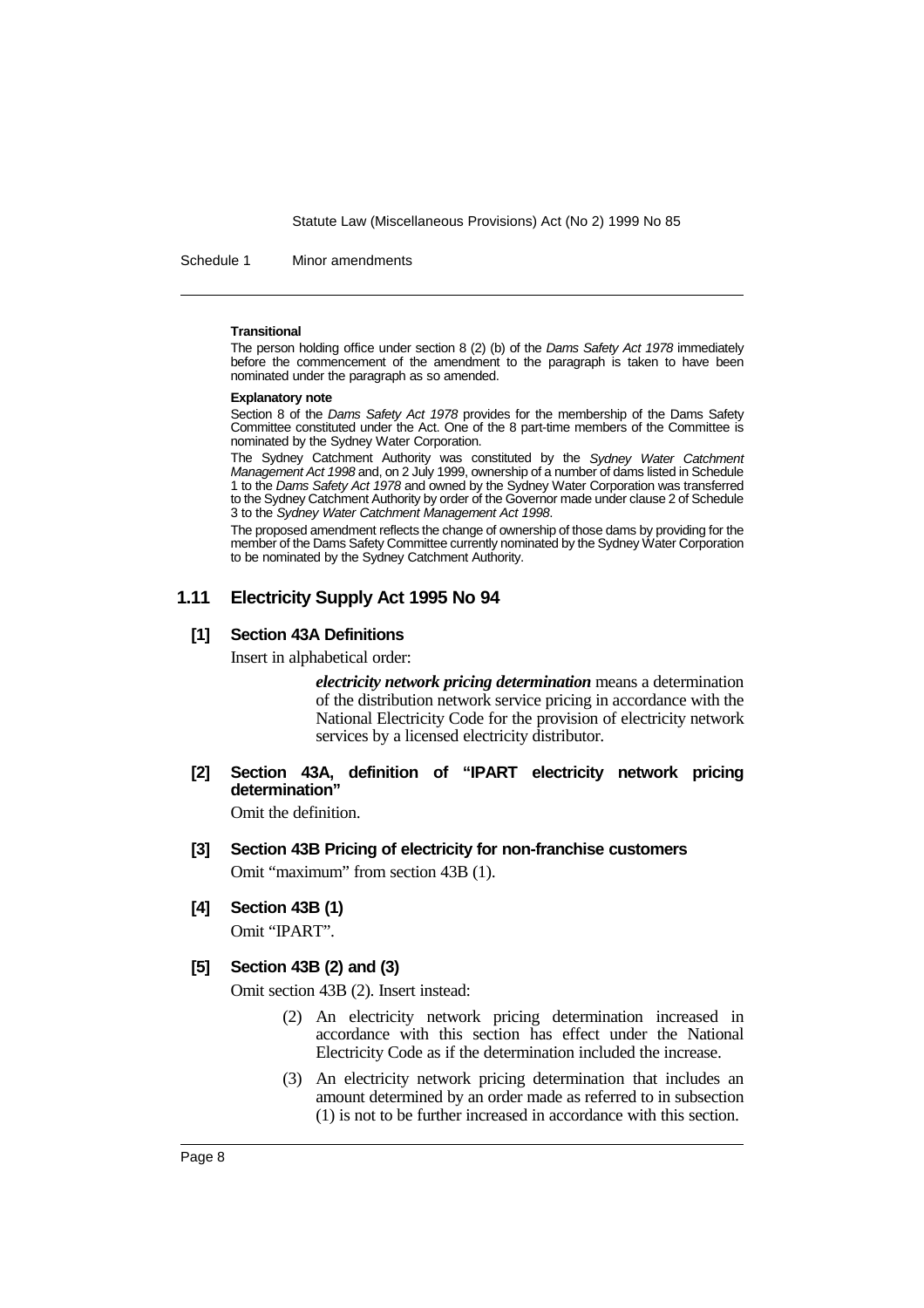**Transitional**

The person holding office under section 8 (2) (b) of the *Dams Safety Act 1978* immediately before the commencement of the amendment to the paragraph is taken to have been nominated under the paragraph as so amended.

**Explanatory note**

Section 8 of the *Dams Safety Act 1978* provides for the membership of the Dams Safety Committee constituted under the Act. One of the 8 part-time members of the Committee is nominated by the Sydney Water Corporation.

The Sydney Catchment Authority was constituted by the *Sydney Water Catchment Management Act 1998* and, on 2 July 1999, ownership of a number of dams listed in Schedule 1 to the *Dams Safety Act 1978* and owned by the Sydney Water Corporation was transferred to the Sydney Catchment Authority by order of the Governor made under clause 2 of Schedule 3 to the *Sydney Water Catchment Management Act 1998*.

The proposed amendment reflects the change of ownership of those dams by providing for the member of the Dams Safety Committee currently nominated by the Sydney Water Corporation to be nominated by the Sydney Catchment Authority.

## 1.11 Electricity Supply Act 1995 No 94

### [1] Section 43A Definitions

Insert in alphabetical order:

> ***electricity network pricing determination*** means a determination of the distribution network service pricing in accordance with the National Electricity Code for the provision of electricity network services by a licensed electricity distributor.

### [2] Section 43A, definition of "IPART electricity network pricing determination"

Omit the definition.

### [3] Section 43B Pricing of electricity for non-franchise customers

Omit "maximum" from section 43B (1).

### [4] Section 43B (1)

Omit "IPART".

### [5] Section 43B (2) and (3)

Omit section 43B (2). Insert instead:

> (2) An electricity network pricing determination increased in accordance with this section has effect under the National Electricity Code as if the determination included the increase.
>
> (3) An electricity network pricing determination that includes an amount determined by an order made as referred to in subsection (1) is not to be further increased in accordance with this section.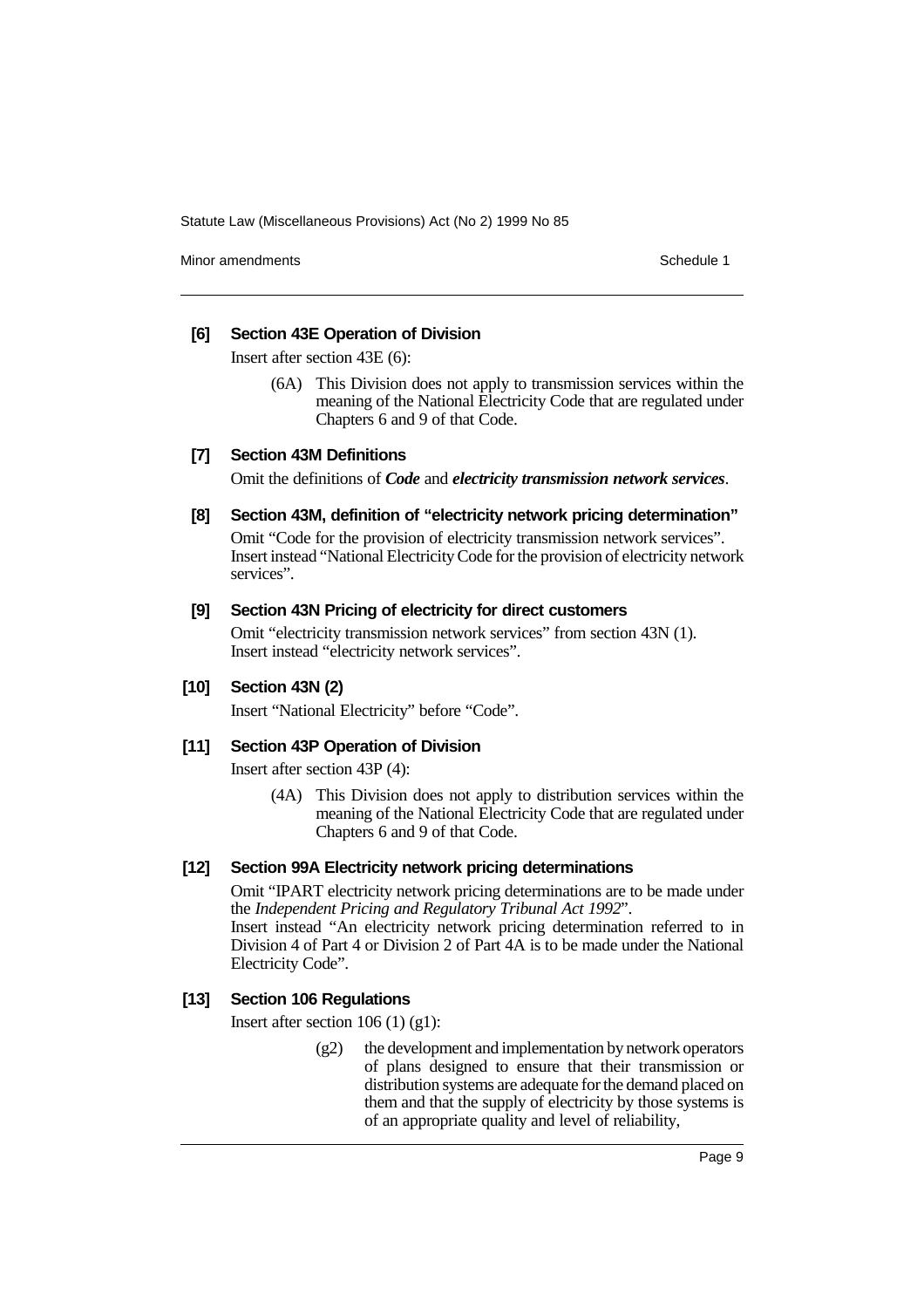**[6] Section 43E Operation of Division**

Insert after section 43E (6):

> (6A) This Division does not apply to transmission services within the meaning of the National Electricity Code that are regulated under Chapters 6 and 9 of that Code.

**[7] Section 43M Definitions**

Omit the definitions of ***Code*** and ***electricity transmission network services***.

**[8] Section 43M, definition of "electricity network pricing determination"**

Omit "Code for the provision of electricity transmission network services".
Insert instead "National Electricity Code for the provision of electricity network services".

**[9] Section 43N Pricing of electricity for direct customers**

Omit "electricity transmission network services" from section 43N (1).
Insert instead "electricity network services".

**[10] Section 43N (2)**

Insert "National Electricity" before "Code".

**[11] Section 43P Operation of Division**

Insert after section 43P (4):

> (4A) This Division does not apply to distribution services within the meaning of the National Electricity Code that are regulated under Chapters 6 and 9 of that Code.

**[12] Section 99A Electricity network pricing determinations**

Omit "IPART electricity network pricing determinations are to be made under the *Independent Pricing and Regulatory Tribunal Act 1992*".
Insert instead "An electricity network pricing determination referred to in Division 4 of Part 4 or Division 2 of Part 4A is to be made under the National Electricity Code".

**[13] Section 106 Regulations**

Insert after section 106 (1) (g1):

> (g2) the development and implementation by network operators of plans designed to ensure that their transmission or distribution systems are adequate for the demand placed on them and that the supply of electricity by those systems is of an appropriate quality and level of reliability,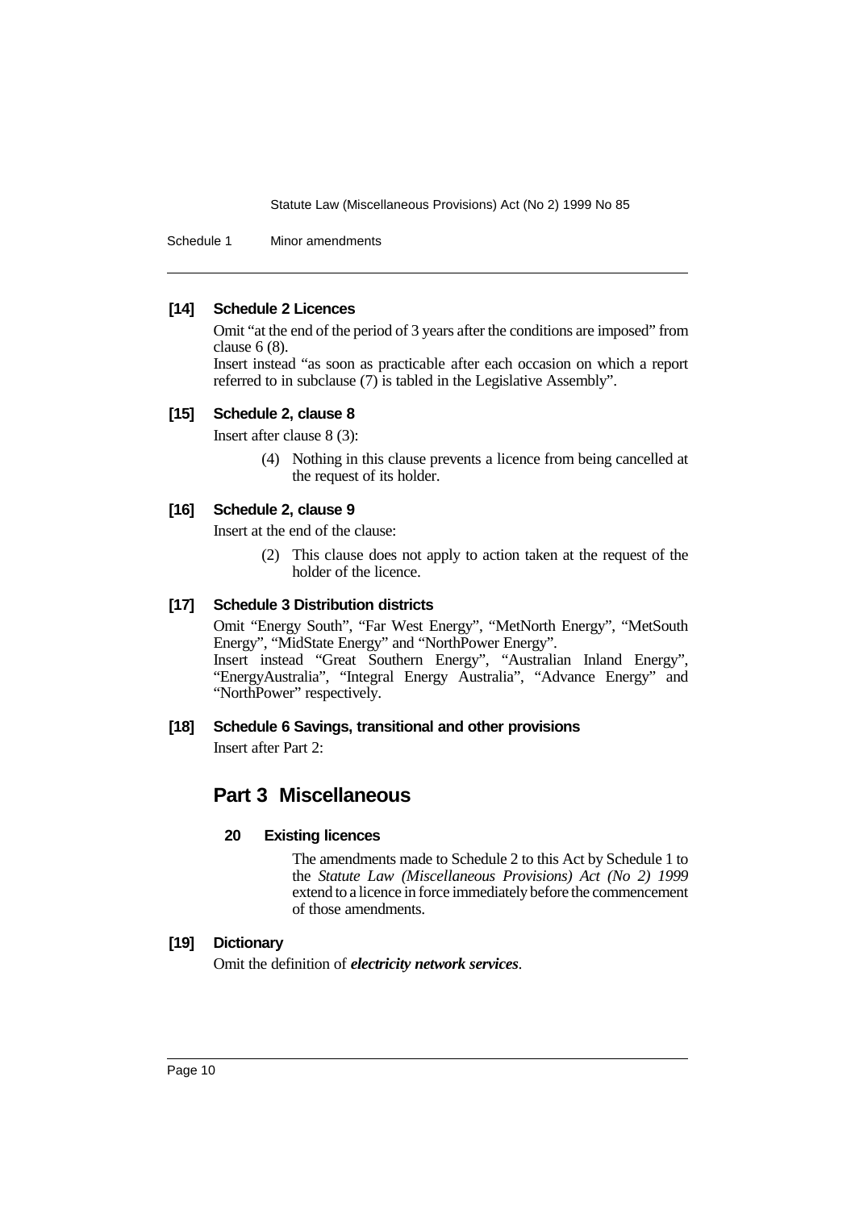#### [14] Schedule 2 Licences

Omit "at the end of the period of 3 years after the conditions are imposed" from clause 6 (8).

Insert instead "as soon as practicable after each occasion on which a report referred to in subclause (7) is tabled in the Legislative Assembly".

#### [15] Schedule 2, clause 8

Insert after clause 8 (3):

> (4) Nothing in this clause prevents a licence from being cancelled at the request of its holder.

#### [16] Schedule 2, clause 9

Insert at the end of the clause:

> (2) This clause does not apply to action taken at the request of the holder of the licence.

#### [17] Schedule 3 Distribution districts

Omit "Energy South", "Far West Energy", "MetNorth Energy", "MetSouth Energy", "MidState Energy" and "NorthPower Energy".

Insert instead "Great Southern Energy", "Australian Inland Energy", "EnergyAustralia", "Integral Energy Australia", "Advance Energy" and "NorthPower" respectively.

#### [18] Schedule 6 Savings, transitional and other provisions

Insert after Part 2:

## Part 3 Miscellaneous

### 20 Existing licences

The amendments made to Schedule 2 to this Act by Schedule 1 to the *Statute Law (Miscellaneous Provisions) Act (No 2) 1999* extend to a licence in force immediately before the commencement of those amendments.

#### [19] Dictionary

Omit the definition of ***electricity network services***.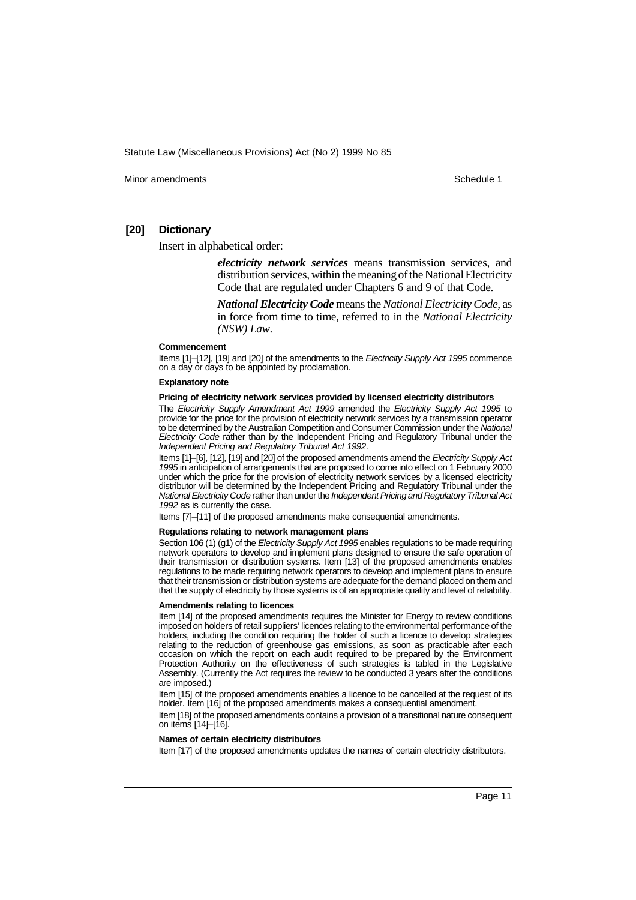### [20] Dictionary

Insert in alphabetical order:

> ***electricity network services*** means transmission services, and distribution services, within the meaning of the National Electricity Code that are regulated under Chapters 6 and 9 of that Code.
>
> ***National Electricity Code*** means the *National Electricity Code*, as in force from time to time, referred to in the *National Electricity (NSW) Law*.

#### Commencement

Items [1]–[12], [19] and [20] of the amendments to the *Electricity Supply Act 1995* commence on a day or days to be appointed by proclamation.

#### Explanatory note

**Pricing of electricity network services provided by licensed electricity distributors**

The *Electricity Supply Amendment Act 1999* amended the *Electricity Supply Act 1995* to provide for the price for the provision of electricity network services by a transmission operator to be determined by the Australian Competition and Consumer Commission under the *National Electricity Code* rather than by the Independent Pricing and Regulatory Tribunal under the *Independent Pricing and Regulatory Tribunal Act 1992*.

Items [1]–[6], [12], [19] and [20] of the proposed amendments amend the *Electricity Supply Act 1995* in anticipation of arrangements that are proposed to come into effect on 1 February 2000 under which the price for the provision of electricity network services by a licensed electricity distributor will be determined by the Independent Pricing and Regulatory Tribunal under the *National Electricity Code* rather than under the *Independent Pricing and Regulatory Tribunal Act 1992* as is currently the case.

Items [7]–[11] of the proposed amendments make consequential amendments.

**Regulations relating to network management plans**

Section 106 (1) (g1) of the *Electricity Supply Act 1995* enables regulations to be made requiring network operators to develop and implement plans designed to ensure the safe operation of their transmission or distribution systems. Item [13] of the proposed amendments enables regulations to be made requiring network operators to develop and implement plans to ensure that their transmission or distribution systems are adequate for the demand placed on them and that the supply of electricity by those systems is of an appropriate quality and level of reliability.

**Amendments relating to licences**

Item [14] of the proposed amendments requires the Minister for Energy to review conditions imposed on holders of retail suppliers' licences relating to the environmental performance of the holders, including the condition requiring the holder of such a licence to develop strategies relating to the reduction of greenhouse gas emissions, as soon as practicable after each occasion on which the report on each audit required to be prepared by the Environment Protection Authority on the effectiveness of such strategies is tabled in the Legislative Assembly. (Currently the Act requires the review to be conducted 3 years after the conditions are imposed.)

Item [15] of the proposed amendments enables a licence to be cancelled at the request of its holder. Item [16] of the proposed amendments makes a consequential amendment.

Item [18] of the proposed amendments contains a provision of a transitional nature consequent on items [14]–[16].

**Names of certain electricity distributors**

Item [17] of the proposed amendments updates the names of certain electricity distributors.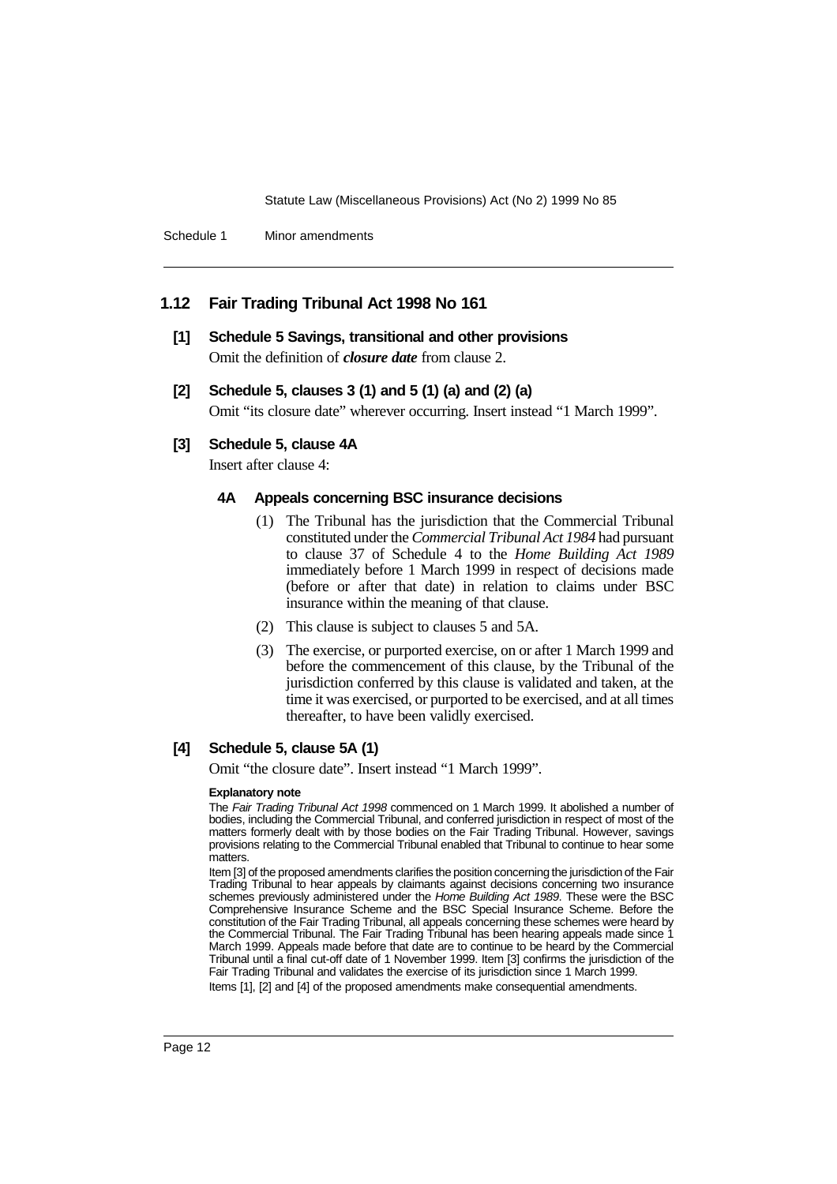## 1.12 Fair Trading Tribunal Act 1998 No 161

**[1] Schedule 5 Savings, transitional and other provisions**

Omit the definition of ***closure date*** from clause 2.

**[2] Schedule 5, clauses 3 (1) and 5 (1) (a) and (2) (a)**

Omit "its closure date" wherever occurring. Insert instead "1 March 1999".

**[3] Schedule 5, clause 4A**

Insert after clause 4:

**4A Appeals concerning BSC insurance decisions**

(1) The Tribunal has the jurisdiction that the Commercial Tribunal constituted under the *Commercial Tribunal Act 1984* had pursuant to clause 37 of Schedule 4 to the *Home Building Act 1989* immediately before 1 March 1999 in respect of decisions made (before or after that date) in relation to claims under BSC insurance within the meaning of that clause.

(2) This clause is subject to clauses 5 and 5A.

(3) The exercise, or purported exercise, on or after 1 March 1999 and before the commencement of this clause, by the Tribunal of the jurisdiction conferred by this clause is validated and taken, at the time it was exercised, or purported to be exercised, and at all times thereafter, to have been validly exercised.

**[4] Schedule 5, clause 5A (1)**

Omit "the closure date". Insert instead "1 March 1999".

**Explanatory note**

The *Fair Trading Tribunal Act 1998* commenced on 1 March 1999. It abolished a number of bodies, including the Commercial Tribunal, and conferred jurisdiction in respect of most of the matters formerly dealt with by those bodies on the Fair Trading Tribunal. However, savings provisions relating to the Commercial Tribunal enabled that Tribunal to continue to hear some matters.

Item [3] of the proposed amendments clarifies the position concerning the jurisdiction of the Fair Trading Tribunal to hear appeals by claimants against decisions concerning two insurance schemes previously administered under the *Home Building Act 1989*. These were the BSC Comprehensive Insurance Scheme and the BSC Special Insurance Scheme. Before the constitution of the Fair Trading Tribunal, all appeals concerning these schemes were heard by the Commercial Tribunal. The Fair Trading Tribunal has been hearing appeals made since 1 March 1999. Appeals made before that date are to continue to be heard by the Commercial Tribunal until a final cut-off date of 1 November 1999. Item [3] confirms the jurisdiction of the Fair Trading Tribunal and validates the exercise of its jurisdiction since 1 March 1999.

Items [1], [2] and [4] of the proposed amendments make consequential amendments.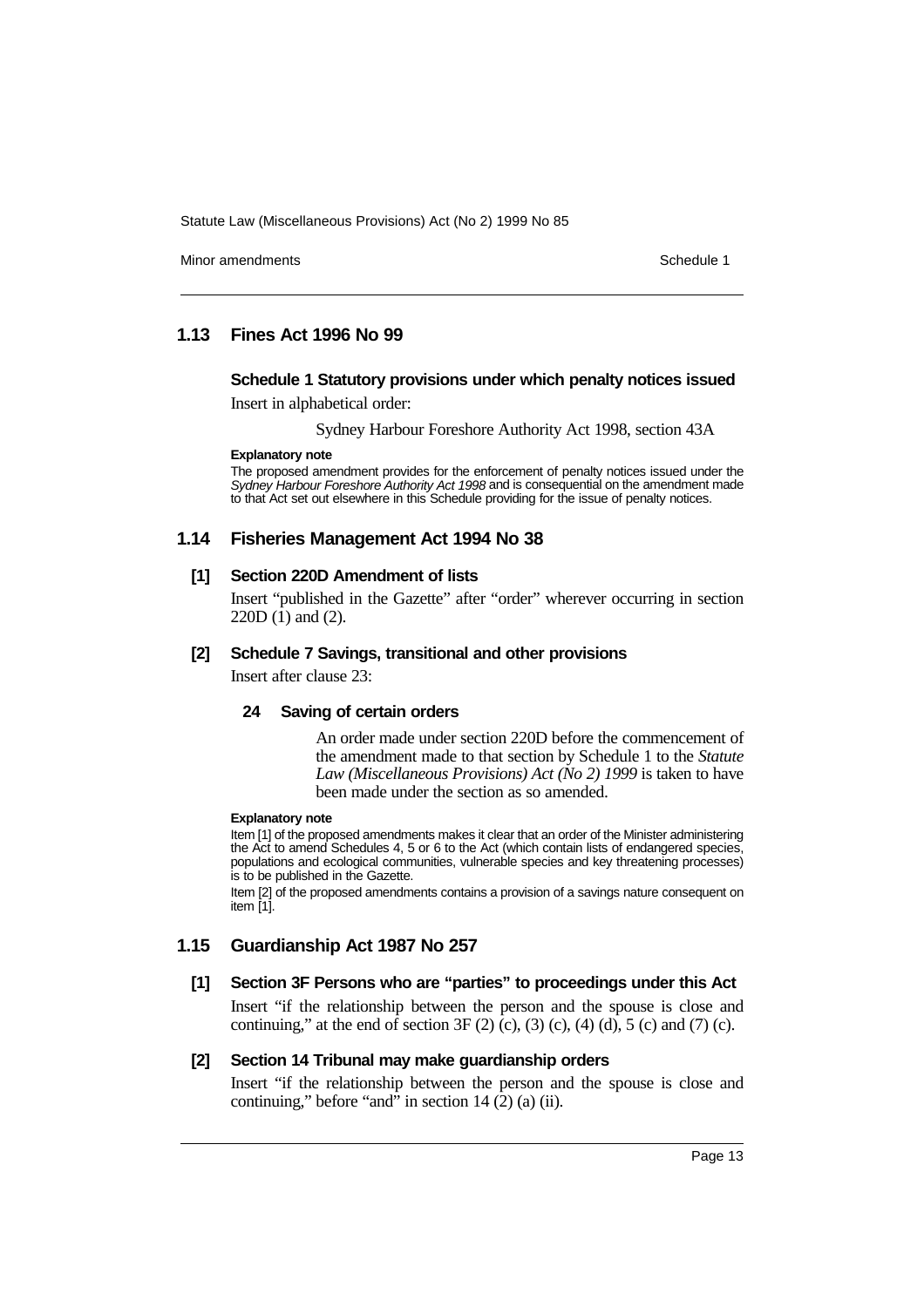## 1.13 Fines Act 1996 No 99

### Schedule 1 Statutory provisions under which penalty notices issued

Insert in alphabetical order:

Sydney Harbour Foreshore Authority Act 1998, section 43A

**Explanatory note**

The proposed amendment provides for the enforcement of penalty notices issued under the *Sydney Harbour Foreshore Authority Act 1998* and is consequential on the amendment made to that Act set out elsewhere in this Schedule providing for the issue of penalty notices.

## 1.14 Fisheries Management Act 1994 No 38

### [1] Section 220D Amendment of lists

Insert "published in the Gazette" after "order" wherever occurring in section 220D (1) and (2).

### [2] Schedule 7 Savings, transitional and other provisions

Insert after clause 23:

**24 Saving of certain orders**

An order made under section 220D before the commencement of the amendment made to that section by Schedule 1 to the *Statute Law (Miscellaneous Provisions) Act (No 2) 1999* is taken to have been made under the section as so amended.

**Explanatory note**

Item [1] of the proposed amendments makes it clear that an order of the Minister administering the Act to amend Schedules 4, 5 or 6 to the Act (which contain lists of endangered species, populations and ecological communities, vulnerable species and key threatening processes) is to be published in the Gazette.

Item [2] of the proposed amendments contains a provision of a savings nature consequent on item [1].

## 1.15 Guardianship Act 1987 No 257

### [1] Section 3F Persons who are "parties" to proceedings under this Act

Insert "if the relationship between the person and the spouse is close and continuing," at the end of section 3F (2) (c), (3) (c), (4) (d), 5 (c) and (7) (c).

### [2] Section 14 Tribunal may make guardianship orders

Insert "if the relationship between the person and the spouse is close and continuing," before "and" in section 14 (2) (a) (ii).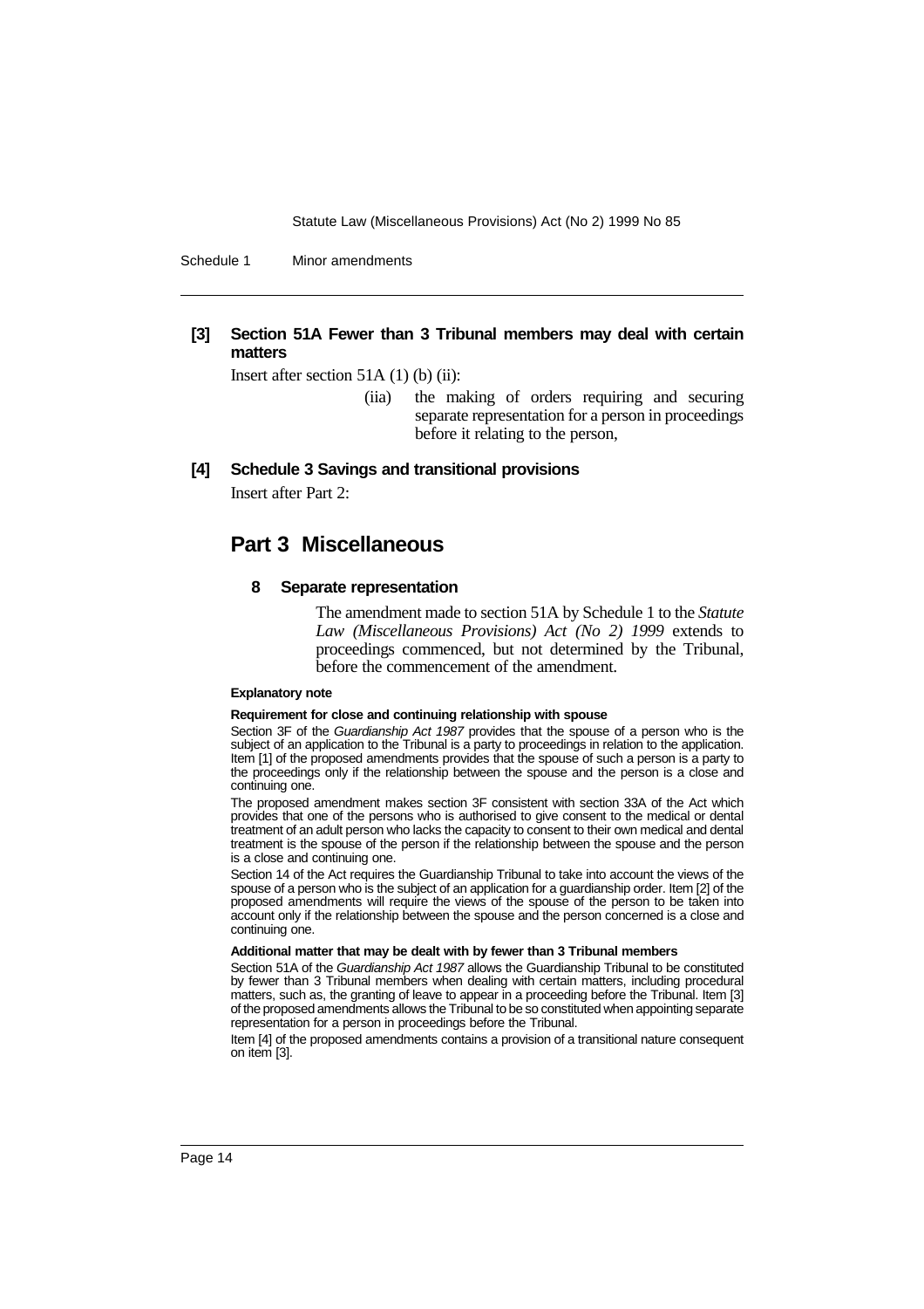**[3] Section 51A Fewer than 3 Tribunal members may deal with certain matters**

Insert after section 51A (1) (b) (ii):

> (iia) the making of orders requiring and securing separate representation for a person in proceedings before it relating to the person,

**[4] Schedule 3 Savings and transitional provisions**

Insert after Part 2:

## Part 3 Miscellaneous

### 8 Separate representation

The amendment made to section 51A by Schedule 1 to the *Statute Law (Miscellaneous Provisions) Act (No 2) 1999* extends to proceedings commenced, but not determined by the Tribunal, before the commencement of the amendment.

**Explanatory note**

**Requirement for close and continuing relationship with spouse**

Section 3F of the *Guardianship Act 1987* provides that the spouse of a person who is the subject of an application to the Tribunal is a party to proceedings in relation to the application. Item [1] of the proposed amendments provides that the spouse of such a person is a party to the proceedings only if the relationship between the spouse and the person is a close and continuing one.

The proposed amendment makes section 3F consistent with section 33A of the Act which provides that one of the persons who is authorised to give consent to the medical or dental treatment of an adult person who lacks the capacity to consent to their own medical and dental treatment is the spouse of the person if the relationship between the spouse and the person is a close and continuing one.

Section 14 of the Act requires the Guardianship Tribunal to take into account the views of the spouse of a person who is the subject of an application for a guardianship order. Item [2] of the proposed amendments will require the views of the spouse of the person to be taken into account only if the relationship between the spouse and the person concerned is a close and continuing one.

**Additional matter that may be dealt with by fewer than 3 Tribunal members**

Section 51A of the *Guardianship Act 1987* allows the Guardianship Tribunal to be constituted by fewer than 3 Tribunal members when dealing with certain matters, including procedural matters, such as, the granting of leave to appear in a proceeding before the Tribunal. Item [3] of the proposed amendments allows the Tribunal to be so constituted when appointing separate representation for a person in proceedings before the Tribunal.

Item [4] of the proposed amendments contains a provision of a transitional nature consequent on item [3].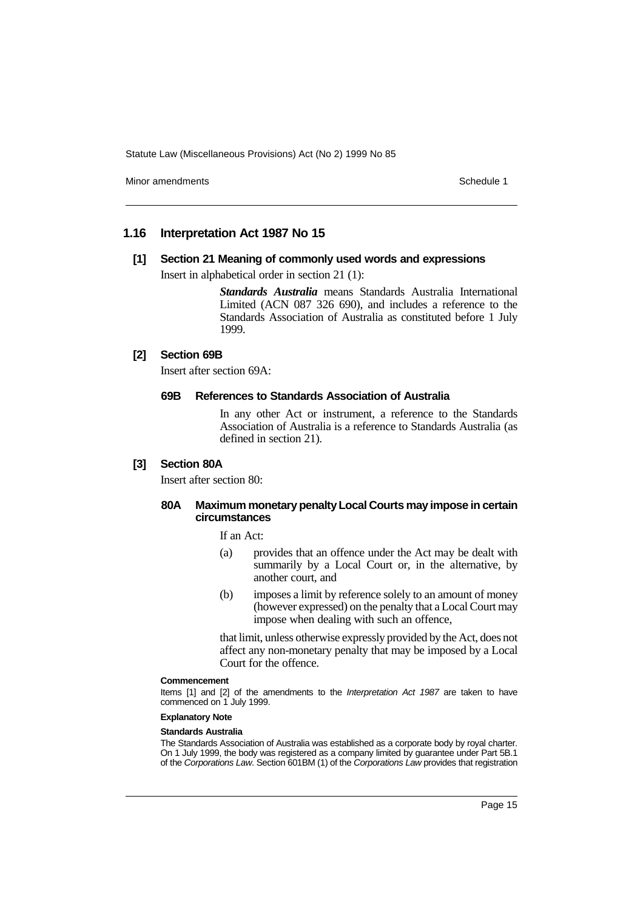## 1.16 Interpretation Act 1987 No 15

### [1] Section 21 Meaning of commonly used words and expressions

Insert in alphabetical order in section 21 (1):

> ***Standards Australia*** means Standards Australia International Limited (ACN 087 326 690), and includes a reference to the Standards Association of Australia as constituted before 1 July 1999.

### [2] Section 69B

Insert after section 69A:

#### 69B References to Standards Association of Australia

> In any other Act or instrument, a reference to the Standards Association of Australia is a reference to Standards Australia (as defined in section 21).

### [3] Section 80A

Insert after section 80:

#### 80A Maximum monetary penalty Local Courts may impose in certain circumstances

> If an Act:
>
> (a) provides that an offence under the Act may be dealt with summarily by a Local Court or, in the alternative, by another court, and
>
> (b) imposes a limit by reference solely to an amount of money (however expressed) on the penalty that a Local Court may impose when dealing with such an offence,
>
> that limit, unless otherwise expressly provided by the Act, does not affect any non-monetary penalty that may be imposed by a Local Court for the offence.

**Commencement**

Items [1] and [2] of the amendments to the *Interpretation Act 1987* are taken to have commenced on 1 July 1999.

**Explanatory Note**

**Standards Australia**

The Standards Association of Australia was established as a corporate body by royal charter. On 1 July 1999, the body was registered as a company limited by guarantee under Part 5B.1 of the *Corporations Law*. Section 601BM (1) of the *Corporations Law* provides that registration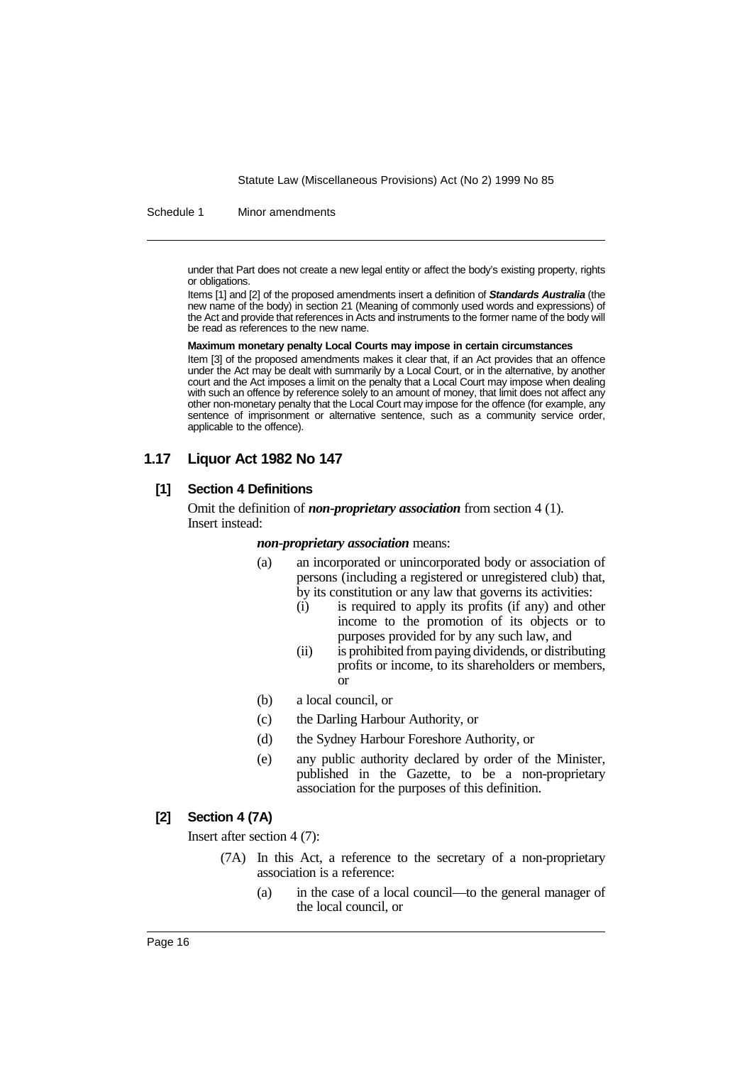under that Part does not create a new legal entity or affect the body's existing property, rights or obligations.

Items [1] and [2] of the proposed amendments insert a definition of ***Standards Australia*** (the new name of the body) in section 21 (Meaning of commonly used words and expressions) of the Act and provide that references in Acts and instruments to the former name of the body will be read as references to the new name.

**Maximum monetary penalty Local Courts may impose in certain circumstances**

Item [3] of the proposed amendments makes it clear that, if an Act provides that an offence under the Act may be dealt with summarily by a Local Court, or in the alternative, by another court and the Act imposes a limit on the penalty that a Local Court may impose when dealing with such an offence by reference solely to an amount of money, that limit does not affect any other non-monetary penalty that the Local Court may impose for the offence (for example, any sentence of imprisonment or alternative sentence, such as a community service order, applicable to the offence).

## 1.17 Liquor Act 1982 No 147

### [1] Section 4 Definitions

Omit the definition of ***non-proprietary association*** from section 4 (1). Insert instead:

***non-proprietary association*** means:

- (a) an incorporated or unincorporated body or association of persons (including a registered or unregistered club) that, by its constitution or any law that governs its activities:
  - (i) is required to apply its profits (if any) and other income to the promotion of its objects or to purposes provided for by any such law, and
  - (ii) is prohibited from paying dividends, or distributing profits or income, to its shareholders or members, or
- (b) a local council, or
- (c) the Darling Harbour Authority, or
- (d) the Sydney Harbour Foreshore Authority, or
- (e) any public authority declared by order of the Minister, published in the Gazette, to be a non-proprietary association for the purposes of this definition.

### [2] Section 4 (7A)

Insert after section 4 (7):

(7A) In this Act, a reference to the secretary of a non-proprietary association is a reference:

- (a) in the case of a local council—to the general manager of the local council, or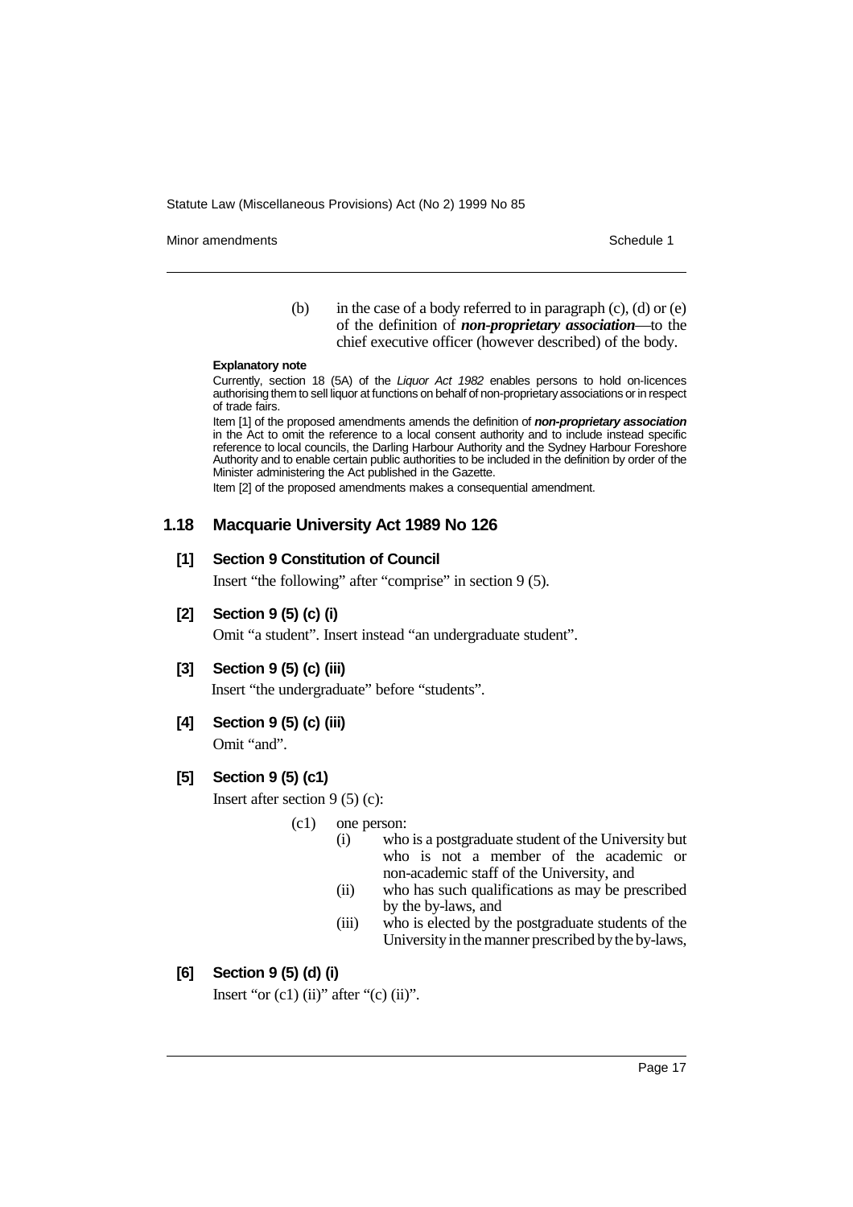(b) in the case of a body referred to in paragraph (c), (d) or (e) of the definition of ***non-proprietary association***—to the chief executive officer (however described) of the body.

**Explanatory note**

Currently, section 18 (5A) of the *Liquor Act 1982* enables persons to hold on-licences authorising them to sell liquor at functions on behalf of non-proprietary associations or in respect of trade fairs.

Item [1] of the proposed amendments amends the definition of ***non-proprietary association*** in the Act to omit the reference to a local consent authority and to include instead specific reference to local councils, the Darling Harbour Authority and the Sydney Harbour Foreshore Authority and to enable certain public authorities to be included in the definition by order of the Minister administering the Act published in the Gazette.

Item [2] of the proposed amendments makes a consequential amendment.

## 1.18 Macquarie University Act 1989 No 126

### [1] Section 9 Constitution of Council

Insert "the following" after "comprise" in section 9 (5).

### [2] Section 9 (5) (c) (i)

Omit "a student". Insert instead "an undergraduate student".

### [3] Section 9 (5) (c) (iii)

Insert "the undergraduate" before "students".

### [4] Section 9 (5) (c) (iii)

Omit "and".

### [5] Section 9 (5) (c1)

Insert after section 9 (5) (c):

(c1) one person:

(i) who is a postgraduate student of the University but who is not a member of the academic or non-academic staff of the University, and

(ii) who has such qualifications as may be prescribed by the by-laws, and

(iii) who is elected by the postgraduate students of the University in the manner prescribed by the by-laws,

### [6] Section 9 (5) (d) (i)

Insert "or (c1) (ii)" after "(c) (ii)".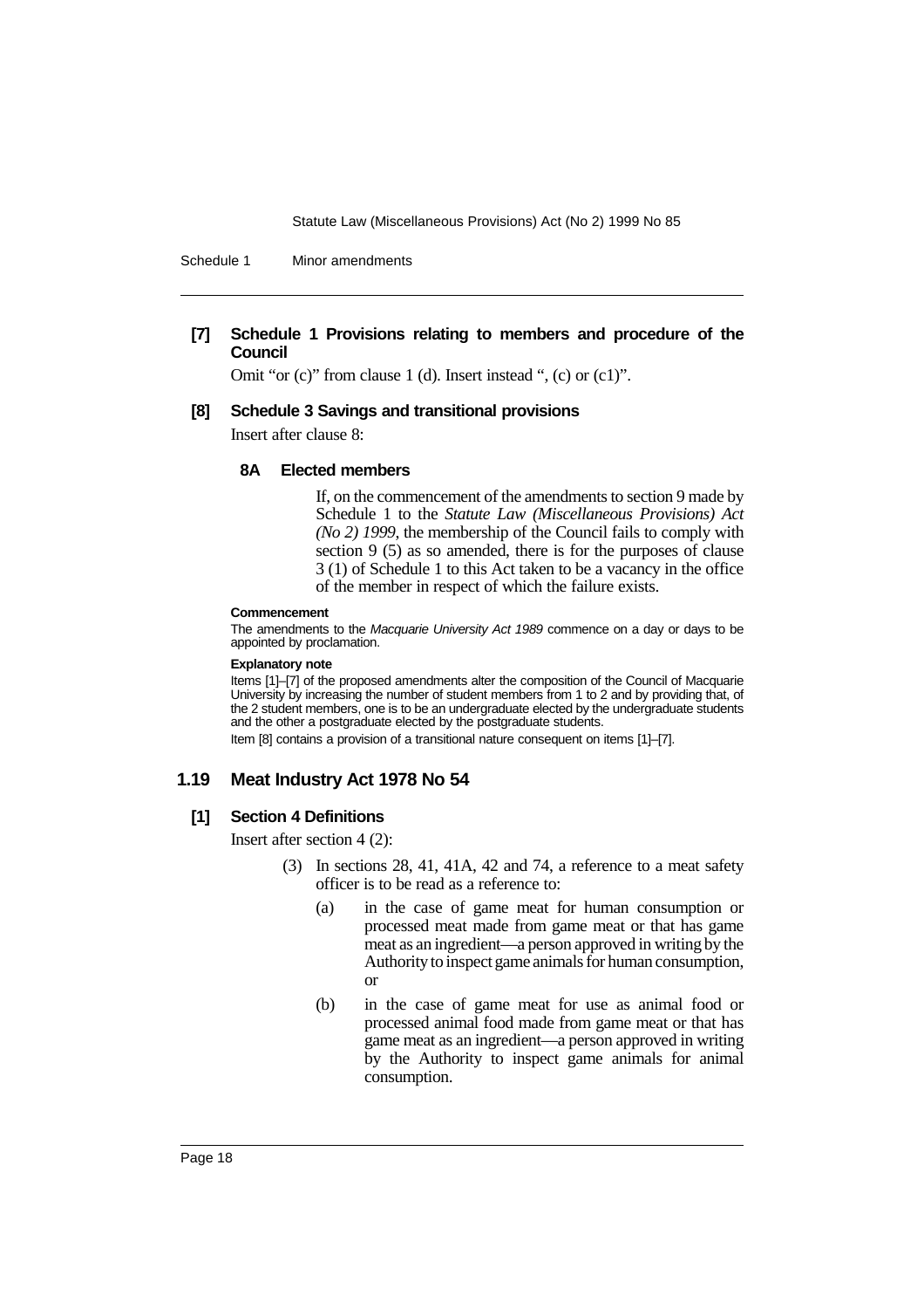**[7] Schedule 1 Provisions relating to members and procedure of the Council**

Omit "or (c)" from clause 1 (d). Insert instead ", (c) or (c1)".

**[8] Schedule 3 Savings and transitional provisions**

Insert after clause 8:

**8A Elected members**

If, on the commencement of the amendments to section 9 made by Schedule 1 to the *Statute Law (Miscellaneous Provisions) Act (No 2) 1999*, the membership of the Council fails to comply with section 9 (5) as so amended, there is for the purposes of clause 3 (1) of Schedule 1 to this Act taken to be a vacancy in the office of the member in respect of which the failure exists.

**Commencement**

The amendments to the *Macquarie University Act 1989* commence on a day or days to be appointed by proclamation.

**Explanatory note**

Items [1]–[7] of the proposed amendments alter the composition of the Council of Macquarie University by increasing the number of student members from 1 to 2 and by providing that, of the 2 student members, one is to be an undergraduate elected by the undergraduate students and the other a postgraduate elected by the postgraduate students.

Item [8] contains a provision of a transitional nature consequent on items [1]–[7].

## 1.19 Meat Industry Act 1978 No 54

**[1] Section 4 Definitions**

Insert after section 4 (2):

(3) In sections 28, 41, 41A, 42 and 74, a reference to a meat safety officer is to be read as a reference to:

(a) in the case of game meat for human consumption or processed meat made from game meat or that has game meat as an ingredient—a person approved in writing by the Authority to inspect game animals for human consumption, or

(b) in the case of game meat for use as animal food or processed animal food made from game meat or that has game meat as an ingredient—a person approved in writing by the Authority to inspect game animals for animal consumption.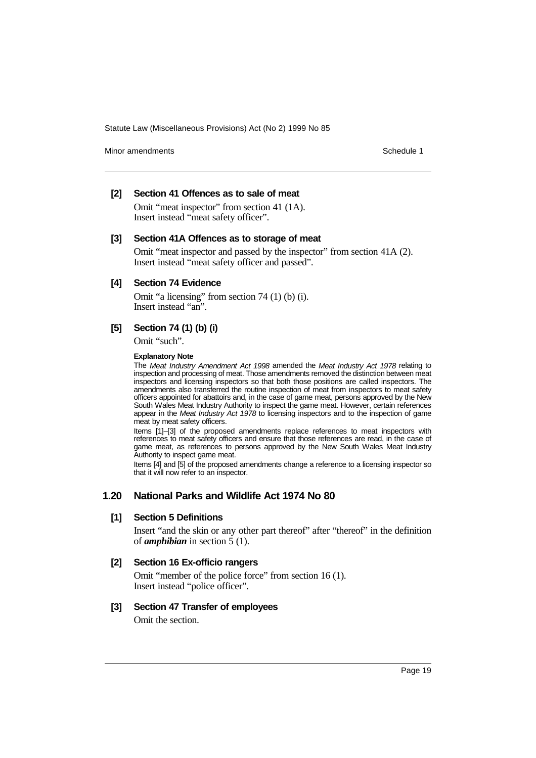### [2] Section 41 Offences as to sale of meat

Omit "meat inspector" from section 41 (1A).
Insert instead "meat safety officer".

### [3] Section 41A Offences as to storage of meat

Omit "meat inspector and passed by the inspector" from section 41A (2).
Insert instead "meat safety officer and passed".

### [4] Section 74 Evidence

Omit "a licensing" from section 74 (1) (b) (i).
Insert instead "an".

### [5] Section 74 (1) (b) (i)

Omit "such".

**Explanatory Note**

The *Meat Industry Amendment Act 1998* amended the *Meat Industry Act 1978* relating to inspection and processing of meat. Those amendments removed the distinction between meat inspectors and licensing inspectors so that both those positions are called inspectors. The amendments also transferred the routine inspection of meat from inspectors to meat safety officers appointed for abattoirs and, in the case of game meat, persons approved by the New South Wales Meat Industry Authority to inspect the game meat. However, certain references appear in the *Meat Industry Act 1978* to licensing inspectors and to the inspection of game meat by meat safety officers.

Items [1]–[3] of the proposed amendments replace references to meat inspectors with references to meat safety officers and ensure that those references are read, in the case of game meat, as references to persons approved by the New South Wales Meat Industry Authority to inspect game meat.

Items [4] and [5] of the proposed amendments change a reference to a licensing inspector so that it will now refer to an inspector.

## 1.20 National Parks and Wildlife Act 1974 No 80

### [1] Section 5 Definitions

Insert "and the skin or any other part thereof" after "thereof" in the definition of ***amphibian*** in section 5 (1).

### [2] Section 16 Ex-officio rangers

Omit "member of the police force" from section 16 (1).
Insert instead "police officer".

### [3] Section 47 Transfer of employees

Omit the section.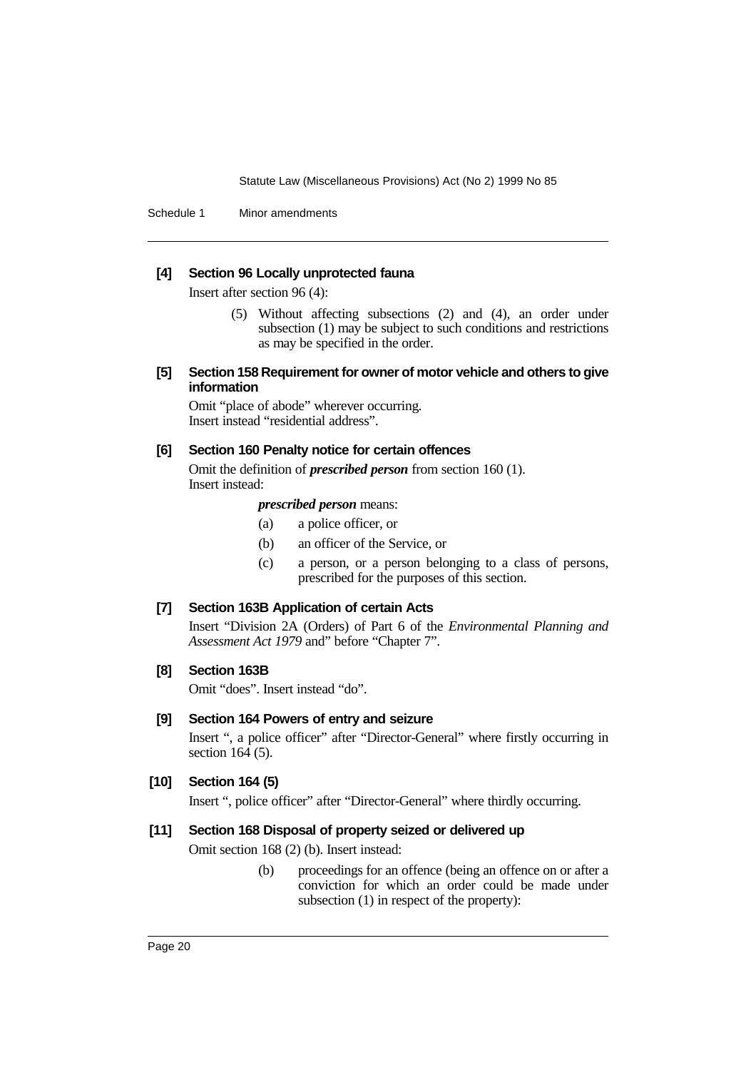### [4] Section 96 Locally unprotected fauna

Insert after section 96 (4):

> (5) Without affecting subsections (2) and (4), an order under subsection (1) may be subject to such conditions and restrictions as may be specified in the order.

### [5] Section 158 Requirement for owner of motor vehicle and others to give information

Omit "place of abode" wherever occurring.
Insert instead "residential address".

### [6] Section 160 Penalty notice for certain offences

Omit the definition of ***prescribed person*** from section 160 (1).
Insert instead:

> ***prescribed person*** means:
>
> (a) a police officer, or
>
> (b) an officer of the Service, or
>
> (c) a person, or a person belonging to a class of persons, prescribed for the purposes of this section.

### [7] Section 163B Application of certain Acts

Insert "Division 2A (Orders) of Part 6 of the *Environmental Planning and Assessment Act 1979* and" before "Chapter 7".

### [8] Section 163B

Omit "does". Insert instead "do".

### [9] Section 164 Powers of entry and seizure

Insert ", a police officer" after "Director-General" where firstly occurring in section 164 (5).

### [10] Section 164 (5)

Insert ", police officer" after "Director-General" where thirdly occurring.

### [11] Section 168 Disposal of property seized or delivered up

Omit section 168 (2) (b). Insert instead:

> (b) proceedings for an offence (being an offence on or after a conviction for which an order could be made under subsection (1) in respect of the property):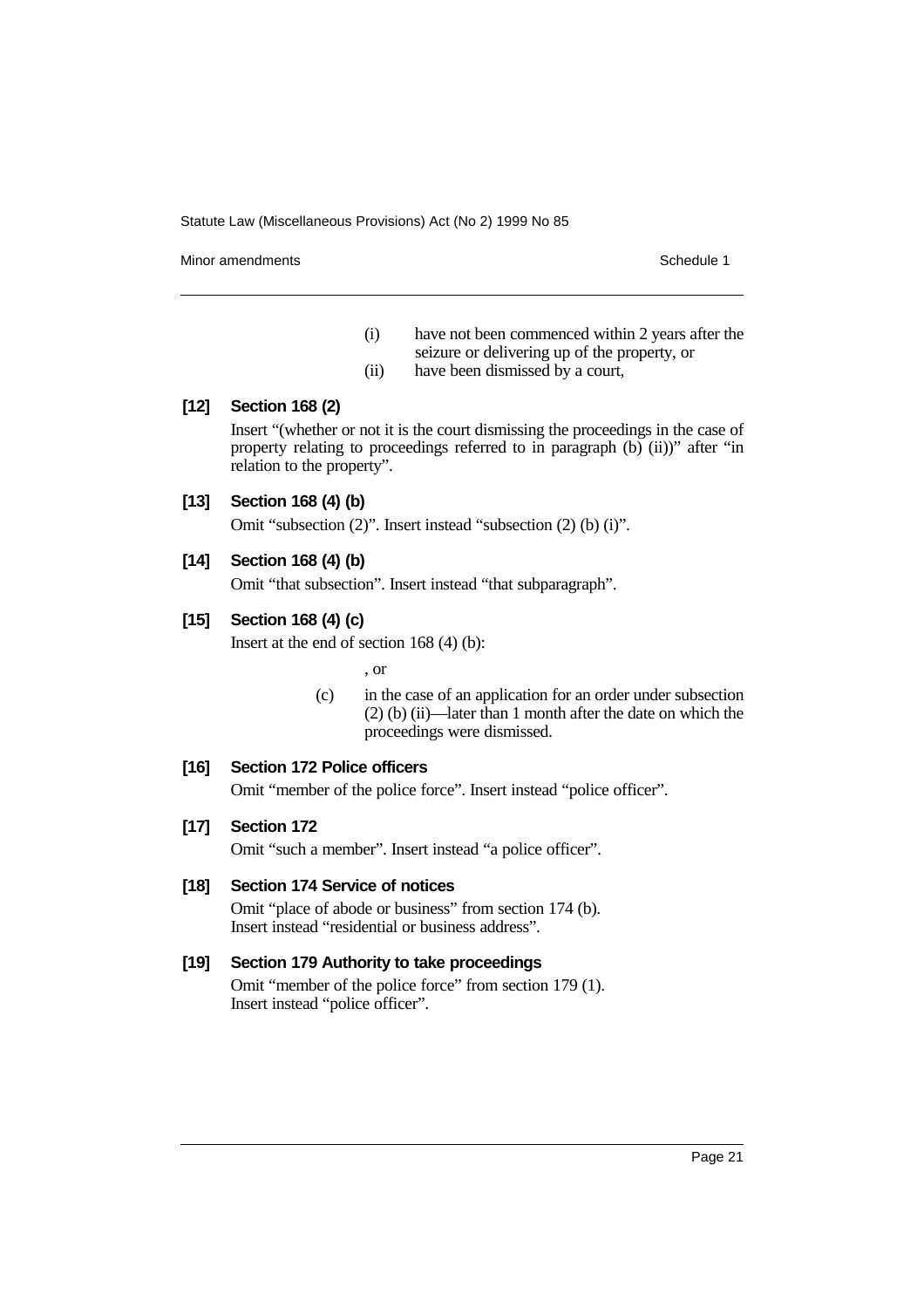(i) have not been commenced within 2 years after the seizure or delivering up of the property, or

(ii) have been dismissed by a court,

### [12] Section 168 (2)

Insert "(whether or not it is the court dismissing the proceedings in the case of property relating to proceedings referred to in paragraph (b) (ii))" after "in relation to the property".

### [13] Section 168 (4) (b)

Omit "subsection (2)". Insert instead "subsection (2) (b) (i)".

### [14] Section 168 (4) (b)

Omit "that subsection". Insert instead "that subparagraph".

### [15] Section 168 (4) (c)

Insert at the end of section 168 (4) (b):

, or

(c) in the case of an application for an order under subsection (2) (b) (ii)—later than 1 month after the date on which the proceedings were dismissed.

### [16] Section 172 Police officers

Omit "member of the police force". Insert instead "police officer".

### [17] Section 172

Omit "such a member". Insert instead "a police officer".

### [18] Section 174 Service of notices

Omit "place of abode or business" from section 174 (b). Insert instead "residential or business address".

### [19] Section 179 Authority to take proceedings

Omit "member of the police force" from section 179 (1). Insert instead "police officer".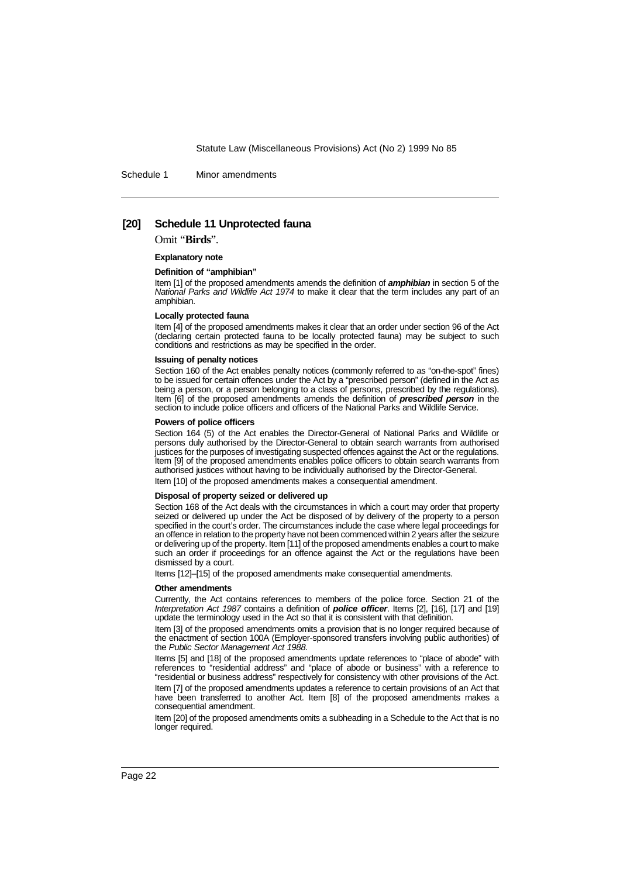**[20] Schedule 11 Unprotected fauna**

Omit "**Birds**".

**Explanatory note**

**Definition of "amphibian"**

Item [1] of the proposed amendments amends the definition of ***amphibian*** in section 5 of the *National Parks and Wildlife Act 1974* to make it clear that the term includes any part of an amphibian.

**Locally protected fauna**

Item [4] of the proposed amendments makes it clear that an order under section 96 of the Act (declaring certain protected fauna to be locally protected fauna) may be subject to such conditions and restrictions as may be specified in the order.

**Issuing of penalty notices**

Section 160 of the Act enables penalty notices (commonly referred to as "on-the-spot" fines) to be issued for certain offences under the Act by a "prescribed person" (defined in the Act as being a person, or a person belonging to a class of persons, prescribed by the regulations). Item [6] of the proposed amendments amends the definition of ***prescribed person*** in the section to include police officers and officers of the National Parks and Wildlife Service.

**Powers of police officers**

Section 164 (5) of the Act enables the Director-General of National Parks and Wildlife or persons duly authorised by the Director-General to obtain search warrants from authorised justices for the purposes of investigating suspected offences against the Act or the regulations. Item [9] of the proposed amendments enables police officers to obtain search warrants from authorised justices without having to be individually authorised by the Director-General.

Item [10] of the proposed amendments makes a consequential amendment.

**Disposal of property seized or delivered up**

Section 168 of the Act deals with the circumstances in which a court may order that property seized or delivered up under the Act be disposed of by delivery of the property to a person specified in the court's order. The circumstances include the case where legal proceedings for an offence in relation to the property have not been commenced within 2 years after the seizure or delivering up of the property. Item [11] of the proposed amendments enables a court to make such an order if proceedings for an offence against the Act or the regulations have been dismissed by a court.

Items [12]–[15] of the proposed amendments make consequential amendments.

**Other amendments**

Currently, the Act contains references to members of the police force. Section 21 of the *Interpretation Act 1987* contains a definition of ***police officer***. Items [2], [16], [17] and [19] update the terminology used in the Act so that it is consistent with that definition.

Item [3] of the proposed amendments omits a provision that is no longer required because of the enactment of section 100A (Employer-sponsored transfers involving public authorities) of the *Public Sector Management Act 1988*.

Items [5] and [18] of the proposed amendments update references to "place of abode" with references to "residential address" and "place of abode or business" with a reference to "residential or business address" respectively for consistency with other provisions of the Act.

Item [7] of the proposed amendments updates a reference to certain provisions of an Act that have been transferred to another Act. Item [8] of the proposed amendments makes a consequential amendment.

Item [20] of the proposed amendments omits a subheading in a Schedule to the Act that is no longer required.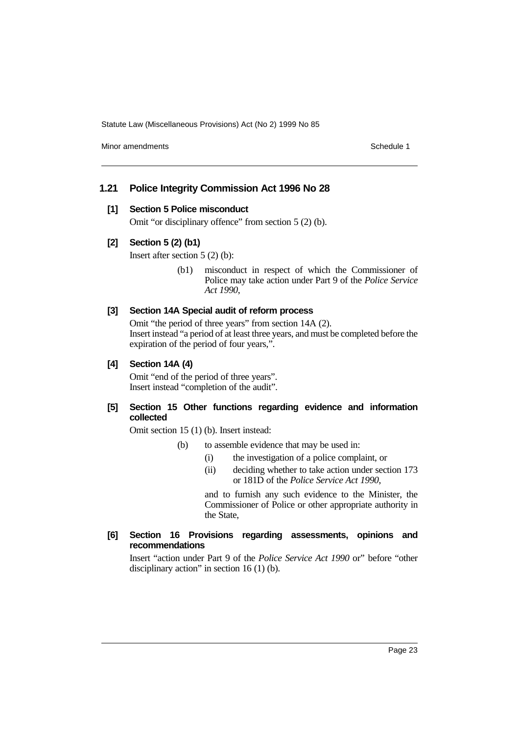## 1.21 Police Integrity Commission Act 1996 No 28

### [1] Section 5 Police misconduct

Omit "or disciplinary offence" from section 5 (2) (b).

### [2] Section 5 (2) (b1)

Insert after section 5 (2) (b):

> (b1) misconduct in respect of which the Commissioner of Police may take action under Part 9 of the *Police Service Act 1990*,

### [3] Section 14A Special audit of reform process

Omit "the period of three years" from section 14A (2).

Insert instead "a period of at least three years, and must be completed before the expiration of the period of four years,".

### [4] Section 14A (4)

Omit "end of the period of three years".

Insert instead "completion of the audit".

### [5] Section 15 Other functions regarding evidence and information collected

Omit section 15 (1) (b). Insert instead:

> (b) to assemble evidence that may be used in:
>
> (i) the investigation of a police complaint, or
>
> (ii) deciding whether to take action under section 173 or 181D of the *Police Service Act 1990*,
>
> and to furnish any such evidence to the Minister, the Commissioner of Police or other appropriate authority in the State,

### [6] Section 16 Provisions regarding assessments, opinions and recommendations

Insert "action under Part 9 of the *Police Service Act 1990* or" before "other disciplinary action" in section 16 (1) (b).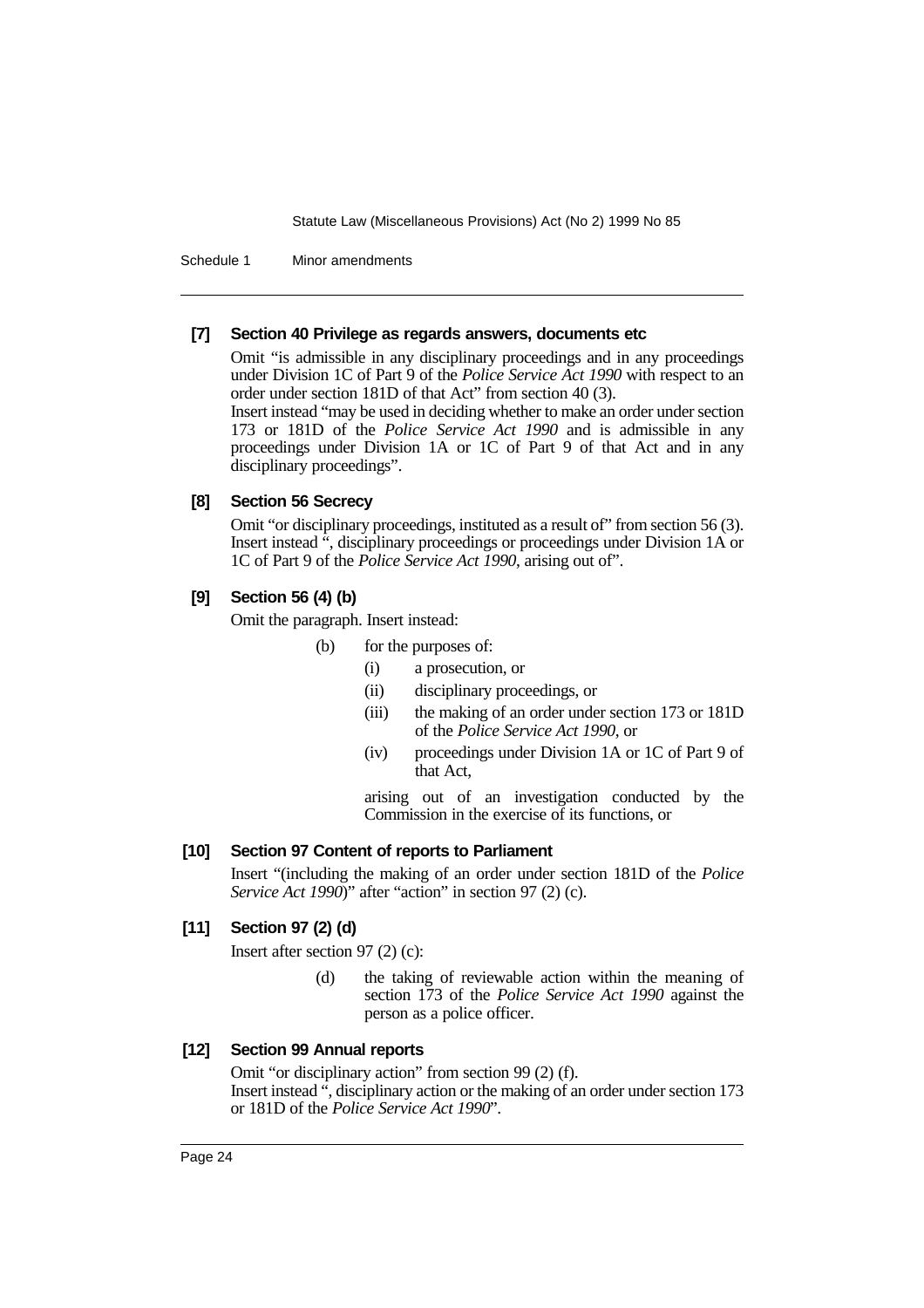### [7] Section 40 Privilege as regards answers, documents etc

Omit "is admissible in any disciplinary proceedings and in any proceedings under Division 1C of Part 9 of the *Police Service Act 1990* with respect to an order under section 181D of that Act" from section 40 (3).

Insert instead "may be used in deciding whether to make an order under section 173 or 181D of the *Police Service Act 1990* and is admissible in any proceedings under Division 1A or 1C of Part 9 of that Act and in any disciplinary proceedings".

### [8] Section 56 Secrecy

Omit "or disciplinary proceedings, instituted as a result of" from section 56 (3).

Insert instead ", disciplinary proceedings or proceedings under Division 1A or 1C of Part 9 of the *Police Service Act 1990*, arising out of".

### [9] Section 56 (4) (b)

Omit the paragraph. Insert instead:

> (b) for the purposes of:
>
> (i) a prosecution, or
>
> (ii) disciplinary proceedings, or
>
> (iii) the making of an order under section 173 or 181D of the *Police Service Act 1990*, or
>
> (iv) proceedings under Division 1A or 1C of Part 9 of that Act,
>
> arising out of an investigation conducted by the Commission in the exercise of its functions, or

### [10] Section 97 Content of reports to Parliament

Insert "(including the making of an order under section 181D of the *Police Service Act 1990*)" after "action" in section 97 (2) (c).

### [11] Section 97 (2) (d)

Insert after section 97 (2) (c):

> (d) the taking of reviewable action within the meaning of section 173 of the *Police Service Act 1990* against the person as a police officer.

### [12] Section 99 Annual reports

Omit "or disciplinary action" from section 99 (2) (f).

Insert instead ", disciplinary action or the making of an order under section 173 or 181D of the *Police Service Act 1990*".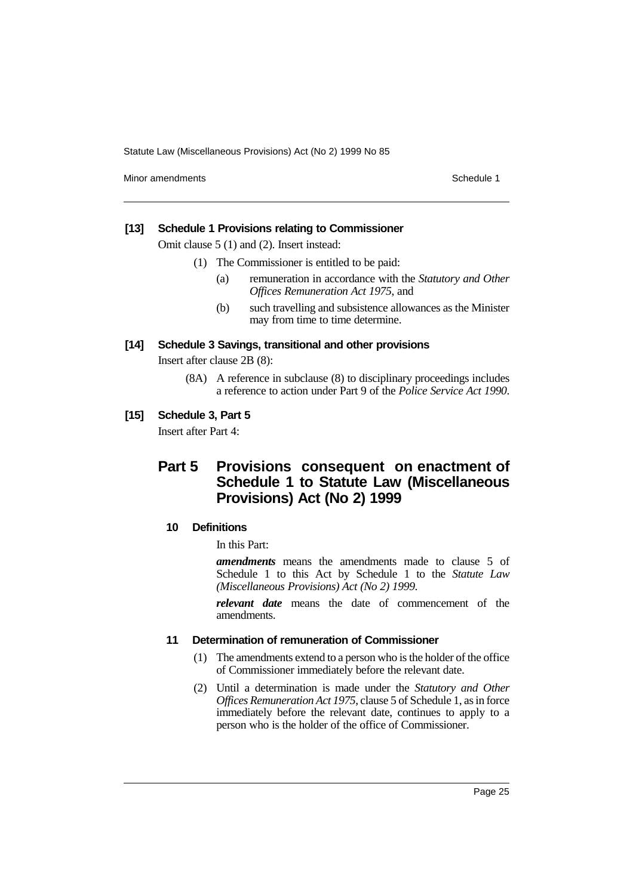**[13] Schedule 1 Provisions relating to Commissioner**

Omit clause 5 (1) and (2). Insert instead:

(1) The Commissioner is entitled to be paid:

(a) remuneration in accordance with the *Statutory and Other Offices Remuneration Act 1975*, and

(b) such travelling and subsistence allowances as the Minister may from time to time determine.

**[14] Schedule 3 Savings, transitional and other provisions**

Insert after clause 2B (8):

(8A) A reference in subclause (8) to disciplinary proceedings includes a reference to action under Part 9 of the *Police Service Act 1990*.

**[15] Schedule 3, Part 5**

Insert after Part 4:

## Part 5 Provisions consequent on enactment of Schedule 1 to Statute Law (Miscellaneous Provisions) Act (No 2) 1999

### 10 Definitions

In this Part:

***amendments*** means the amendments made to clause 5 of Schedule 1 to this Act by Schedule 1 to the *Statute Law (Miscellaneous Provisions) Act (No 2) 1999*.

***relevant date*** means the date of commencement of the amendments.

### 11 Determination of remuneration of Commissioner

(1) The amendments extend to a person who is the holder of the office of Commissioner immediately before the relevant date.

(2) Until a determination is made under the *Statutory and Other Offices Remuneration Act 1975*, clause 5 of Schedule 1, as in force immediately before the relevant date, continues to apply to a person who is the holder of the office of Commissioner.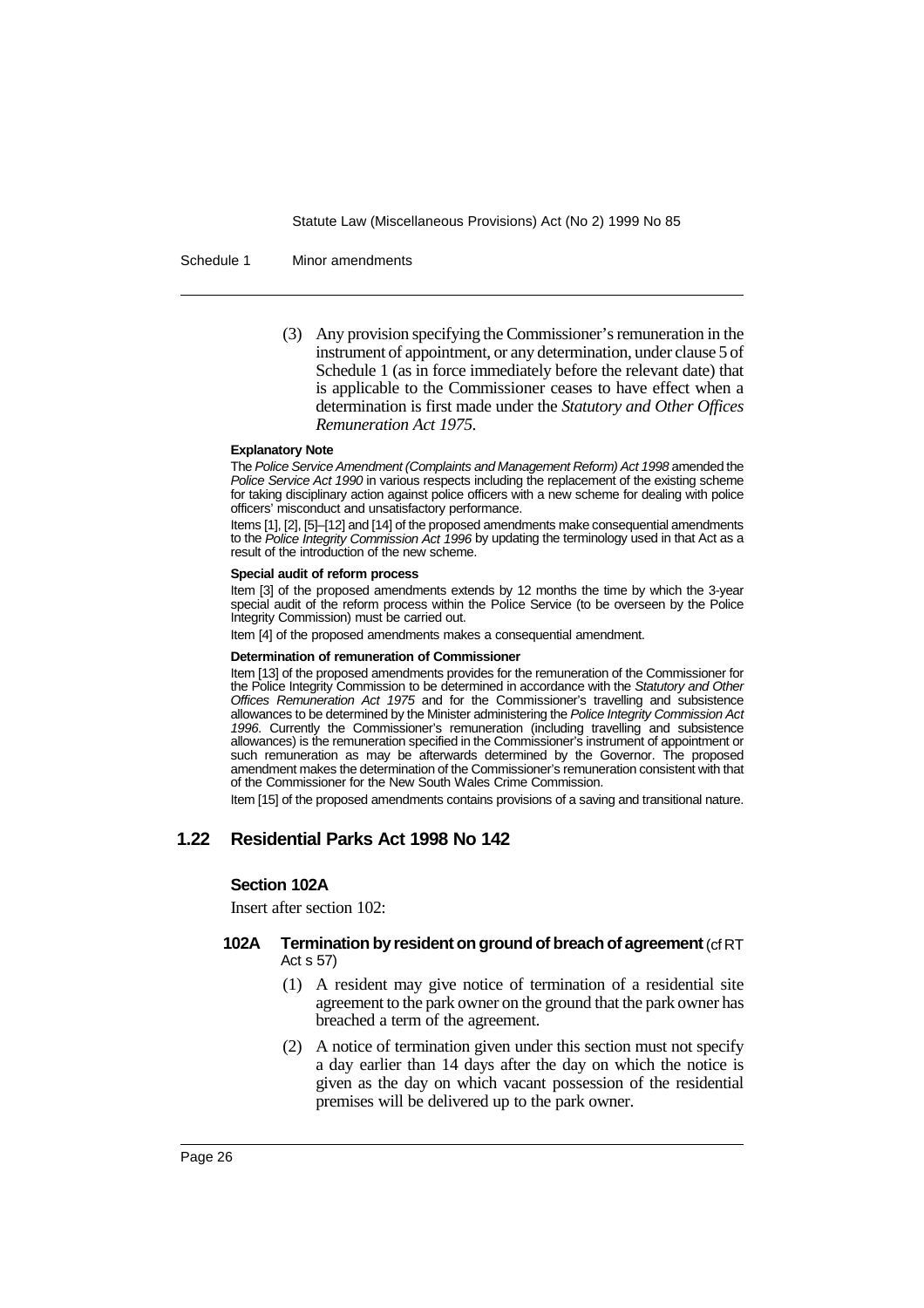(3) Any provision specifying the Commissioner's remuneration in the instrument of appointment, or any determination, under clause 5 of Schedule 1 (as in force immediately before the relevant date) that is applicable to the Commissioner ceases to have effect when a determination is first made under the *Statutory and Other Offices Remuneration Act 1975*.

**Explanatory Note**

The *Police Service Amendment (Complaints and Management Reform) Act 1998* amended the *Police Service Act 1990* in various respects including the replacement of the existing scheme for taking disciplinary action against police officers with a new scheme for dealing with police officers' misconduct and unsatisfactory performance.

Items [1], [2], [5]–[12] and [14] of the proposed amendments make consequential amendments to the *Police Integrity Commission Act 1996* by updating the terminology used in that Act as a result of the introduction of the new scheme.

**Special audit of reform process**

Item [3] of the proposed amendments extends by 12 months the time by which the 3-year special audit of the reform process within the Police Service (to be overseen by the Police Integrity Commission) must be carried out.

Item [4] of the proposed amendments makes a consequential amendment.

**Determination of remuneration of Commissioner**

Item [13] of the proposed amendments provides for the remuneration of the Commissioner for the Police Integrity Commission to be determined in accordance with the *Statutory and Other Offices Remuneration Act 1975* and for the Commissioner's travelling and subsistence allowances to be determined by the Minister administering the *Police Integrity Commission Act 1996*. Currently the Commissioner's remuneration (including travelling and subsistence allowances) is the remuneration specified in the Commissioner's instrument of appointment or such remuneration as may be afterwards determined by the Governor. The proposed amendment makes the determination of the Commissioner's remuneration consistent with that of the Commissioner for the New South Wales Crime Commission.

Item [15] of the proposed amendments contains provisions of a saving and transitional nature.

## 1.22 Residential Parks Act 1998 No 142

### Section 102A

Insert after section 102:

**102A Termination by resident on ground of breach of agreement** (cf RT Act s 57)

(1) A resident may give notice of termination of a residential site agreement to the park owner on the ground that the park owner has breached a term of the agreement.

(2) A notice of termination given under this section must not specify a day earlier than 14 days after the day on which the notice is given as the day on which vacant possession of the residential premises will be delivered up to the park owner.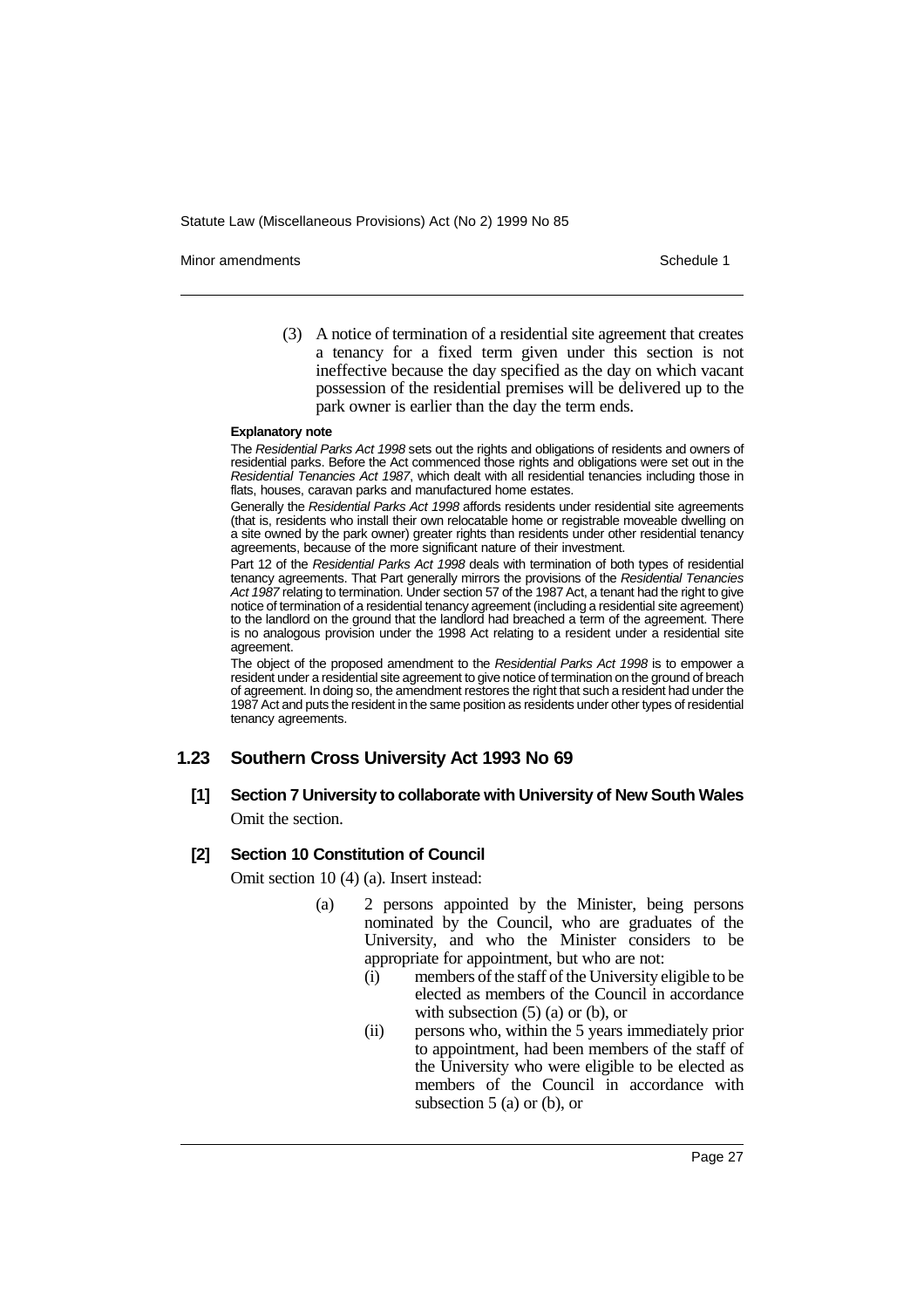(3) A notice of termination of a residential site agreement that creates a tenancy for a fixed term given under this section is not ineffective because the day specified as the day on which vacant possession of the residential premises will be delivered up to the park owner is earlier than the day the term ends.

**Explanatory note**

The *Residential Parks Act 1998* sets out the rights and obligations of residents and owners of residential parks. Before the Act commenced those rights and obligations were set out in the *Residential Tenancies Act 1987*, which dealt with all residential tenancies including those in flats, houses, caravan parks and manufactured home estates.

Generally the *Residential Parks Act 1998* affords residents under residential site agreements (that is, residents who install their own relocatable home or registrable moveable dwelling on a site owned by the park owner) greater rights than residents under other residential tenancy agreements, because of the more significant nature of their investment.

Part 12 of the *Residential Parks Act 1998* deals with termination of both types of residential tenancy agreements. That Part generally mirrors the provisions of the *Residential Tenancies Act 1987* relating to termination. Under section 57 of the 1987 Act, a tenant had the right to give notice of termination of a residential tenancy agreement (including a residential site agreement) to the landlord on the ground that the landlord had breached a term of the agreement. There is no analogous provision under the 1998 Act relating to a resident under a residential site agreement.

The object of the proposed amendment to the *Residential Parks Act 1998* is to empower a resident under a residential site agreement to give notice of termination on the ground of breach of agreement. In doing so, the amendment restores the right that such a resident had under the 1987 Act and puts the resident in the same position as residents under other types of residential tenancy agreements.

## 1.23 Southern Cross University Act 1993 No 69

### [1] Section 7 University to collaborate with University of New South Wales

Omit the section.

### [2] Section 10 Constitution of Council

Omit section 10 (4) (a). Insert instead:

(a) 2 persons appointed by the Minister, being persons nominated by the Council, who are graduates of the University, and who the Minister considers to be appropriate for appointment, but who are not:

(i) members of the staff of the University eligible to be elected as members of the Council in accordance with subsection (5) (a) or (b), or

(ii) persons who, within the 5 years immediately prior to appointment, had been members of the staff of the University who were eligible to be elected as members of the Council in accordance with subsection 5 (a) or (b), or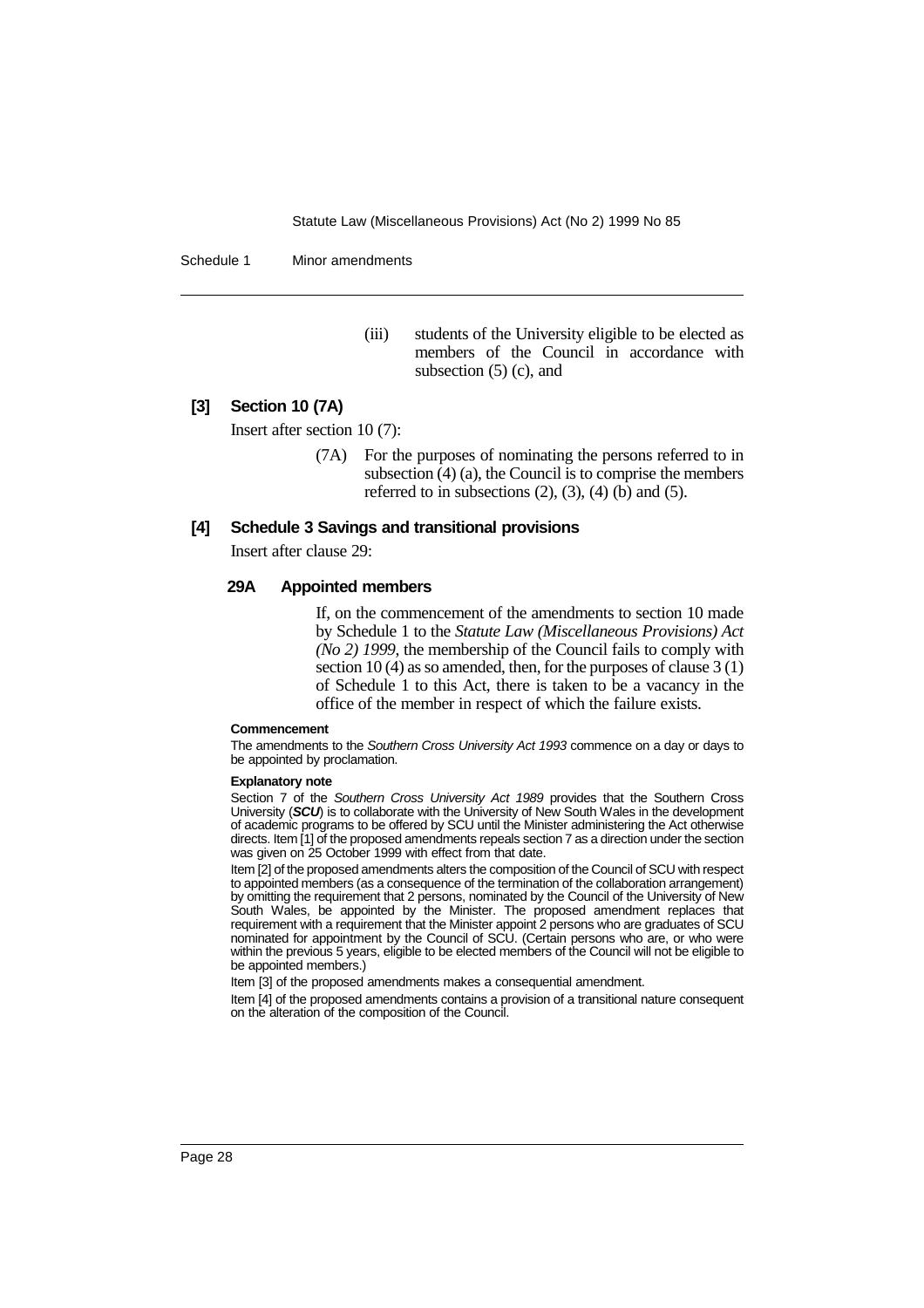(iii) students of the University eligible to be elected as members of the Council in accordance with subsection (5) (c), and

### [3] Section 10 (7A)

Insert after section 10 (7):

> (7A) For the purposes of nominating the persons referred to in subsection (4) (a), the Council is to comprise the members referred to in subsections (2), (3), (4) (b) and (5).

### [4] Schedule 3 Savings and transitional provisions

Insert after clause 29:

#### 29A Appointed members

If, on the commencement of the amendments to section 10 made by Schedule 1 to the *Statute Law (Miscellaneous Provisions) Act (No 2) 1999*, the membership of the Council fails to comply with section 10 (4) as so amended, then, for the purposes of clause 3 (1) of Schedule 1 to this Act, there is taken to be a vacancy in the office of the member in respect of which the failure exists.

**Commencement**

The amendments to the *Southern Cross University Act 1993* commence on a day or days to be appointed by proclamation.

**Explanatory note**

Section 7 of the *Southern Cross University Act 1989* provides that the Southern Cross University (***SCU***) is to collaborate with the University of New South Wales in the development of academic programs to be offered by SCU until the Minister administering the Act otherwise directs. Item [1] of the proposed amendments repeals section 7 as a direction under the section was given on 25 October 1999 with effect from that date.

Item [2] of the proposed amendments alters the composition of the Council of SCU with respect to appointed members (as a consequence of the termination of the collaboration arrangement) by omitting the requirement that 2 persons, nominated by the Council of the University of New South Wales, be appointed by the Minister. The proposed amendment replaces that requirement with a requirement that the Minister appoint 2 persons who are graduates of SCU nominated for appointment by the Council of SCU. (Certain persons who are, or who were within the previous 5 years, eligible to be elected members of the Council will not be eligible to be appointed members.)

Item [3] of the proposed amendments makes a consequential amendment.

Item [4] of the proposed amendments contains a provision of a transitional nature consequent on the alteration of the composition of the Council.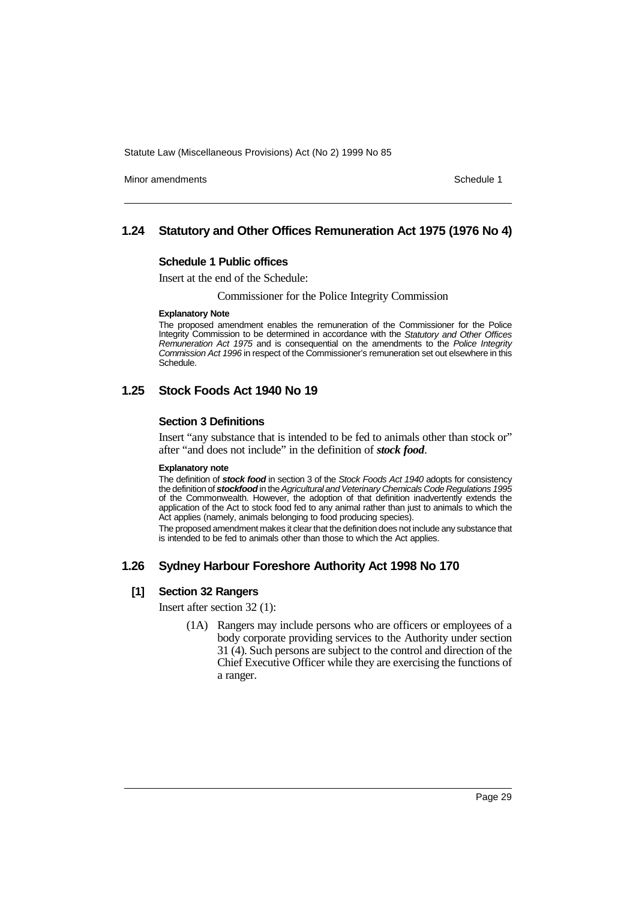## 1.24 Statutory and Other Offices Remuneration Act 1975 (1976 No 4)

### Schedule 1 Public offices

Insert at the end of the Schedule:

Commissioner for the Police Integrity Commission

**Explanatory Note**

The proposed amendment enables the remuneration of the Commissioner for the Police Integrity Commission to be determined in accordance with the *Statutory and Other Offices Remuneration Act 1975* and is consequential on the amendments to the *Police Integrity Commission Act 1996* in respect of the Commissioner's remuneration set out elsewhere in this Schedule.

## 1.25 Stock Foods Act 1940 No 19

### Section 3 Definitions

Insert "any substance that is intended to be fed to animals other than stock or" after "and does not include" in the definition of ***stock food***.

**Explanatory note**

The definition of ***stock food*** in section 3 of the *Stock Foods Act 1940* adopts for consistency the definition of ***stockfood*** in the *Agricultural and Veterinary Chemicals Code Regulations 1995* of the Commonwealth. However, the adoption of that definition inadvertently extends the application of the Act to stock food fed to any animal rather than just to animals to which the Act applies (namely, animals belonging to food producing species).

The proposed amendment makes it clear that the definition does not include any substance that is intended to be fed to animals other than those to which the Act applies.

## 1.26 Sydney Harbour Foreshore Authority Act 1998 No 170

### [1] Section 32 Rangers

Insert after section 32 (1):

(1A) Rangers may include persons who are officers or employees of a body corporate providing services to the Authority under section 31 (4). Such persons are subject to the control and direction of the Chief Executive Officer while they are exercising the functions of a ranger.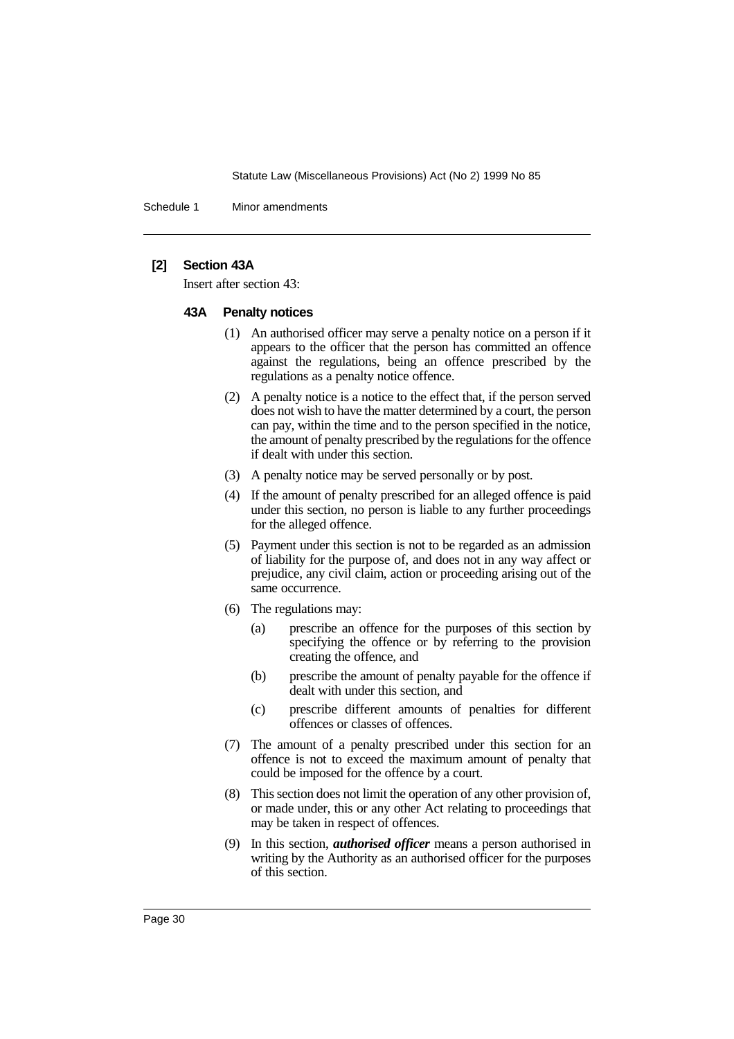### [2] Section 43A

Insert after section 43:

#### 43A Penalty notices

(1) An authorised officer may serve a penalty notice on a person if it appears to the officer that the person has committed an offence against the regulations, being an offence prescribed by the regulations as a penalty notice offence.

(2) A penalty notice is a notice to the effect that, if the person served does not wish to have the matter determined by a court, the person can pay, within the time and to the person specified in the notice, the amount of penalty prescribed by the regulations for the offence if dealt with under this section.

(3) A penalty notice may be served personally or by post.

(4) If the amount of penalty prescribed for an alleged offence is paid under this section, no person is liable to any further proceedings for the alleged offence.

(5) Payment under this section is not to be regarded as an admission of liability for the purpose of, and does not in any way affect or prejudice, any civil claim, action or proceeding arising out of the same occurrence.

(6) The regulations may:

- (a) prescribe an offence for the purposes of this section by specifying the offence or by referring to the provision creating the offence, and
- (b) prescribe the amount of penalty payable for the offence if dealt with under this section, and
- (c) prescribe different amounts of penalties for different offences or classes of offences.

(7) The amount of a penalty prescribed under this section for an offence is not to exceed the maximum amount of penalty that could be imposed for the offence by a court.

(8) This section does not limit the operation of any other provision of, or made under, this or any other Act relating to proceedings that may be taken in respect of offences.

(9) In this section, ***authorised officer*** means a person authorised in writing by the Authority as an authorised officer for the purposes of this section.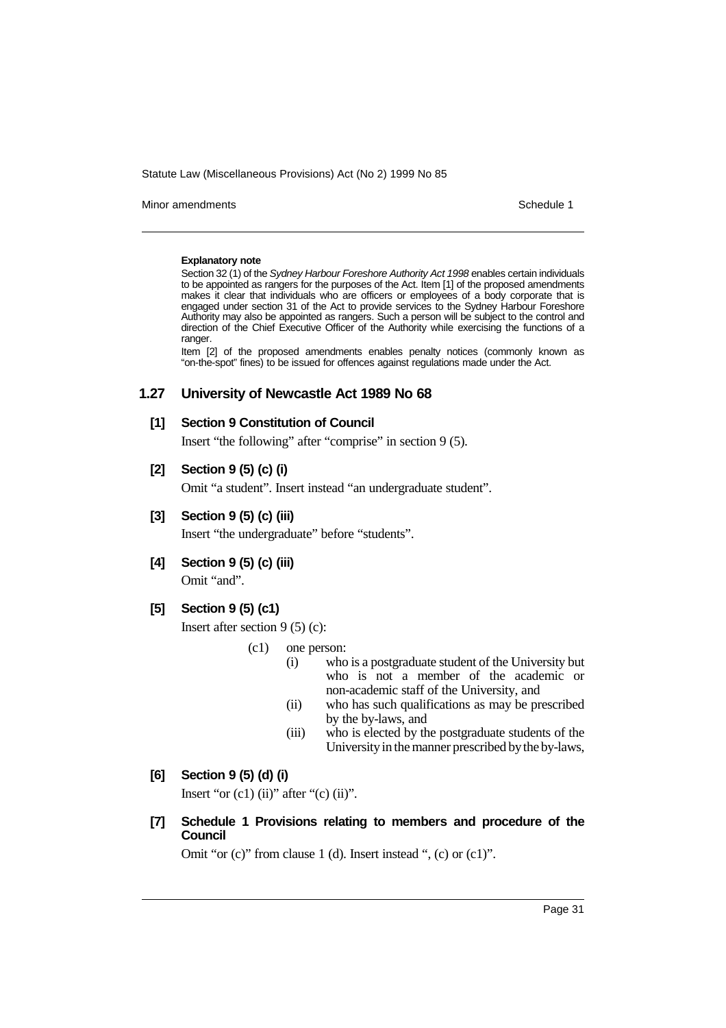**Explanatory note**

Section 32 (1) of the *Sydney Harbour Foreshore Authority Act 1998* enables certain individuals to be appointed as rangers for the purposes of the Act. Item [1] of the proposed amendments makes it clear that individuals who are officers or employees of a body corporate that is engaged under section 31 of the Act to provide services to the Sydney Harbour Foreshore Authority may also be appointed as rangers. Such a person will be subject to the control and direction of the Chief Executive Officer of the Authority while exercising the functions of a ranger.

Item [2] of the proposed amendments enables penalty notices (commonly known as "on-the-spot" fines) to be issued for offences against regulations made under the Act.

## 1.27 University of Newcastle Act 1989 No 68

### [1] Section 9 Constitution of Council

Insert "the following" after "comprise" in section 9 (5).

### [2] Section 9 (5) (c) (i)

Omit "a student". Insert instead "an undergraduate student".

### [3] Section 9 (5) (c) (iii)

Insert "the undergraduate" before "students".

### [4] Section 9 (5) (c) (iii)

Omit "and".

### [5] Section 9 (5) (c1)

Insert after section 9 (5) (c):

> (c1) one person:
>
> (i) who is a postgraduate student of the University but who is not a member of the academic or non-academic staff of the University, and
>
> (ii) who has such qualifications as may be prescribed by the by-laws, and
>
> (iii) who is elected by the postgraduate students of the University in the manner prescribed by the by-laws,

### [6] Section 9 (5) (d) (i)

Insert "or (c1) (ii)" after "(c) (ii)".

### [7] Schedule 1 Provisions relating to members and procedure of the Council

Omit "or (c)" from clause 1 (d). Insert instead ", (c) or (c1)".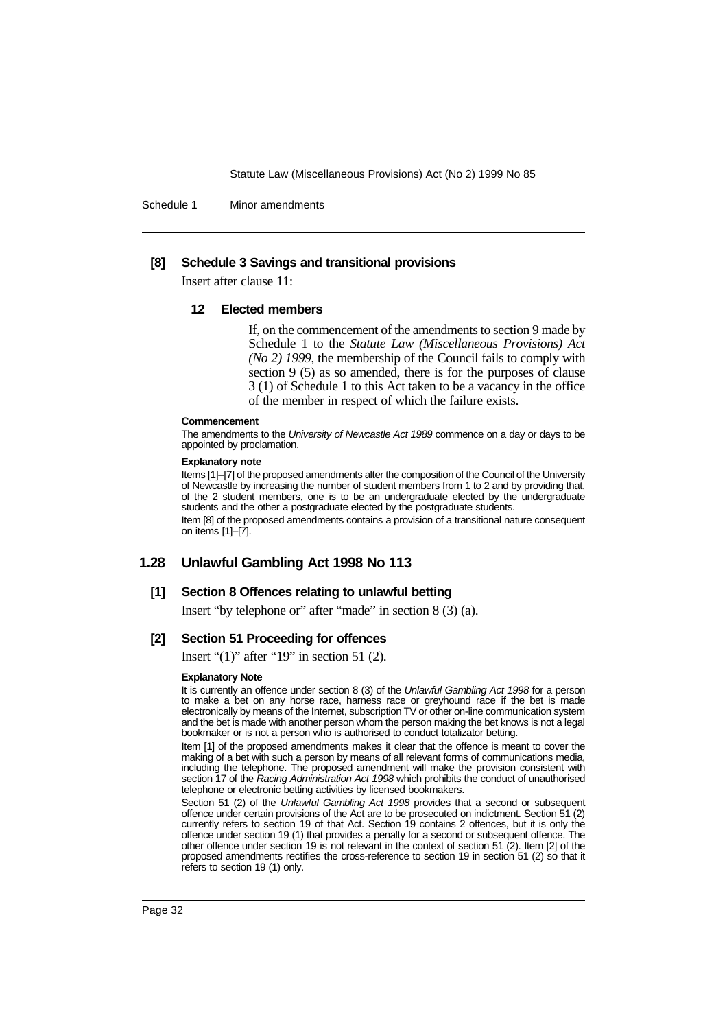### [8] Schedule 3 Savings and transitional provisions

Insert after clause 11:

#### 12 Elected members

If, on the commencement of the amendments to section 9 made by Schedule 1 to the *Statute Law (Miscellaneous Provisions) Act (No 2) 1999*, the membership of the Council fails to comply with section 9 (5) as so amended, there is for the purposes of clause 3 (1) of Schedule 1 to this Act taken to be a vacancy in the office of the member in respect of which the failure exists.

**Commencement**

The amendments to the *University of Newcastle Act 1989* commence on a day or days to be appointed by proclamation.

**Explanatory note**

Items [1]–[7] of the proposed amendments alter the composition of the Council of the University of Newcastle by increasing the number of student members from 1 to 2 and by providing that, of the 2 student members, one is to be an undergraduate elected by the undergraduate students and the other a postgraduate elected by the postgraduate students.

Item [8] of the proposed amendments contains a provision of a transitional nature consequent on items [1]–[7].

## 1.28 Unlawful Gambling Act 1998 No 113

### [1] Section 8 Offences relating to unlawful betting

Insert "by telephone or" after "made" in section 8 (3) (a).

### [2] Section 51 Proceeding for offences

Insert "(1)" after "19" in section 51 (2).

**Explanatory Note**

It is currently an offence under section 8 (3) of the *Unlawful Gambling Act 1998* for a person to make a bet on any horse race, harness race or greyhound race if the bet is made electronically by means of the Internet, subscription TV or other on-line communication system and the bet is made with another person whom the person making the bet knows is not a legal bookmaker or is not a person who is authorised to conduct totalizator betting.

Item [1] of the proposed amendments makes it clear that the offence is meant to cover the making of a bet with such a person by means of all relevant forms of communications media, including the telephone. The proposed amendment will make the provision consistent with section 17 of the *Racing Administration Act 1998* which prohibits the conduct of unauthorised telephone or electronic betting activities by licensed bookmakers.

Section 51 (2) of the *Unlawful Gambling Act 1998* provides that a second or subsequent offence under certain provisions of the Act are to be prosecuted on indictment. Section 51 (2) currently refers to section 19 of that Act. Section 19 contains 2 offences, but it is only the offence under section 19 (1) that provides a penalty for a second or subsequent offence. The other offence under section 19 is not relevant in the context of section 51 (2). Item [2] of the proposed amendments rectifies the cross-reference to section 19 in section 51 (2) so that it refers to section 19 (1) only.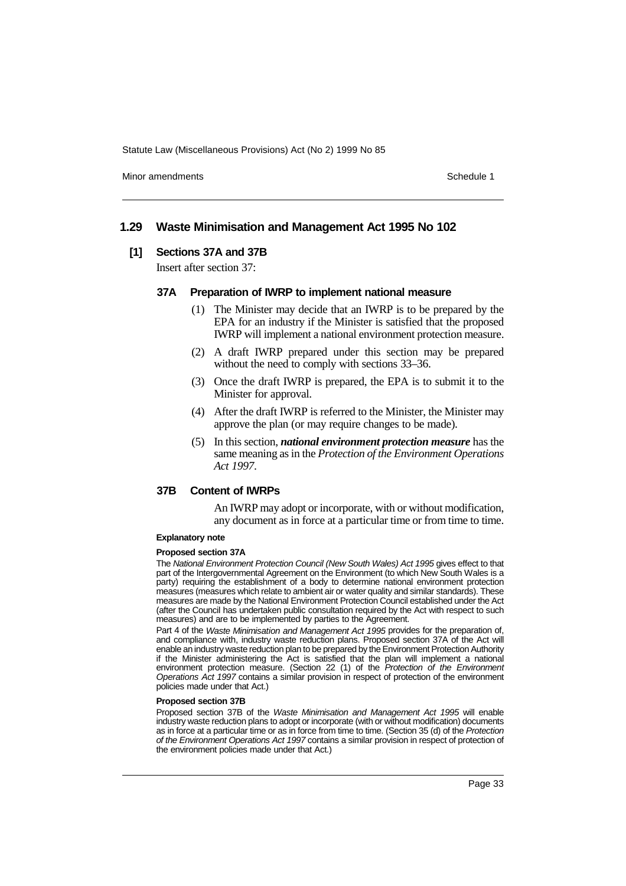## 1.29 Waste Minimisation and Management Act 1995 No 102

### [1] Sections 37A and 37B

Insert after section 37:

#### 37A Preparation of IWRP to implement national measure

(1) The Minister may decide that an IWRP is to be prepared by the EPA for an industry if the Minister is satisfied that the proposed IWRP will implement a national environment protection measure.

(2) A draft IWRP prepared under this section may be prepared without the need to comply with sections 33–36.

(3) Once the draft IWRP is prepared, the EPA is to submit it to the Minister for approval.

(4) After the draft IWRP is referred to the Minister, the Minister may approve the plan (or may require changes to be made).

(5) In this section, ***national environment protection measure*** has the same meaning as in the *Protection of the Environment Operations Act 1997*.

#### 37B Content of IWRPs

An IWRP may adopt or incorporate, with or without modification, any document as in force at a particular time or from time to time.

**Explanatory note**

**Proposed section 37A**

The *National Environment Protection Council (New South Wales) Act 1995* gives effect to that part of the Intergovernmental Agreement on the Environment (to which New South Wales is a party) requiring the establishment of a body to determine national environment protection measures (measures which relate to ambient air or water quality and similar standards). These measures are made by the National Environment Protection Council established under the Act (after the Council has undertaken public consultation required by the Act with respect to such measures) and are to be implemented by parties to the Agreement.

Part 4 of the *Waste Minimisation and Management Act 1995* provides for the preparation of, and compliance with, industry waste reduction plans. Proposed section 37A of the Act will enable an industry waste reduction plan to be prepared by the Environment Protection Authority if the Minister administering the Act is satisfied that the plan will implement a national environment protection measure. (Section 22 (1) of the *Protection of the Environment Operations Act 1997* contains a similar provision in respect of protection of the environment policies made under that Act.)

**Proposed section 37B**

Proposed section 37B of the *Waste Minimisation and Management Act 1995* will enable industry waste reduction plans to adopt or incorporate (with or without modification) documents as in force at a particular time or as in force from time to time. (Section 35 (d) of the *Protection of the Environment Operations Act 1997* contains a similar provision in respect of protection of the environment policies made under that Act.)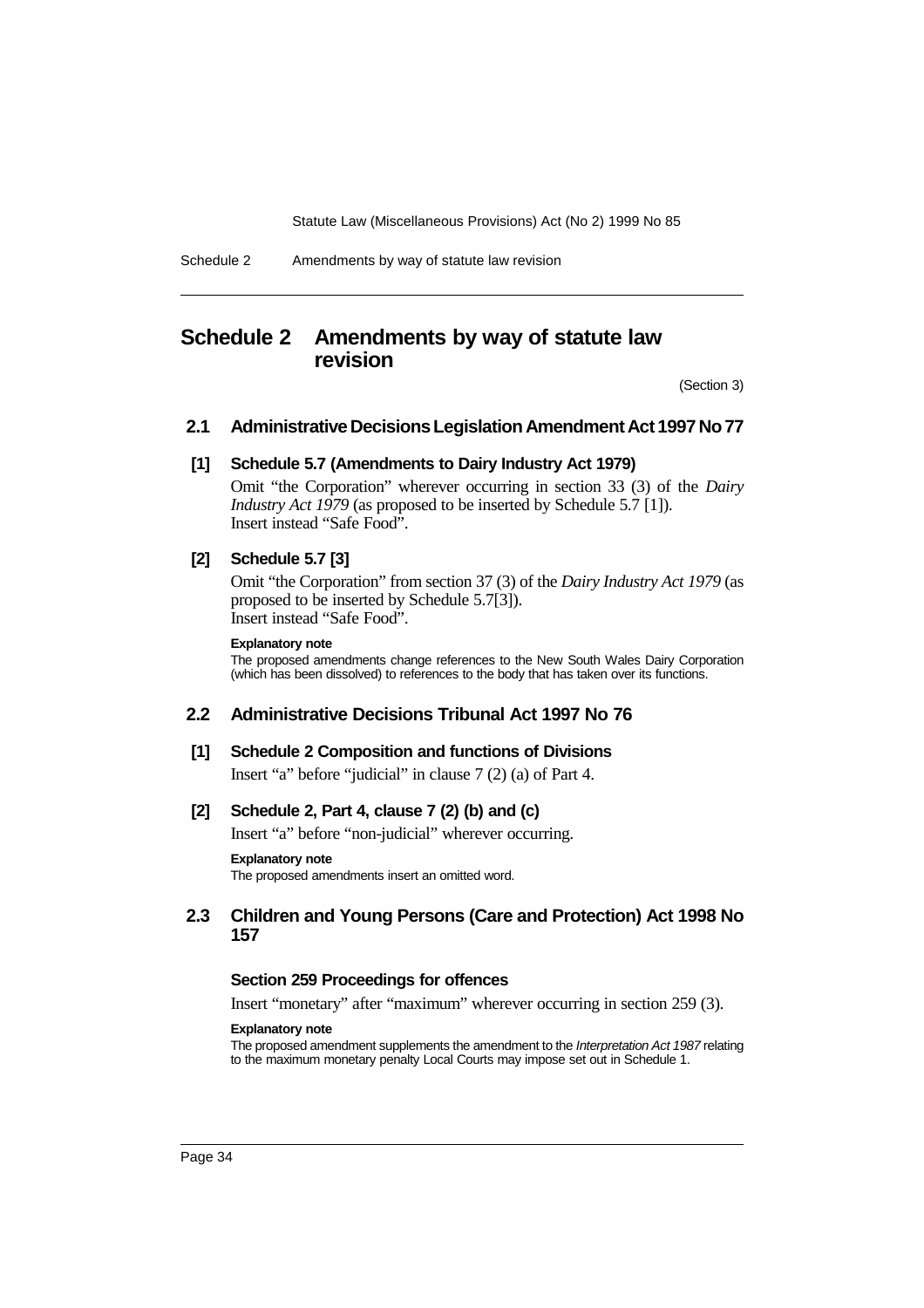# Schedule 2 Amendments by way of statute law revision

(Section 3)

## 2.1 Administrative Decisions Legislation Amendment Act 1997 No 77

### [1] Schedule 5.7 (Amendments to Dairy Industry Act 1979)

Omit "the Corporation" wherever occurring in section 33 (3) of the *Dairy Industry Act 1979* (as proposed to be inserted by Schedule 5.7 [1]).
Insert instead "Safe Food".

### [2] Schedule 5.7 [3]

Omit "the Corporation" from section 37 (3) of the *Dairy Industry Act 1979* (as proposed to be inserted by Schedule 5.7[3]).
Insert instead "Safe Food".

**Explanatory note**

The proposed amendments change references to the New South Wales Dairy Corporation (which has been dissolved) to references to the body that has taken over its functions.

## 2.2 Administrative Decisions Tribunal Act 1997 No 76

### [1] Schedule 2 Composition and functions of Divisions

Insert "a" before "judicial" in clause 7 (2) (a) of Part 4.

### [2] Schedule 2, Part 4, clause 7 (2) (b) and (c)

Insert "a" before "non-judicial" wherever occurring.

**Explanatory note**

The proposed amendments insert an omitted word.

## 2.3 Children and Young Persons (Care and Protection) Act 1998 No 157

### Section 259 Proceedings for offences

Insert "monetary" after "maximum" wherever occurring in section 259 (3).

**Explanatory note**

The proposed amendment supplements the amendment to the *Interpretation Act 1987* relating to the maximum monetary penalty Local Courts may impose set out in Schedule 1.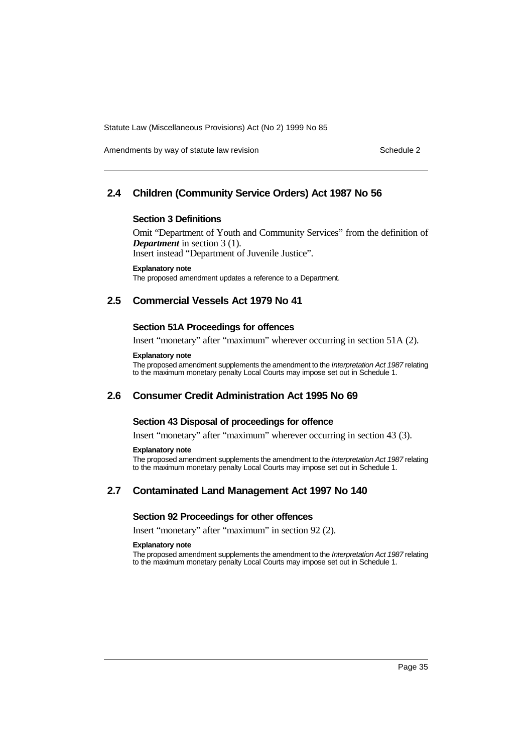## 2.4 Children (Community Service Orders) Act 1987 No 56

### Section 3 Definitions

Omit "Department of Youth and Community Services" from the definition of ***Department*** in section 3 (1).

Insert instead "Department of Juvenile Justice".

**Explanatory note**

The proposed amendment updates a reference to a Department.

## 2.5 Commercial Vessels Act 1979 No 41

### Section 51A Proceedings for offences

Insert "monetary" after "maximum" wherever occurring in section 51A (2).

**Explanatory note**

The proposed amendment supplements the amendment to the *Interpretation Act 1987* relating to the maximum monetary penalty Local Courts may impose set out in Schedule 1.

## 2.6 Consumer Credit Administration Act 1995 No 69

### Section 43 Disposal of proceedings for offence

Insert "monetary" after "maximum" wherever occurring in section 43 (3).

**Explanatory note**

The proposed amendment supplements the amendment to the *Interpretation Act 1987* relating to the maximum monetary penalty Local Courts may impose set out in Schedule 1.

## 2.7 Contaminated Land Management Act 1997 No 140

### Section 92 Proceedings for other offences

Insert "monetary" after "maximum" in section 92 (2).

**Explanatory note**

The proposed amendment supplements the amendment to the *Interpretation Act 1987* relating to the maximum monetary penalty Local Courts may impose set out in Schedule 1.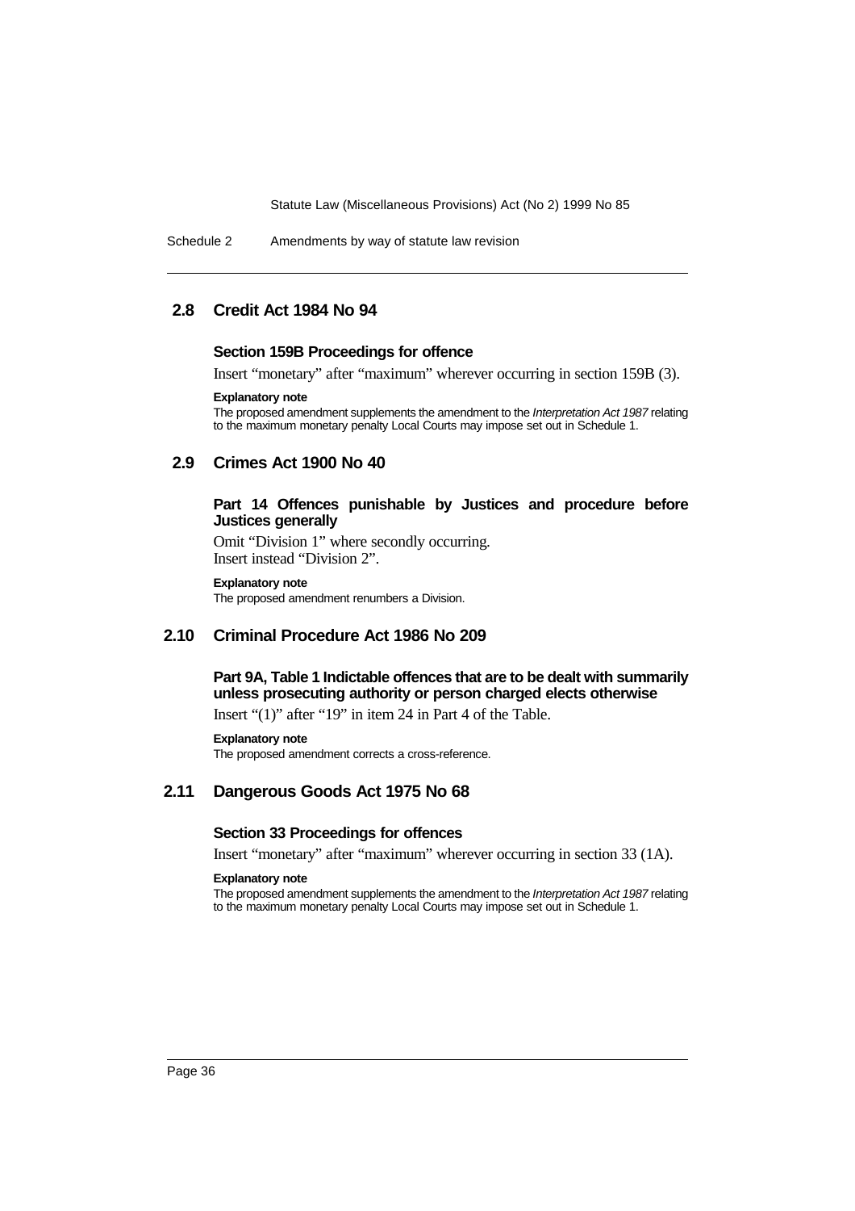## 2.8 Credit Act 1984 No 94

### Section 159B Proceedings for offence

Insert "monetary" after "maximum" wherever occurring in section 159B (3).

**Explanatory note**

The proposed amendment supplements the amendment to the *Interpretation Act 1987* relating to the maximum monetary penalty Local Courts may impose set out in Schedule 1.

## 2.9 Crimes Act 1900 No 40

### Part 14 Offences punishable by Justices and procedure before Justices generally

Omit "Division 1" where secondly occurring.
Insert instead "Division 2".

**Explanatory note**

The proposed amendment renumbers a Division.

## 2.10 Criminal Procedure Act 1986 No 209

### Part 9A, Table 1 Indictable offences that are to be dealt with summarily unless prosecuting authority or person charged elects otherwise

Insert "(1)" after "19" in item 24 in Part 4 of the Table.

**Explanatory note**

The proposed amendment corrects a cross-reference.

## 2.11 Dangerous Goods Act 1975 No 68

### Section 33 Proceedings for offences

Insert "monetary" after "maximum" wherever occurring in section 33 (1A).

**Explanatory note**

The proposed amendment supplements the amendment to the *Interpretation Act 1987* relating to the maximum monetary penalty Local Courts may impose set out in Schedule 1.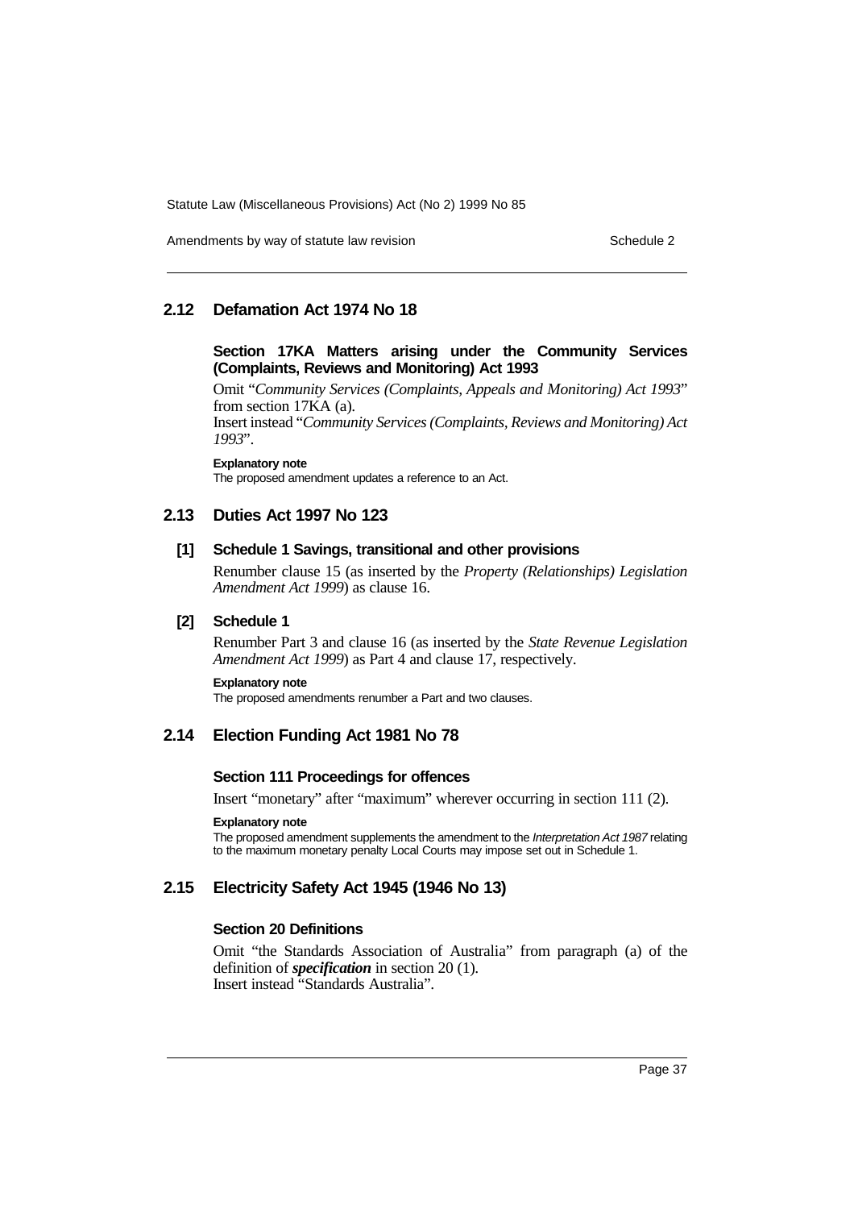## 2.12 Defamation Act 1974 No 18

### Section 17KA Matters arising under the Community Services (Complaints, Reviews and Monitoring) Act 1993

Omit "*Community Services (Complaints, Appeals and Monitoring) Act 1993*" from section 17KA (a).

Insert instead "*Community Services (Complaints, Reviews and Monitoring) Act 1993*".

**Explanatory note**

The proposed amendment updates a reference to an Act.

## 2.13 Duties Act 1997 No 123

### [1] Schedule 1 Savings, transitional and other provisions

Renumber clause 15 (as inserted by the *Property (Relationships) Legislation Amendment Act 1999*) as clause 16.

### [2] Schedule 1

Renumber Part 3 and clause 16 (as inserted by the *State Revenue Legislation Amendment Act 1999*) as Part 4 and clause 17, respectively.

**Explanatory note**

The proposed amendments renumber a Part and two clauses.

## 2.14 Election Funding Act 1981 No 78

### Section 111 Proceedings for offences

Insert "monetary" after "maximum" wherever occurring in section 111 (2).

**Explanatory note**

The proposed amendment supplements the amendment to the *Interpretation Act 1987* relating to the maximum monetary penalty Local Courts may impose set out in Schedule 1.

## 2.15 Electricity Safety Act 1945 (1946 No 13)

### Section 20 Definitions

Omit "the Standards Association of Australia" from paragraph (a) of the definition of ***specification*** in section 20 (1).

Insert instead "Standards Australia".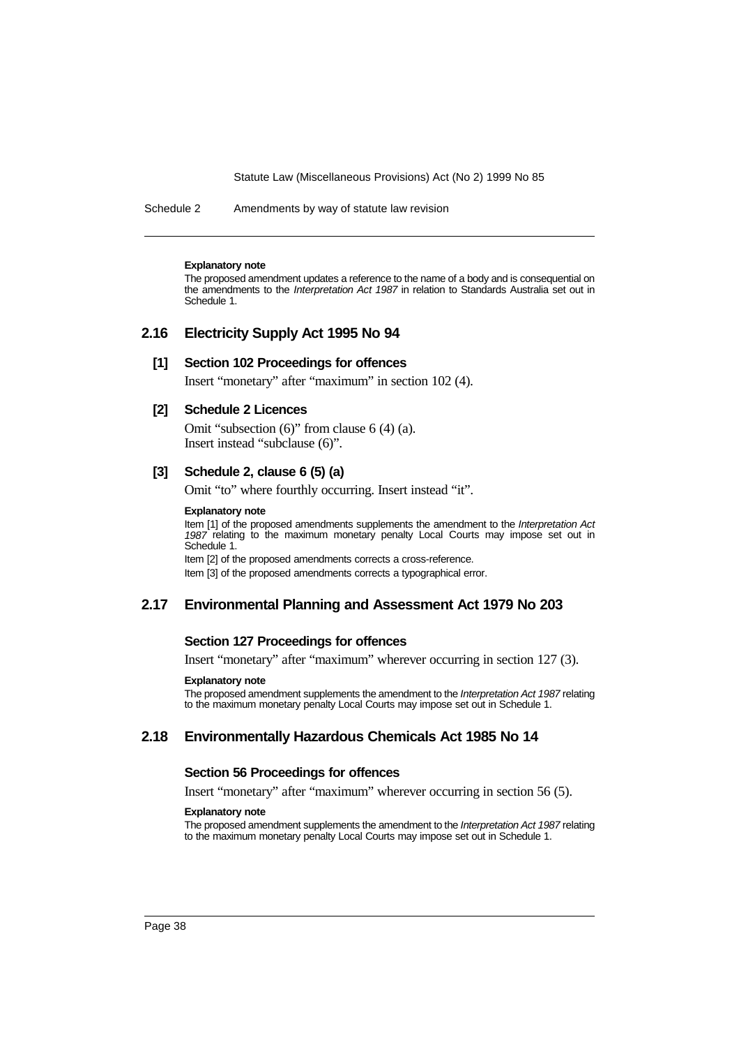**Explanatory note**

The proposed amendment updates a reference to the name of a body and is consequential on the amendments to the *Interpretation Act 1987* in relation to Standards Australia set out in Schedule 1.

## 2.16 Electricity Supply Act 1995 No 94

### [1] Section 102 Proceedings for offences

Insert "monetary" after "maximum" in section 102 (4).

### [2] Schedule 2 Licences

Omit "subsection (6)" from clause 6 (4) (a).
Insert instead "subclause (6)".

### [3] Schedule 2, clause 6 (5) (a)

Omit "to" where fourthly occurring. Insert instead "it".

**Explanatory note**

Item [1] of the proposed amendments supplements the amendment to the *Interpretation Act 1987* relating to the maximum monetary penalty Local Courts may impose set out in Schedule 1.

Item [2] of the proposed amendments corrects a cross-reference.

Item [3] of the proposed amendments corrects a typographical error.

## 2.17 Environmental Planning and Assessment Act 1979 No 203

### Section 127 Proceedings for offences

Insert "monetary" after "maximum" wherever occurring in section 127 (3).

**Explanatory note**

The proposed amendment supplements the amendment to the *Interpretation Act 1987* relating to the maximum monetary penalty Local Courts may impose set out in Schedule 1.

## 2.18 Environmentally Hazardous Chemicals Act 1985 No 14

### Section 56 Proceedings for offences

Insert "monetary" after "maximum" wherever occurring in section 56 (5).

**Explanatory note**

The proposed amendment supplements the amendment to the *Interpretation Act 1987* relating to the maximum monetary penalty Local Courts may impose set out in Schedule 1.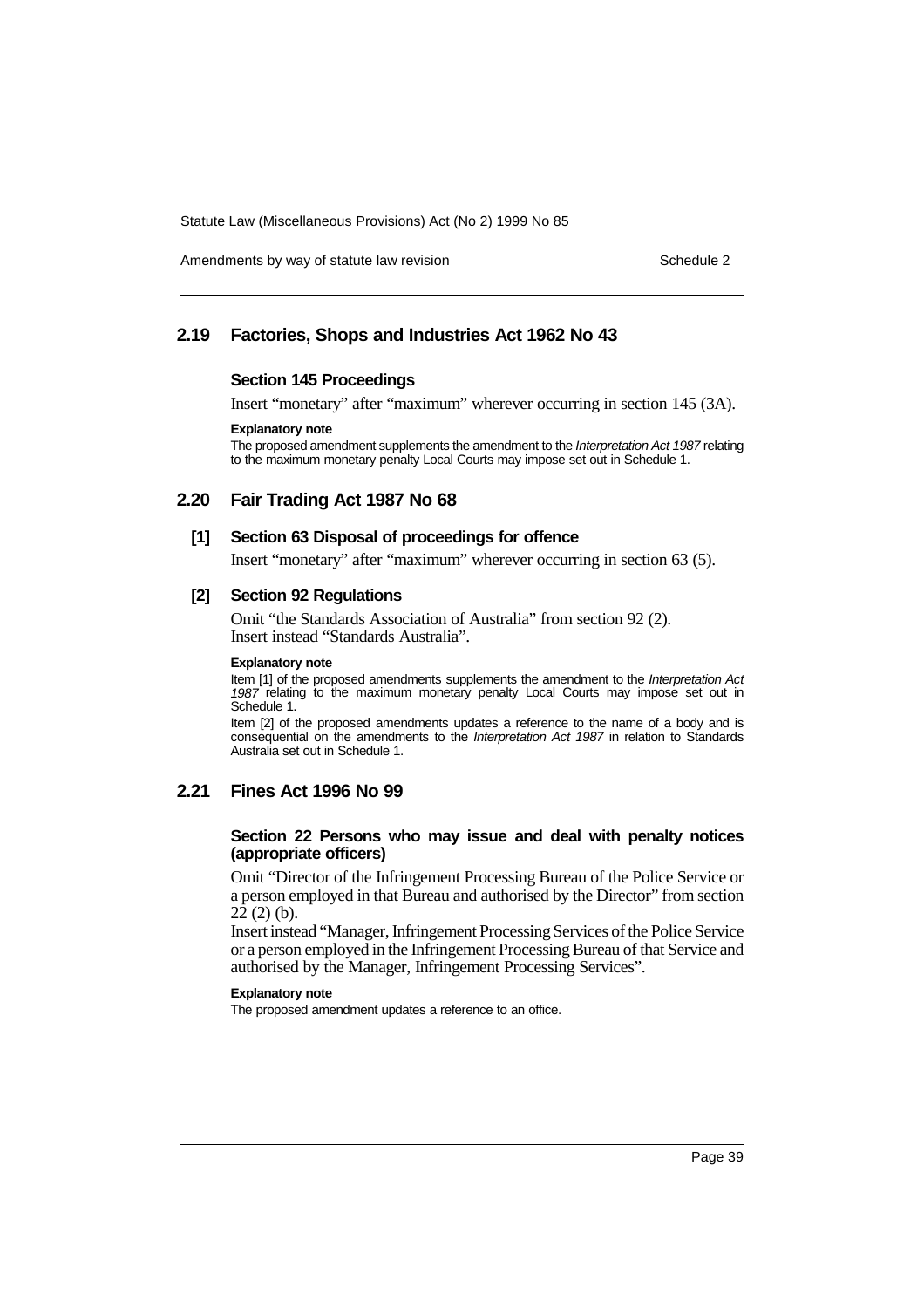## 2.19 Factories, Shops and Industries Act 1962 No 43

### Section 145 Proceedings

Insert "monetary" after "maximum" wherever occurring in section 145 (3A).

**Explanatory note**

The proposed amendment supplements the amendment to the *Interpretation Act 1987* relating to the maximum monetary penalty Local Courts may impose set out in Schedule 1.

## 2.20 Fair Trading Act 1987 No 68

### [1] Section 63 Disposal of proceedings for offence

Insert "monetary" after "maximum" wherever occurring in section 63 (5).

### [2] Section 92 Regulations

Omit "the Standards Association of Australia" from section 92 (2).
Insert instead "Standards Australia".

**Explanatory note**

Item [1] of the proposed amendments supplements the amendment to the *Interpretation Act 1987* relating to the maximum monetary penalty Local Courts may impose set out in Schedule 1.

Item [2] of the proposed amendments updates a reference to the name of a body and is consequential on the amendments to the *Interpretation Act 1987* in relation to Standards Australia set out in Schedule 1.

## 2.21 Fines Act 1996 No 99

### Section 22 Persons who may issue and deal with penalty notices (appropriate officers)

Omit "Director of the Infringement Processing Bureau of the Police Service or a person employed in that Bureau and authorised by the Director" from section 22 (2) (b).

Insert instead "Manager, Infringement Processing Services of the Police Service or a person employed in the Infringement Processing Bureau of that Service and authorised by the Manager, Infringement Processing Services".

**Explanatory note**

The proposed amendment updates a reference to an office.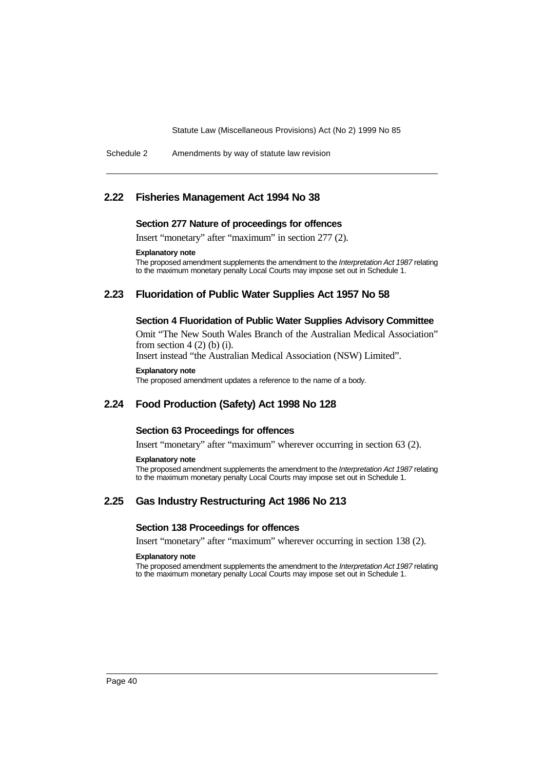## 2.22 Fisheries Management Act 1994 No 38

### Section 277 Nature of proceedings for offences

Insert "monetary" after "maximum" in section 277 (2).

**Explanatory note**

The proposed amendment supplements the amendment to the *Interpretation Act 1987* relating to the maximum monetary penalty Local Courts may impose set out in Schedule 1.

## 2.23 Fluoridation of Public Water Supplies Act 1957 No 58

### Section 4 Fluoridation of Public Water Supplies Advisory Committee

Omit "The New South Wales Branch of the Australian Medical Association" from section 4 (2) (b) (i).

Insert instead "the Australian Medical Association (NSW) Limited".

**Explanatory note**

The proposed amendment updates a reference to the name of a body.

## 2.24 Food Production (Safety) Act 1998 No 128

### Section 63 Proceedings for offences

Insert "monetary" after "maximum" wherever occurring in section 63 (2).

**Explanatory note**

The proposed amendment supplements the amendment to the *Interpretation Act 1987* relating to the maximum monetary penalty Local Courts may impose set out in Schedule 1.

## 2.25 Gas Industry Restructuring Act 1986 No 213

### Section 138 Proceedings for offences

Insert "monetary" after "maximum" wherever occurring in section 138 (2).

**Explanatory note**

The proposed amendment supplements the amendment to the *Interpretation Act 1987* relating to the maximum monetary penalty Local Courts may impose set out in Schedule 1.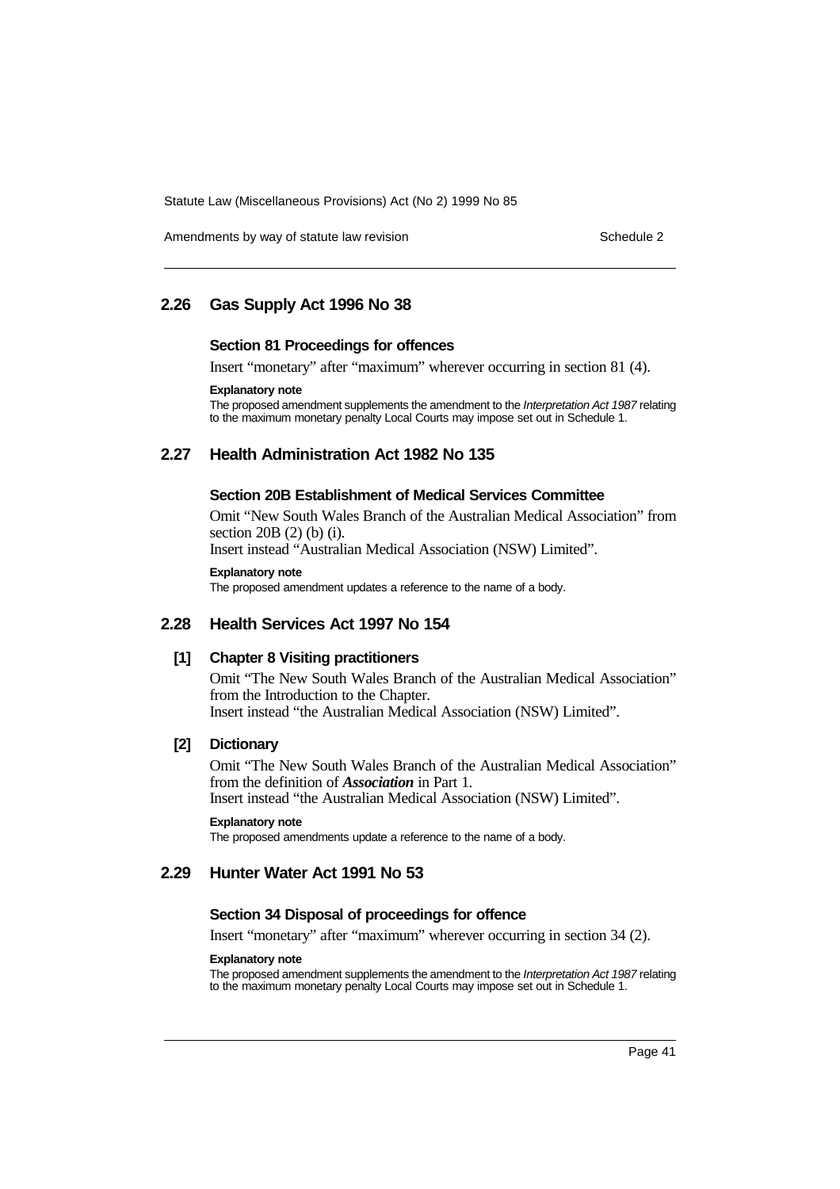## 2.26 Gas Supply Act 1996 No 38

### Section 81 Proceedings for offences

Insert "monetary" after "maximum" wherever occurring in section 81 (4).

**Explanatory note**

The proposed amendment supplements the amendment to the *Interpretation Act 1987* relating to the maximum monetary penalty Local Courts may impose set out in Schedule 1.

## 2.27 Health Administration Act 1982 No 135

### Section 20B Establishment of Medical Services Committee

Omit "New South Wales Branch of the Australian Medical Association" from section 20B (2) (b) (i).

Insert instead "Australian Medical Association (NSW) Limited".

**Explanatory note**

The proposed amendment updates a reference to the name of a body.

## 2.28 Health Services Act 1997 No 154

### [1] Chapter 8 Visiting practitioners

Omit "The New South Wales Branch of the Australian Medical Association" from the Introduction to the Chapter.

Insert instead "the Australian Medical Association (NSW) Limited".

### [2] Dictionary

Omit "The New South Wales Branch of the Australian Medical Association" from the definition of ***Association*** in Part 1.

Insert instead "the Australian Medical Association (NSW) Limited".

**Explanatory note**

The proposed amendments update a reference to the name of a body.

## 2.29 Hunter Water Act 1991 No 53

### Section 34 Disposal of proceedings for offence

Insert "monetary" after "maximum" wherever occurring in section 34 (2).

**Explanatory note**

The proposed amendment supplements the amendment to the *Interpretation Act 1987* relating to the maximum monetary penalty Local Courts may impose set out in Schedule 1.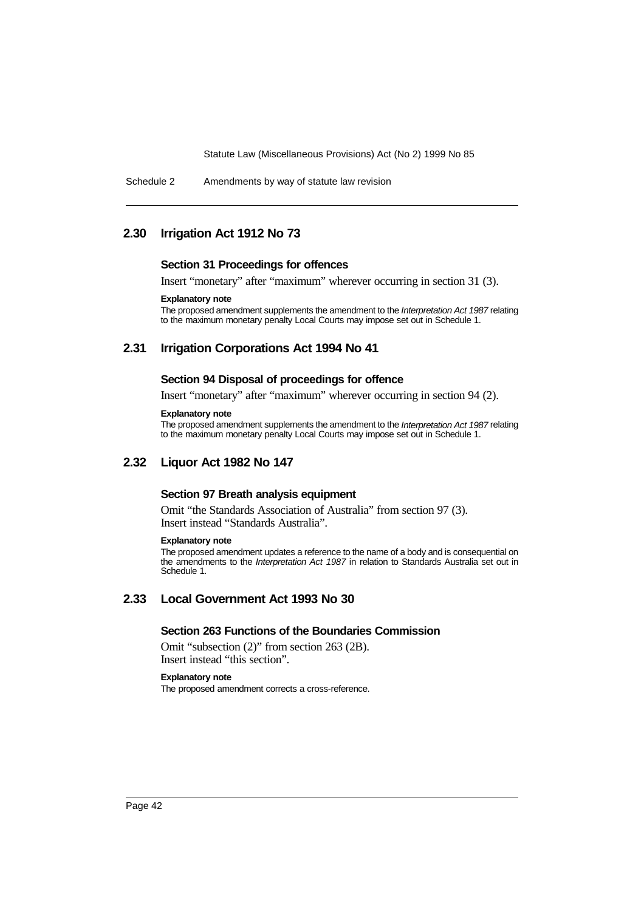## 2.30 Irrigation Act 1912 No 73

### Section 31 Proceedings for offences

Insert "monetary" after "maximum" wherever occurring in section 31 (3).

**Explanatory note**

The proposed amendment supplements the amendment to the *Interpretation Act 1987* relating to the maximum monetary penalty Local Courts may impose set out in Schedule 1.

## 2.31 Irrigation Corporations Act 1994 No 41

### Section 94 Disposal of proceedings for offence

Insert "monetary" after "maximum" wherever occurring in section 94 (2).

**Explanatory note**

The proposed amendment supplements the amendment to the *Interpretation Act 1987* relating to the maximum monetary penalty Local Courts may impose set out in Schedule 1.

## 2.32 Liquor Act 1982 No 147

### Section 97 Breath analysis equipment

Omit "the Standards Association of Australia" from section 97 (3). Insert instead "Standards Australia".

**Explanatory note**

The proposed amendment updates a reference to the name of a body and is consequential on the amendments to the *Interpretation Act 1987* in relation to Standards Australia set out in Schedule 1.

## 2.33 Local Government Act 1993 No 30

### Section 263 Functions of the Boundaries Commission

Omit "subsection (2)" from section 263 (2B). Insert instead "this section".

**Explanatory note**

The proposed amendment corrects a cross-reference.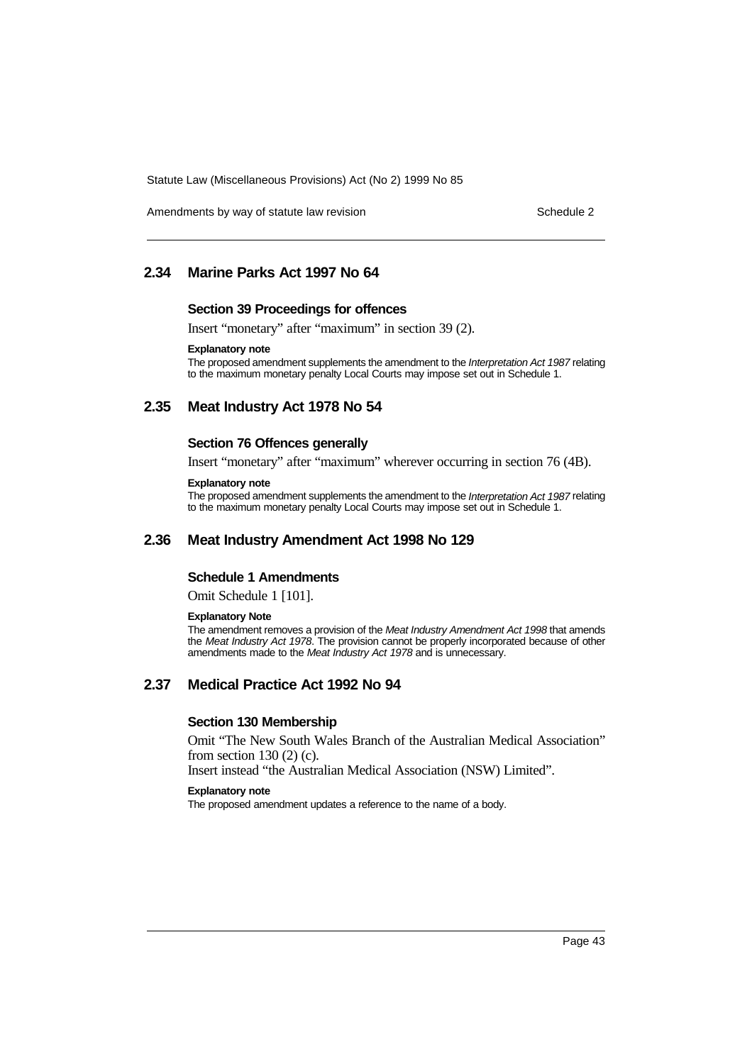## 2.34 Marine Parks Act 1997 No 64

### Section 39 Proceedings for offences

Insert "monetary" after "maximum" in section 39 (2).

**Explanatory note**

The proposed amendment supplements the amendment to the *Interpretation Act 1987* relating to the maximum monetary penalty Local Courts may impose set out in Schedule 1.

## 2.35 Meat Industry Act 1978 No 54

### Section 76 Offences generally

Insert "monetary" after "maximum" wherever occurring in section 76 (4B).

**Explanatory note**

The proposed amendment supplements the amendment to the *Interpretation Act 1987* relating to the maximum monetary penalty Local Courts may impose set out in Schedule 1.

## 2.36 Meat Industry Amendment Act 1998 No 129

### Schedule 1 Amendments

Omit Schedule 1 [101].

**Explanatory Note**

The amendment removes a provision of the *Meat Industry Amendment Act 1998* that amends the *Meat Industry Act 1978*. The provision cannot be properly incorporated because of other amendments made to the *Meat Industry Act 1978* and is unnecessary.

## 2.37 Medical Practice Act 1992 No 94

### Section 130 Membership

Omit "The New South Wales Branch of the Australian Medical Association" from section 130 (2) (c).

Insert instead "the Australian Medical Association (NSW) Limited".

**Explanatory note**

The proposed amendment updates a reference to the name of a body.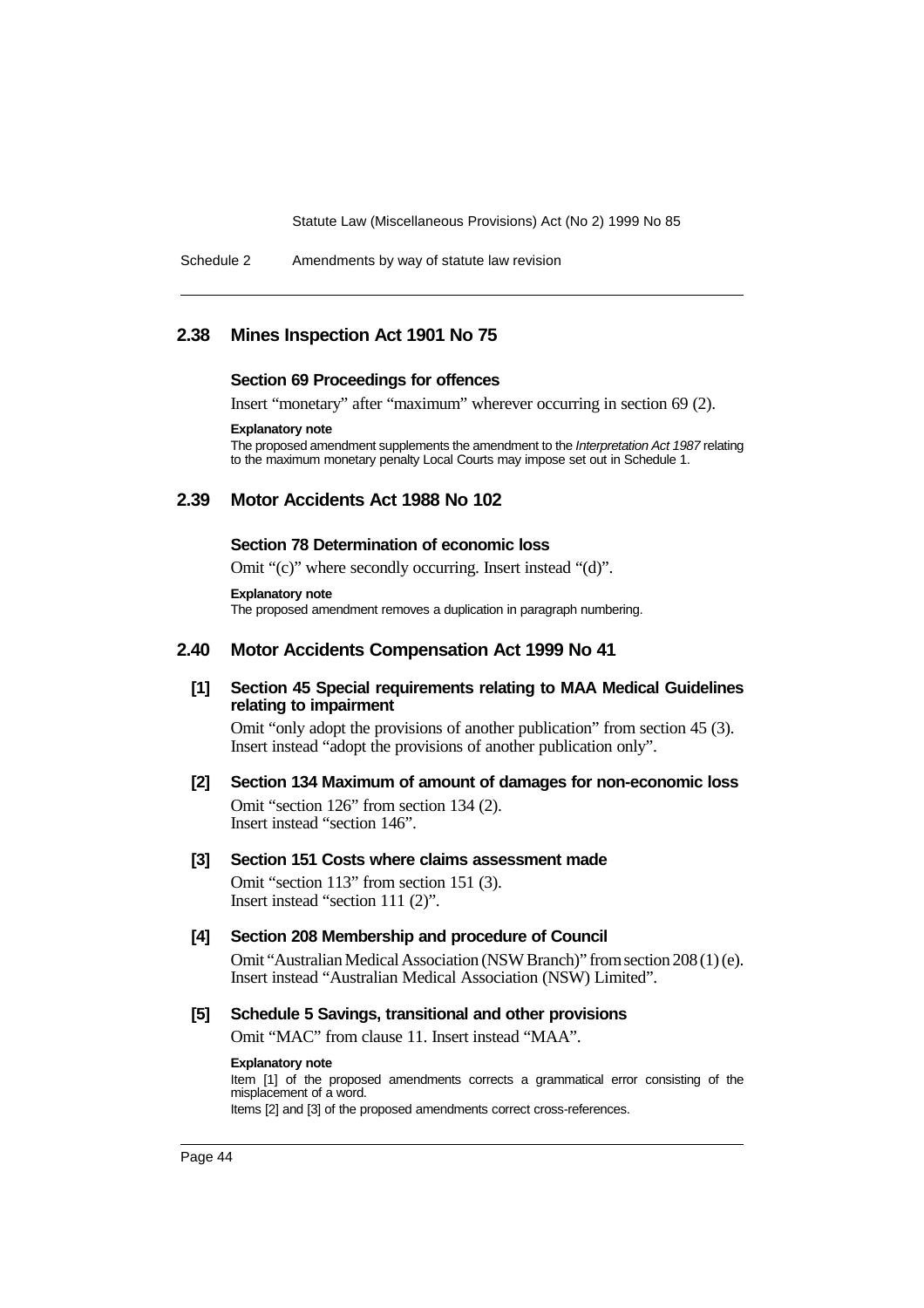## 2.38 Mines Inspection Act 1901 No 75

**Section 69 Proceedings for offences**

Insert "monetary" after "maximum" wherever occurring in section 69 (2).

**Explanatory note**

The proposed amendment supplements the amendment to the *Interpretation Act 1987* relating to the maximum monetary penalty Local Courts may impose set out in Schedule 1.

## 2.39 Motor Accidents Act 1988 No 102

**Section 78 Determination of economic loss**

Omit "(c)" where secondly occurring. Insert instead "(d)".

**Explanatory note**

The proposed amendment removes a duplication in paragraph numbering.

## 2.40 Motor Accidents Compensation Act 1999 No 41

**[1] Section 45 Special requirements relating to MAA Medical Guidelines relating to impairment**

Omit "only adopt the provisions of another publication" from section 45 (3). Insert instead "adopt the provisions of another publication only".

**[2] Section 134 Maximum of amount of damages for non-economic loss**

Omit "section 126" from section 134 (2).
Insert instead "section 146".

**[3] Section 151 Costs where claims assessment made**

Omit "section 113" from section 151 (3).
Insert instead "section 111 (2)".

**[4] Section 208 Membership and procedure of Council**

Omit "Australian Medical Association (NSW Branch)" from section 208 (1) (e). Insert instead "Australian Medical Association (NSW) Limited".

**[5] Schedule 5 Savings, transitional and other provisions**

Omit "MAC" from clause 11. Insert instead "MAA".

**Explanatory note**

Item [1] of the proposed amendments corrects a grammatical error consisting of the misplacement of a word.

Items [2] and [3] of the proposed amendments correct cross-references.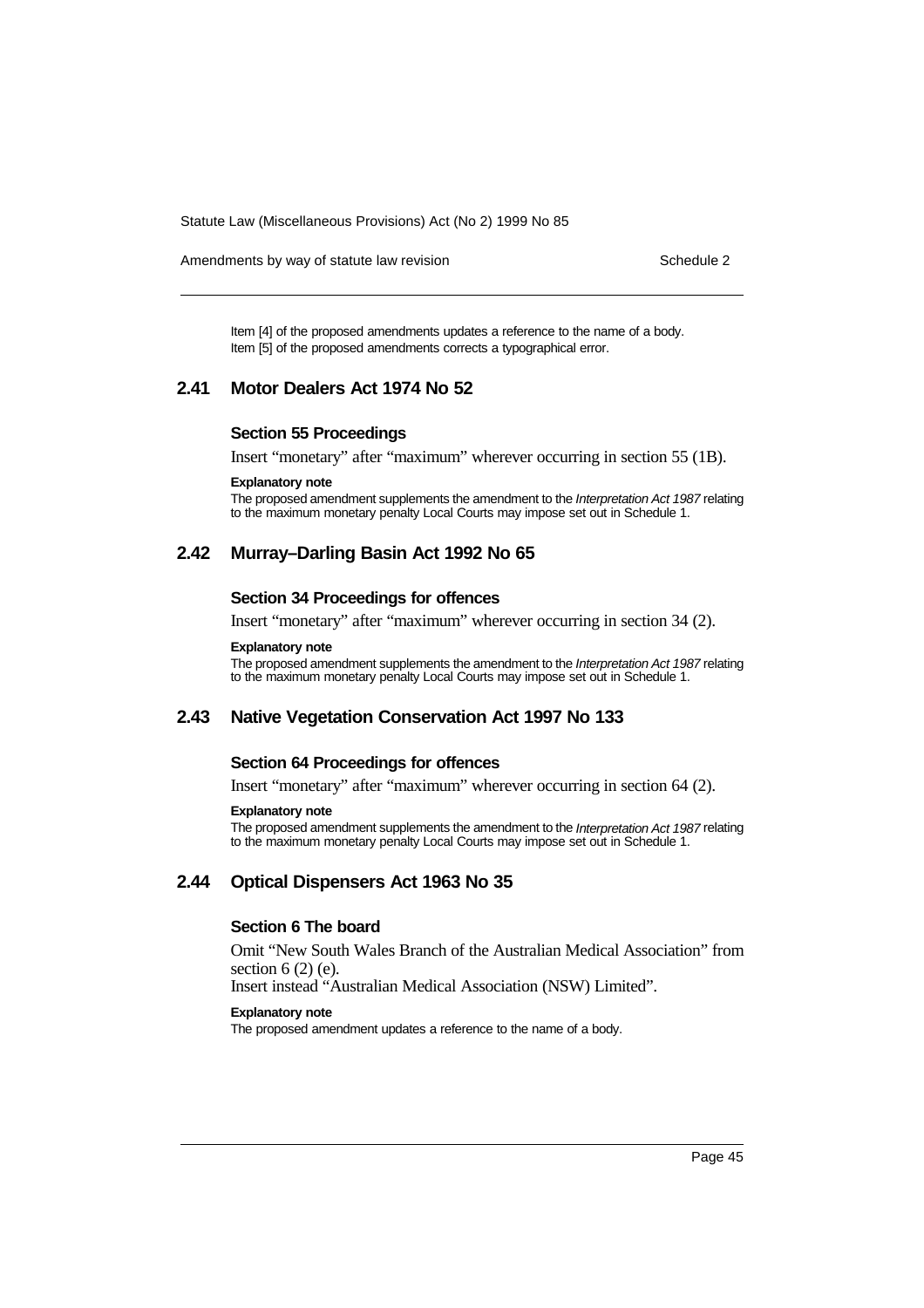Item [4] of the proposed amendments updates a reference to the name of a body.
Item [5] of the proposed amendments corrects a typographical error.

## 2.41 Motor Dealers Act 1974 No 52

### Section 55 Proceedings

Insert "monetary" after "maximum" wherever occurring in section 55 (1B).

**Explanatory note**

The proposed amendment supplements the amendment to the *Interpretation Act 1987* relating to the maximum monetary penalty Local Courts may impose set out in Schedule 1.

## 2.42 Murray–Darling Basin Act 1992 No 65

### Section 34 Proceedings for offences

Insert "monetary" after "maximum" wherever occurring in section 34 (2).

**Explanatory note**

The proposed amendment supplements the amendment to the *Interpretation Act 1987* relating to the maximum monetary penalty Local Courts may impose set out in Schedule 1.

## 2.43 Native Vegetation Conservation Act 1997 No 133

### Section 64 Proceedings for offences

Insert "monetary" after "maximum" wherever occurring in section 64 (2).

**Explanatory note**

The proposed amendment supplements the amendment to the *Interpretation Act 1987* relating to the maximum monetary penalty Local Courts may impose set out in Schedule 1.

## 2.44 Optical Dispensers Act 1963 No 35

### Section 6 The board

Omit "New South Wales Branch of the Australian Medical Association" from section 6 (2) (e).
Insert instead "Australian Medical Association (NSW) Limited".

**Explanatory note**

The proposed amendment updates a reference to the name of a body.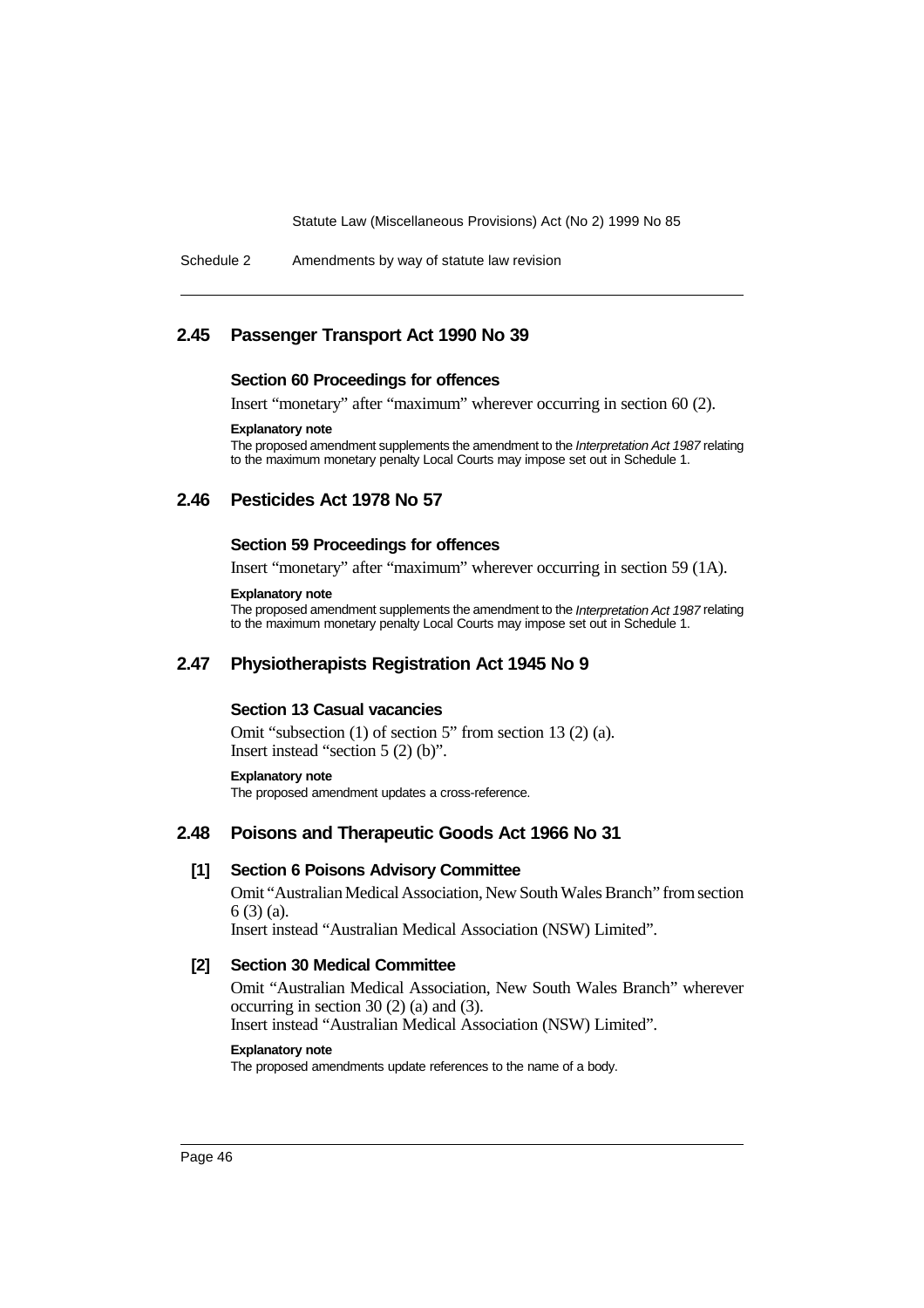## 2.45 Passenger Transport Act 1990 No 39

### Section 60 Proceedings for offences

Insert "monetary" after "maximum" wherever occurring in section 60 (2).

**Explanatory note**

The proposed amendment supplements the amendment to the *Interpretation Act 1987* relating to the maximum monetary penalty Local Courts may impose set out in Schedule 1.

## 2.46 Pesticides Act 1978 No 57

### Section 59 Proceedings for offences

Insert "monetary" after "maximum" wherever occurring in section 59 (1A).

**Explanatory note**

The proposed amendment supplements the amendment to the *Interpretation Act 1987* relating to the maximum monetary penalty Local Courts may impose set out in Schedule 1.

## 2.47 Physiotherapists Registration Act 1945 No 9

### Section 13 Casual vacancies

Omit "subsection (1) of section 5" from section 13 (2) (a).
Insert instead "section 5 (2) (b)".

**Explanatory note**

The proposed amendment updates a cross-reference.

## 2.48 Poisons and Therapeutic Goods Act 1966 No 31

### [1] Section 6 Poisons Advisory Committee

Omit "Australian Medical Association, New South Wales Branch" from section 6 (3) (a).
Insert instead "Australian Medical Association (NSW) Limited".

### [2] Section 30 Medical Committee

Omit "Australian Medical Association, New South Wales Branch" wherever occurring in section 30 (2) (a) and (3).
Insert instead "Australian Medical Association (NSW) Limited".

**Explanatory note**

The proposed amendments update references to the name of a body.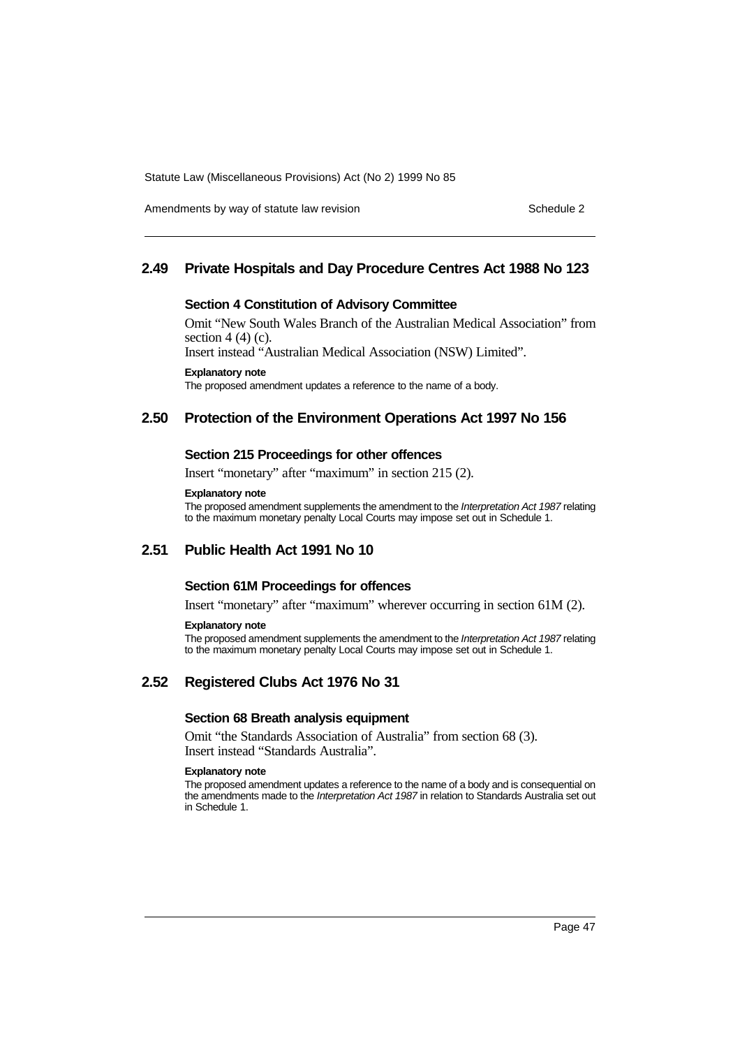## 2.49 Private Hospitals and Day Procedure Centres Act 1988 No 123

### Section 4 Constitution of Advisory Committee

Omit "New South Wales Branch of the Australian Medical Association" from section 4 (4) (c).

Insert instead "Australian Medical Association (NSW) Limited".

**Explanatory note**

The proposed amendment updates a reference to the name of a body.

## 2.50 Protection of the Environment Operations Act 1997 No 156

### Section 215 Proceedings for other offences

Insert "monetary" after "maximum" in section 215 (2).

**Explanatory note**

The proposed amendment supplements the amendment to the *Interpretation Act 1987* relating to the maximum monetary penalty Local Courts may impose set out in Schedule 1.

## 2.51 Public Health Act 1991 No 10

### Section 61M Proceedings for offences

Insert "monetary" after "maximum" wherever occurring in section 61M (2).

**Explanatory note**

The proposed amendment supplements the amendment to the *Interpretation Act 1987* relating to the maximum monetary penalty Local Courts may impose set out in Schedule 1.

## 2.52 Registered Clubs Act 1976 No 31

### Section 68 Breath analysis equipment

Omit "the Standards Association of Australia" from section 68 (3).

Insert instead "Standards Australia".

**Explanatory note**

The proposed amendment updates a reference to the name of a body and is consequential on the amendments made to the *Interpretation Act 1987* in relation to Standards Australia set out in Schedule 1.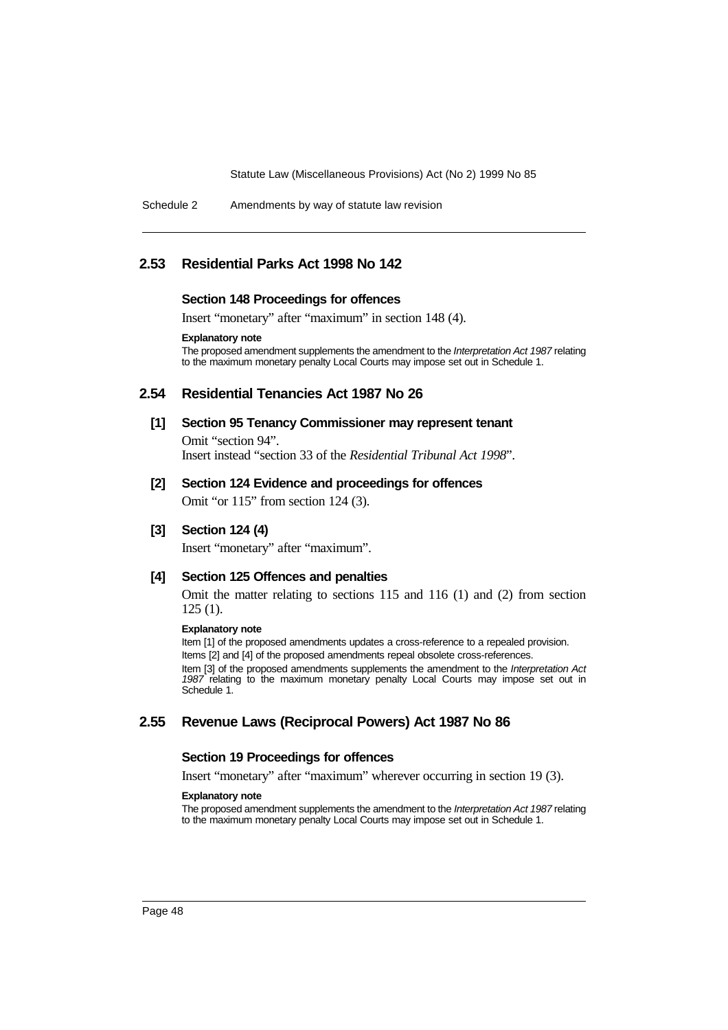## 2.53 Residential Parks Act 1998 No 142

### Section 148 Proceedings for offences

Insert "monetary" after "maximum" in section 148 (4).

**Explanatory note**

The proposed amendment supplements the amendment to the *Interpretation Act 1987* relating to the maximum monetary penalty Local Courts may impose set out in Schedule 1.

## 2.54 Residential Tenancies Act 1987 No 26

### [1] Section 95 Tenancy Commissioner may represent tenant

Omit "section 94".

Insert instead "section 33 of the *Residential Tribunal Act 1998*".

### [2] Section 124 Evidence and proceedings for offences

Omit "or 115" from section 124 (3).

### [3] Section 124 (4)

Insert "monetary" after "maximum".

### [4] Section 125 Offences and penalties

Omit the matter relating to sections 115 and 116 (1) and (2) from section 125 (1).

**Explanatory note**

Item [1] of the proposed amendments updates a cross-reference to a repealed provision.

Items [2] and [4] of the proposed amendments repeal obsolete cross-references.

Item [3] of the proposed amendments supplements the amendment to the *Interpretation Act 1987* relating to the maximum monetary penalty Local Courts may impose set out in Schedule 1.

## 2.55 Revenue Laws (Reciprocal Powers) Act 1987 No 86

### Section 19 Proceedings for offences

Insert "monetary" after "maximum" wherever occurring in section 19 (3).

**Explanatory note**

The proposed amendment supplements the amendment to the *Interpretation Act 1987* relating to the maximum monetary penalty Local Courts may impose set out in Schedule 1.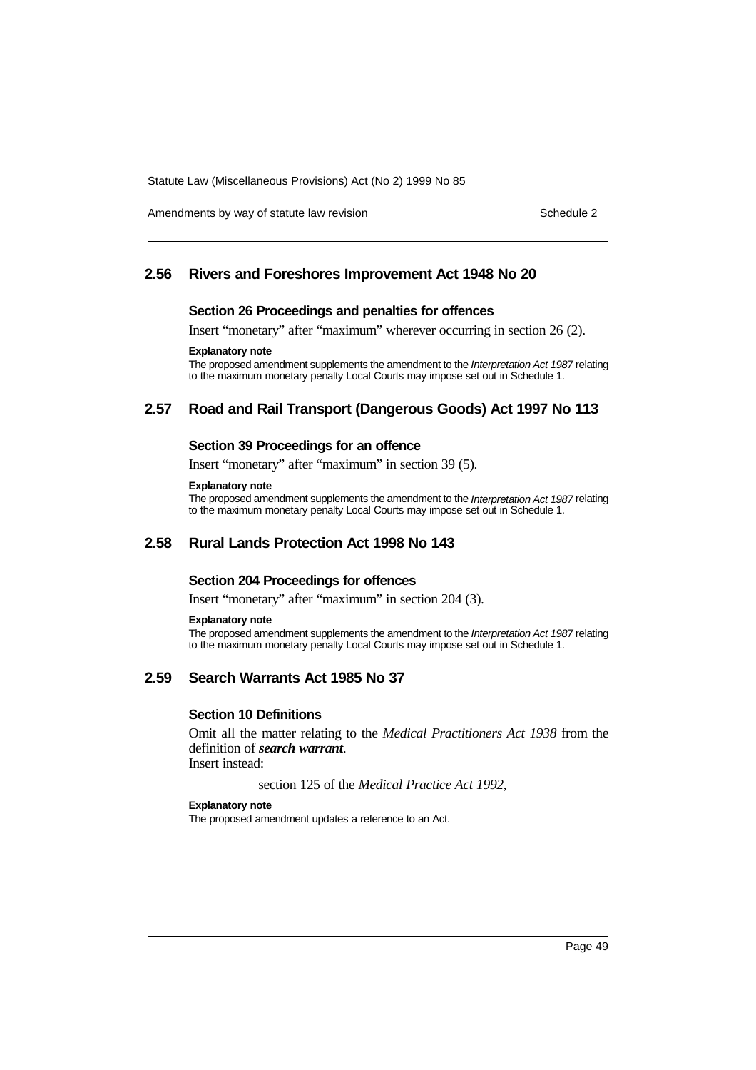## 2.56 Rivers and Foreshores Improvement Act 1948 No 20

### Section 26 Proceedings and penalties for offences

Insert "monetary" after "maximum" wherever occurring in section 26 (2).

**Explanatory note**

The proposed amendment supplements the amendment to the *Interpretation Act 1987* relating to the maximum monetary penalty Local Courts may impose set out in Schedule 1.

## 2.57 Road and Rail Transport (Dangerous Goods) Act 1997 No 113

### Section 39 Proceedings for an offence

Insert "monetary" after "maximum" in section 39 (5).

**Explanatory note**

The proposed amendment supplements the amendment to the *Interpretation Act 1987* relating to the maximum monetary penalty Local Courts may impose set out in Schedule 1.

## 2.58 Rural Lands Protection Act 1998 No 143

### Section 204 Proceedings for offences

Insert "monetary" after "maximum" in section 204 (3).

**Explanatory note**

The proposed amendment supplements the amendment to the *Interpretation Act 1987* relating to the maximum monetary penalty Local Courts may impose set out in Schedule 1.

## 2.59 Search Warrants Act 1985 No 37

### Section 10 Definitions

Omit all the matter relating to the *Medical Practitioners Act 1938* from the definition of ***search warrant***.
Insert instead:

section 125 of the *Medical Practice Act 1992*,

**Explanatory note**

The proposed amendment updates a reference to an Act.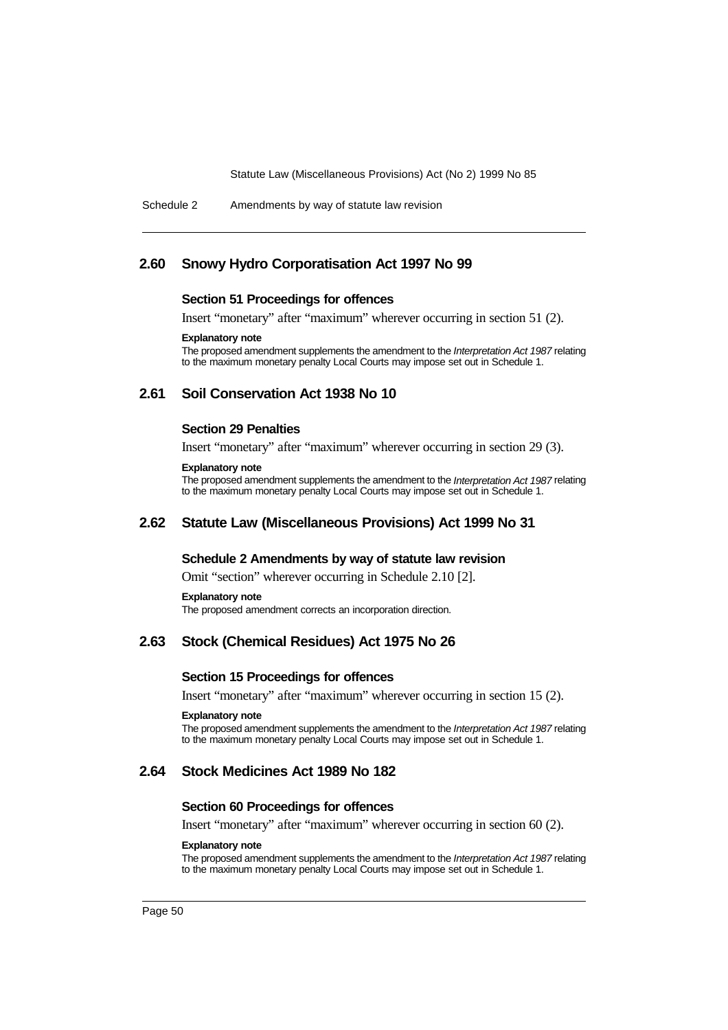## 2.60 Snowy Hydro Corporatisation Act 1997 No 99

### Section 51 Proceedings for offences

Insert "monetary" after "maximum" wherever occurring in section 51 (2).

**Explanatory note**

The proposed amendment supplements the amendment to the *Interpretation Act 1987* relating to the maximum monetary penalty Local Courts may impose set out in Schedule 1.

## 2.61 Soil Conservation Act 1938 No 10

### Section 29 Penalties

Insert "monetary" after "maximum" wherever occurring in section 29 (3).

**Explanatory note**

The proposed amendment supplements the amendment to the *Interpretation Act 1987* relating to the maximum monetary penalty Local Courts may impose set out in Schedule 1.

## 2.62 Statute Law (Miscellaneous Provisions) Act 1999 No 31

### Schedule 2 Amendments by way of statute law revision

Omit "section" wherever occurring in Schedule 2.10 [2].

**Explanatory note**

The proposed amendment corrects an incorporation direction.

## 2.63 Stock (Chemical Residues) Act 1975 No 26

### Section 15 Proceedings for offences

Insert "monetary" after "maximum" wherever occurring in section 15 (2).

**Explanatory note**

The proposed amendment supplements the amendment to the *Interpretation Act 1987* relating to the maximum monetary penalty Local Courts may impose set out in Schedule 1.

## 2.64 Stock Medicines Act 1989 No 182

### Section 60 Proceedings for offences

Insert "monetary" after "maximum" wherever occurring in section 60 (2).

**Explanatory note**

The proposed amendment supplements the amendment to the *Interpretation Act 1987* relating to the maximum monetary penalty Local Courts may impose set out in Schedule 1.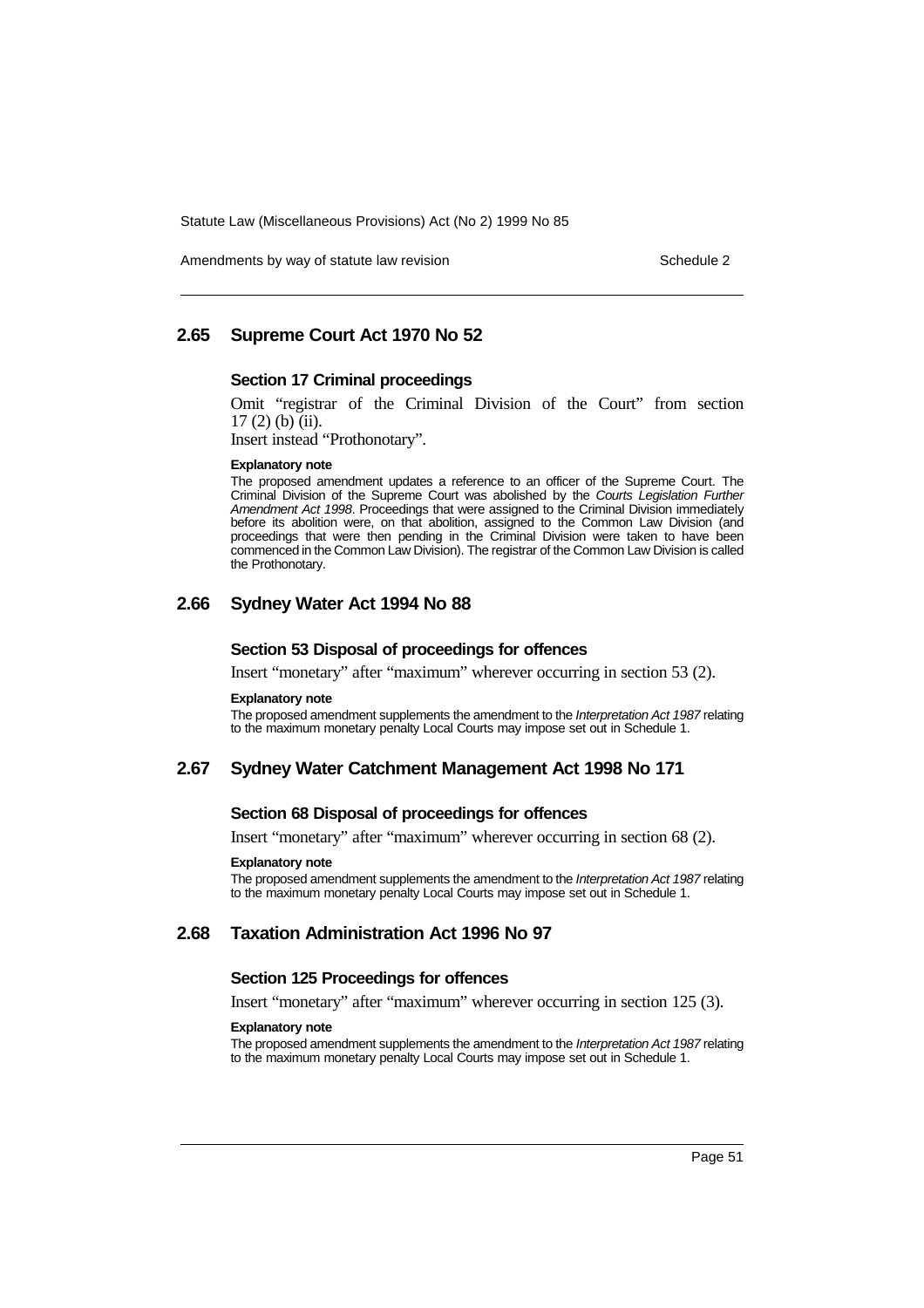## 2.65 Supreme Court Act 1970 No 52

### Section 17 Criminal proceedings

Omit "registrar of the Criminal Division of the Court" from section 17 (2) (b) (ii).

Insert instead "Prothonotary".

**Explanatory note**

The proposed amendment updates a reference to an officer of the Supreme Court. The Criminal Division of the Supreme Court was abolished by the *Courts Legislation Further Amendment Act 1998*. Proceedings that were assigned to the Criminal Division immediately before its abolition were, on that abolition, assigned to the Common Law Division (and proceedings that were then pending in the Criminal Division were taken to have been commenced in the Common Law Division). The registrar of the Common Law Division is called the Prothonotary.

## 2.66 Sydney Water Act 1994 No 88

### Section 53 Disposal of proceedings for offences

Insert "monetary" after "maximum" wherever occurring in section 53 (2).

**Explanatory note**

The proposed amendment supplements the amendment to the *Interpretation Act 1987* relating to the maximum monetary penalty Local Courts may impose set out in Schedule 1.

## 2.67 Sydney Water Catchment Management Act 1998 No 171

### Section 68 Disposal of proceedings for offences

Insert "monetary" after "maximum" wherever occurring in section 68 (2).

**Explanatory note**

The proposed amendment supplements the amendment to the *Interpretation Act 1987* relating to the maximum monetary penalty Local Courts may impose set out in Schedule 1.

## 2.68 Taxation Administration Act 1996 No 97

### Section 125 Proceedings for offences

Insert "monetary" after "maximum" wherever occurring in section 125 (3).

**Explanatory note**

The proposed amendment supplements the amendment to the *Interpretation Act 1987* relating to the maximum monetary penalty Local Courts may impose set out in Schedule 1.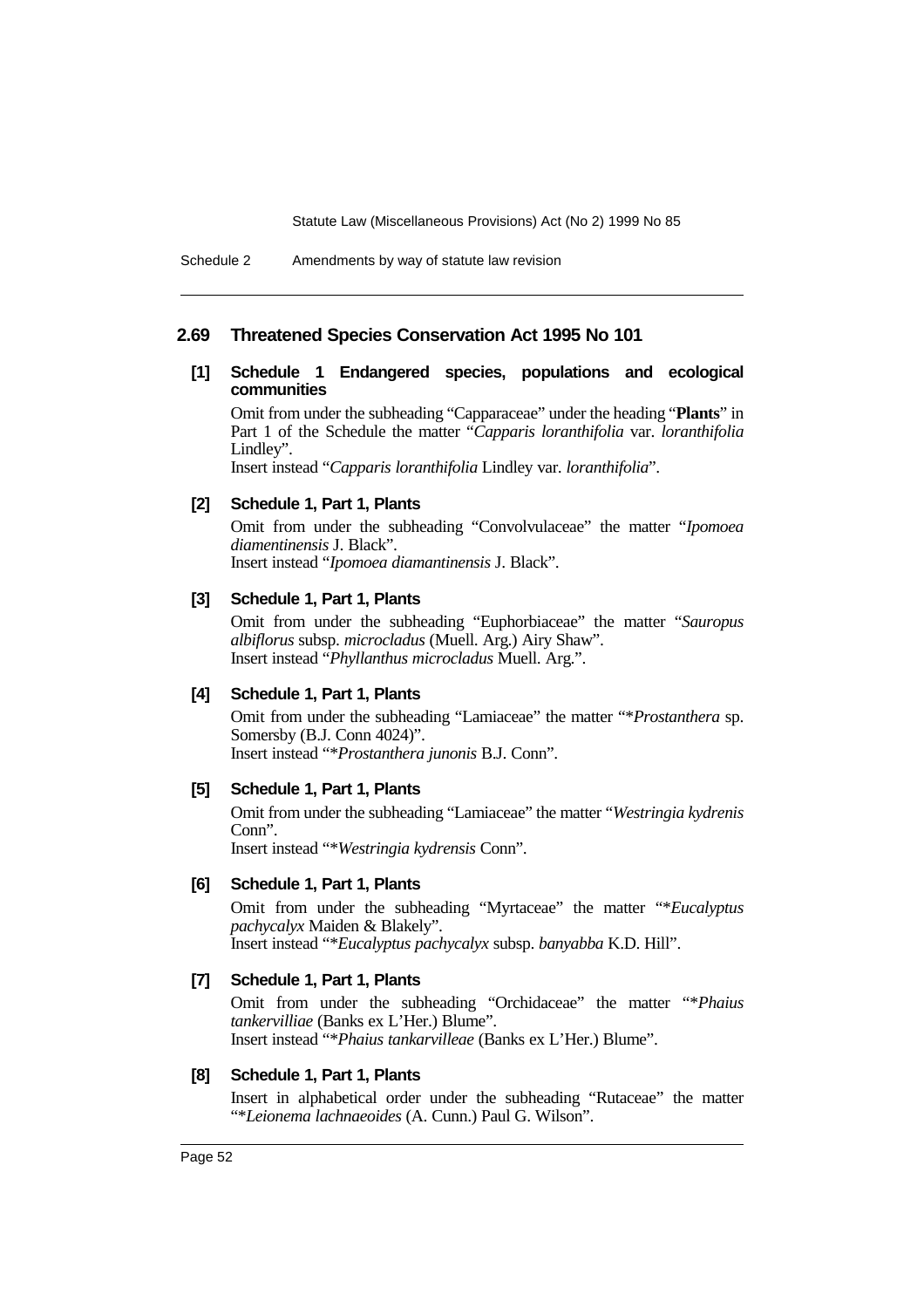## 2.69 Threatened Species Conservation Act 1995 No 101

### [1] Schedule 1 Endangered species, populations and ecological communities

Omit from under the subheading “Capparaceae” under the heading “**Plants**” in Part 1 of the Schedule the matter “*Capparis loranthifolia* var. *loranthifolia* Lindley”.

Insert instead “*Capparis loranthifolia* Lindley var. *loranthifolia*”.

### [2] Schedule 1, Part 1, Plants

Omit from under the subheading “Convolvulaceae” the matter “*Ipomoea diamentinensis* J. Black”.

Insert instead “*Ipomoea diamantinensis* J. Black”.

### [3] Schedule 1, Part 1, Plants

Omit from under the subheading “Euphorbiaceae” the matter “*Sauropus albiflorus* subsp. *microcladus* (Muell. Arg.) Airy Shaw”.

Insert instead “*Phyllanthus microcladus* Muell. Arg.”.

### [4] Schedule 1, Part 1, Plants

Omit from under the subheading “Lamiaceae” the matter “*Prostanthera* sp. Somersby (B.J. Conn 4024)”.

Insert instead “*Prostanthera junonis* B.J. Conn”.

### [5] Schedule 1, Part 1, Plants

Omit from under the subheading “Lamiaceae” the matter “*Westringia kydrenis* Conn”.

Insert instead “*Westringia kydrensis* Conn”.

### [6] Schedule 1, Part 1, Plants

Omit from under the subheading “Myrtaceae” the matter “*Eucalyptus pachycalyx* Maiden & Blakely”.

Insert instead “*Eucalyptus pachycalyx* subsp. *banyabba* K.D. Hill”.

### [7] Schedule 1, Part 1, Plants

Omit from under the subheading “Orchidaceae” the matter “*Phaius tankervilliae* (Banks ex L’Her.) Blume”.

Insert instead “*Phaius tankarvilleae* (Banks ex L’Her.) Blume”.

### [8] Schedule 1, Part 1, Plants

Insert in alphabetical order under the subheading “Rutaceae” the matter “*Leionema lachnaeoides* (A. Cunn.) Paul G. Wilson”.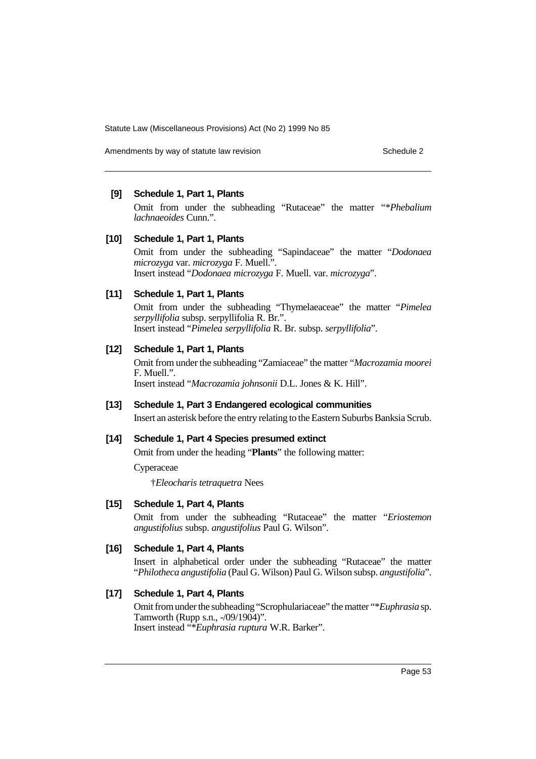**[9] Schedule 1, Part 1, Plants**

Omit from under the subheading "Rutaceae" the matter "**Phebalium lachnaeoides* Cunn.".

**[10] Schedule 1, Part 1, Plants**

Omit from under the subheading "Sapindaceae" the matter "*Dodonaea microzyga* var. *microzyga* F. Muell.".
Insert instead "*Dodonaea microzyga* F. Muell. var. *microzyga*".

**[11] Schedule 1, Part 1, Plants**

Omit from under the subheading "Thymelaeaceae" the matter "*Pimelea serpyllifolia* subsp. serpyllifolia R. Br.".
Insert instead "*Pimelea serpyllifolia* R. Br. subsp. *serpyllifolia*".

**[12] Schedule 1, Part 1, Plants**

Omit from under the subheading "Zamiaceae" the matter "*Macrozamia moorei* F. Muell.".
Insert instead "*Macrozamia johnsonii* D.L. Jones & K. Hill".

**[13] Schedule 1, Part 3 Endangered ecological communities**

Insert an asterisk before the entry relating to the Eastern Suburbs Banksia Scrub.

**[14] Schedule 1, Part 4 Species presumed extinct**

Omit from under the heading "**Plants**" the following matter:

Cyperaceae

†*Eleocharis tetraquetra* Nees

**[15] Schedule 1, Part 4, Plants**

Omit from under the subheading "Rutaceae" the matter "*Eriostemon angustifolius* subsp. *angustifolius* Paul G. Wilson".

**[16] Schedule 1, Part 4, Plants**

Insert in alphabetical order under the subheading "Rutaceae" the matter "*Philotheca angustifolia* (Paul G. Wilson) Paul G. Wilson subsp. *angustifolia*".

**[17] Schedule 1, Part 4, Plants**

Omit from under the subheading "Scrophulariaceae" the matter "**Euphrasia* sp. Tamworth (Rupp s.n., -/09/1904)".
Insert instead "**Euphrasia ruptura* W.R. Barker".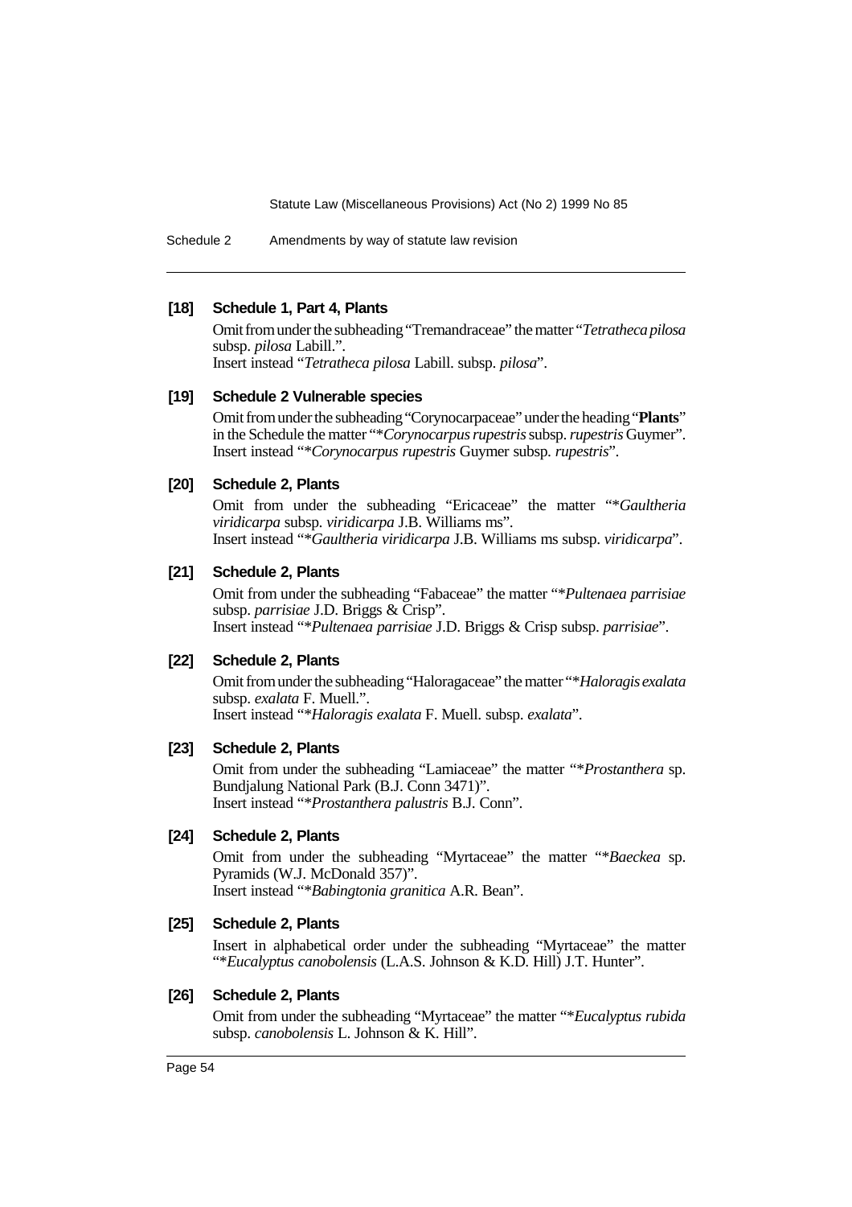#### [18] Schedule 1, Part 4, Plants

Omit from under the subheading "Tremandraceae" the matter "*Tetratheca pilosa* subsp. *pilosa* Labill.".
Insert instead "*Tetratheca pilosa* Labill. subsp. *pilosa*".

#### [19] Schedule 2 Vulnerable species

Omit from under the subheading "Corynocarpaceae" under the heading "**Plants**" in the Schedule the matter "*\*Corynocarpus rupestris* subsp. *rupestris* Guymer".
Insert instead "*\*Corynocarpus rupestris* Guymer subsp. *rupestris*".

#### [20] Schedule 2, Plants

Omit from under the subheading "Ericaceae" the matter "*\*Gaultheria viridicarpa* subsp. *viridicarpa* J.B. Williams ms".
Insert instead "*\*Gaultheria viridicarpa* J.B. Williams ms subsp. *viridicarpa*".

#### [21] Schedule 2, Plants

Omit from under the subheading "Fabaceae" the matter "*\*Pultenaea parrisiae* subsp. *parrisiae* J.D. Briggs & Crisp".
Insert instead "*\*Pultenaea parrisiae* J.D. Briggs & Crisp subsp. *parrisiae*".

#### [22] Schedule 2, Plants

Omit from under the subheading "Haloragaceae" the matter "*\*Haloragis exalata* subsp. *exalata* F. Muell.".
Insert instead "*\*Haloragis exalata* F. Muell. subsp. *exalata*".

#### [23] Schedule 2, Plants

Omit from under the subheading "Lamiaceae" the matter "*\*Prostanthera* sp. Bundjalung National Park (B.J. Conn 3471)".
Insert instead "*\*Prostanthera palustris* B.J. Conn".

#### [24] Schedule 2, Plants

Omit from under the subheading "Myrtaceae" the matter "*\*Baeckea* sp. Pyramids (W.J. McDonald 357)".
Insert instead "*\*Babingtonia granitica* A.R. Bean".

#### [25] Schedule 2, Plants

Insert in alphabetical order under the subheading "Myrtaceae" the matter "*\*Eucalyptus canobolensis* (L.A.S. Johnson & K.D. Hill) J.T. Hunter".

#### [26] Schedule 2, Plants

Omit from under the subheading "Myrtaceae" the matter "*\*Eucalyptus rubida* subsp. *canobolensis* L. Johnson & K. Hill".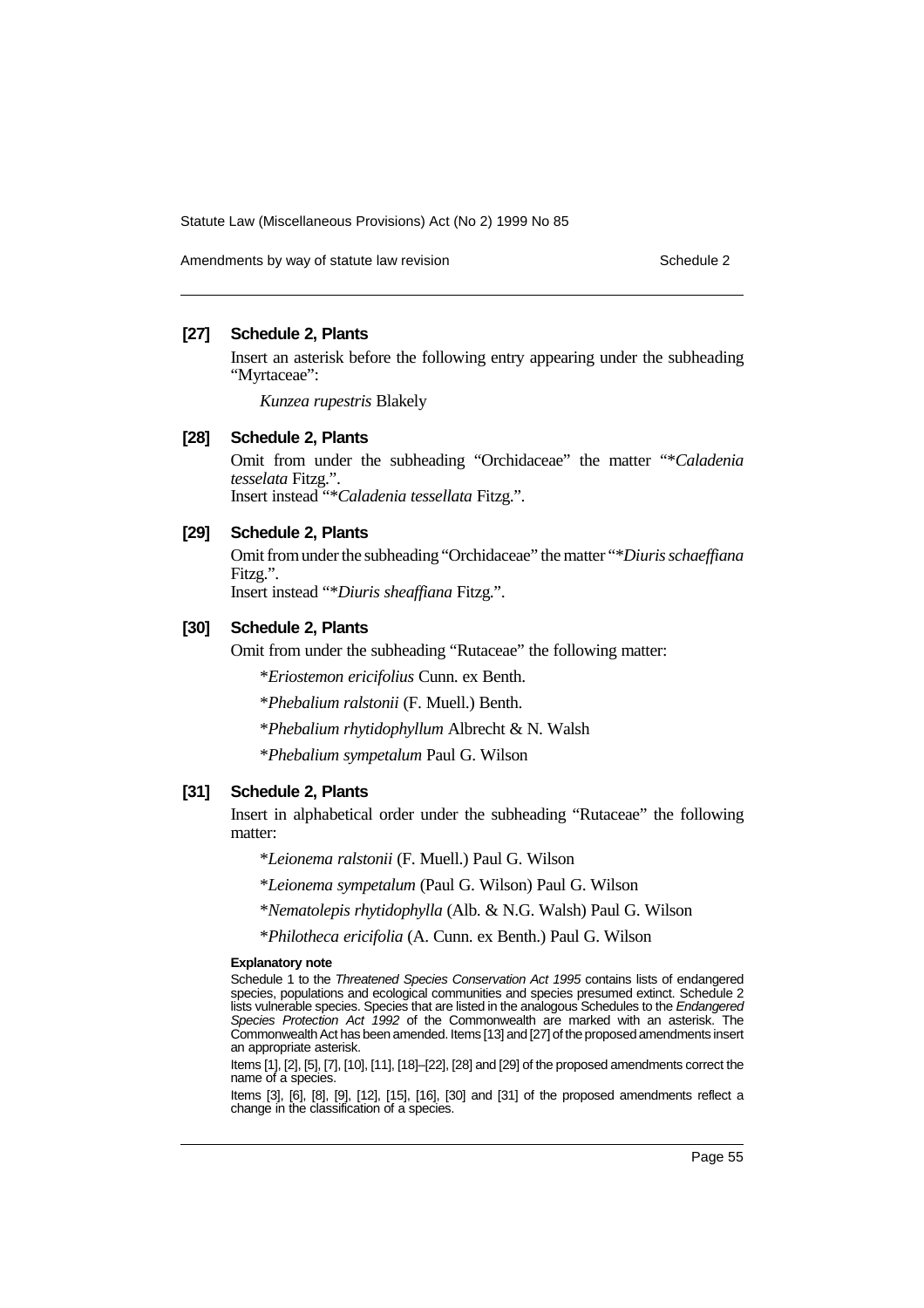### [27] Schedule 2, Plants

Insert an asterisk before the following entry appearing under the subheading "Myrtaceae":

*Kunzea rupestris* Blakely

### [28] Schedule 2, Plants

Omit from under the subheading "Orchidaceae" the matter "\**Caladenia tesselata* Fitzg.".

Insert instead "\**Caladenia tessellata* Fitzg.".

### [29] Schedule 2, Plants

Omit from under the subheading "Orchidaceae" the matter "\**Diuris schaeffiana* Fitzg.".

Insert instead "\**Diuris sheaffiana* Fitzg.".

### [30] Schedule 2, Plants

Omit from under the subheading "Rutaceae" the following matter:

\**Eriostemon ericifolius* Cunn. ex Benth.

\**Phebalium ralstonii* (F. Muell.) Benth.

\**Phebalium rhytidophyllum* Albrecht & N. Walsh

\**Phebalium sympetalum* Paul G. Wilson

### [31] Schedule 2, Plants

Insert in alphabetical order under the subheading "Rutaceae" the following matter:

\**Leionema ralstonii* (F. Muell.) Paul G. Wilson

\**Leionema sympetalum* (Paul G. Wilson) Paul G. Wilson

\**Nematolepis rhytidophylla* (Alb. & N.G. Walsh) Paul G. Wilson

\**Philotheca ericifolia* (A. Cunn. ex Benth.) Paul G. Wilson

**Explanatory note**

Schedule 1 to the *Threatened Species Conservation Act 1995* contains lists of endangered species, populations and ecological communities and species presumed extinct. Schedule 2 lists vulnerable species. Species that are listed in the analogous Schedules to the *Endangered Species Protection Act 1992* of the Commonwealth are marked with an asterisk. The Commonwealth Act has been amended. Items [13] and [27] of the proposed amendments insert an appropriate asterisk.

Items [1], [2], [5], [7], [10], [11], [18]–[22], [28] and [29] of the proposed amendments correct the name of a species.

Items [3], [6], [8], [9], [12], [15], [16], [30] and [31] of the proposed amendments reflect a change in the classification of a species.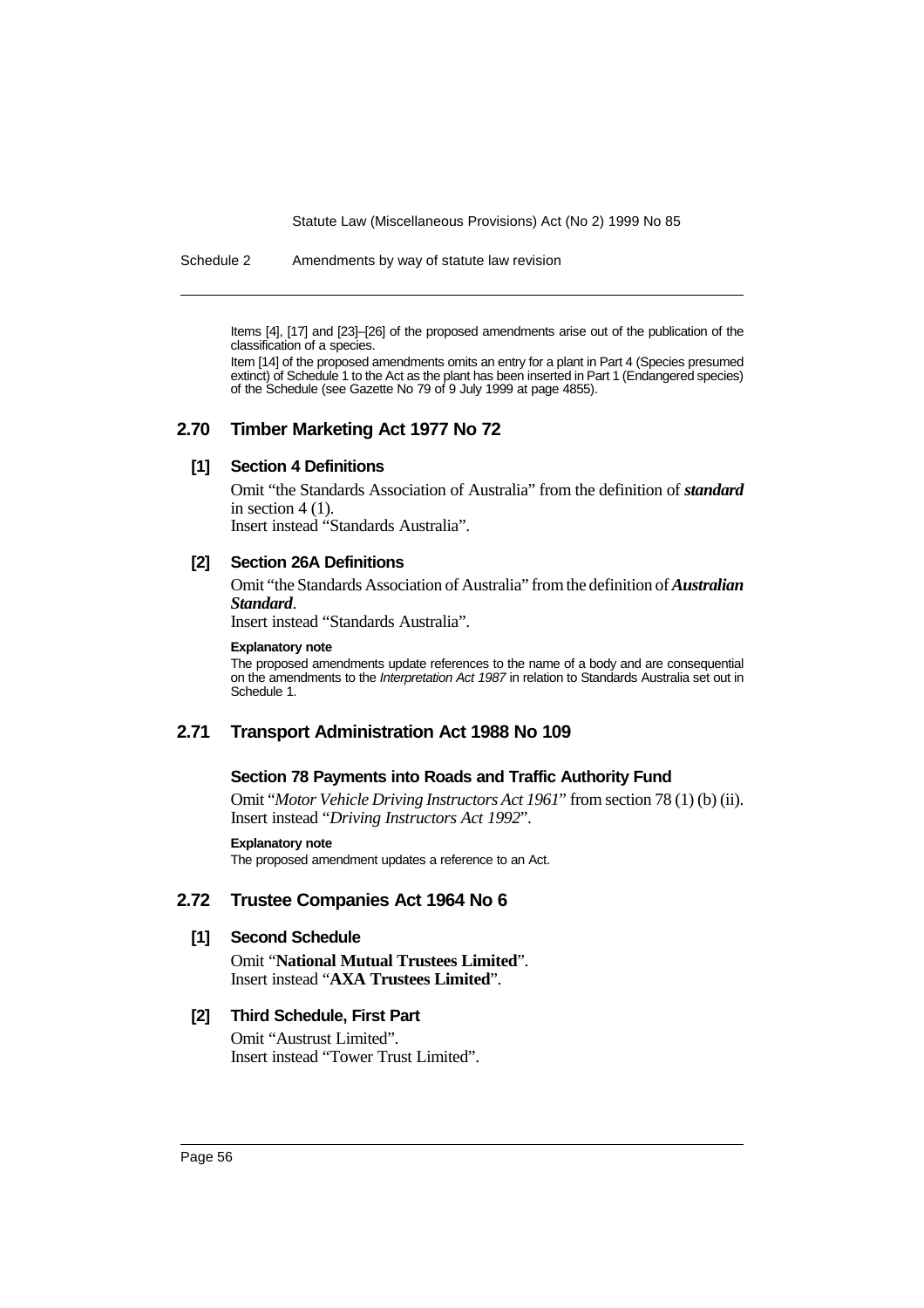Items [4], [17] and [23]–[26] of the proposed amendments arise out of the publication of the classification of a species.

Item [14] of the proposed amendments omits an entry for a plant in Part 4 (Species presumed extinct) of Schedule 1 to the Act as the plant has been inserted in Part 1 (Endangered species) of the Schedule (see Gazette No 79 of 9 July 1999 at page 4855).

## 2.70 Timber Marketing Act 1977 No 72

### [1] Section 4 Definitions

Omit "the Standards Association of Australia" from the definition of ***standard*** in section 4 (1).
Insert instead "Standards Australia".

### [2] Section 26A Definitions

Omit "the Standards Association of Australia" from the definition of ***Australian Standard***.
Insert instead "Standards Australia".

**Explanatory note**

The proposed amendments update references to the name of a body and are consequential on the amendments to the *Interpretation Act 1987* in relation to Standards Australia set out in Schedule 1.

## 2.71 Transport Administration Act 1988 No 109

### Section 78 Payments into Roads and Traffic Authority Fund

Omit "*Motor Vehicle Driving Instructors Act 1961*" from section 78 (1) (b) (ii).
Insert instead "*Driving Instructors Act 1992*".

**Explanatory note**

The proposed amendment updates a reference to an Act.

## 2.72 Trustee Companies Act 1964 No 6

### [1] Second Schedule

Omit "**National Mutual Trustees Limited**".
Insert instead "**AXA Trustees Limited**".

### [2] Third Schedule, First Part

Omit "Austrust Limited".
Insert instead "Tower Trust Limited".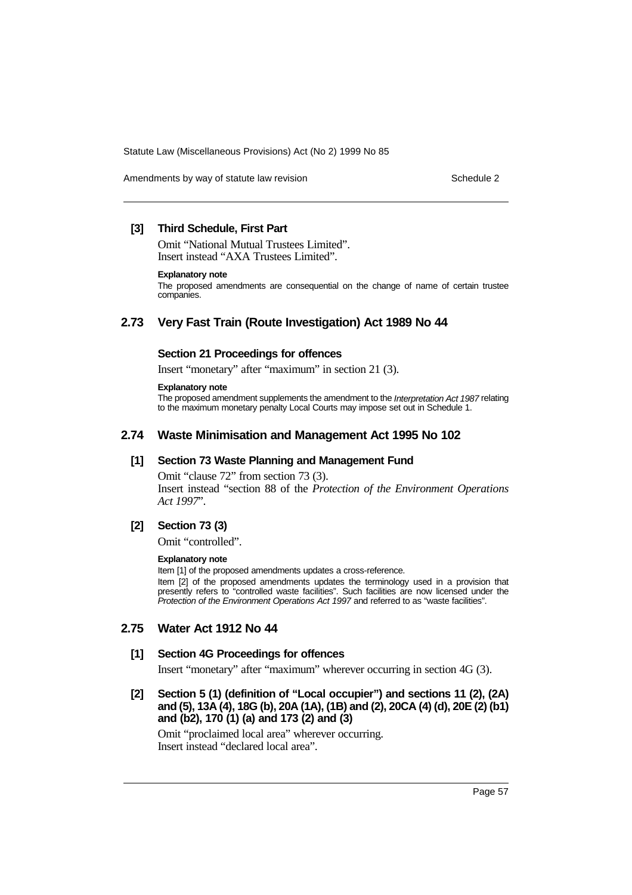### [3] Third Schedule, First Part

Omit "National Mutual Trustees Limited".
Insert instead "AXA Trustees Limited".

**Explanatory note**

The proposed amendments are consequential on the change of name of certain trustee companies.

## 2.73 Very Fast Train (Route Investigation) Act 1989 No 44

### Section 21 Proceedings for offences

Insert "monetary" after "maximum" in section 21 (3).

**Explanatory note**

The proposed amendment supplements the amendment to the *Interpretation Act 1987* relating to the maximum monetary penalty Local Courts may impose set out in Schedule 1.

## 2.74 Waste Minimisation and Management Act 1995 No 102

### [1] Section 73 Waste Planning and Management Fund

Omit "clause 72" from section 73 (3).
Insert instead "section 88 of the *Protection of the Environment Operations Act 1997*".

### [2] Section 73 (3)

Omit "controlled".

**Explanatory note**

Item [1] of the proposed amendments updates a cross-reference.

Item [2] of the proposed amendments updates the terminology used in a provision that presently refers to "controlled waste facilities". Such facilities are now licensed under the *Protection of the Environment Operations Act 1997* and referred to as "waste facilities".

## 2.75 Water Act 1912 No 44

### [1] Section 4G Proceedings for offences

Insert "monetary" after "maximum" wherever occurring in section 4G (3).

### [2] Section 5 (1) (definition of "Local occupier") and sections 11 (2), (2A) and (5), 13A (4), 18G (b), 20A (1A), (1B) and (2), 20CA (4) (d), 20E (2) (b1) and (b2), 170 (1) (a) and 173 (2) and (3)

Omit "proclaimed local area" wherever occurring.
Insert instead "declared local area".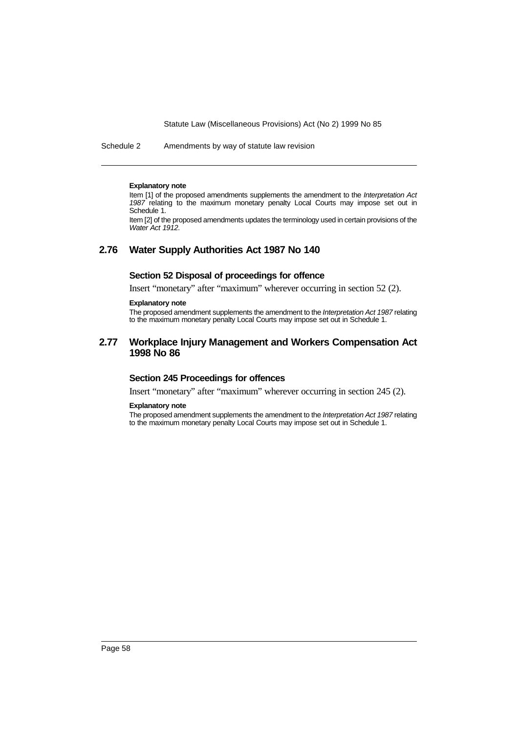**Explanatory note**

Item [1] of the proposed amendments supplements the amendment to the *Interpretation Act 1987* relating to the maximum monetary penalty Local Courts may impose set out in Schedule 1.

Item [2] of the proposed amendments updates the terminology used in certain provisions of the *Water Act 1912*.

## 2.76 Water Supply Authorities Act 1987 No 140

### Section 52 Disposal of proceedings for offence

Insert "monetary" after "maximum" wherever occurring in section 52 (2).

**Explanatory note**

The proposed amendment supplements the amendment to the *Interpretation Act 1987* relating to the maximum monetary penalty Local Courts may impose set out in Schedule 1.

## 2.77 Workplace Injury Management and Workers Compensation Act 1998 No 86

### Section 245 Proceedings for offences

Insert "monetary" after "maximum" wherever occurring in section 245 (2).

**Explanatory note**

The proposed amendment supplements the amendment to the *Interpretation Act 1987* relating to the maximum monetary penalty Local Courts may impose set out in Schedule 1.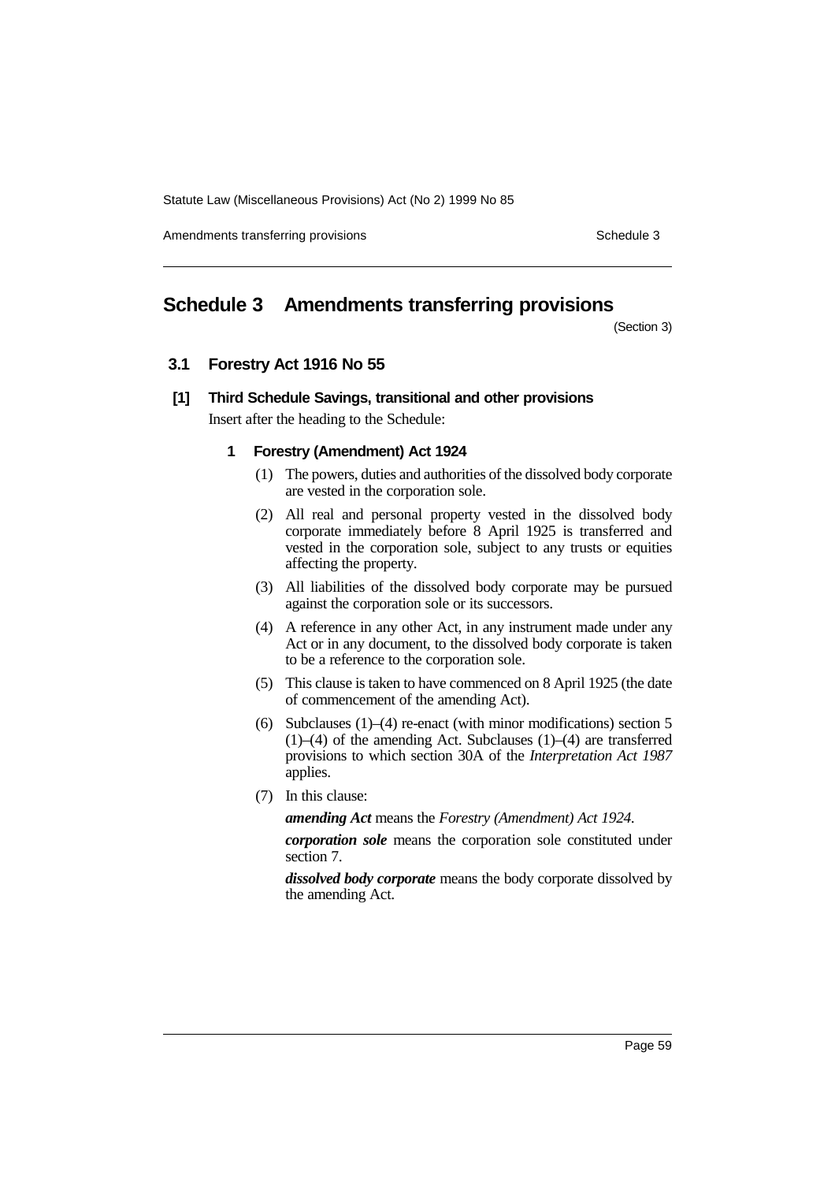# Schedule 3 Amendments transferring provisions

(Section 3)

## 3.1 Forestry Act 1916 No 55

### [1] Third Schedule Savings, transitional and other provisions

Insert after the heading to the Schedule:

#### 1 Forestry (Amendment) Act 1924

(1) The powers, duties and authorities of the dissolved body corporate are vested in the corporation sole.

(2) All real and personal property vested in the dissolved body corporate immediately before 8 April 1925 is transferred and vested in the corporation sole, subject to any trusts or equities affecting the property.

(3) All liabilities of the dissolved body corporate may be pursued against the corporation sole or its successors.

(4) A reference in any other Act, in any instrument made under any Act or in any document, to the dissolved body corporate is taken to be a reference to the corporation sole.

(5) This clause is taken to have commenced on 8 April 1925 (the date of commencement of the amending Act).

(6) Subclauses (1)–(4) re-enact (with minor modifications) section 5 (1)–(4) of the amending Act. Subclauses (1)–(4) are transferred provisions to which section 30A of the *Interpretation Act 1987* applies.

(7) In this clause:

***amending Act*** means the *Forestry (Amendment) Act 1924.*

***corporation sole*** means the corporation sole constituted under section 7.

***dissolved body corporate*** means the body corporate dissolved by the amending Act.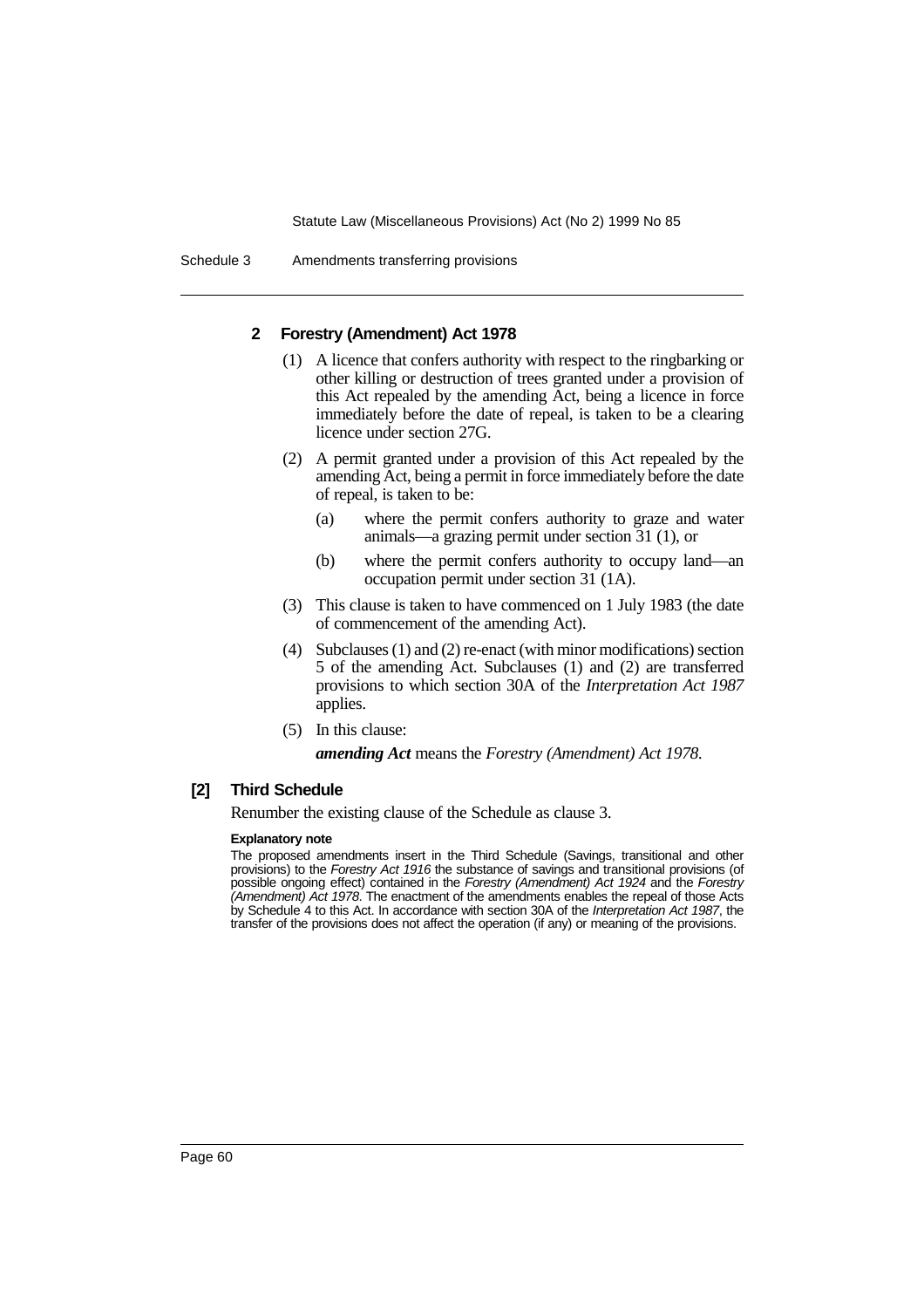#### 2 Forestry (Amendment) Act 1978

(1) A licence that confers authority with respect to the ringbarking or other killing or destruction of trees granted under a provision of this Act repealed by the amending Act, being a licence in force immediately before the date of repeal, is taken to be a clearing licence under section 27G.

(2) A permit granted under a provision of this Act repealed by the amending Act, being a permit in force immediately before the date of repeal, is taken to be:

(a) where the permit confers authority to graze and water animals—a grazing permit under section 31 (1), or

(b) where the permit confers authority to occupy land—an occupation permit under section 31 (1A).

(3) This clause is taken to have commenced on 1 July 1983 (the date of commencement of the amending Act).

(4) Subclauses (1) and (2) re-enact (with minor modifications) section 5 of the amending Act. Subclauses (1) and (2) are transferred provisions to which section 30A of the *Interpretation Act 1987* applies.

(5) In this clause:

***amending Act*** means the *Forestry (Amendment) Act 1978*.

### [2] Third Schedule

Renumber the existing clause of the Schedule as clause 3.

**Explanatory note**

The proposed amendments insert in the Third Schedule (Savings, transitional and other provisions) to the *Forestry Act 1916* the substance of savings and transitional provisions (of possible ongoing effect) contained in the *Forestry (Amendment) Act 1924* and the *Forestry (Amendment) Act 1978*. The enactment of the amendments enables the repeal of those Acts by Schedule 4 to this Act. In accordance with section 30A of the *Interpretation Act 1987*, the transfer of the provisions does not affect the operation (if any) or meaning of the provisions.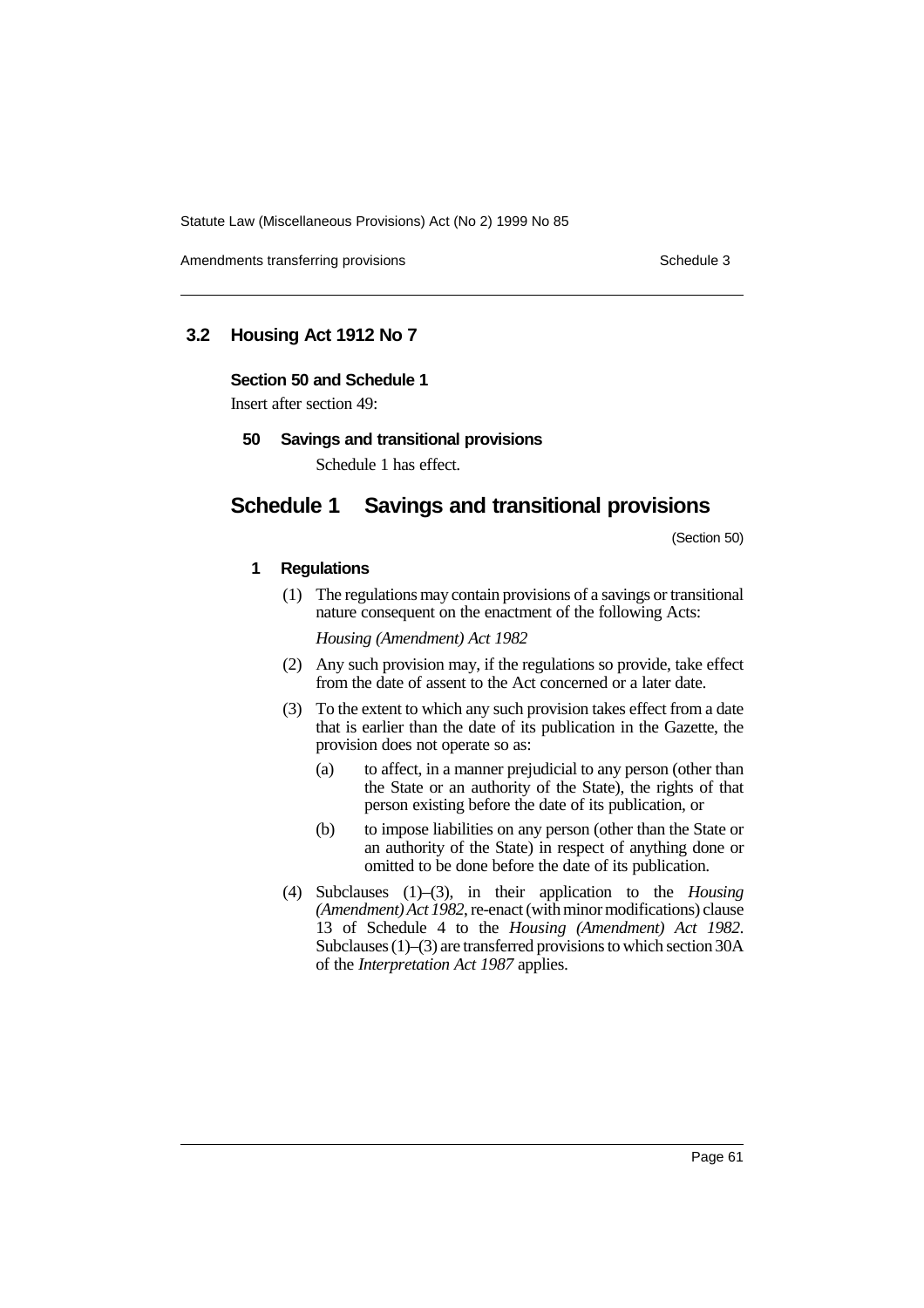## 3.2 Housing Act 1912 No 7

**Section 50 and Schedule 1**

Insert after section 49:

**50 Savings and transitional provisions**

Schedule 1 has effect.

# Schedule 1 Savings and transitional provisions

(Section 50)

**1 Regulations**

(1) The regulations may contain provisions of a savings or transitional nature consequent on the enactment of the following Acts:

*Housing (Amendment) Act 1982*

(2) Any such provision may, if the regulations so provide, take effect from the date of assent to the Act concerned or a later date.

(3) To the extent to which any such provision takes effect from a date that is earlier than the date of its publication in the Gazette, the provision does not operate so as:

(a) to affect, in a manner prejudicial to any person (other than the State or an authority of the State), the rights of that person existing before the date of its publication, or

(b) to impose liabilities on any person (other than the State or an authority of the State) in respect of anything done or omitted to be done before the date of its publication.

(4) Subclauses (1)–(3), in their application to the *Housing (Amendment) Act 1982*, re-enact (with minor modifications) clause 13 of Schedule 4 to the *Housing (Amendment) Act 1982*. Subclauses (1)–(3) are transferred provisions to which section 30A of the *Interpretation Act 1987* applies.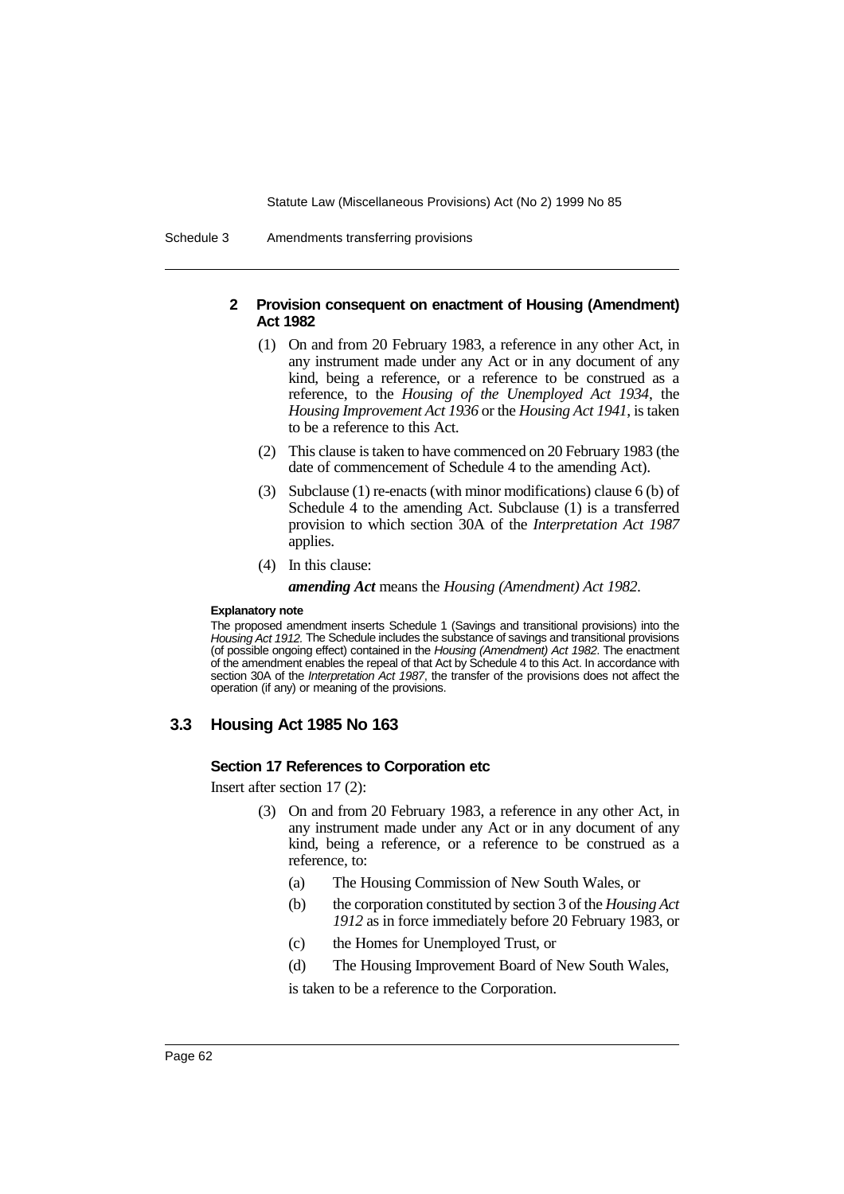### 2 Provision consequent on enactment of Housing (Amendment) Act 1982

(1) On and from 20 February 1983, a reference in any other Act, in any instrument made under any Act or in any document of any kind, being a reference, or a reference to be construed as a reference, to the *Housing of the Unemployed Act 1934*, the *Housing Improvement Act 1936* or the *Housing Act 1941*, is taken to be a reference to this Act.

(2) This clause is taken to have commenced on 20 February 1983 (the date of commencement of Schedule 4 to the amending Act).

(3) Subclause (1) re-enacts (with minor modifications) clause 6 (b) of Schedule 4 to the amending Act. Subclause (1) is a transferred provision to which section 30A of the *Interpretation Act 1987* applies.

(4) In this clause:

***amending Act*** means the *Housing (Amendment) Act 1982*.

**Explanatory note**

The proposed amendment inserts Schedule 1 (Savings and transitional provisions) into the *Housing Act 1912*. The Schedule includes the substance of savings and transitional provisions (of possible ongoing effect) contained in the *Housing (Amendment) Act 1982*. The enactment of the amendment enables the repeal of that Act by Schedule 4 to this Act. In accordance with section 30A of the *Interpretation Act 1987*, the transfer of the provisions does not affect the operation (if any) or meaning of the provisions.

## 3.3 Housing Act 1985 No 163

### Section 17 References to Corporation etc

Insert after section 17 (2):

(3) On and from 20 February 1983, a reference in any other Act, in any instrument made under any Act or in any document of any kind, being a reference, or a reference to be construed as a reference, to:

(a) The Housing Commission of New South Wales, or

(b) the corporation constituted by section 3 of the *Housing Act 1912* as in force immediately before 20 February 1983, or

(c) the Homes for Unemployed Trust, or

(d) The Housing Improvement Board of New South Wales,

is taken to be a reference to the Corporation.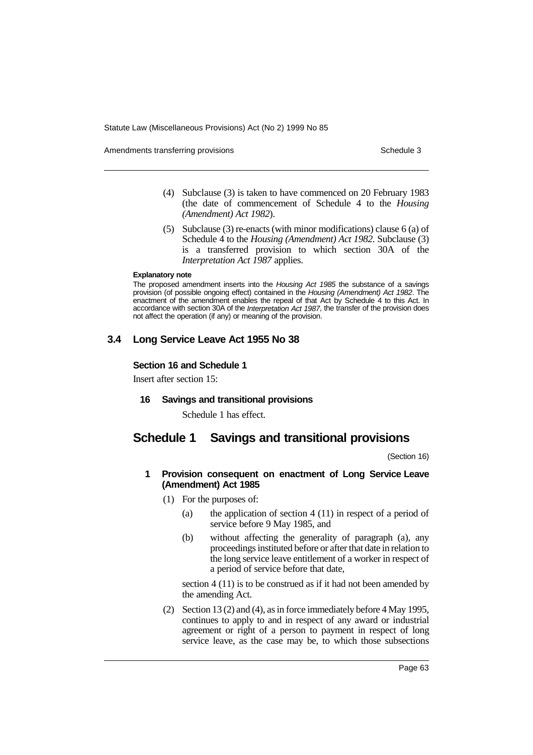(4) Subclause (3) is taken to have commenced on 20 February 1983 (the date of commencement of Schedule 4 to the *Housing (Amendment) Act 1982*).

(5) Subclause (3) re-enacts (with minor modifications) clause 6 (a) of Schedule 4 to the *Housing (Amendment) Act 1982*. Subclause (3) is a transferred provision to which section 30A of the *Interpretation Act 1987* applies.

**Explanatory note**

The proposed amendment inserts into the *Housing Act 1985* the substance of a savings provision (of possible ongoing effect) contained in the *Housing (Amendment) Act 1982*. The enactment of the amendment enables the repeal of that Act by Schedule 4 to this Act. In accordance with section 30A of the *Interpretation Act 1987*, the transfer of the provision does not affect the operation (if any) or meaning of the provision.

## 3.4 Long Service Leave Act 1955 No 38

### Section 16 and Schedule 1

Insert after section 15:

**16 Savings and transitional provisions**

Schedule 1 has effect.

## Schedule 1 Savings and transitional provisions

(Section 16)

**1 Provision consequent on enactment of Long Service Leave (Amendment) Act 1985**

(1) For the purposes of:

(a) the application of section 4 (11) in respect of a period of service before 9 May 1985, and

(b) without affecting the generality of paragraph (a), any proceedings instituted before or after that date in relation to the long service leave entitlement of a worker in respect of a period of service before that date,

section 4 (11) is to be construed as if it had not been amended by the amending Act.

(2) Section 13 (2) and (4), as in force immediately before 4 May 1995, continues to apply to and in respect of any award or industrial agreement or right of a person to payment in respect of long service leave, as the case may be, to which those subsections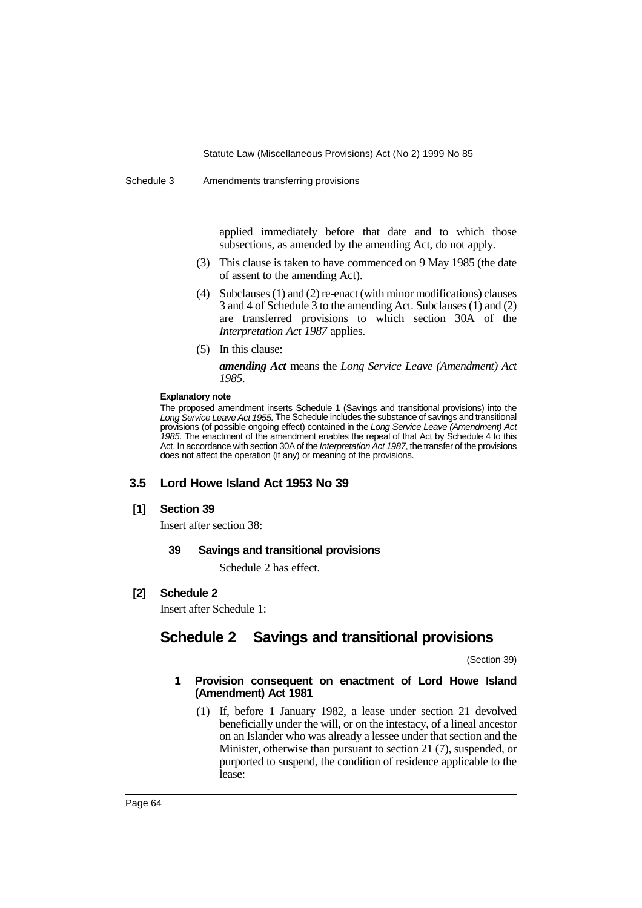applied immediately before that date and to which those subsections, as amended by the amending Act, do not apply.

(3) This clause is taken to have commenced on 9 May 1985 (the date of assent to the amending Act).

(4) Subclauses (1) and (2) re-enact (with minor modifications) clauses 3 and 4 of Schedule 3 to the amending Act. Subclauses (1) and (2) are transferred provisions to which section 30A of the *Interpretation Act 1987* applies.

(5) In this clause:

***amending Act*** means the *Long Service Leave (Amendment) Act 1985*.

**Explanatory note**

The proposed amendment inserts Schedule 1 (Savings and transitional provisions) into the *Long Service Leave Act 1955*. The Schedule includes the substance of savings and transitional provisions (of possible ongoing effect) contained in the *Long Service Leave (Amendment) Act 1985*. The enactment of the amendment enables the repeal of that Act by Schedule 4 to this Act. In accordance with section 30A of the *Interpretation Act 1987*, the transfer of the provisions does not affect the operation (if any) or meaning of the provisions.

## 3.5 Lord Howe Island Act 1953 No 39

### [1] Section 39

Insert after section 38:

#### 39 Savings and transitional provisions

Schedule 2 has effect.

### [2] Schedule 2

Insert after Schedule 1:

## Schedule 2 Savings and transitional provisions

(Section 39)

#### 1 Provision consequent on enactment of Lord Howe Island (Amendment) Act 1981

(1) If, before 1 January 1982, a lease under section 21 devolved beneficially under the will, or on the intestacy, of a lineal ancestor on an Islander who was already a lessee under that section and the Minister, otherwise than pursuant to section 21 (7), suspended, or purported to suspend, the condition of residence applicable to the lease: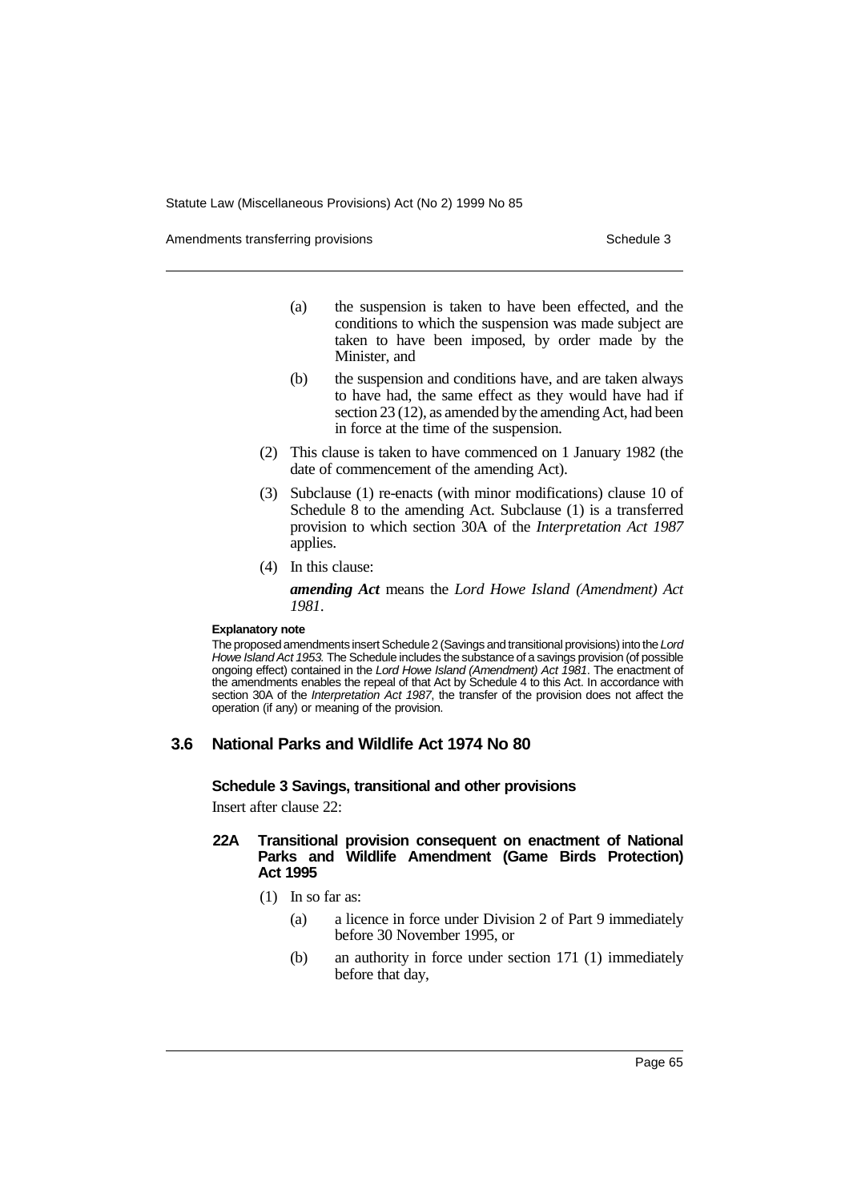(a) the suspension is taken to have been effected, and the conditions to which the suspension was made subject are taken to have been imposed, by order made by the Minister, and

(b) the suspension and conditions have, and are taken always to have had, the same effect as they would have had if section 23 (12), as amended by the amending Act, had been in force at the time of the suspension.

(2) This clause is taken to have commenced on 1 January 1982 (the date of commencement of the amending Act).

(3) Subclause (1) re-enacts (with minor modifications) clause 10 of Schedule 8 to the amending Act. Subclause (1) is a transferred provision to which section 30A of the *Interpretation Act 1987* applies.

(4) In this clause:

***amending Act*** means the *Lord Howe Island (Amendment) Act 1981*.

**Explanatory note**

The proposed amendments insert Schedule 2 (Savings and transitional provisions) into the *Lord Howe Island Act 1953*. The Schedule includes the substance of a savings provision (of possible ongoing effect) contained in the *Lord Howe Island (Amendment) Act 1981*. The enactment of the amendments enables the repeal of that Act by Schedule 4 to this Act. In accordance with section 30A of the *Interpretation Act 1987*, the transfer of the provision does not affect the operation (if any) or meaning of the provision.

## 3.6 National Parks and Wildlife Act 1974 No 80

### Schedule 3 Savings, transitional and other provisions

Insert after clause 22:

#### 22A Transitional provision consequent on enactment of National Parks and Wildlife Amendment (Game Birds Protection) Act 1995

(1) In so far as:

(a) a licence in force under Division 2 of Part 9 immediately before 30 November 1995, or

(b) an authority in force under section 171 (1) immediately before that day,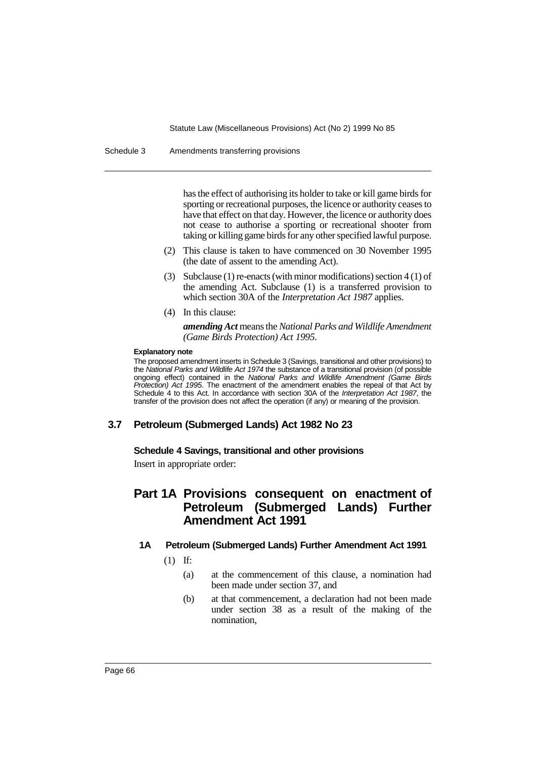has the effect of authorising its holder to take or kill game birds for sporting or recreational purposes, the licence or authority ceases to have that effect on that day. However, the licence or authority does not cease to authorise a sporting or recreational shooter from taking or killing game birds for any other specified lawful purpose.

(2) This clause is taken to have commenced on 30 November 1995 (the date of assent to the amending Act).

(3) Subclause (1) re-enacts (with minor modifications) section 4 (1) of the amending Act. Subclause (1) is a transferred provision to which section 30A of the *Interpretation Act 1987* applies.

(4) In this clause:

***amending Act*** means the *National Parks and Wildlife Amendment (Game Birds Protection) Act 1995*.

**Explanatory note**

The proposed amendment inserts in Schedule 3 (Savings, transitional and other provisions) to the *National Parks and Wildlife Act 1974* the substance of a transitional provision (of possible ongoing effect) contained in the *National Parks and Wildlife Amendment (Game Birds Protection) Act 1995*. The enactment of the amendment enables the repeal of that Act by Schedule 4 to this Act. In accordance with section 30A of the *Interpretation Act 1987*, the transfer of the provision does not affect the operation (if any) or meaning of the provision.

## 3.7 Petroleum (Submerged Lands) Act 1982 No 23

**Schedule 4 Savings, transitional and other provisions**

Insert in appropriate order:

## Part 1A Provisions consequent on enactment of Petroleum (Submerged Lands) Further Amendment Act 1991

### 1A Petroleum (Submerged Lands) Further Amendment Act 1991

(1) If:

(a) at the commencement of this clause, a nomination had been made under section 37, and

(b) at that commencement, a declaration had not been made under section 38 as a result of the making of the nomination,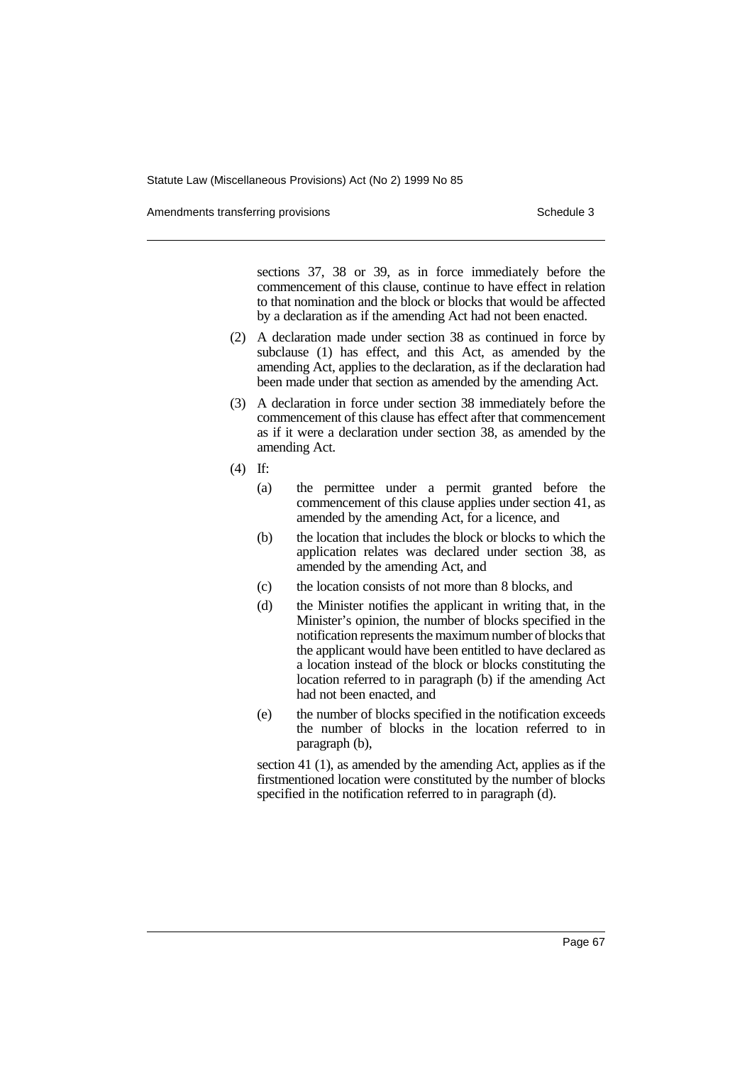sections 37, 38 or 39, as in force immediately before the commencement of this clause, continue to have effect in relation to that nomination and the block or blocks that would be affected by a declaration as if the amending Act had not been enacted.

(2) A declaration made under section 38 as continued in force by subclause (1) has effect, and this Act, as amended by the amending Act, applies to the declaration, as if the declaration had been made under that section as amended by the amending Act.

(3) A declaration in force under section 38 immediately before the commencement of this clause has effect after that commencement as if it were a declaration under section 38, as amended by the amending Act.

(4) If:

(a) the permittee under a permit granted before the commencement of this clause applies under section 41, as amended by the amending Act, for a licence, and

(b) the location that includes the block or blocks to which the application relates was declared under section 38, as amended by the amending Act, and

(c) the location consists of not more than 8 blocks, and

(d) the Minister notifies the applicant in writing that, in the Minister's opinion, the number of blocks specified in the notification represents the maximum number of blocks that the applicant would have been entitled to have declared as a location instead of the block or blocks constituting the location referred to in paragraph (b) if the amending Act had not been enacted, and

(e) the number of blocks specified in the notification exceeds the number of blocks in the location referred to in paragraph (b),

section 41 (1), as amended by the amending Act, applies as if the firstmentioned location were constituted by the number of blocks specified in the notification referred to in paragraph (d).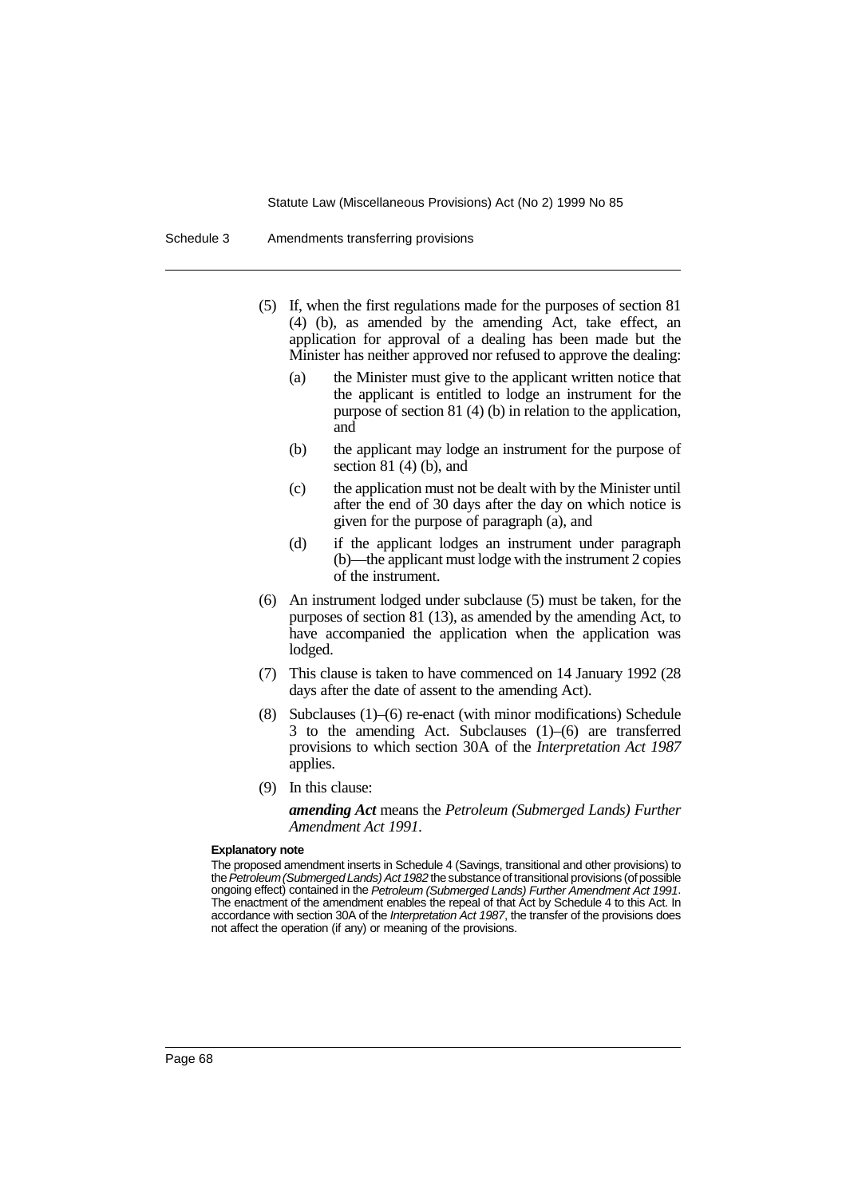(5) If, when the first regulations made for the purposes of section 81 (4) (b), as amended by the amending Act, take effect, an application for approval of a dealing has been made but the Minister has neither approved nor refused to approve the dealing:

- (a) the Minister must give to the applicant written notice that the applicant is entitled to lodge an instrument for the purpose of section 81 (4) (b) in relation to the application, and
- (b) the applicant may lodge an instrument for the purpose of section 81 (4) (b), and
- (c) the application must not be dealt with by the Minister until after the end of 30 days after the day on which notice is given for the purpose of paragraph (a), and
- (d) if the applicant lodges an instrument under paragraph (b)—the applicant must lodge with the instrument 2 copies of the instrument.

(6) An instrument lodged under subclause (5) must be taken, for the purposes of section 81 (13), as amended by the amending Act, to have accompanied the application when the application was lodged.

(7) This clause is taken to have commenced on 14 January 1992 (28 days after the date of assent to the amending Act).

(8) Subclauses (1)–(6) re-enact (with minor modifications) Schedule 3 to the amending Act. Subclauses (1)–(6) are transferred provisions to which section 30A of the *Interpretation Act 1987* applies.

(9) In this clause:

***amending Act*** means the *Petroleum (Submerged Lands) Further Amendment Act 1991*.

**Explanatory note**

The proposed amendment inserts in Schedule 4 (Savings, transitional and other provisions) to the *Petroleum (Submerged Lands) Act 1982* the substance of transitional provisions (of possible ongoing effect) contained in the *Petroleum (Submerged Lands) Further Amendment Act 1991*. The enactment of the amendment enables the repeal of that Act by Schedule 4 to this Act. In accordance with section 30A of the *Interpretation Act 1987*, the transfer of the provisions does not affect the operation (if any) or meaning of the provisions.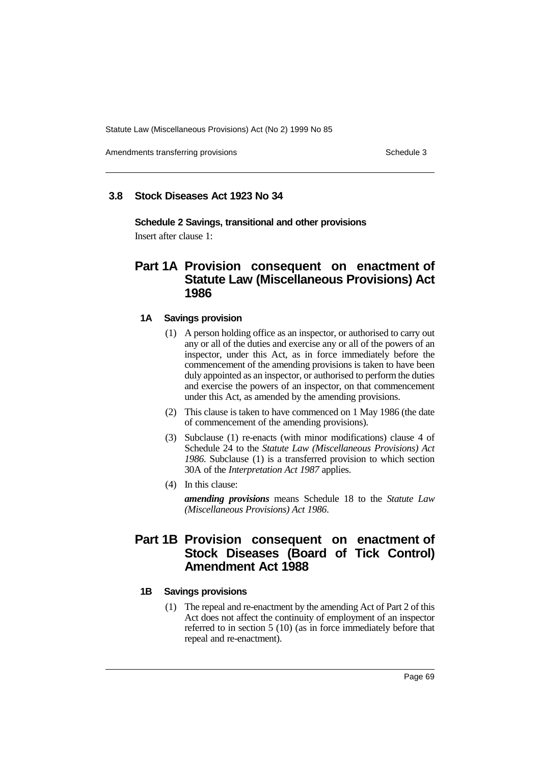## 3.8 Stock Diseases Act 1923 No 34

**Schedule 2 Savings, transitional and other provisions**

Insert after clause 1:

## Part 1A Provision consequent on enactment of Statute Law (Miscellaneous Provisions) Act 1986

### 1A Savings provision

(1) A person holding office as an inspector, or authorised to carry out any or all of the duties and exercise any or all of the powers of an inspector, under this Act, as in force immediately before the commencement of the amending provisions is taken to have been duly appointed as an inspector, or authorised to perform the duties and exercise the powers of an inspector, on that commencement under this Act, as amended by the amending provisions.

(2) This clause is taken to have commenced on 1 May 1986 (the date of commencement of the amending provisions).

(3) Subclause (1) re-enacts (with minor modifications) clause 4 of Schedule 24 to the *Statute Law (Miscellaneous Provisions) Act 1986*. Subclause (1) is a transferred provision to which section 30A of the *Interpretation Act 1987* applies.

(4) In this clause:

***amending provisions*** means Schedule 18 to the *Statute Law (Miscellaneous Provisions) Act 1986*.

## Part 1B Provision consequent on enactment of Stock Diseases (Board of Tick Control) Amendment Act 1988

### 1B Savings provisions

(1) The repeal and re-enactment by the amending Act of Part 2 of this Act does not affect the continuity of employment of an inspector referred to in section 5 (10) (as in force immediately before that repeal and re-enactment).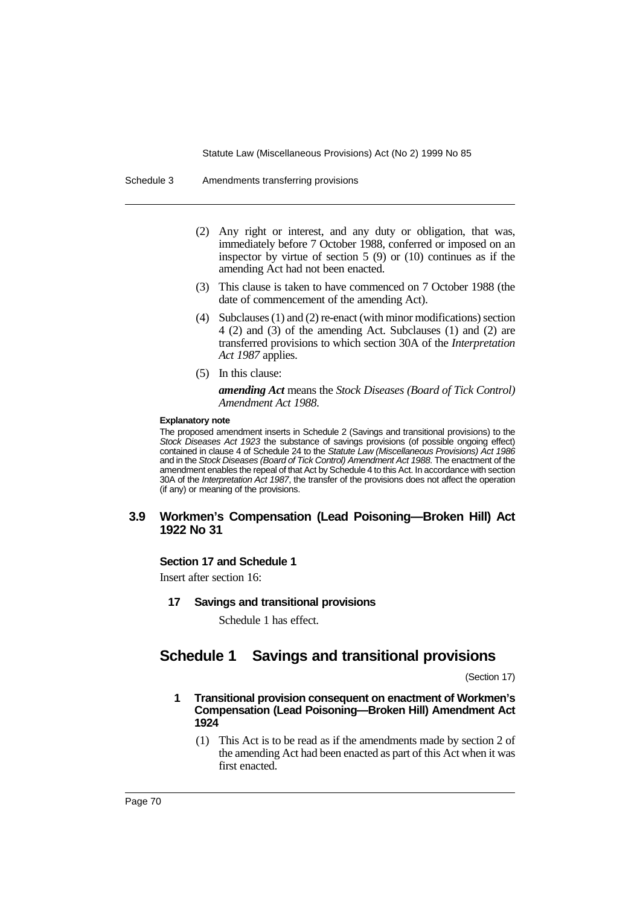(2) Any right or interest, and any duty or obligation, that was, immediately before 7 October 1988, conferred or imposed on an inspector by virtue of section 5 (9) or (10) continues as if the amending Act had not been enacted.

(3) This clause is taken to have commenced on 7 October 1988 (the date of commencement of the amending Act).

(4) Subclauses (1) and (2) re-enact (with minor modifications) section 4 (2) and (3) of the amending Act. Subclauses (1) and (2) are transferred provisions to which section 30A of the *Interpretation Act 1987* applies.

(5) In this clause:

***amending Act*** means the *Stock Diseases (Board of Tick Control) Amendment Act 1988*.

**Explanatory note**

The proposed amendment inserts in Schedule 2 (Savings and transitional provisions) to the *Stock Diseases Act 1923* the substance of savings provisions (of possible ongoing effect) contained in clause 4 of Schedule 24 to the *Statute Law (Miscellaneous Provisions) Act 1986* and in the *Stock Diseases (Board of Tick Control) Amendment Act 1988*. The enactment of the amendment enables the repeal of that Act by Schedule 4 to this Act. In accordance with section 30A of the *Interpretation Act 1987*, the transfer of the provisions does not affect the operation (if any) or meaning of the provisions.

## 3.9 Workmen's Compensation (Lead Poisoning—Broken Hill) Act 1922 No 31

**Section 17 and Schedule 1**

Insert after section 16:

**17 Savings and transitional provisions**

Schedule 1 has effect.

# Schedule 1 Savings and transitional provisions

(Section 17)

**1 Transitional provision consequent on enactment of Workmen's Compensation (Lead Poisoning—Broken Hill) Amendment Act 1924**

(1) This Act is to be read as if the amendments made by section 2 of the amending Act had been enacted as part of this Act when it was first enacted.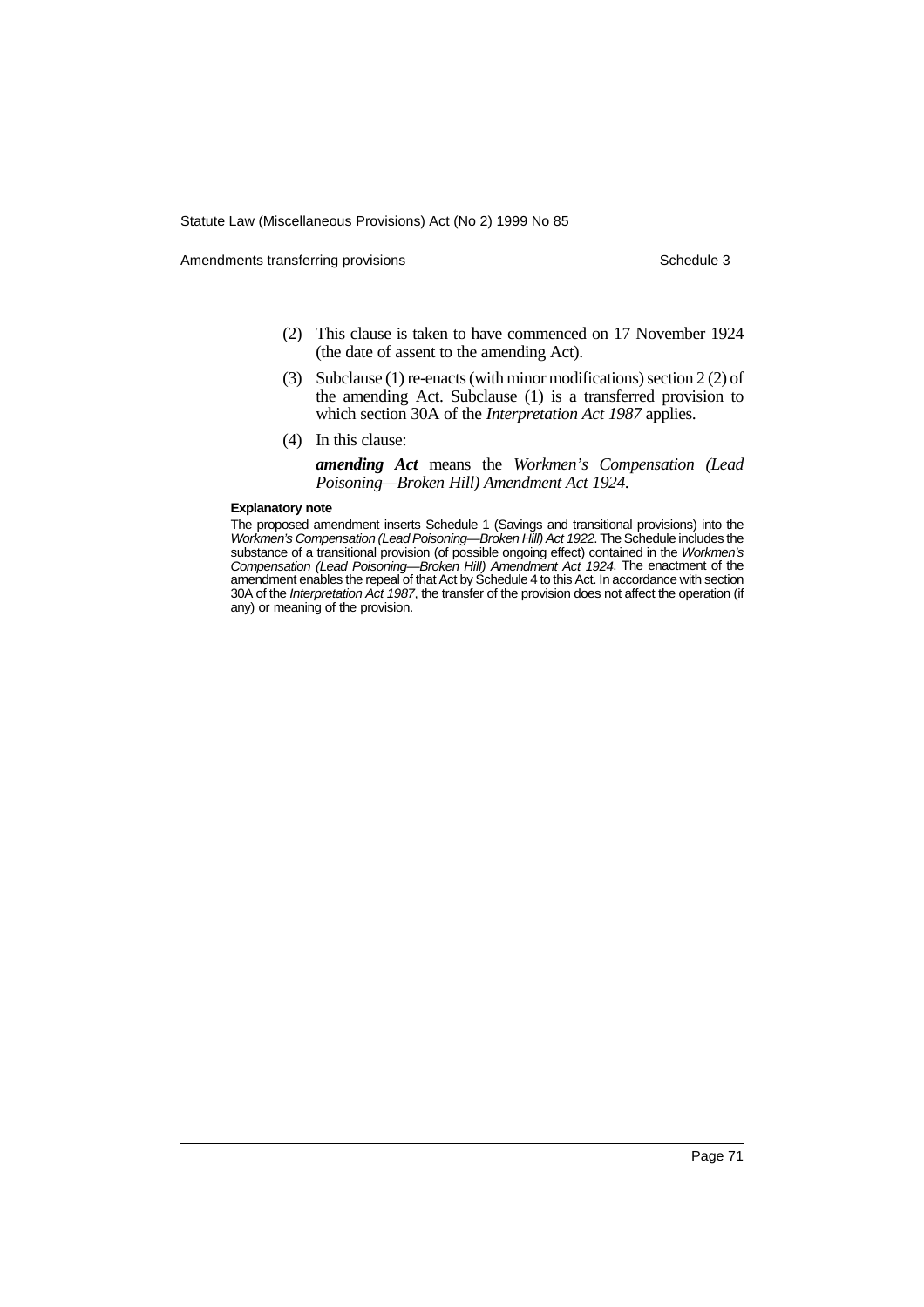(2) This clause is taken to have commenced on 17 November 1924 (the date of assent to the amending Act).

(3) Subclause (1) re-enacts (with minor modifications) section 2 (2) of the amending Act. Subclause (1) is a transferred provision to which section 30A of the *Interpretation Act 1987* applies.

(4) In this clause:

***amending Act*** means the *Workmen's Compensation (Lead Poisoning—Broken Hill) Amendment Act 1924*.

**Explanatory note**

The proposed amendment inserts Schedule 1 (Savings and transitional provisions) into the *Workmen's Compensation (Lead Poisoning—Broken Hill) Act 1922*. The Schedule includes the substance of a transitional provision (of possible ongoing effect) contained in the *Workmen's Compensation (Lead Poisoning—Broken Hill) Amendment Act 1924*. The enactment of the amendment enables the repeal of that Act by Schedule 4 to this Act. In accordance with section 30A of the *Interpretation Act 1987*, the transfer of the provision does not affect the operation (if any) or meaning of the provision.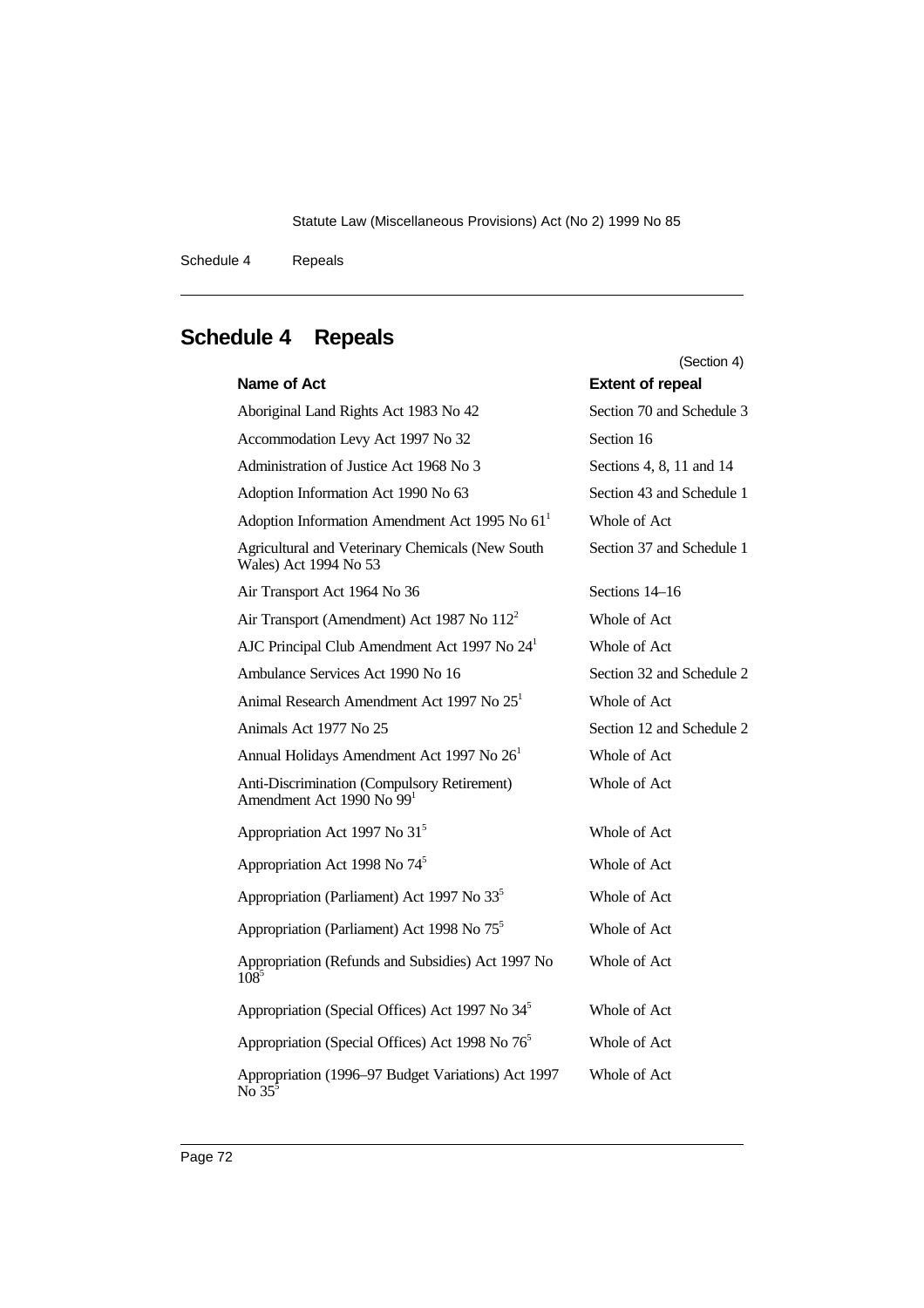## Schedule 4 Repeals

(Section 4)

| Name of Act | Extent of repeal |
|---|---|
| Aboriginal Land Rights Act 1983 No 42 | Section 70 and Schedule 3 |
| Accommodation Levy Act 1997 No 32 | Section 16 |
| Administration of Justice Act 1968 No 3 | Sections 4, 8, 11 and 14 |
| Adoption Information Act 1990 No 63 | Section 43 and Schedule 1 |
| Adoption Information Amendment Act 1995 No 61[1] | Whole of Act |
| Agricultural and Veterinary Chemicals (New South Wales) Act 1994 No 53 | Section 37 and Schedule 1 |
| Air Transport Act 1964 No 36 | Sections 14–16 |
| Air Transport (Amendment) Act 1987 No 112[2] | Whole of Act |
| AJC Principal Club Amendment Act 1997 No 24[1] | Whole of Act |
| Ambulance Services Act 1990 No 16 | Section 32 and Schedule 2 |
| Animal Research Amendment Act 1997 No 25[1] | Whole of Act |
| Animals Act 1977 No 25 | Section 12 and Schedule 2 |
| Annual Holidays Amendment Act 1997 No 26[1] | Whole of Act |
| Anti-Discrimination (Compulsory Retirement) Amendment Act 1990 No 99[1] | Whole of Act |
| Appropriation Act 1997 No 31[5] | Whole of Act |
| Appropriation Act 1998 No 74[5] | Whole of Act |
| Appropriation (Parliament) Act 1997 No 33[5] | Whole of Act |
| Appropriation (Parliament) Act 1998 No 75[5] | Whole of Act |
| Appropriation (Refunds and Subsidies) Act 1997 No 108[5] | Whole of Act |
| Appropriation (Special Offices) Act 1997 No 34[5] | Whole of Act |
| Appropriation (Special Offices) Act 1998 No 76[5] | Whole of Act |
| Appropriation (1996–97 Budget Variations) Act 1997 No 35[5] | Whole of Act |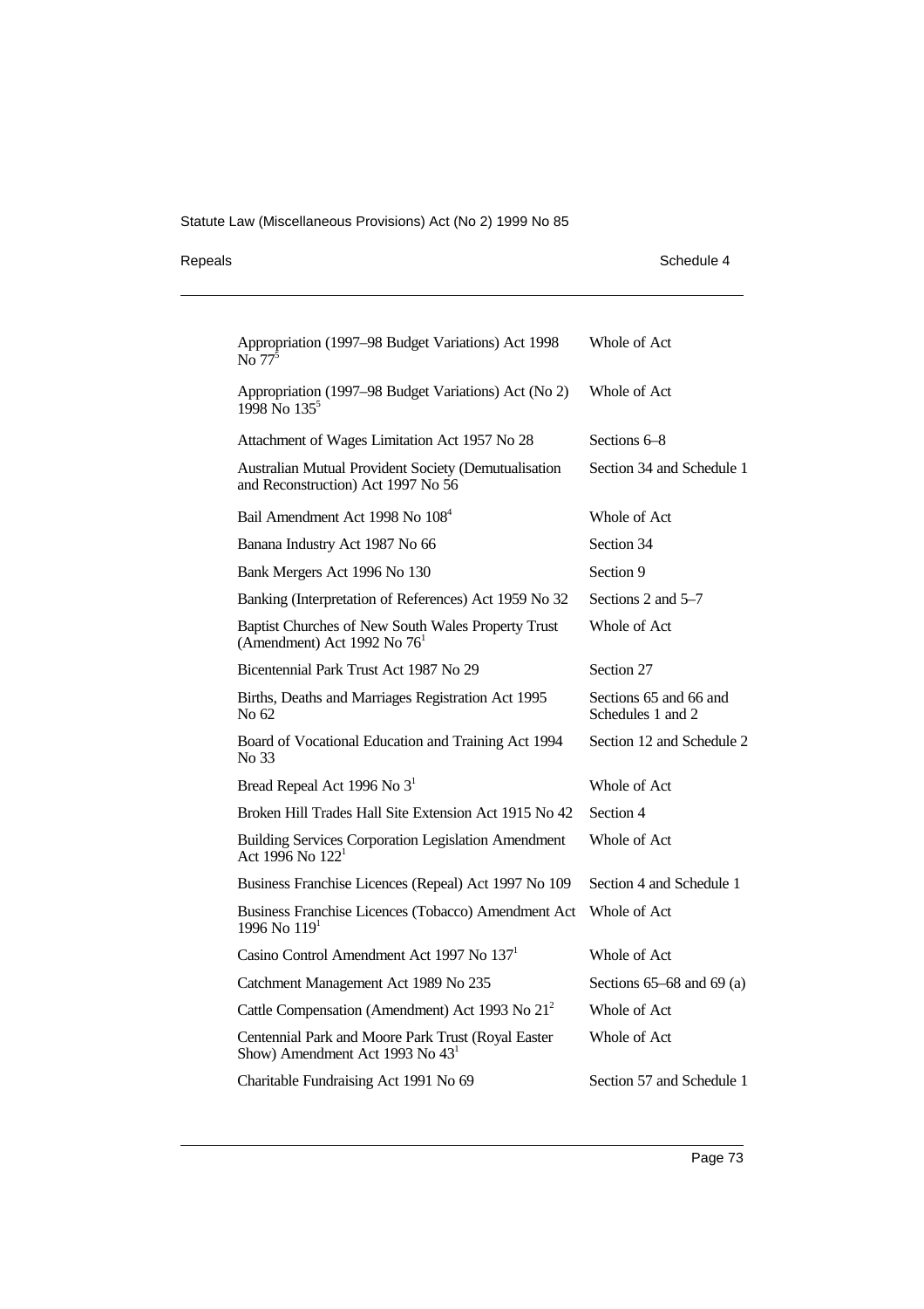| | |
|---|---|
| Appropriation (1997–98 Budget Variations) Act 1998 No 77[5] | Whole of Act |
| Appropriation (1997–98 Budget Variations) Act (No 2) 1998 No 135[5] | Whole of Act |
| Attachment of Wages Limitation Act 1957 No 28 | Sections 6–8 |
| Australian Mutual Provident Society (Demutualisation and Reconstruction) Act 1997 No 56 | Section 34 and Schedule 1 |
| Bail Amendment Act 1998 No 108[4] | Whole of Act |
| Banana Industry Act 1987 No 66 | Section 34 |
| Bank Mergers Act 1996 No 130 | Section 9 |
| Banking (Interpretation of References) Act 1959 No 32 | Sections 2 and 5–7 |
| Baptist Churches of New South Wales Property Trust (Amendment) Act 1992 No 76[1] | Whole of Act |
| Bicentennial Park Trust Act 1987 No 29 | Section 27 |
| Births, Deaths and Marriages Registration Act 1995 No 62 | Sections 65 and 66 and Schedules 1 and 2 |
| Board of Vocational Education and Training Act 1994 No 33 | Section 12 and Schedule 2 |
| Bread Repeal Act 1996 No 3[1] | Whole of Act |
| Broken Hill Trades Hall Site Extension Act 1915 No 42 | Section 4 |
| Building Services Corporation Legislation Amendment Act 1996 No 122[1] | Whole of Act |
| Business Franchise Licences (Repeal) Act 1997 No 109 | Section 4 and Schedule 1 |
| Business Franchise Licences (Tobacco) Amendment Act 1996 No 119[1] | Whole of Act |
| Casino Control Amendment Act 1997 No 137[1] | Whole of Act |
| Catchment Management Act 1989 No 235 | Sections 65–68 and 69 (a) |
| Cattle Compensation (Amendment) Act 1993 No 21[2] | Whole of Act |
| Centennial Park and Moore Park Trust (Royal Easter Show) Amendment Act 1993 No 43[1] | Whole of Act |
| Charitable Fundraising Act 1991 No 69 | Section 57 and Schedule 1 |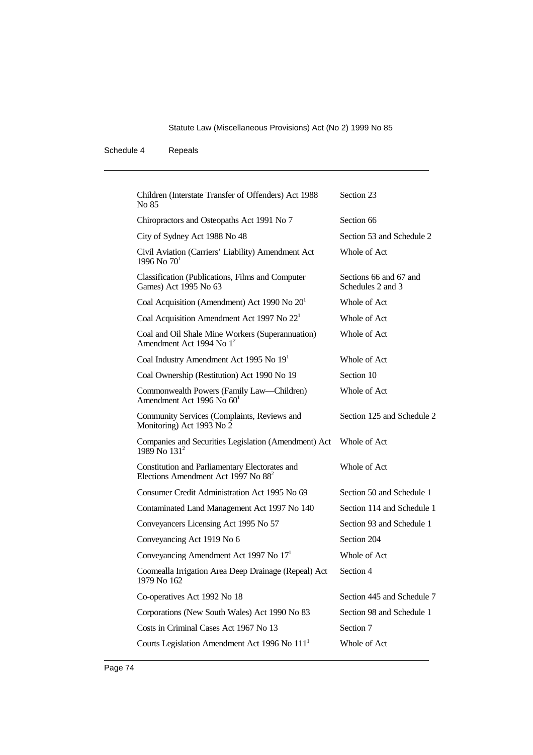| | |
|---|---|
| Children (Interstate Transfer of Offenders) Act 1988 No 85 | Section 23 |
| Chiropractors and Osteopaths Act 1991 No 7 | Section 66 |
| City of Sydney Act 1988 No 48 | Section 53 and Schedule 2 |
| Civil Aviation (Carriers' Liability) Amendment Act 1996 No 70[1] | Whole of Act |
| Classification (Publications, Films and Computer Games) Act 1995 No 63 | Sections 66 and 67 and Schedules 2 and 3 |
| Coal Acquisition (Amendment) Act 1990 No 20[1] | Whole of Act |
| Coal Acquisition Amendment Act 1997 No 22[1] | Whole of Act |
| Coal and Oil Shale Mine Workers (Superannuation) Amendment Act 1994 No 1[2] | Whole of Act |
| Coal Industry Amendment Act 1995 No 19[1] | Whole of Act |
| Coal Ownership (Restitution) Act 1990 No 19 | Section 10 |
| Commonwealth Powers (Family Law—Children) Amendment Act 1996 No 60[1] | Whole of Act |
| Community Services (Complaints, Reviews and Monitoring) Act 1993 No 2 | Section 125 and Schedule 2 |
| Companies and Securities Legislation (Amendment) Act 1989 No 131[2] | Whole of Act |
| Constitution and Parliamentary Electorates and Elections Amendment Act 1997 No 88[2] | Whole of Act |
| Consumer Credit Administration Act 1995 No 69 | Section 50 and Schedule 1 |
| Contaminated Land Management Act 1997 No 140 | Section 114 and Schedule 1 |
| Conveyancers Licensing Act 1995 No 57 | Section 93 and Schedule 1 |
| Conveyancing Act 1919 No 6 | Section 204 |
| Conveyancing Amendment Act 1997 No 17[1] | Whole of Act |
| Coomealla Irrigation Area Deep Drainage (Repeal) Act 1979 No 162 | Section 4 |
| Co-operatives Act 1992 No 18 | Section 445 and Schedule 7 |
| Corporations (New South Wales) Act 1990 No 83 | Section 98 and Schedule 1 |
| Costs in Criminal Cases Act 1967 No 13 | Section 7 |
| Courts Legislation Amendment Act 1996 No 111[1] | Whole of Act |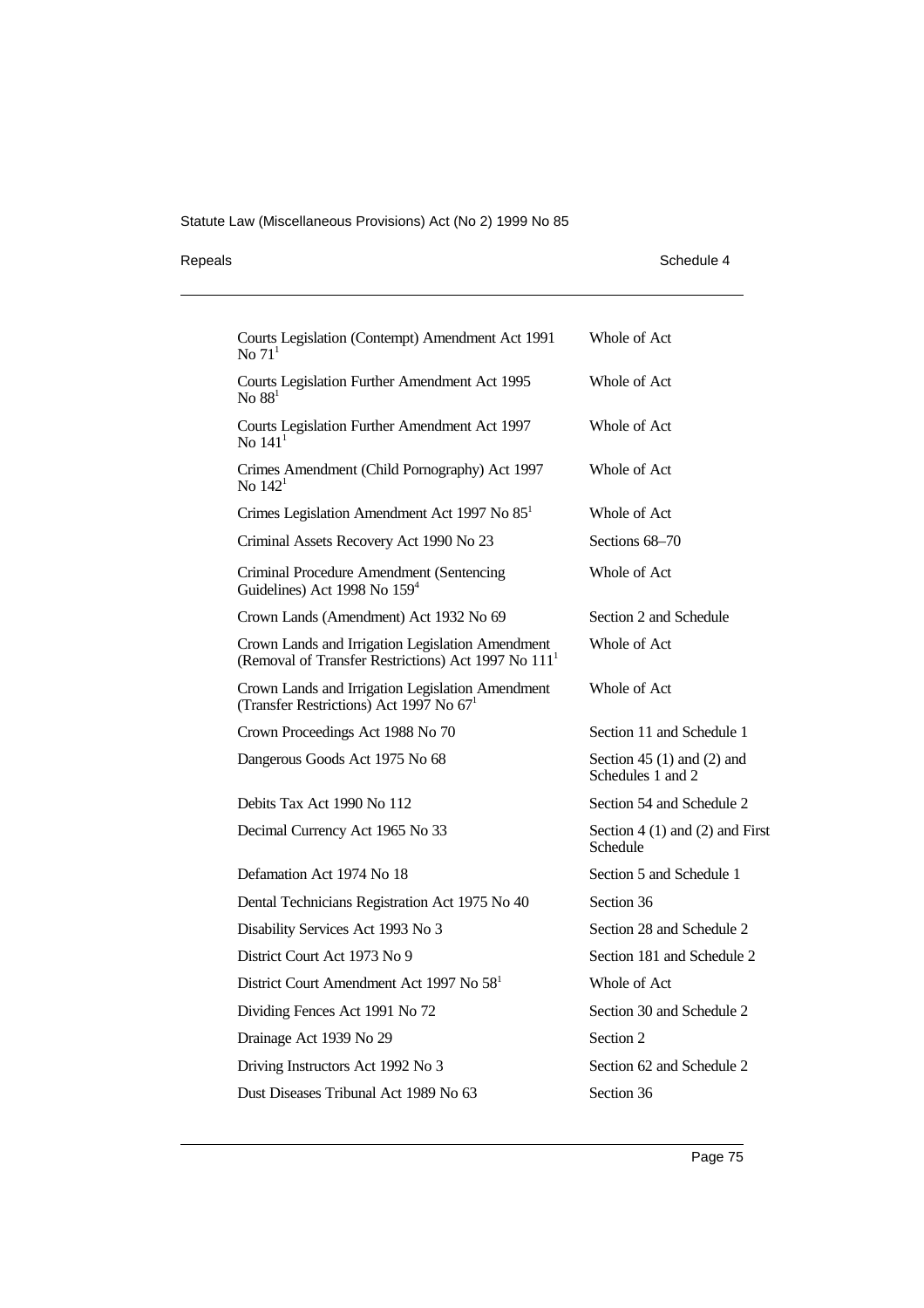| | |
|---|---|
| Courts Legislation (Contempt) Amendment Act 1991 No 71[1] | Whole of Act |
| Courts Legislation Further Amendment Act 1995 No 88[1] | Whole of Act |
| Courts Legislation Further Amendment Act 1997 No 141[1] | Whole of Act |
| Crimes Amendment (Child Pornography) Act 1997 No 142[1] | Whole of Act |
| Crimes Legislation Amendment Act 1997 No 85[1] | Whole of Act |
| Criminal Assets Recovery Act 1990 No 23 | Sections 68–70 |
| Criminal Procedure Amendment (Sentencing Guidelines) Act 1998 No 159[4] | Whole of Act |
| Crown Lands (Amendment) Act 1932 No 69 | Section 2 and Schedule |
| Crown Lands and Irrigation Legislation Amendment (Removal of Transfer Restrictions) Act 1997 No 111[1] | Whole of Act |
| Crown Lands and Irrigation Legislation Amendment (Transfer Restrictions) Act 1997 No 67[1] | Whole of Act |
| Crown Proceedings Act 1988 No 70 | Section 11 and Schedule 1 |
| Dangerous Goods Act 1975 No 68 | Section 45 (1) and (2) and Schedules 1 and 2 |
| Debits Tax Act 1990 No 112 | Section 54 and Schedule 2 |
| Decimal Currency Act 1965 No 33 | Section 4 (1) and (2) and First Schedule |
| Defamation Act 1974 No 18 | Section 5 and Schedule 1 |
| Dental Technicians Registration Act 1975 No 40 | Section 36 |
| Disability Services Act 1993 No 3 | Section 28 and Schedule 2 |
| District Court Act 1973 No 9 | Section 181 and Schedule 2 |
| District Court Amendment Act 1997 No 58[1] | Whole of Act |
| Dividing Fences Act 1991 No 72 | Section 30 and Schedule 2 |
| Drainage Act 1939 No 29 | Section 2 |
| Driving Instructors Act 1992 No 3 | Section 62 and Schedule 2 |
| Dust Diseases Tribunal Act 1989 No 63 | Section 36 |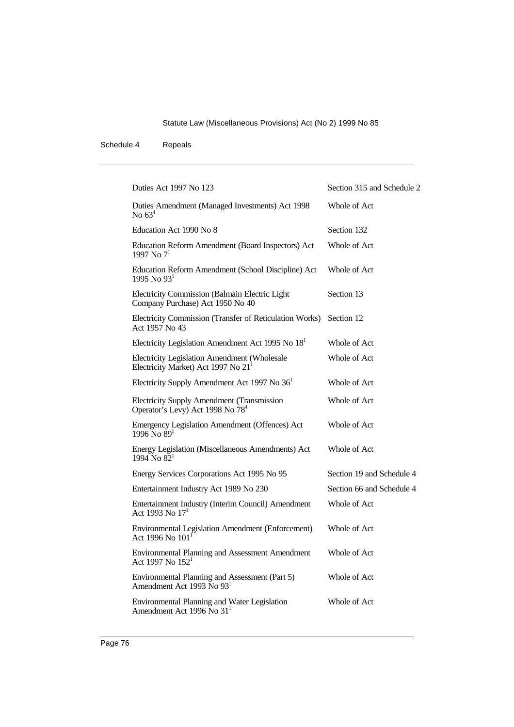| | |
|---|---|
| Duties Act 1997 No 123 | Section 315 and Schedule 2 |
| Duties Amendment (Managed Investments) Act 1998 No 63[4] | Whole of Act |
| Education Act 1990 No 8 | Section 132 |
| Education Reform Amendment (Board Inspectors) Act 1997 No 7[1] | Whole of Act |
| Education Reform Amendment (School Discipline) Act 1995 No 93[1] | Whole of Act |
| Electricity Commission (Balmain Electric Light Company Purchase) Act 1950 No 40 | Section 13 |
| Electricity Commission (Transfer of Reticulation Works) Act 1957 No 43 | Section 12 |
| Electricity Legislation Amendment Act 1995 No 18[1] | Whole of Act |
| Electricity Legislation Amendment (Wholesale Electricity Market) Act 1997 No 21[1] | Whole of Act |
| Electricity Supply Amendment Act 1997 No 36[1] | Whole of Act |
| Electricity Supply Amendment (Transmission Operator's Levy) Act 1998 No 78[4] | Whole of Act |
| Emergency Legislation Amendment (Offences) Act 1996 No 89[1] | Whole of Act |
| Energy Legislation (Miscellaneous Amendments) Act 1994 No 82[1] | Whole of Act |
| Energy Services Corporations Act 1995 No 95 | Section 19 and Schedule 4 |
| Entertainment Industry Act 1989 No 230 | Section 66 and Schedule 4 |
| Entertainment Industry (Interim Council) Amendment Act 1993 No 17[1] | Whole of Act |
| Environmental Legislation Amendment (Enforcement) Act 1996 No 101[1] | Whole of Act |
| Environmental Planning and Assessment Amendment Act 1997 No 152[1] | Whole of Act |
| Environmental Planning and Assessment (Part 5) Amendment Act 1993 No 93[1] | Whole of Act |
| Environmental Planning and Water Legislation Amendment Act 1996 No 31[1] | Whole of Act |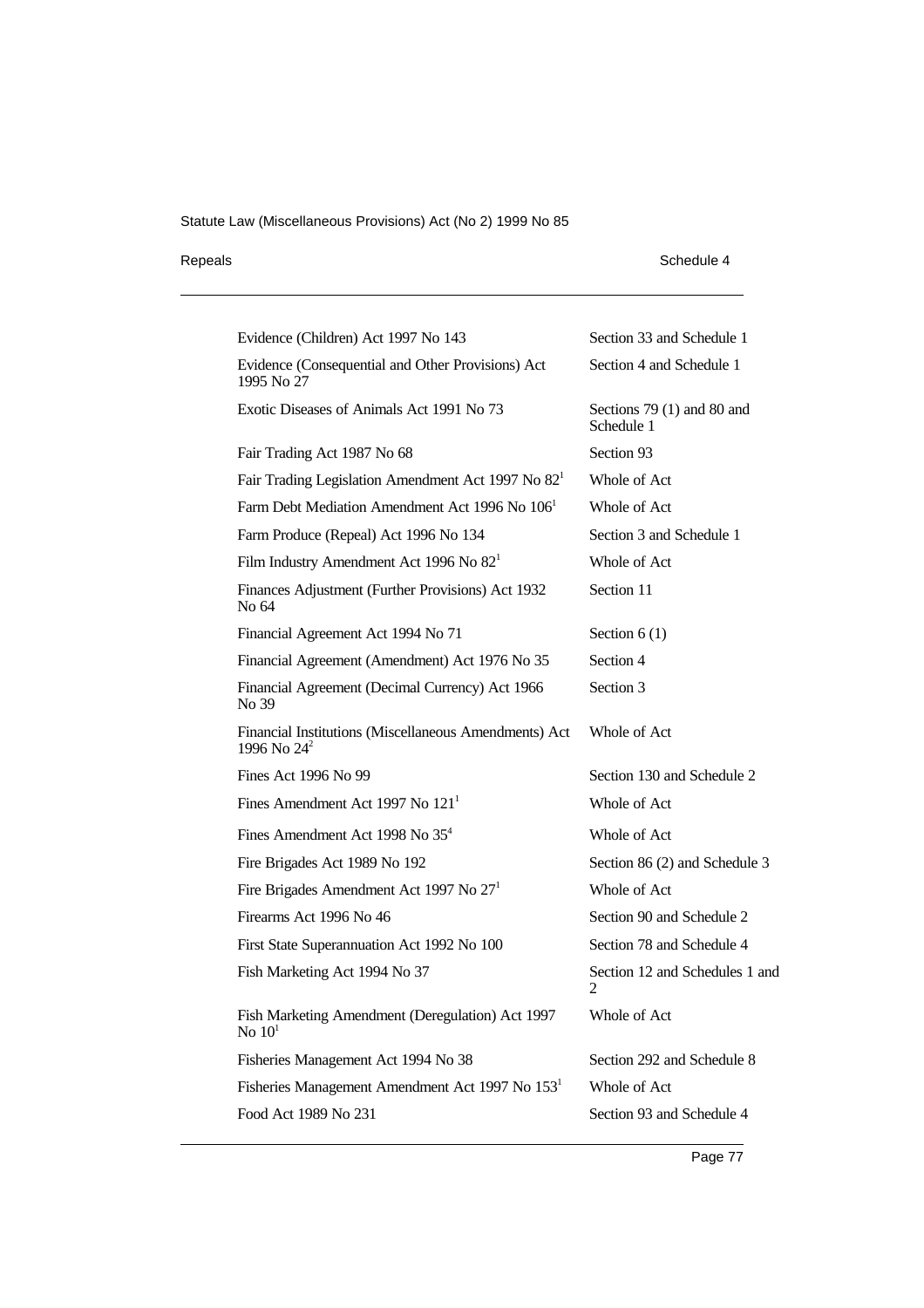| | |
|---|---|
| Evidence (Children) Act 1997 No 143 | Section 33 and Schedule 1 |
| Evidence (Consequential and Other Provisions) Act 1995 No 27 | Section 4 and Schedule 1 |
| Exotic Diseases of Animals Act 1991 No 73 | Sections 79 (1) and 80 and Schedule 1 |
| Fair Trading Act 1987 No 68 | Section 93 |
| Fair Trading Legislation Amendment Act 1997 No 82[1] | Whole of Act |
| Farm Debt Mediation Amendment Act 1996 No 106[1] | Whole of Act |
| Farm Produce (Repeal) Act 1996 No 134 | Section 3 and Schedule 1 |
| Film Industry Amendment Act 1996 No 82[1] | Whole of Act |
| Finances Adjustment (Further Provisions) Act 1932 No 64 | Section 11 |
| Financial Agreement Act 1994 No 71 | Section 6 (1) |
| Financial Agreement (Amendment) Act 1976 No 35 | Section 4 |
| Financial Agreement (Decimal Currency) Act 1966 No 39 | Section 3 |
| Financial Institutions (Miscellaneous Amendments) Act 1996 No 24[2] | Whole of Act |
| Fines Act 1996 No 99 | Section 130 and Schedule 2 |
| Fines Amendment Act 1997 No 121[1] | Whole of Act |
| Fines Amendment Act 1998 No 35[4] | Whole of Act |
| Fire Brigades Act 1989 No 192 | Section 86 (2) and Schedule 3 |
| Fire Brigades Amendment Act 1997 No 27[1] | Whole of Act |
| Firearms Act 1996 No 46 | Section 90 and Schedule 2 |
| First State Superannuation Act 1992 No 100 | Section 78 and Schedule 4 |
| Fish Marketing Act 1994 No 37 | Section 12 and Schedules 1 and 2 |
| Fish Marketing Amendment (Deregulation) Act 1997 No 10[1] | Whole of Act |
| Fisheries Management Act 1994 No 38 | Section 292 and Schedule 8 |
| Fisheries Management Amendment Act 1997 No 153[1] | Whole of Act |
| Food Act 1989 No 231 | Section 93 and Schedule 4 |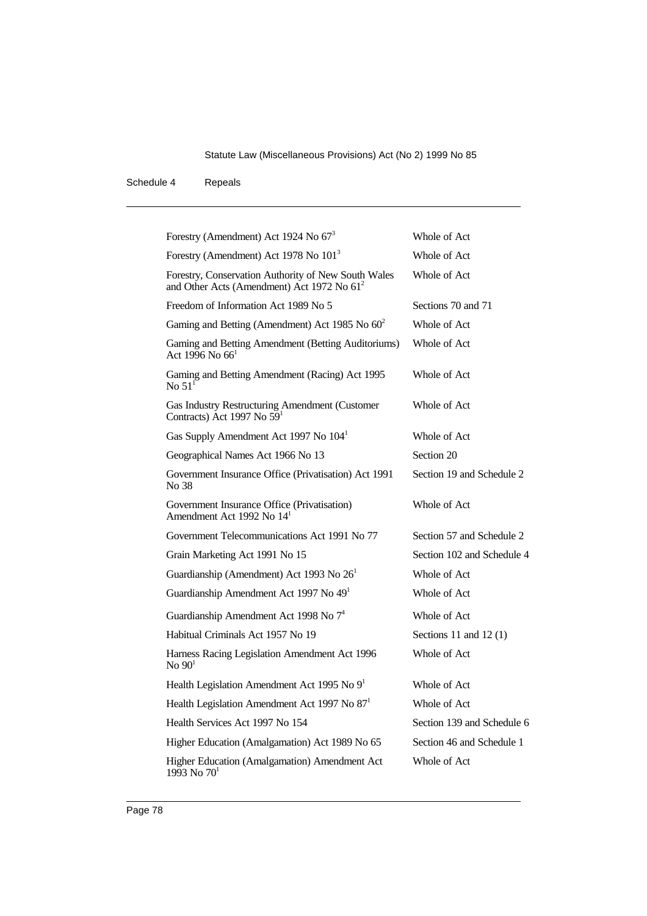| | |
|---|---|
| Forestry (Amendment) Act 1924 No 67[3] | Whole of Act |
| Forestry (Amendment) Act 1978 No 101[3] | Whole of Act |
| Forestry, Conservation Authority of New South Wales and Other Acts (Amendment) Act 1972 No 61[2] | Whole of Act |
| Freedom of Information Act 1989 No 5 | Sections 70 and 71 |
| Gaming and Betting (Amendment) Act 1985 No 60[2] | Whole of Act |
| Gaming and Betting Amendment (Betting Auditoriums) Act 1996 No 66[1] | Whole of Act |
| Gaming and Betting Amendment (Racing) Act 1995 No 51[1] | Whole of Act |
| Gas Industry Restructuring Amendment (Customer Contracts) Act 1997 No 59[1] | Whole of Act |
| Gas Supply Amendment Act 1997 No 104[1] | Whole of Act |
| Geographical Names Act 1966 No 13 | Section 20 |
| Government Insurance Office (Privatisation) Act 1991 No 38 | Section 19 and Schedule 2 |
| Government Insurance Office (Privatisation) Amendment Act 1992 No 14[1] | Whole of Act |
| Government Telecommunications Act 1991 No 77 | Section 57 and Schedule 2 |
| Grain Marketing Act 1991 No 15 | Section 102 and Schedule 4 |
| Guardianship (Amendment) Act 1993 No 26[1] | Whole of Act |
| Guardianship Amendment Act 1997 No 49[1] | Whole of Act |
| Guardianship Amendment Act 1998 No 7[4] | Whole of Act |
| Habitual Criminals Act 1957 No 19 | Sections 11 and 12 (1) |
| Harness Racing Legislation Amendment Act 1996 No 90[1] | Whole of Act |
| Health Legislation Amendment Act 1995 No 9[1] | Whole of Act |
| Health Legislation Amendment Act 1997 No 87[1] | Whole of Act |
| Health Services Act 1997 No 154 | Section 139 and Schedule 6 |
| Higher Education (Amalgamation) Act 1989 No 65 | Section 46 and Schedule 1 |
| Higher Education (Amalgamation) Amendment Act 1993 No 70[1] | Whole of Act |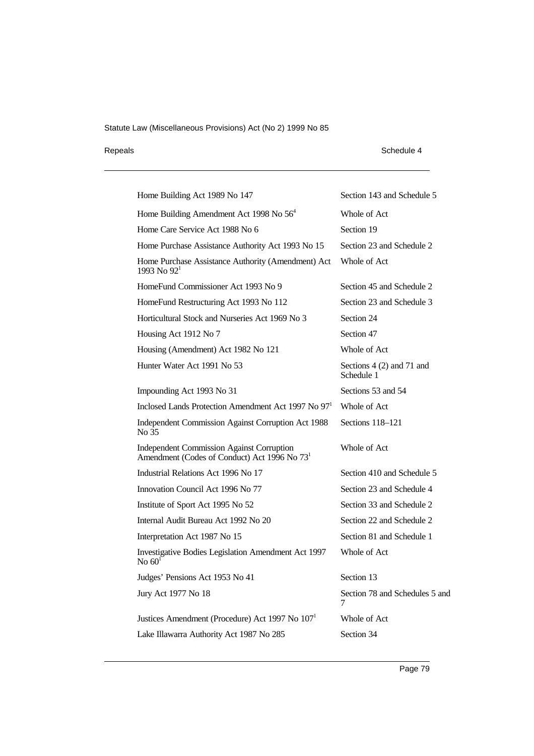| | |
|---|---|
| Home Building Act 1989 No 147 | Section 143 and Schedule 5 |
| Home Building Amendment Act 1998 No 56[4] | Whole of Act |
| Home Care Service Act 1988 No 6 | Section 19 |
| Home Purchase Assistance Authority Act 1993 No 15 | Section 23 and Schedule 2 |
| Home Purchase Assistance Authority (Amendment) Act 1993 No 92[1] | Whole of Act |
| HomeFund Commissioner Act 1993 No 9 | Section 45 and Schedule 2 |
| HomeFund Restructuring Act 1993 No 112 | Section 23 and Schedule 3 |
| Horticultural Stock and Nurseries Act 1969 No 3 | Section 24 |
| Housing Act 1912 No 7 | Section 47 |
| Housing (Amendment) Act 1982 No 121 | Whole of Act |
| Hunter Water Act 1991 No 53 | Sections 4 (2) and 71 and Schedule 1 |
| Impounding Act 1993 No 31 | Sections 53 and 54 |
| Inclosed Lands Protection Amendment Act 1997 No 97[1] | Whole of Act |
| Independent Commission Against Corruption Act 1988 No 35 | Sections 118–121 |
| Independent Commission Against Corruption Amendment (Codes of Conduct) Act 1996 No 73[1] | Whole of Act |
| Industrial Relations Act 1996 No 17 | Section 410 and Schedule 5 |
| Innovation Council Act 1996 No 77 | Section 23 and Schedule 4 |
| Institute of Sport Act 1995 No 52 | Section 33 and Schedule 2 |
| Internal Audit Bureau Act 1992 No 20 | Section 22 and Schedule 2 |
| Interpretation Act 1987 No 15 | Section 81 and Schedule 1 |
| Investigative Bodies Legislation Amendment Act 1997 No 60[1] | Whole of Act |
| Judges' Pensions Act 1953 No 41 | Section 13 |
| Jury Act 1977 No 18 | Section 78 and Schedules 5 and 7 |
| Justices Amendment (Procedure) Act 1997 No 107[1] | Whole of Act |
| Lake Illawarra Authority Act 1987 No 285 | Section 34 |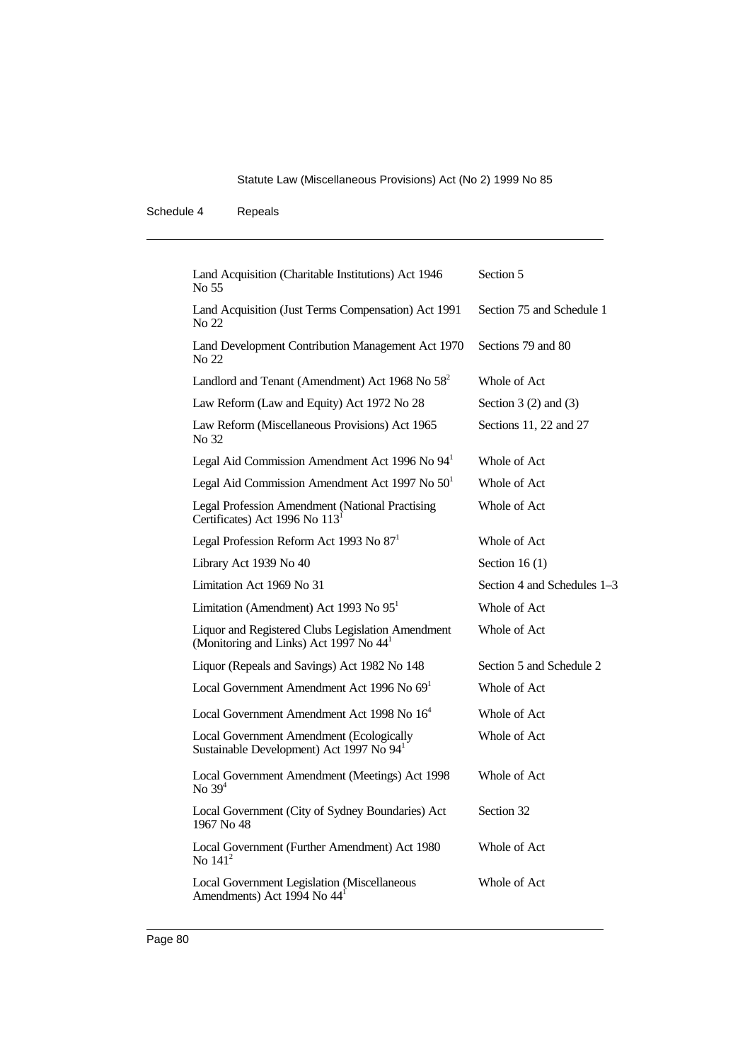| | |
|---|---|
| Land Acquisition (Charitable Institutions) Act 1946 No 55 | Section 5 |
| Land Acquisition (Just Terms Compensation) Act 1991 No 22 | Section 75 and Schedule 1 |
| Land Development Contribution Management Act 1970 No 22 | Sections 79 and 80 |
| Landlord and Tenant (Amendment) Act 1968 No 58[2] | Whole of Act |
| Law Reform (Law and Equity) Act 1972 No 28 | Section 3 (2) and (3) |
| Law Reform (Miscellaneous Provisions) Act 1965 No 32 | Sections 11, 22 and 27 |
| Legal Aid Commission Amendment Act 1996 No 94[1] | Whole of Act |
| Legal Aid Commission Amendment Act 1997 No 50[1] | Whole of Act |
| Legal Profession Amendment (National Practising Certificates) Act 1996 No 113[1] | Whole of Act |
| Legal Profession Reform Act 1993 No 87[1] | Whole of Act |
| Library Act 1939 No 40 | Section 16 (1) |
| Limitation Act 1969 No 31 | Section 4 and Schedules 1–3 |
| Limitation (Amendment) Act 1993 No 95[1] | Whole of Act |
| Liquor and Registered Clubs Legislation Amendment (Monitoring and Links) Act 1997 No 44[1] | Whole of Act |
| Liquor (Repeals and Savings) Act 1982 No 148 | Section 5 and Schedule 2 |
| Local Government Amendment Act 1996 No 69[1] | Whole of Act |
| Local Government Amendment Act 1998 No 16[4] | Whole of Act |
| Local Government Amendment (Ecologically Sustainable Development) Act 1997 No 94[1] | Whole of Act |
| Local Government Amendment (Meetings) Act 1998 No 39[4] | Whole of Act |
| Local Government (City of Sydney Boundaries) Act 1967 No 48 | Section 32 |
| Local Government (Further Amendment) Act 1980 No 141[2] | Whole of Act |
| Local Government Legislation (Miscellaneous Amendments) Act 1994 No 44[1] | Whole of Act |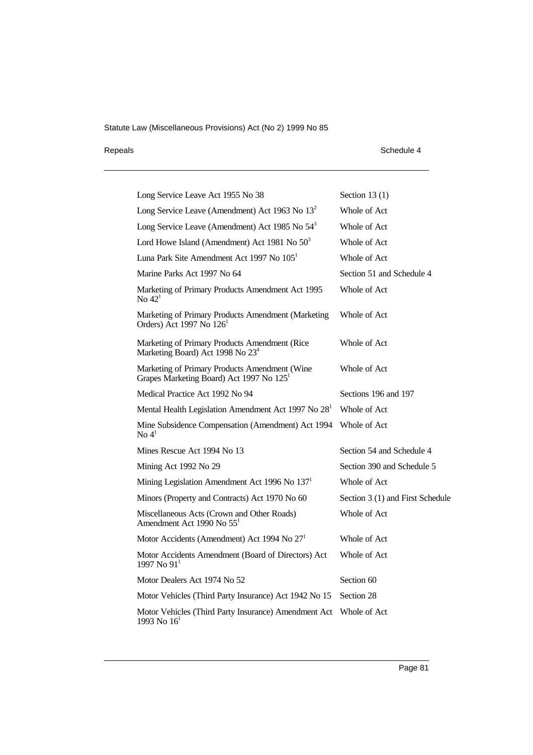| | |
|---|---|
| Long Service Leave Act 1955 No 38 | Section 13 (1) |
| Long Service Leave (Amendment) Act 1963 No 13[2] | Whole of Act |
| Long Service Leave (Amendment) Act 1985 No 54[3] | Whole of Act |
| Lord Howe Island (Amendment) Act 1981 No 50[3] | Whole of Act |
| Luna Park Site Amendment Act 1997 No 105[1] | Whole of Act |
| Marine Parks Act 1997 No 64 | Section 51 and Schedule 4 |
| Marketing of Primary Products Amendment Act 1995 No 42[1] | Whole of Act |
| Marketing of Primary Products Amendment (Marketing Orders) Act 1997 No 126[1] | Whole of Act |
| Marketing of Primary Products Amendment (Rice Marketing Board) Act 1998 No 23[4] | Whole of Act |
| Marketing of Primary Products Amendment (Wine Grapes Marketing Board) Act 1997 No 125[1] | Whole of Act |
| Medical Practice Act 1992 No 94 | Sections 196 and 197 |
| Mental Health Legislation Amendment Act 1997 No 28[1] | Whole of Act |
| Mine Subsidence Compensation (Amendment) Act 1994 No 4[1] | Whole of Act |
| Mines Rescue Act 1994 No 13 | Section 54 and Schedule 4 |
| Mining Act 1992 No 29 | Section 390 and Schedule 5 |
| Mining Legislation Amendment Act 1996 No 137[1] | Whole of Act |
| Minors (Property and Contracts) Act 1970 No 60 | Section 3 (1) and First Schedule |
| Miscellaneous Acts (Crown and Other Roads) Amendment Act 1990 No 55[1] | Whole of Act |
| Motor Accidents (Amendment) Act 1994 No 27[1] | Whole of Act |
| Motor Accidents Amendment (Board of Directors) Act 1997 No 91[1] | Whole of Act |
| Motor Dealers Act 1974 No 52 | Section 60 |
| Motor Vehicles (Third Party Insurance) Act 1942 No 15 | Section 28 |
| Motor Vehicles (Third Party Insurance) Amendment Act 1993 No 16[1] | Whole of Act |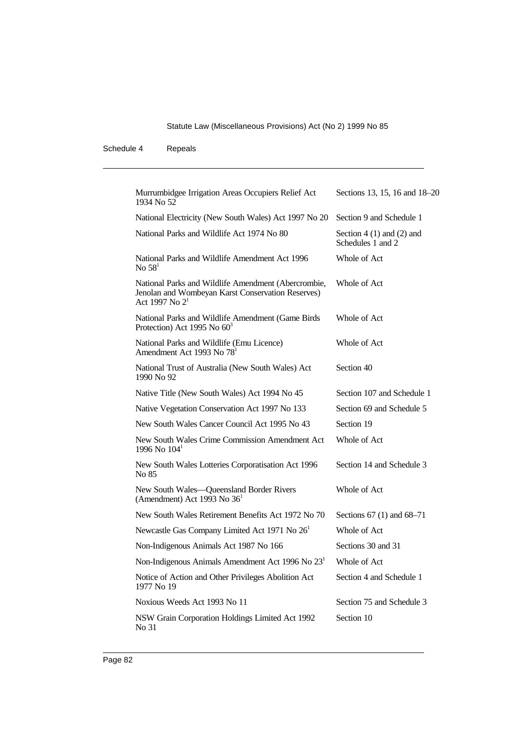| | |
|---|---|
| Murrumbidgee Irrigation Areas Occupiers Relief Act 1934 No 52 | Sections 13, 15, 16 and 18–20 |
| National Electricity (New South Wales) Act 1997 No 20 | Section 9 and Schedule 1 |
| National Parks and Wildlife Act 1974 No 80 | Section 4 (1) and (2) and Schedules 1 and 2 |
| National Parks and Wildlife Amendment Act 1996 No 58[1] | Whole of Act |
| National Parks and Wildlife Amendment (Abercrombie, Jenolan and Wombeyan Karst Conservation Reserves) Act 1997 No 2[1] | Whole of Act |
| National Parks and Wildlife Amendment (Game Birds Protection) Act 1995 No 60[3] | Whole of Act |
| National Parks and Wildlife (Emu Licence) Amendment Act 1993 No 78[1] | Whole of Act |
| National Trust of Australia (New South Wales) Act 1990 No 92 | Section 40 |
| Native Title (New South Wales) Act 1994 No 45 | Section 107 and Schedule 1 |
| Native Vegetation Conservation Act 1997 No 133 | Section 69 and Schedule 5 |
| New South Wales Cancer Council Act 1995 No 43 | Section 19 |
| New South Wales Crime Commission Amendment Act 1996 No 104[1] | Whole of Act |
| New South Wales Lotteries Corporatisation Act 1996 No 85 | Section 14 and Schedule 3 |
| New South Wales—Queensland Border Rivers (Amendment) Act 1993 No 36[1] | Whole of Act |
| New South Wales Retirement Benefits Act 1972 No 70 | Sections 67 (1) and 68–71 |
| Newcastle Gas Company Limited Act 1971 No 26[1] | Whole of Act |
| Non-Indigenous Animals Act 1987 No 166 | Sections 30 and 31 |
| Non-Indigenous Animals Amendment Act 1996 No 23[1] | Whole of Act |
| Notice of Action and Other Privileges Abolition Act 1977 No 19 | Section 4 and Schedule 1 |
| Noxious Weeds Act 1993 No 11 | Section 75 and Schedule 3 |
| NSW Grain Corporation Holdings Limited Act 1992 No 31 | Section 10 |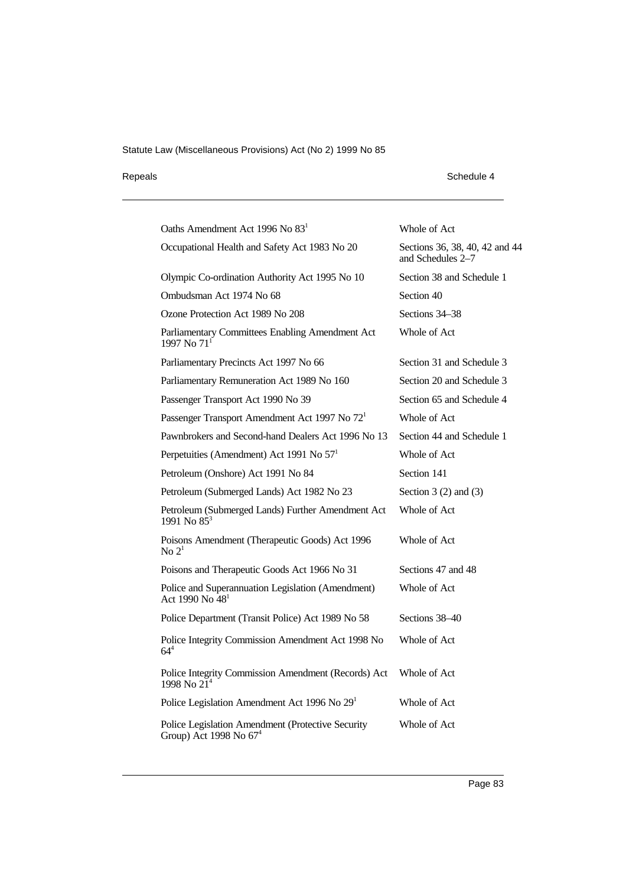| | |
|---|---|
| Oaths Amendment Act 1996 No 83[1] | Whole of Act |
| Occupational Health and Safety Act 1983 No 20 | Sections 36, 38, 40, 42 and 44 and Schedules 2–7 |
| Olympic Co-ordination Authority Act 1995 No 10 | Section 38 and Schedule 1 |
| Ombudsman Act 1974 No 68 | Section 40 |
| Ozone Protection Act 1989 No 208 | Sections 34–38 |
| Parliamentary Committees Enabling Amendment Act 1997 No 71[1] | Whole of Act |
| Parliamentary Precincts Act 1997 No 66 | Section 31 and Schedule 3 |
| Parliamentary Remuneration Act 1989 No 160 | Section 20 and Schedule 3 |
| Passenger Transport Act 1990 No 39 | Section 65 and Schedule 4 |
| Passenger Transport Amendment Act 1997 No 72[1] | Whole of Act |
| Pawnbrokers and Second-hand Dealers Act 1996 No 13 | Section 44 and Schedule 1 |
| Perpetuities (Amendment) Act 1991 No 57[1] | Whole of Act |
| Petroleum (Onshore) Act 1991 No 84 | Section 141 |
| Petroleum (Submerged Lands) Act 1982 No 23 | Section 3 (2) and (3) |
| Petroleum (Submerged Lands) Further Amendment Act 1991 No 85[3] | Whole of Act |
| Poisons Amendment (Therapeutic Goods) Act 1996 No 2[1] | Whole of Act |
| Poisons and Therapeutic Goods Act 1966 No 31 | Sections 47 and 48 |
| Police and Superannuation Legislation (Amendment) Act 1990 No 48[1] | Whole of Act |
| Police Department (Transit Police) Act 1989 No 58 | Sections 38–40 |
| Police Integrity Commission Amendment Act 1998 No 64[4] | Whole of Act |
| Police Integrity Commission Amendment (Records) Act 1998 No 21[4] | Whole of Act |
| Police Legislation Amendment Act 1996 No 29[1] | Whole of Act |
| Police Legislation Amendment (Protective Security Group) Act 1998 No 67[4] | Whole of Act |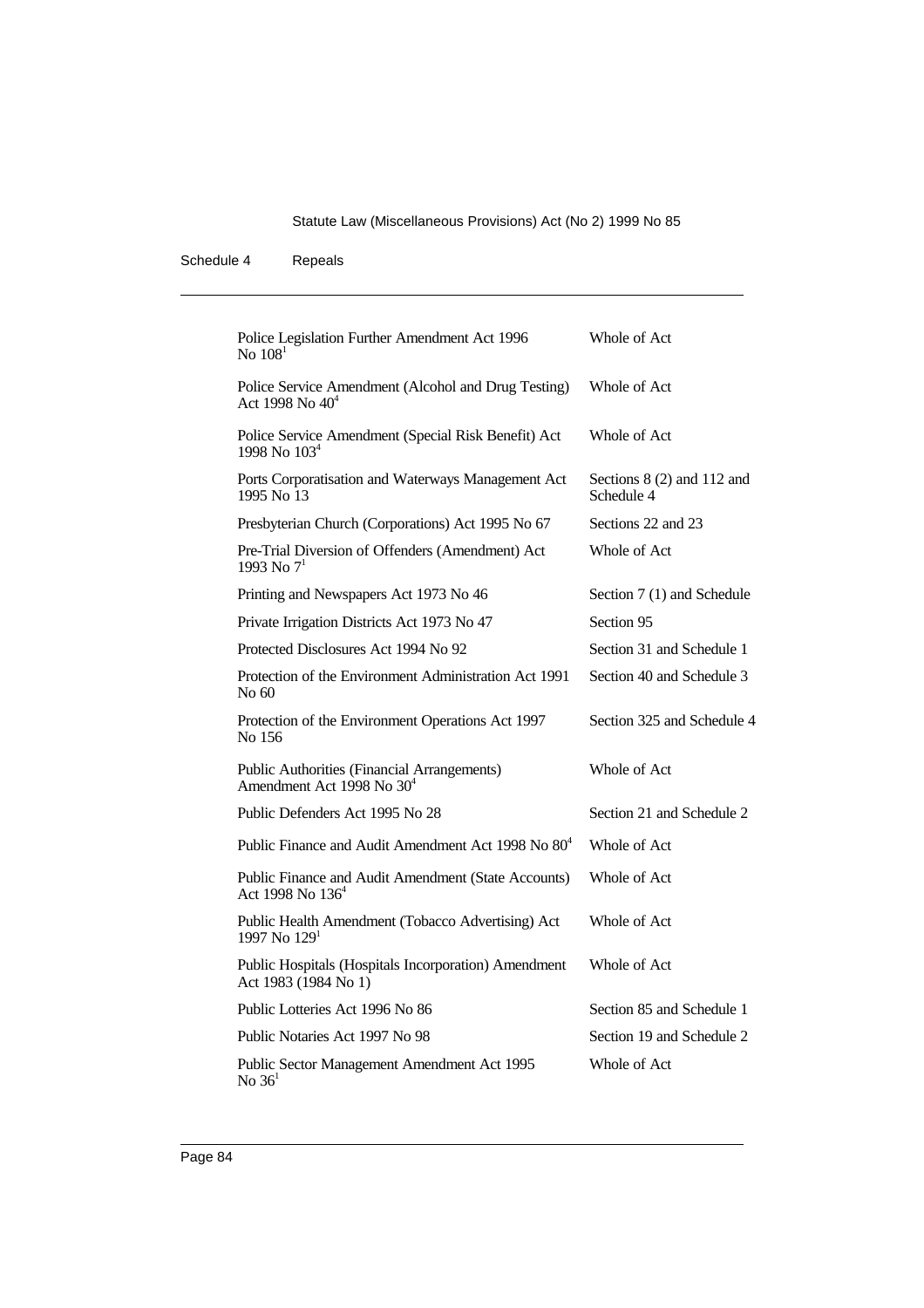| | |
|---|---|
| Police Legislation Further Amendment Act 1996 No 108[1] | Whole of Act |
| Police Service Amendment (Alcohol and Drug Testing) Act 1998 No 40[4] | Whole of Act |
| Police Service Amendment (Special Risk Benefit) Act 1998 No 103[4] | Whole of Act |
| Ports Corporatisation and Waterways Management Act 1995 No 13 | Sections 8 (2) and 112 and Schedule 4 |
| Presbyterian Church (Corporations) Act 1995 No 67 | Sections 22 and 23 |
| Pre-Trial Diversion of Offenders (Amendment) Act 1993 No 7[1] | Whole of Act |
| Printing and Newspapers Act 1973 No 46 | Section 7 (1) and Schedule |
| Private Irrigation Districts Act 1973 No 47 | Section 95 |
| Protected Disclosures Act 1994 No 92 | Section 31 and Schedule 1 |
| Protection of the Environment Administration Act 1991 No 60 | Section 40 and Schedule 3 |
| Protection of the Environment Operations Act 1997 No 156 | Section 325 and Schedule 4 |
| Public Authorities (Financial Arrangements) Amendment Act 1998 No 30[4] | Whole of Act |
| Public Defenders Act 1995 No 28 | Section 21 and Schedule 2 |
| Public Finance and Audit Amendment Act 1998 No 80[4] | Whole of Act |
| Public Finance and Audit Amendment (State Accounts) Act 1998 No 136[4] | Whole of Act |
| Public Health Amendment (Tobacco Advertising) Act 1997 No 129[1] | Whole of Act |
| Public Hospitals (Hospitals Incorporation) Amendment Act 1983 (1984 No 1) | Whole of Act |
| Public Lotteries Act 1996 No 86 | Section 85 and Schedule 1 |
| Public Notaries Act 1997 No 98 | Section 19 and Schedule 2 |
| Public Sector Management Amendment Act 1995 No 36[1] | Whole of Act |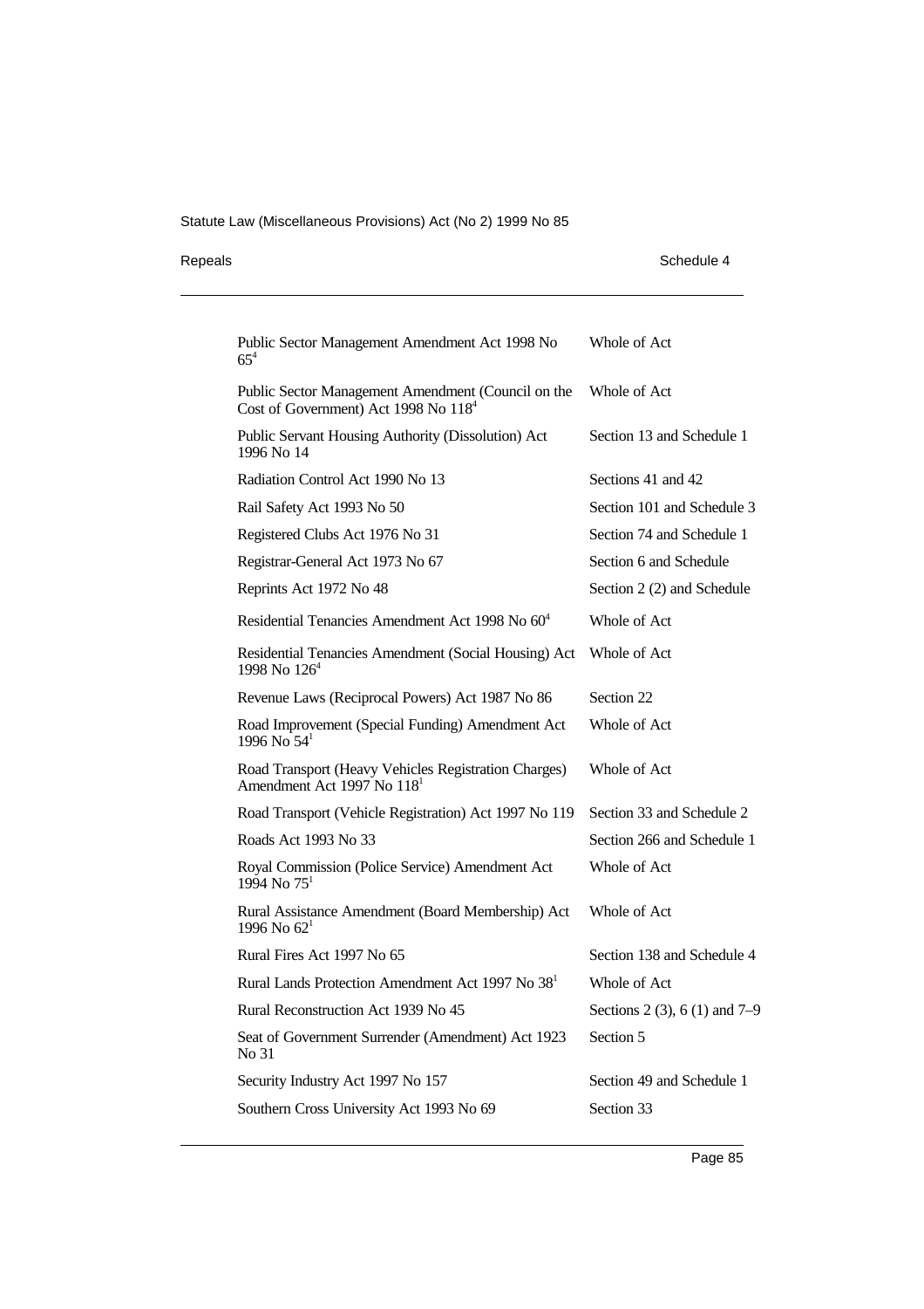| | |
|---|---|
| Public Sector Management Amendment Act 1998 No 65[4] | Whole of Act |
| Public Sector Management Amendment (Council on the Cost of Government) Act 1998 No 118[4] | Whole of Act |
| Public Servant Housing Authority (Dissolution) Act 1996 No 14 | Section 13 and Schedule 1 |
| Radiation Control Act 1990 No 13 | Sections 41 and 42 |
| Rail Safety Act 1993 No 50 | Section 101 and Schedule 3 |
| Registered Clubs Act 1976 No 31 | Section 74 and Schedule 1 |
| Registrar-General Act 1973 No 67 | Section 6 and Schedule |
| Reprints Act 1972 No 48 | Section 2 (2) and Schedule |
| Residential Tenancies Amendment Act 1998 No 60[4] | Whole of Act |
| Residential Tenancies Amendment (Social Housing) Act 1998 No 126[4] | Whole of Act |
| Revenue Laws (Reciprocal Powers) Act 1987 No 86 | Section 22 |
| Road Improvement (Special Funding) Amendment Act 1996 No 54[1] | Whole of Act |
| Road Transport (Heavy Vehicles Registration Charges) Amendment Act 1997 No 118[1] | Whole of Act |
| Road Transport (Vehicle Registration) Act 1997 No 119 | Section 33 and Schedule 2 |
| Roads Act 1993 No 33 | Section 266 and Schedule 1 |
| Royal Commission (Police Service) Amendment Act 1994 No 75[1] | Whole of Act |
| Rural Assistance Amendment (Board Membership) Act 1996 No 62[1] | Whole of Act |
| Rural Fires Act 1997 No 65 | Section 138 and Schedule 4 |
| Rural Lands Protection Amendment Act 1997 No 38[1] | Whole of Act |
| Rural Reconstruction Act 1939 No 45 | Sections 2 (3), 6 (1) and 7–9 |
| Seat of Government Surrender (Amendment) Act 1923 No 31 | Section 5 |
| Security Industry Act 1997 No 157 | Section 49 and Schedule 1 |
| Southern Cross University Act 1993 No 69 | Section 33 |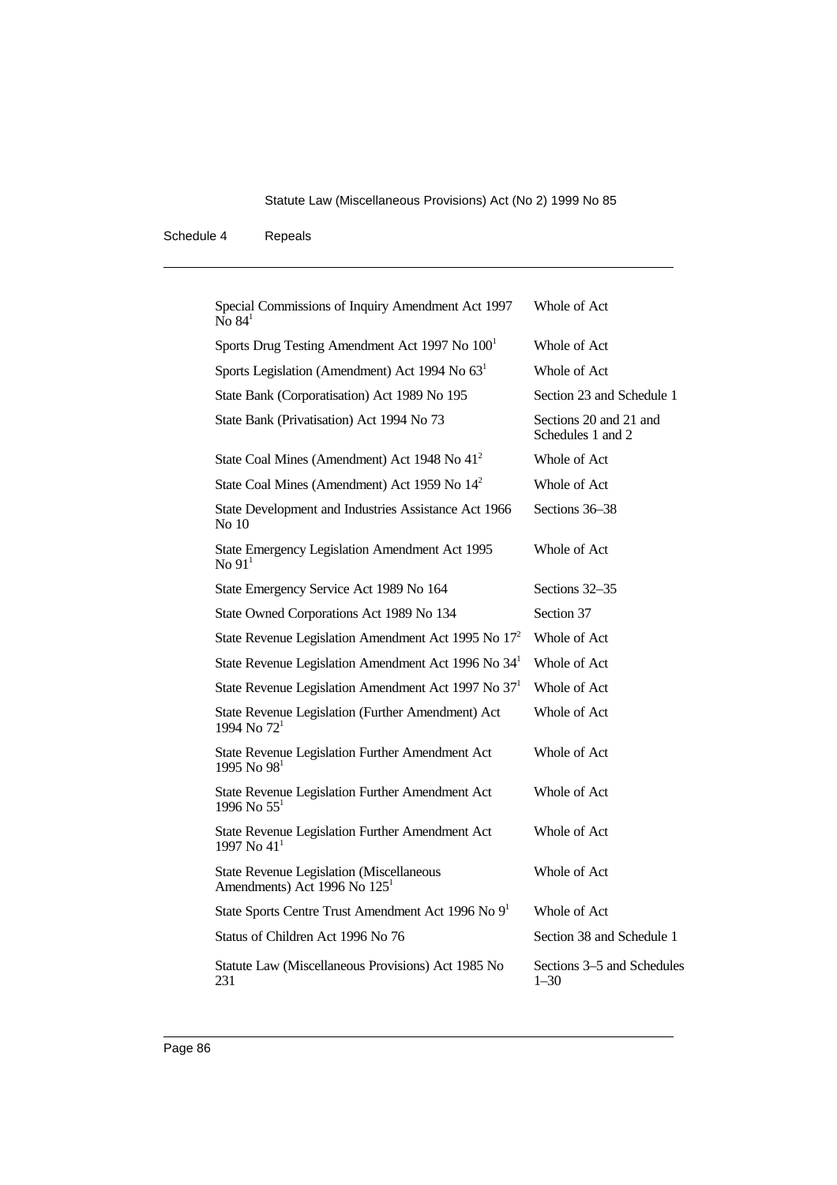| | |
|---|---|
| Special Commissions of Inquiry Amendment Act 1997 No 84[1] | Whole of Act |
| Sports Drug Testing Amendment Act 1997 No 100[1] | Whole of Act |
| Sports Legislation (Amendment) Act 1994 No 63[1] | Whole of Act |
| State Bank (Corporatisation) Act 1989 No 195 | Section 23 and Schedule 1 |
| State Bank (Privatisation) Act 1994 No 73 | Sections 20 and 21 and Schedules 1 and 2 |
| State Coal Mines (Amendment) Act 1948 No 41[2] | Whole of Act |
| State Coal Mines (Amendment) Act 1959 No 14[2] | Whole of Act |
| State Development and Industries Assistance Act 1966 No 10 | Sections 36–38 |
| State Emergency Legislation Amendment Act 1995 No 91[1] | Whole of Act |
| State Emergency Service Act 1989 No 164 | Sections 32–35 |
| State Owned Corporations Act 1989 No 134 | Section 37 |
| State Revenue Legislation Amendment Act 1995 No 17[2] | Whole of Act |
| State Revenue Legislation Amendment Act 1996 No 34[1] | Whole of Act |
| State Revenue Legislation Amendment Act 1997 No 37[1] | Whole of Act |
| State Revenue Legislation (Further Amendment) Act 1994 No 72[1] | Whole of Act |
| State Revenue Legislation Further Amendment Act 1995 No 98[1] | Whole of Act |
| State Revenue Legislation Further Amendment Act 1996 No 55[1] | Whole of Act |
| State Revenue Legislation Further Amendment Act 1997 No 41[1] | Whole of Act |
| State Revenue Legislation (Miscellaneous Amendments) Act 1996 No 125[1] | Whole of Act |
| State Sports Centre Trust Amendment Act 1996 No 9[1] | Whole of Act |
| Status of Children Act 1996 No 76 | Section 38 and Schedule 1 |
| Statute Law (Miscellaneous Provisions) Act 1985 No 231 | Sections 3–5 and Schedules 1–30 |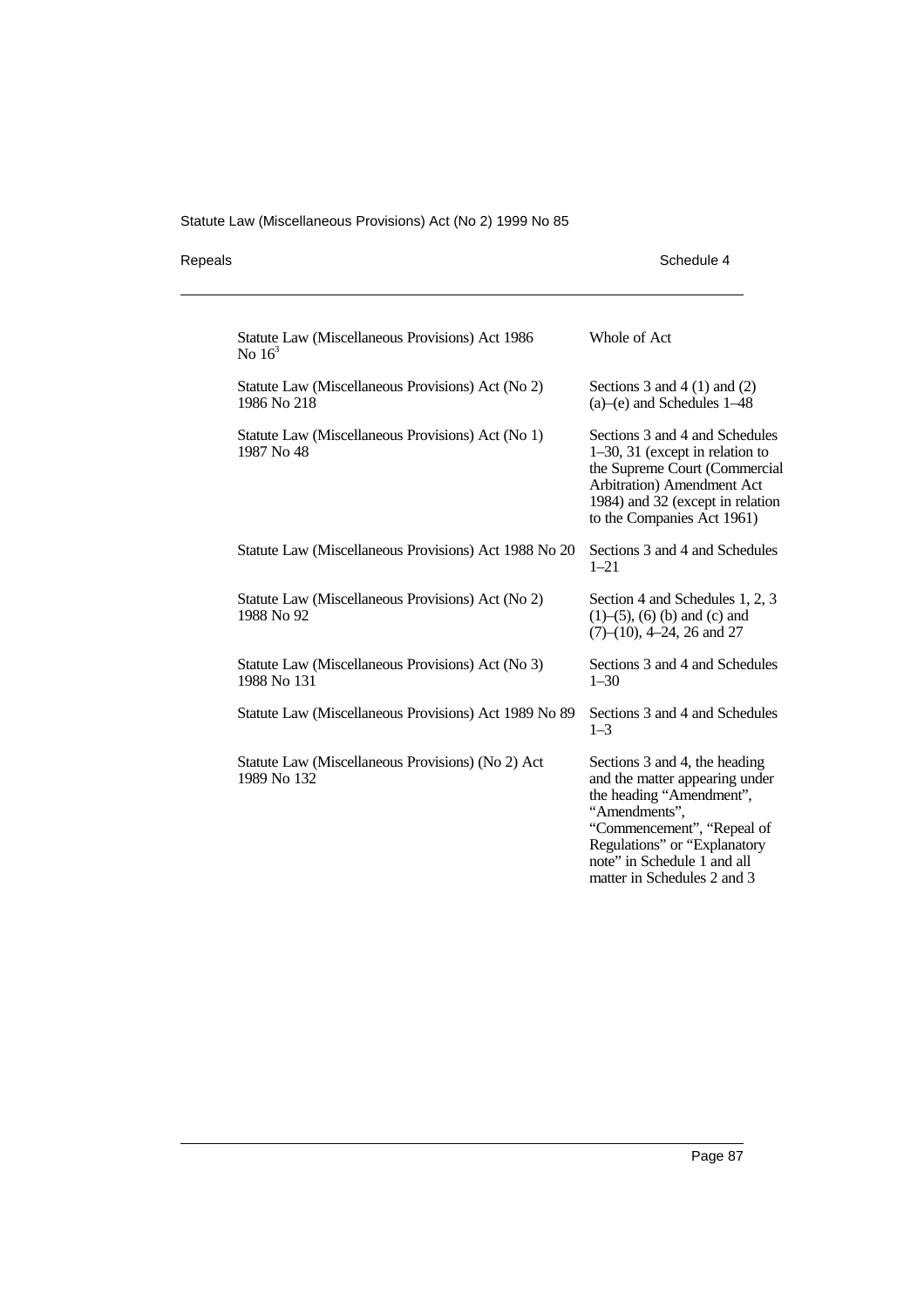| | |
|---|---|
| Statute Law (Miscellaneous Provisions) Act 1986 No 16[3] | Whole of Act |
| Statute Law (Miscellaneous Provisions) Act (No 2) 1986 No 218 | Sections 3 and 4 (1) and (2) (a)–(e) and Schedules 1–48 |
| Statute Law (Miscellaneous Provisions) Act (No 1) 1987 No 48 | Sections 3 and 4 and Schedules 1–30, 31 (except in relation to the Supreme Court (Commercial Arbitration) Amendment Act 1984) and 32 (except in relation to the Companies Act 1961) |
| Statute Law (Miscellaneous Provisions) Act 1988 No 20 | Sections 3 and 4 and Schedules 1–21 |
| Statute Law (Miscellaneous Provisions) Act (No 2) 1988 No 92 | Section 4 and Schedules 1, 2, 3 (1)–(5), (6) (b) and (c) and (7)–(10), 4–24, 26 and 27 |
| Statute Law (Miscellaneous Provisions) Act (No 3) 1988 No 131 | Sections 3 and 4 and Schedules 1–30 |
| Statute Law (Miscellaneous Provisions) Act 1989 No 89 | Sections 3 and 4 and Schedules 1–3 |
| Statute Law (Miscellaneous Provisions) (No 2) Act 1989 No 132 | Sections 3 and 4, the heading and the matter appearing under the heading "Amendment", "Amendments", "Commencement", "Repeal of Regulations" or "Explanatory note" in Schedule 1 and all matter in Schedules 2 and 3 |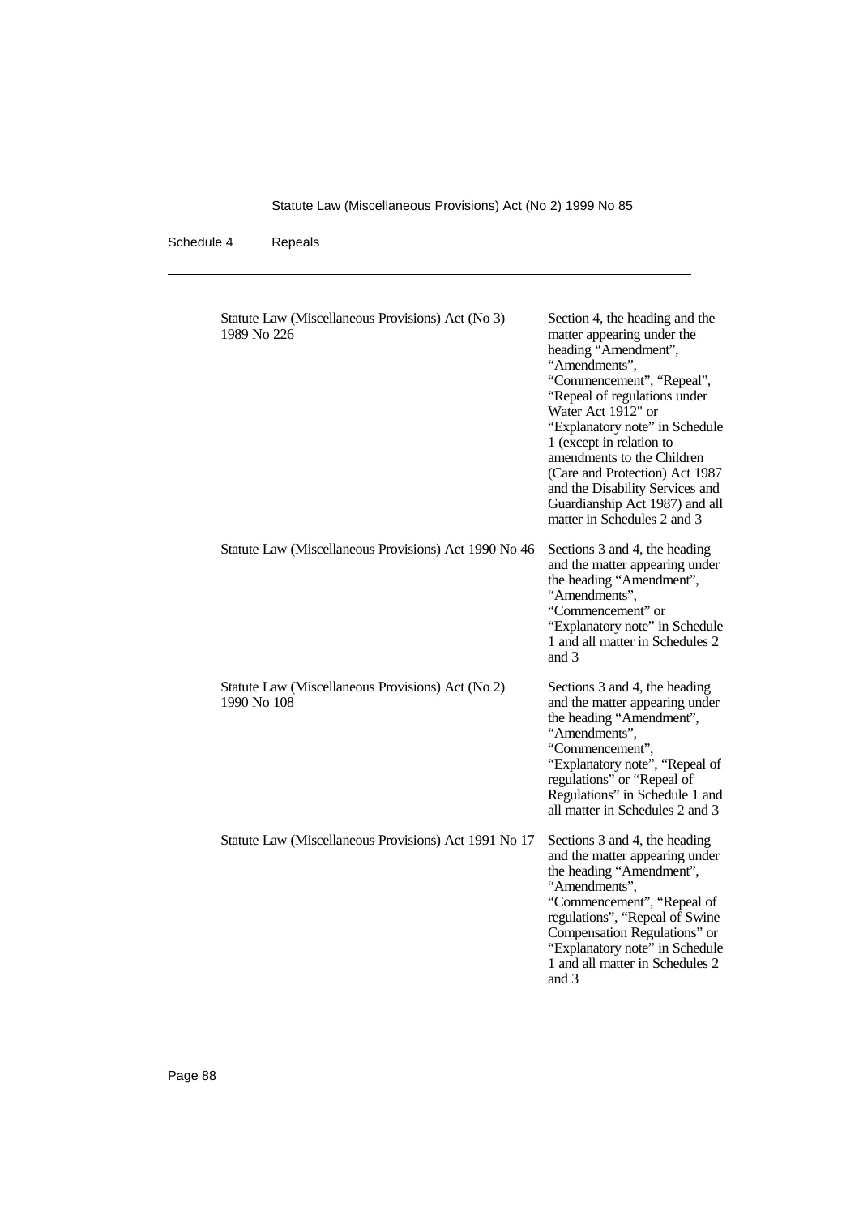| | |
|---|---|
| Statute Law (Miscellaneous Provisions) Act (No 3) 1989 No 226 | Section 4, the heading and the matter appearing under the heading "Amendment", "Amendments", "Commencement", "Repeal", "Repeal of regulations under Water Act 1912" or "Explanatory note" in Schedule 1 (except in relation to amendments to the Children (Care and Protection) Act 1987 and the Disability Services and Guardianship Act 1987) and all matter in Schedules 2 and 3 |
| Statute Law (Miscellaneous Provisions) Act 1990 No 46 | Sections 3 and 4, the heading and the matter appearing under the heading "Amendment", "Amendments", "Commencement" or "Explanatory note" in Schedule 1 and all matter in Schedules 2 and 3 |
| Statute Law (Miscellaneous Provisions) Act (No 2) 1990 No 108 | Sections 3 and 4, the heading and the matter appearing under the heading "Amendment", "Amendments", "Commencement", "Explanatory note", "Repeal of regulations" or "Repeal of Regulations" in Schedule 1 and all matter in Schedules 2 and 3 |
| Statute Law (Miscellaneous Provisions) Act 1991 No 17 | Sections 3 and 4, the heading and the matter appearing under the heading "Amendment", "Amendments", "Commencement", "Repeal of regulations", "Repeal of Swine Compensation Regulations" or "Explanatory note" in Schedule 1 and all matter in Schedules 2 and 3 |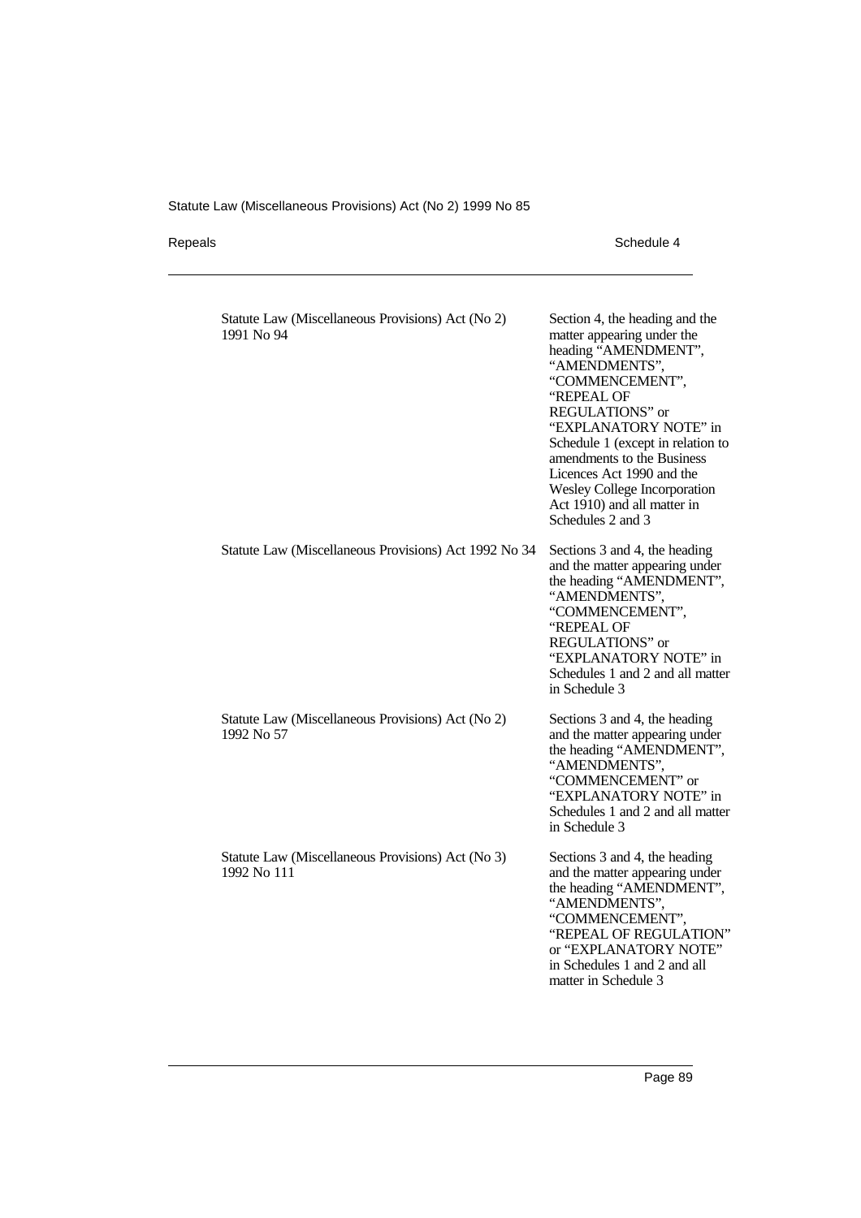| | |
|---|---|
| Statute Law (Miscellaneous Provisions) Act (No 2) 1991 No 94 | Section 4, the heading and the matter appearing under the heading "AMENDMENT", "AMENDMENTS", "COMMENCEMENT", "REPEAL OF REGULATIONS" or "EXPLANATORY NOTE" in Schedule 1 (except in relation to amendments to the Business Licences Act 1990 and the Wesley College Incorporation Act 1910) and all matter in Schedules 2 and 3 |
| Statute Law (Miscellaneous Provisions) Act 1992 No 34 | Sections 3 and 4, the heading and the matter appearing under the heading "AMENDMENT", "AMENDMENTS", "COMMENCEMENT", "REPEAL OF REGULATIONS" or "EXPLANATORY NOTE" in Schedules 1 and 2 and all matter in Schedule 3 |
| Statute Law (Miscellaneous Provisions) Act (No 2) 1992 No 57 | Sections 3 and 4, the heading and the matter appearing under the heading "AMENDMENT", "AMENDMENTS", "COMMENCEMENT" or "EXPLANATORY NOTE" in Schedules 1 and 2 and all matter in Schedule 3 |
| Statute Law (Miscellaneous Provisions) Act (No 3) 1992 No 111 | Sections 3 and 4, the heading and the matter appearing under the heading "AMENDMENT", "AMENDMENTS", "COMMENCEMENT", "REPEAL OF REGULATION" or "EXPLANATORY NOTE" in Schedules 1 and 2 and all matter in Schedule 3 |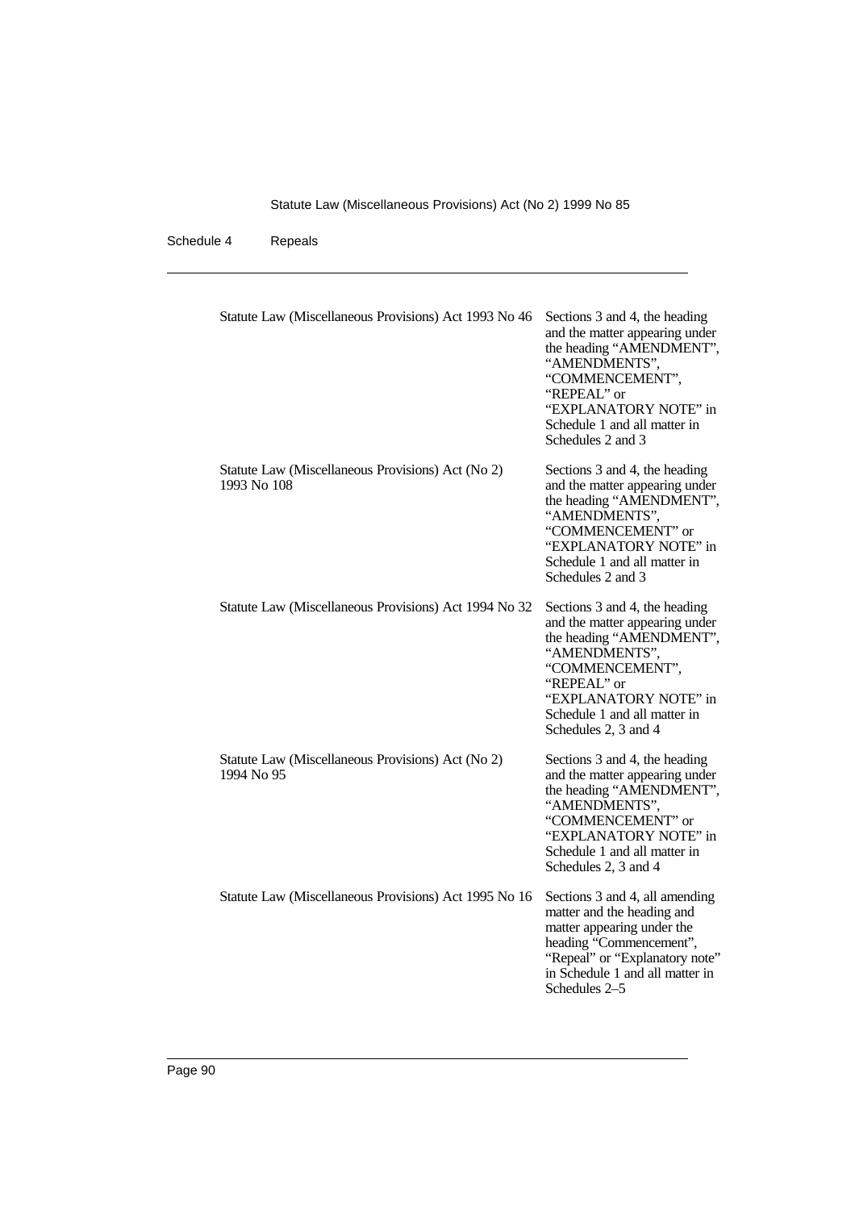| | |
|---|---|
| Statute Law (Miscellaneous Provisions) Act 1993 No 46 | Sections 3 and 4, the heading and the matter appearing under the heading "AMENDMENT", "AMENDMENTS", "COMMENCEMENT", "REPEAL" or "EXPLANATORY NOTE" in Schedule 1 and all matter in Schedules 2 and 3 |
| Statute Law (Miscellaneous Provisions) Act (No 2) 1993 No 108 | Sections 3 and 4, the heading and the matter appearing under the heading "AMENDMENT", "AMENDMENTS", "COMMENCEMENT" or "EXPLANATORY NOTE" in Schedule 1 and all matter in Schedules 2 and 3 |
| Statute Law (Miscellaneous Provisions) Act 1994 No 32 | Sections 3 and 4, the heading and the matter appearing under the heading "AMENDMENT", "AMENDMENTS", "COMMENCEMENT", "REPEAL" or "EXPLANATORY NOTE" in Schedule 1 and all matter in Schedules 2, 3 and 4 |
| Statute Law (Miscellaneous Provisions) Act (No 2) 1994 No 95 | Sections 3 and 4, the heading and the matter appearing under the heading "AMENDMENT", "AMENDMENTS", "COMMENCEMENT" or "EXPLANATORY NOTE" in Schedule 1 and all matter in Schedules 2, 3 and 4 |
| Statute Law (Miscellaneous Provisions) Act 1995 No 16 | Sections 3 and 4, all amending matter and the heading and matter appearing under the heading "Commencement", "Repeal" or "Explanatory note" in Schedule 1 and all matter in Schedules 2–5 |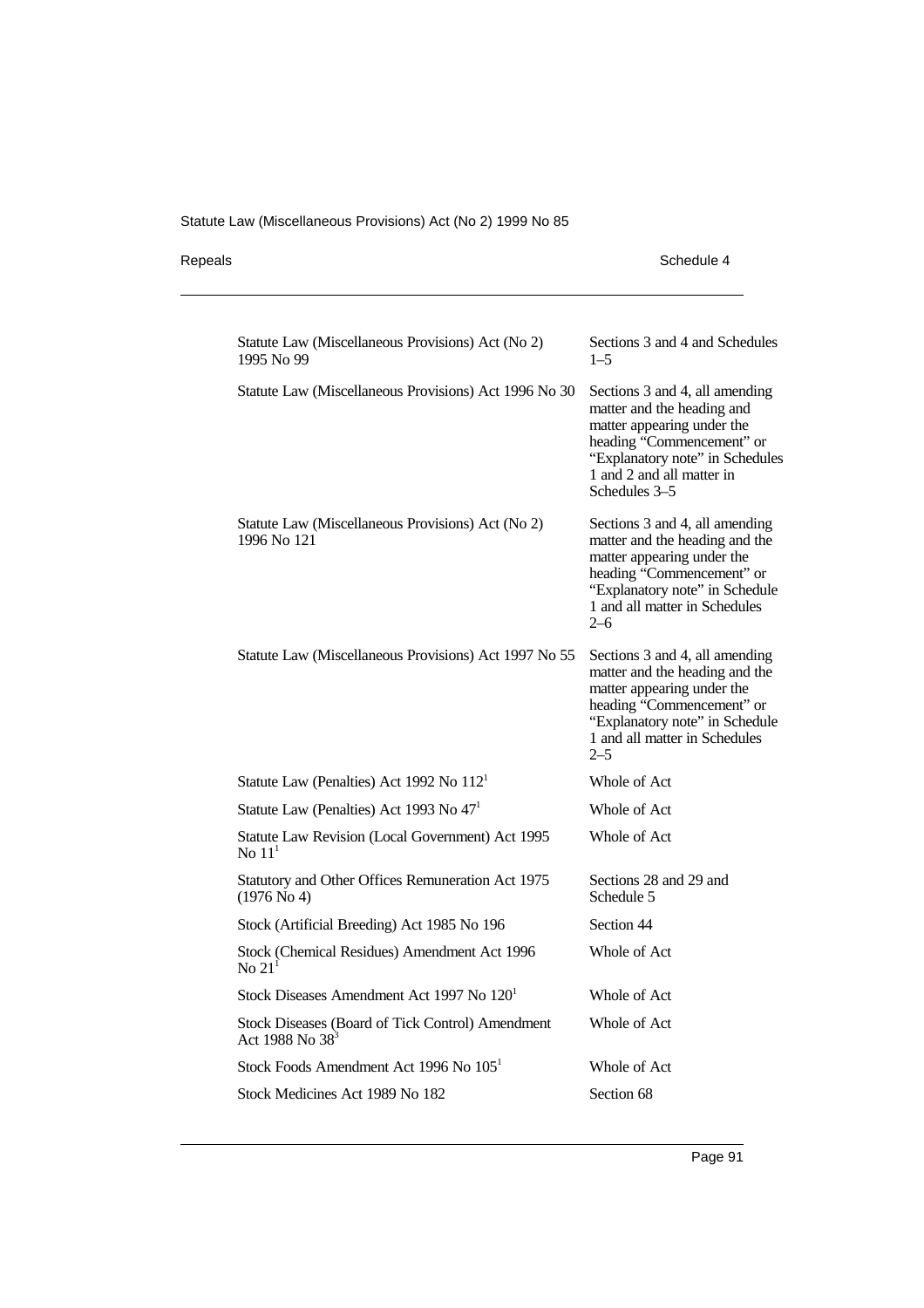| | |
|---|---|
| Statute Law (Miscellaneous Provisions) Act (No 2) 1995 No 99 | Sections 3 and 4 and Schedules 1–5 |
| Statute Law (Miscellaneous Provisions) Act 1996 No 30 | Sections 3 and 4, all amending matter and the heading and matter appearing under the heading "Commencement" or "Explanatory note" in Schedules 1 and 2 and all matter in Schedules 3–5 |
| Statute Law (Miscellaneous Provisions) Act (No 2) 1996 No 121 | Sections 3 and 4, all amending matter and the heading and the matter appearing under the heading "Commencement" or "Explanatory note" in Schedule 1 and all matter in Schedules 2–6 |
| Statute Law (Miscellaneous Provisions) Act 1997 No 55 | Sections 3 and 4, all amending matter and the heading and the matter appearing under the heading "Commencement" or "Explanatory note" in Schedule 1 and all matter in Schedules 2–5 |
| Statute Law (Penalties) Act 1992 No 112[1] | Whole of Act |
| Statute Law (Penalties) Act 1993 No 47[1] | Whole of Act |
| Statute Law Revision (Local Government) Act 1995 No 11[1] | Whole of Act |
| Statutory and Other Offices Remuneration Act 1975 (1976 No 4) | Sections 28 and 29 and Schedule 5 |
| Stock (Artificial Breeding) Act 1985 No 196 | Section 44 |
| Stock (Chemical Residues) Amendment Act 1996 No 21[1] | Whole of Act |
| Stock Diseases Amendment Act 1997 No 120[1] | Whole of Act |
| Stock Diseases (Board of Tick Control) Amendment Act 1988 No 38[3] | Whole of Act |
| Stock Foods Amendment Act 1996 No 105[1] | Whole of Act |
| Stock Medicines Act 1989 No 182 | Section 68 |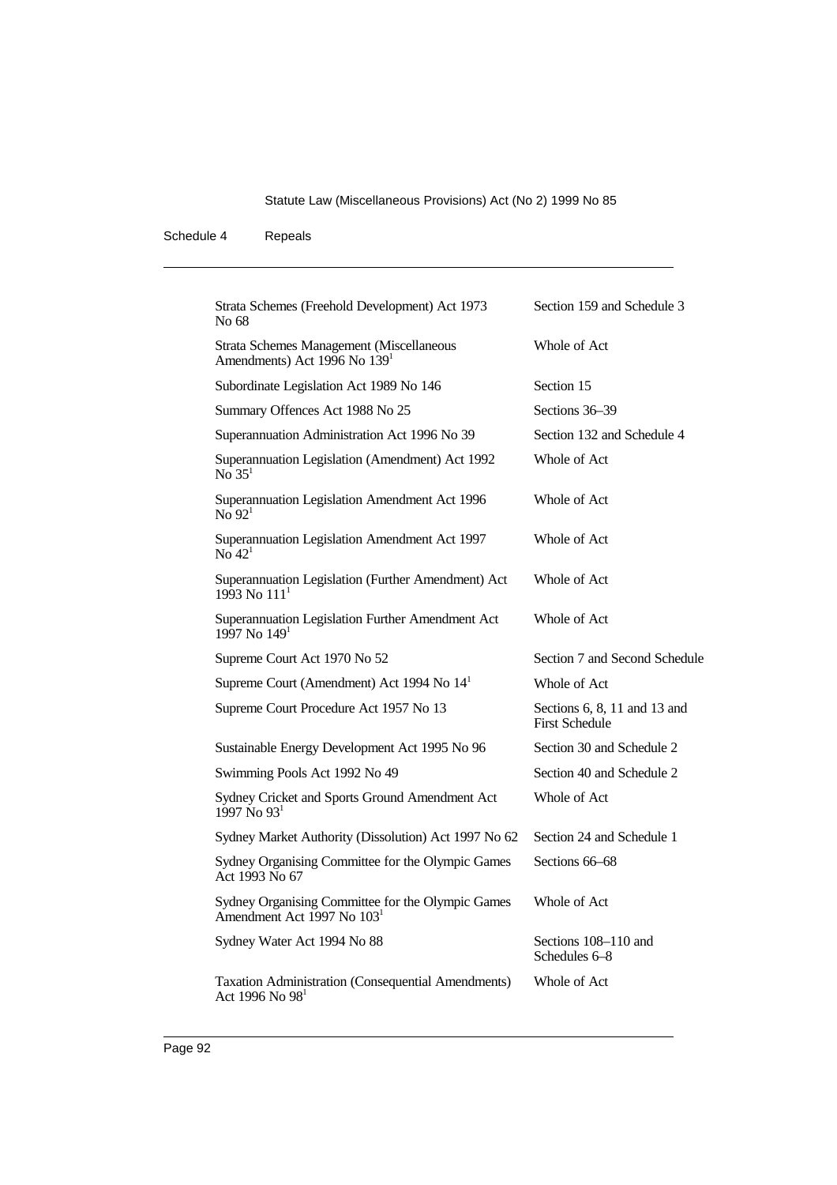| | |
|---|---|
| Strata Schemes (Freehold Development) Act 1973 No 68 | Section 159 and Schedule 3 |
| Strata Schemes Management (Miscellaneous Amendments) Act 1996 No 139[1] | Whole of Act |
| Subordinate Legislation Act 1989 No 146 | Section 15 |
| Summary Offences Act 1988 No 25 | Sections 36–39 |
| Superannuation Administration Act 1996 No 39 | Section 132 and Schedule 4 |
| Superannuation Legislation (Amendment) Act 1992 No 35[1] | Whole of Act |
| Superannuation Legislation Amendment Act 1996 No 92[1] | Whole of Act |
| Superannuation Legislation Amendment Act 1997 No 42[1] | Whole of Act |
| Superannuation Legislation (Further Amendment) Act 1993 No 111[1] | Whole of Act |
| Superannuation Legislation Further Amendment Act 1997 No 149[1] | Whole of Act |
| Supreme Court Act 1970 No 52 | Section 7 and Second Schedule |
| Supreme Court (Amendment) Act 1994 No 14[1] | Whole of Act |
| Supreme Court Procedure Act 1957 No 13 | Sections 6, 8, 11 and 13 and First Schedule |
| Sustainable Energy Development Act 1995 No 96 | Section 30 and Schedule 2 |
| Swimming Pools Act 1992 No 49 | Section 40 and Schedule 2 |
| Sydney Cricket and Sports Ground Amendment Act 1997 No 93[1] | Whole of Act |
| Sydney Market Authority (Dissolution) Act 1997 No 62 | Section 24 and Schedule 1 |
| Sydney Organising Committee for the Olympic Games Act 1993 No 67 | Sections 66–68 |
| Sydney Organising Committee for the Olympic Games Amendment Act 1997 No 103[1] | Whole of Act |
| Sydney Water Act 1994 No 88 | Sections 108–110 and Schedules 6–8 |
| Taxation Administration (Consequential Amendments) Act 1996 No 98[1] | Whole of Act |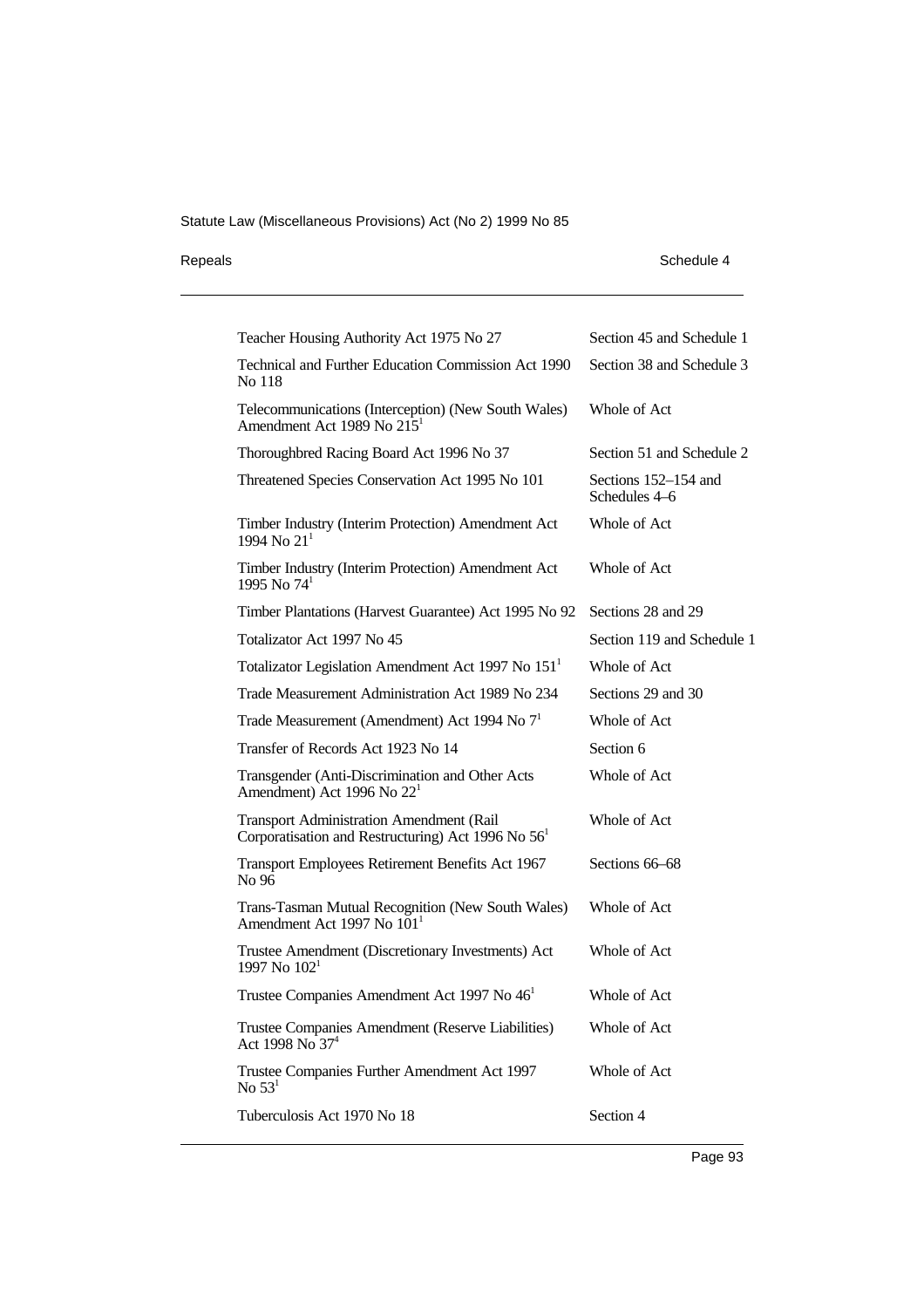| | |
|---|---|
| Teacher Housing Authority Act 1975 No 27 | Section 45 and Schedule 1 |
| Technical and Further Education Commission Act 1990 No 118 | Section 38 and Schedule 3 |
| Telecommunications (Interception) (New South Wales) Amendment Act 1989 No 215[1] | Whole of Act |
| Thoroughbred Racing Board Act 1996 No 37 | Section 51 and Schedule 2 |
| Threatened Species Conservation Act 1995 No 101 | Sections 152–154 and Schedules 4–6 |
| Timber Industry (Interim Protection) Amendment Act 1994 No 21[1] | Whole of Act |
| Timber Industry (Interim Protection) Amendment Act 1995 No 74[1] | Whole of Act |
| Timber Plantations (Harvest Guarantee) Act 1995 No 92 | Sections 28 and 29 |
| Totalizator Act 1997 No 45 | Section 119 and Schedule 1 |
| Totalizator Legislation Amendment Act 1997 No 151[1] | Whole of Act |
| Trade Measurement Administration Act 1989 No 234 | Sections 29 and 30 |
| Trade Measurement (Amendment) Act 1994 No 7[1] | Whole of Act |
| Transfer of Records Act 1923 No 14 | Section 6 |
| Transgender (Anti-Discrimination and Other Acts Amendment) Act 1996 No 22[1] | Whole of Act |
| Transport Administration Amendment (Rail Corporatisation and Restructuring) Act 1996 No 56[1] | Whole of Act |
| Transport Employees Retirement Benefits Act 1967 No 96 | Sections 66–68 |
| Trans-Tasman Mutual Recognition (New South Wales) Amendment Act 1997 No 101[1] | Whole of Act |
| Trustee Amendment (Discretionary Investments) Act 1997 No 102[1] | Whole of Act |
| Trustee Companies Amendment Act 1997 No 46[1] | Whole of Act |
| Trustee Companies Amendment (Reserve Liabilities) Act 1998 No 37[4] | Whole of Act |
| Trustee Companies Further Amendment Act 1997 No 53[1] | Whole of Act |
| Tuberculosis Act 1970 No 18 | Section 4 |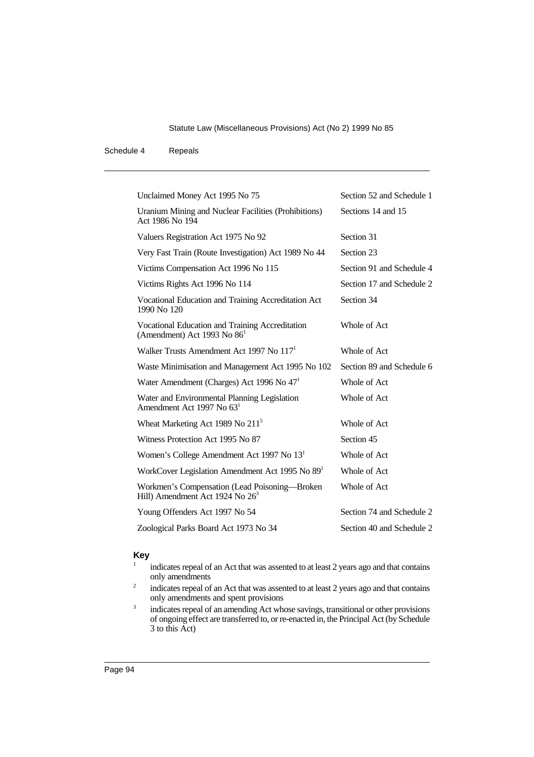| | |
|---|---|
| Unclaimed Money Act 1995 No 75 | Section 52 and Schedule 1 |
| Uranium Mining and Nuclear Facilities (Prohibitions) Act 1986 No 194 | Sections 14 and 15 |
| Valuers Registration Act 1975 No 92 | Section 31 |
| Very Fast Train (Route Investigation) Act 1989 No 44 | Section 23 |
| Victims Compensation Act 1996 No 115 | Section 91 and Schedule 4 |
| Victims Rights Act 1996 No 114 | Section 17 and Schedule 2 |
| Vocational Education and Training Accreditation Act 1990 No 120 | Section 34 |
| Vocational Education and Training Accreditation (Amendment) Act 1993 No 86[1] | Whole of Act |
| Walker Trusts Amendment Act 1997 No 117[1] | Whole of Act |
| Waste Minimisation and Management Act 1995 No 102 | Section 89 and Schedule 6 |
| Water Amendment (Charges) Act 1996 No 47[1] | Whole of Act |
| Water and Environmental Planning Legislation Amendment Act 1997 No 63[1] | Whole of Act |
| Wheat Marketing Act 1989 No 211[5] | Whole of Act |
| Witness Protection Act 1995 No 87 | Section 45 |
| Women's College Amendment Act 1997 No 13[1] | Whole of Act |
| WorkCover Legislation Amendment Act 1995 No 89[1] | Whole of Act |
| Workmen's Compensation (Lead Poisoning—Broken Hill) Amendment Act 1924 No 26[3] | Whole of Act |
| Young Offenders Act 1997 No 54 | Section 74 and Schedule 2 |
| Zoological Parks Board Act 1973 No 34 | Section 40 and Schedule 2 |

**Key**

[1] indicates repeal of an Act that was assented to at least 2 years ago and that contains only amendments

[2] indicates repeal of an Act that was assented to at least 2 years ago and that contains only amendments and spent provisions

[3] indicates repeal of an amending Act whose savings, transitional or other provisions of ongoing effect are transferred to, or re-enacted in, the Principal Act (by Schedule 3 to this Act)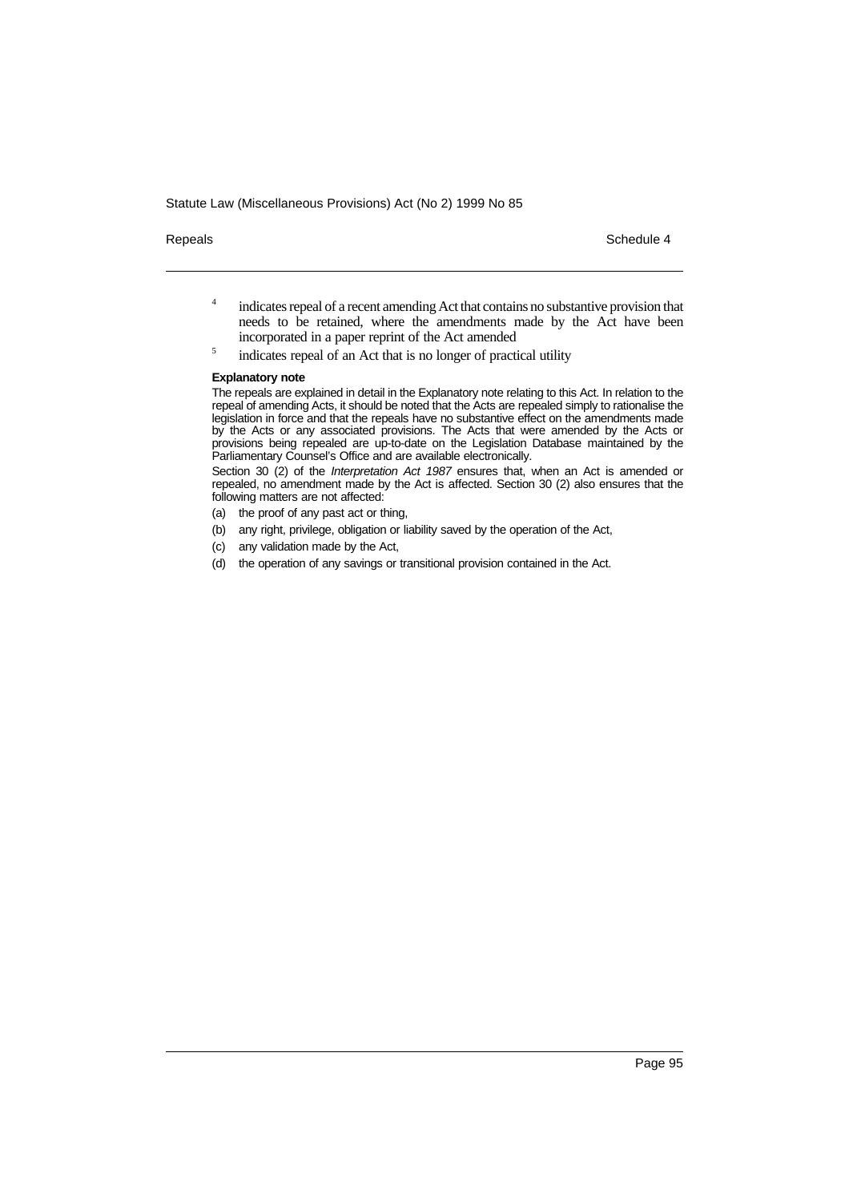[4] indicates repeal of a recent amending Act that contains no substantive provision that needs to be retained, where the amendments made by the Act have been incorporated in a paper reprint of the Act amended

[5] indicates repeal of an Act that is no longer of practical utility

**Explanatory note**

The repeals are explained in detail in the Explanatory note relating to this Act. In relation to the repeal of amending Acts, it should be noted that the Acts are repealed simply to rationalise the legislation in force and that the repeals have no substantive effect on the amendments made by the Acts or any associated provisions. The Acts that were amended by the Acts or provisions being repealed are up-to-date on the Legislation Database maintained by the Parliamentary Counsel's Office and are available electronically.

Section 30 (2) of the *Interpretation Act 1987* ensures that, when an Act is amended or repealed, no amendment made by the Act is affected. Section 30 (2) also ensures that the following matters are not affected:

(a) the proof of any past act or thing,

(b) any right, privilege, obligation or liability saved by the operation of the Act,

(c) any validation made by the Act,

(d) the operation of any savings or transitional provision contained in the Act.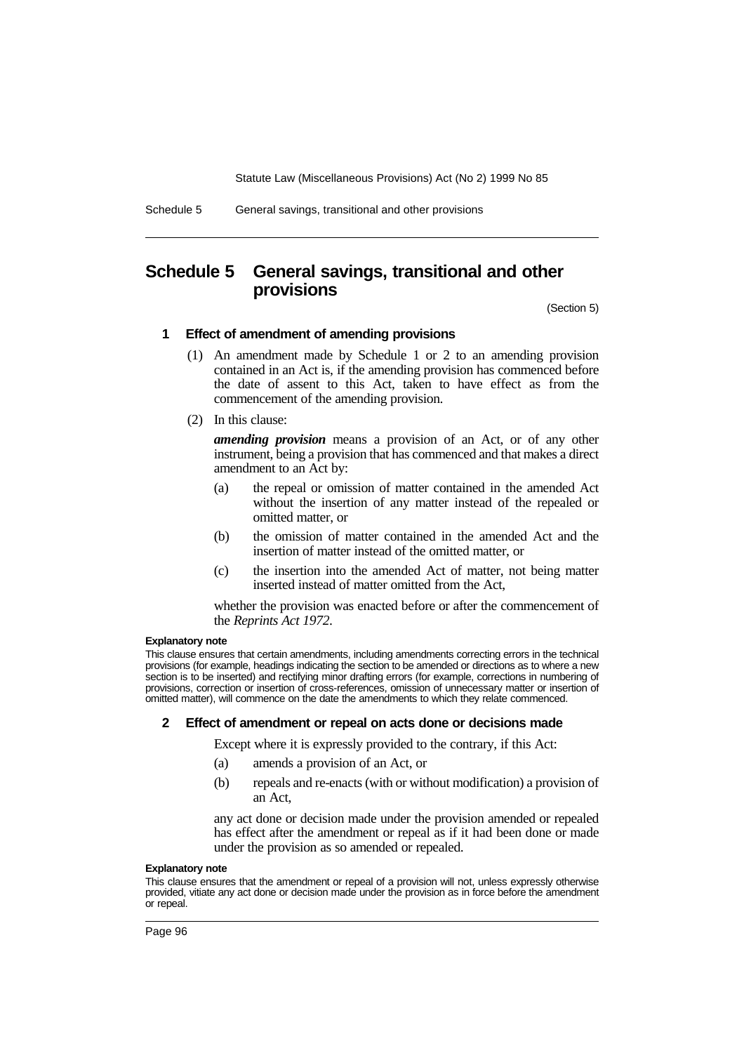# Schedule 5 General savings, transitional and other provisions

(Section 5)

### 1 Effect of amendment of amending provisions

(1) An amendment made by Schedule 1 or 2 to an amending provision contained in an Act is, if the amending provision has commenced before the date of assent to this Act, taken to have effect as from the commencement of the amending provision.

(2) In this clause:

***amending provision*** means a provision of an Act, or of any other instrument, being a provision that has commenced and that makes a direct amendment to an Act by:

(a) the repeal or omission of matter contained in the amended Act without the insertion of any matter instead of the repealed or omitted matter, or

(b) the omission of matter contained in the amended Act and the insertion of matter instead of the omitted matter, or

(c) the insertion into the amended Act of matter, not being matter inserted instead of matter omitted from the Act,

whether the provision was enacted before or after the commencement of the *Reprints Act 1972*.

**Explanatory note**

This clause ensures that certain amendments, including amendments correcting errors in the technical provisions (for example, headings indicating the section to be amended or directions as to where a new section is to be inserted) and rectifying minor drafting errors (for example, corrections in numbering of provisions, correction or insertion of cross-references, omission of unnecessary matter or insertion of omitted matter), will commence on the date the amendments to which they relate commenced.

### 2 Effect of amendment or repeal on acts done or decisions made

Except where it is expressly provided to the contrary, if this Act:

(a) amends a provision of an Act, or

(b) repeals and re-enacts (with or without modification) a provision of an Act,

any act done or decision made under the provision amended or repealed has effect after the amendment or repeal as if it had been done or made under the provision as so amended or repealed.

**Explanatory note**

This clause ensures that the amendment or repeal of a provision will not, unless expressly otherwise provided, vitiate any act done or decision made under the provision as in force before the amendment or repeal.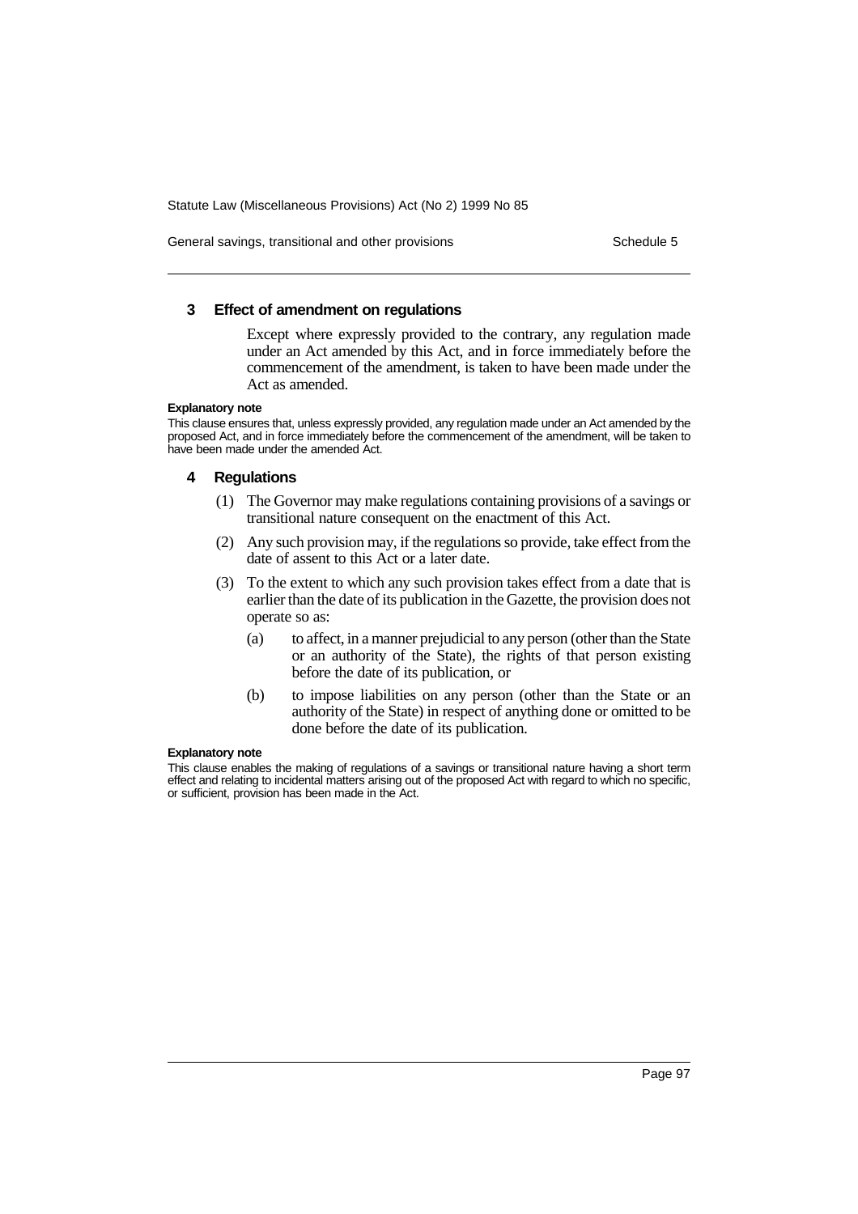### 3 Effect of amendment on regulations

Except where expressly provided to the contrary, any regulation made under an Act amended by this Act, and in force immediately before the commencement of the amendment, is taken to have been made under the Act as amended.

**Explanatory note**

This clause ensures that, unless expressly provided, any regulation made under an Act amended by the proposed Act, and in force immediately before the commencement of the amendment, will be taken to have been made under the amended Act.

### 4 Regulations

(1) The Governor may make regulations containing provisions of a savings or transitional nature consequent on the enactment of this Act.

(2) Any such provision may, if the regulations so provide, take effect from the date of assent to this Act or a later date.

(3) To the extent to which any such provision takes effect from a date that is earlier than the date of its publication in the Gazette, the provision does not operate so as:

(a) to affect, in a manner prejudicial to any person (other than the State or an authority of the State), the rights of that person existing before the date of its publication, or

(b) to impose liabilities on any person (other than the State or an authority of the State) in respect of anything done or omitted to be done before the date of its publication.

**Explanatory note**

This clause enables the making of regulations of a savings or transitional nature having a short term effect and relating to incidental matters arising out of the proposed Act with regard to which no specific, or sufficient, provision has been made in the Act.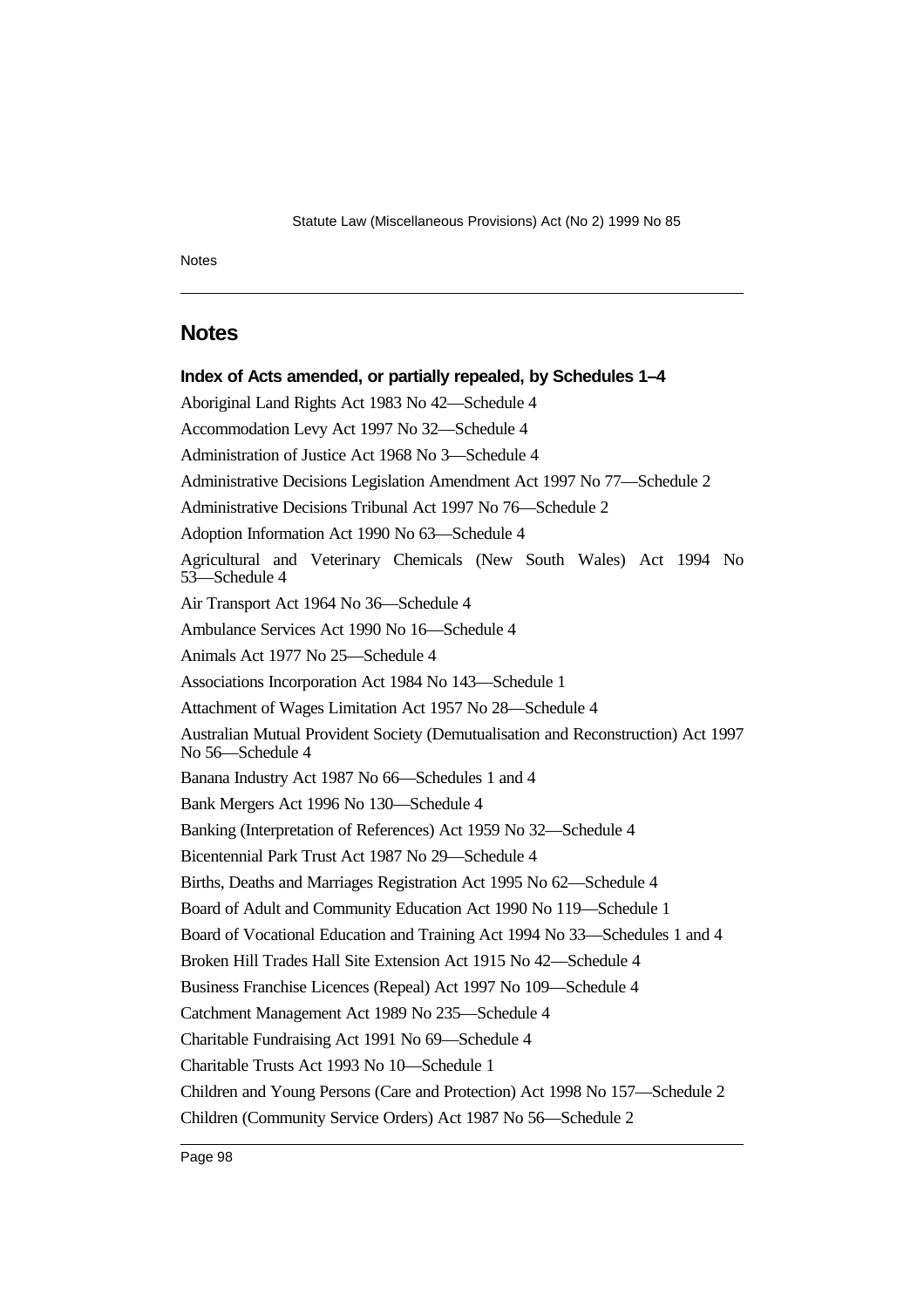## Notes

### Index of Acts amended, or partially repealed, by Schedules 1–4

Aboriginal Land Rights Act 1983 No 42—Schedule 4

Accommodation Levy Act 1997 No 32—Schedule 4

Administration of Justice Act 1968 No 3—Schedule 4

Administrative Decisions Legislation Amendment Act 1997 No 77—Schedule 2

Administrative Decisions Tribunal Act 1997 No 76—Schedule 2

Adoption Information Act 1990 No 63—Schedule 4

Agricultural and Veterinary Chemicals (New South Wales) Act 1994 No 53—Schedule 4

Air Transport Act 1964 No 36—Schedule 4

Ambulance Services Act 1990 No 16—Schedule 4

Animals Act 1977 No 25—Schedule 4

Associations Incorporation Act 1984 No 143—Schedule 1

Attachment of Wages Limitation Act 1957 No 28—Schedule 4

Australian Mutual Provident Society (Demutualisation and Reconstruction) Act 1997 No 56—Schedule 4

Banana Industry Act 1987 No 66—Schedules 1 and 4

Bank Mergers Act 1996 No 130—Schedule 4

Banking (Interpretation of References) Act 1959 No 32—Schedule 4

Bicentennial Park Trust Act 1987 No 29—Schedule 4

Births, Deaths and Marriages Registration Act 1995 No 62—Schedule 4

Board of Adult and Community Education Act 1990 No 119—Schedule 1

Board of Vocational Education and Training Act 1994 No 33—Schedules 1 and 4

Broken Hill Trades Hall Site Extension Act 1915 No 42—Schedule 4

Business Franchise Licences (Repeal) Act 1997 No 109—Schedule 4

Catchment Management Act 1989 No 235—Schedule 4

Charitable Fundraising Act 1991 No 69—Schedule 4

Charitable Trusts Act 1993 No 10—Schedule 1

Children and Young Persons (Care and Protection) Act 1998 No 157—Schedule 2

Children (Community Service Orders) Act 1987 No 56—Schedule 2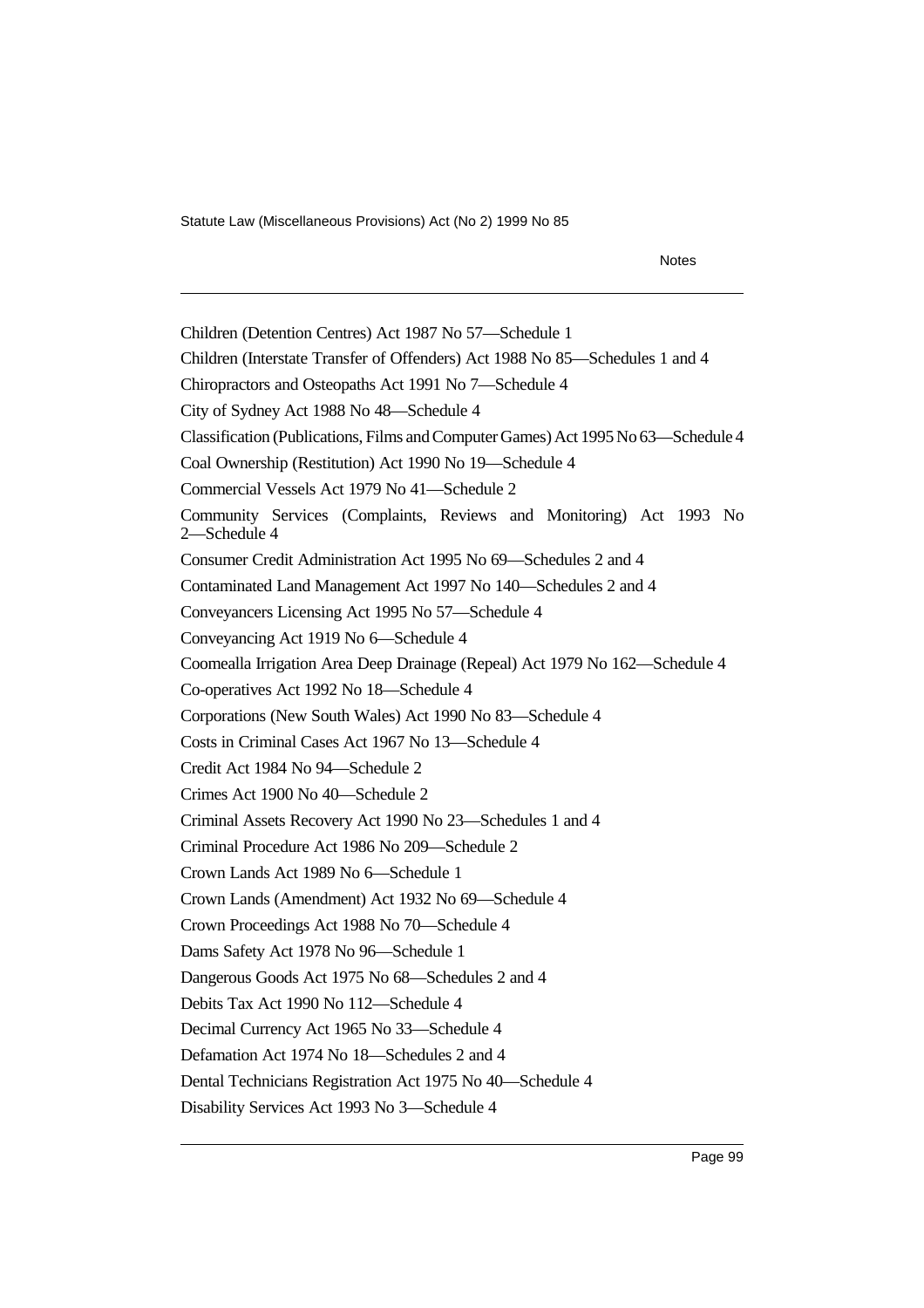Children (Detention Centres) Act 1987 No 57—Schedule 1

Children (Interstate Transfer of Offenders) Act 1988 No 85—Schedules 1 and 4

Chiropractors and Osteopaths Act 1991 No 7—Schedule 4

City of Sydney Act 1988 No 48—Schedule 4

Classification (Publications, Films and Computer Games) Act 1995 No 63—Schedule 4

Coal Ownership (Restitution) Act 1990 No 19—Schedule 4

Commercial Vessels Act 1979 No 41—Schedule 2

Community Services (Complaints, Reviews and Monitoring) Act 1993 No 2—Schedule 4

Consumer Credit Administration Act 1995 No 69—Schedules 2 and 4

Contaminated Land Management Act 1997 No 140—Schedules 2 and 4

Conveyancers Licensing Act 1995 No 57—Schedule 4

Conveyancing Act 1919 No 6—Schedule 4

Coomealla Irrigation Area Deep Drainage (Repeal) Act 1979 No 162—Schedule 4

Co-operatives Act 1992 No 18—Schedule 4

Corporations (New South Wales) Act 1990 No 83—Schedule 4

Costs in Criminal Cases Act 1967 No 13—Schedule 4

Credit Act 1984 No 94—Schedule 2

Crimes Act 1900 No 40—Schedule 2

Criminal Assets Recovery Act 1990 No 23—Schedules 1 and 4

Criminal Procedure Act 1986 No 209—Schedule 2

Crown Lands Act 1989 No 6—Schedule 1

Crown Lands (Amendment) Act 1932 No 69—Schedule 4

Crown Proceedings Act 1988 No 70—Schedule 4

Dams Safety Act 1978 No 96—Schedule 1

Dangerous Goods Act 1975 No 68—Schedules 2 and 4

Debits Tax Act 1990 No 112—Schedule 4

Decimal Currency Act 1965 No 33—Schedule 4

Defamation Act 1974 No 18—Schedules 2 and 4

Dental Technicians Registration Act 1975 No 40—Schedule 4

Disability Services Act 1993 No 3—Schedule 4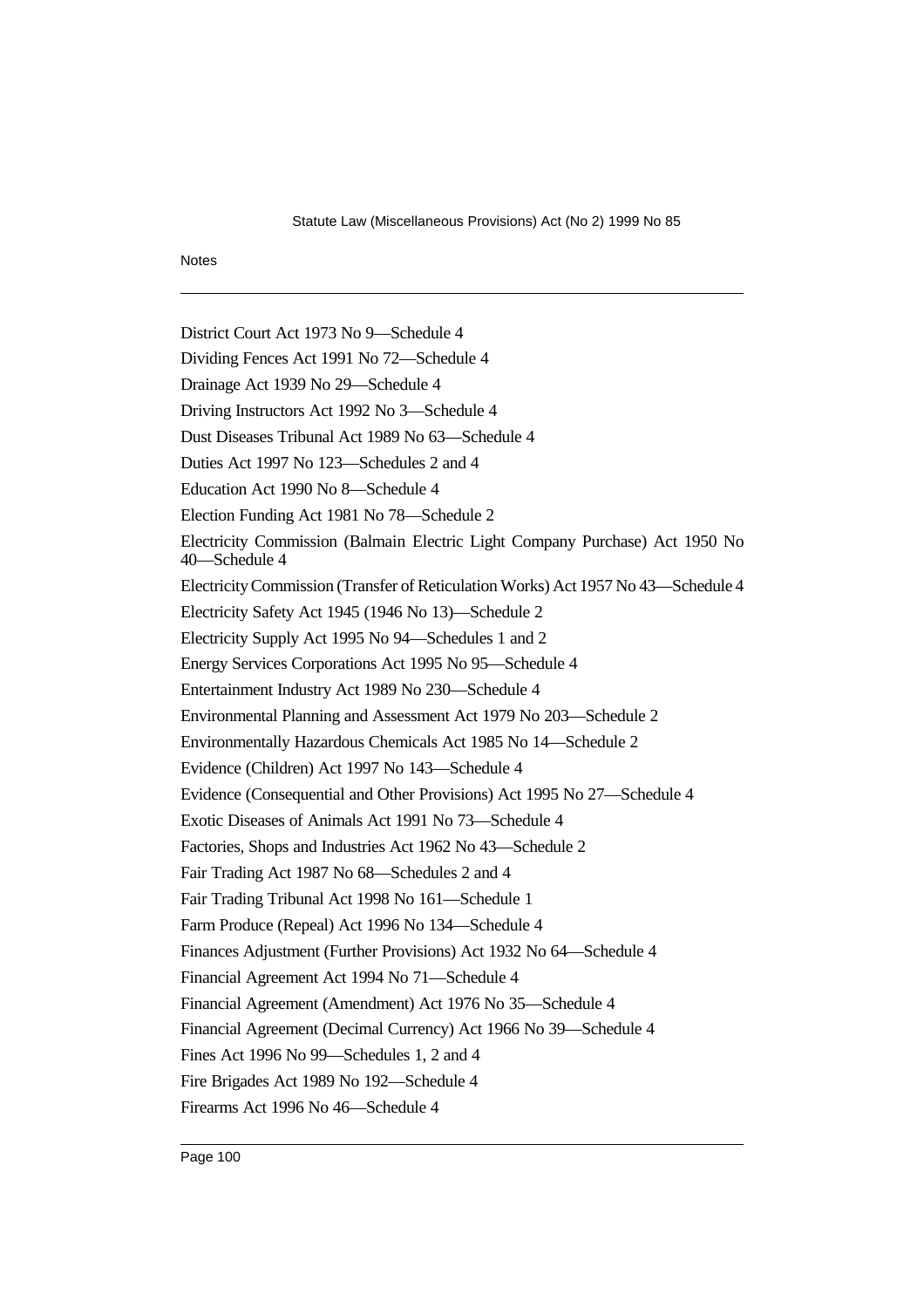District Court Act 1973 No 9—Schedule 4

Dividing Fences Act 1991 No 72—Schedule 4

Drainage Act 1939 No 29—Schedule 4

Driving Instructors Act 1992 No 3—Schedule 4

Dust Diseases Tribunal Act 1989 No 63—Schedule 4

Duties Act 1997 No 123—Schedules 2 and 4

Education Act 1990 No 8—Schedule 4

Election Funding Act 1981 No 78—Schedule 2

Electricity Commission (Balmain Electric Light Company Purchase) Act 1950 No 40—Schedule 4

Electricity Commission (Transfer of Reticulation Works) Act 1957 No 43—Schedule 4

Electricity Safety Act 1945 (1946 No 13)—Schedule 2

Electricity Supply Act 1995 No 94—Schedules 1 and 2

Energy Services Corporations Act 1995 No 95—Schedule 4

Entertainment Industry Act 1989 No 230—Schedule 4

Environmental Planning and Assessment Act 1979 No 203—Schedule 2

Environmentally Hazardous Chemicals Act 1985 No 14—Schedule 2

Evidence (Children) Act 1997 No 143—Schedule 4

Evidence (Consequential and Other Provisions) Act 1995 No 27—Schedule 4

Exotic Diseases of Animals Act 1991 No 73—Schedule 4

Factories, Shops and Industries Act 1962 No 43—Schedule 2

Fair Trading Act 1987 No 68—Schedules 2 and 4

Fair Trading Tribunal Act 1998 No 161—Schedule 1

Farm Produce (Repeal) Act 1996 No 134—Schedule 4

Finances Adjustment (Further Provisions) Act 1932 No 64—Schedule 4

Financial Agreement Act 1994 No 71—Schedule 4

Financial Agreement (Amendment) Act 1976 No 35—Schedule 4

Financial Agreement (Decimal Currency) Act 1966 No 39—Schedule 4

Fines Act 1996 No 99—Schedules 1, 2 and 4

Fire Brigades Act 1989 No 192—Schedule 4

Firearms Act 1996 No 46—Schedule 4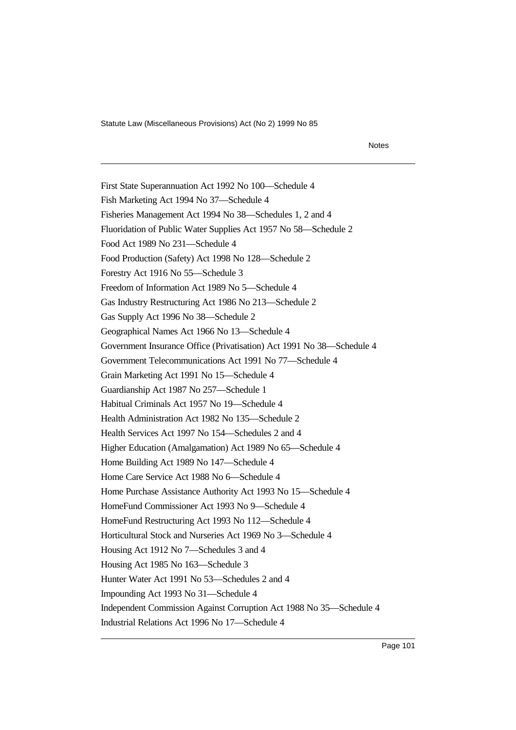First State Superannuation Act 1992 No 100—Schedule 4

Fish Marketing Act 1994 No 37—Schedule 4

Fisheries Management Act 1994 No 38—Schedules 1, 2 and 4

Fluoridation of Public Water Supplies Act 1957 No 58—Schedule 2

Food Act 1989 No 231—Schedule 4

Food Production (Safety) Act 1998 No 128—Schedule 2

Forestry Act 1916 No 55—Schedule 3

Freedom of Information Act 1989 No 5—Schedule 4

Gas Industry Restructuring Act 1986 No 213—Schedule 2

Gas Supply Act 1996 No 38—Schedule 2

Geographical Names Act 1966 No 13—Schedule 4

Government Insurance Office (Privatisation) Act 1991 No 38—Schedule 4

Government Telecommunications Act 1991 No 77—Schedule 4

Grain Marketing Act 1991 No 15—Schedule 4

Guardianship Act 1987 No 257—Schedule 1

Habitual Criminals Act 1957 No 19—Schedule 4

Health Administration Act 1982 No 135—Schedule 2

Health Services Act 1997 No 154—Schedules 2 and 4

Higher Education (Amalgamation) Act 1989 No 65—Schedule 4

Home Building Act 1989 No 147—Schedule 4

Home Care Service Act 1988 No 6—Schedule 4

Home Purchase Assistance Authority Act 1993 No 15—Schedule 4

HomeFund Commissioner Act 1993 No 9—Schedule 4

HomeFund Restructuring Act 1993 No 112—Schedule 4

Horticultural Stock and Nurseries Act 1969 No 3—Schedule 4

Housing Act 1912 No 7—Schedules 3 and 4

Housing Act 1985 No 163—Schedule 3

Hunter Water Act 1991 No 53—Schedules 2 and 4

Impounding Act 1993 No 31—Schedule 4

Independent Commission Against Corruption Act 1988 No 35—Schedule 4

Industrial Relations Act 1996 No 17—Schedule 4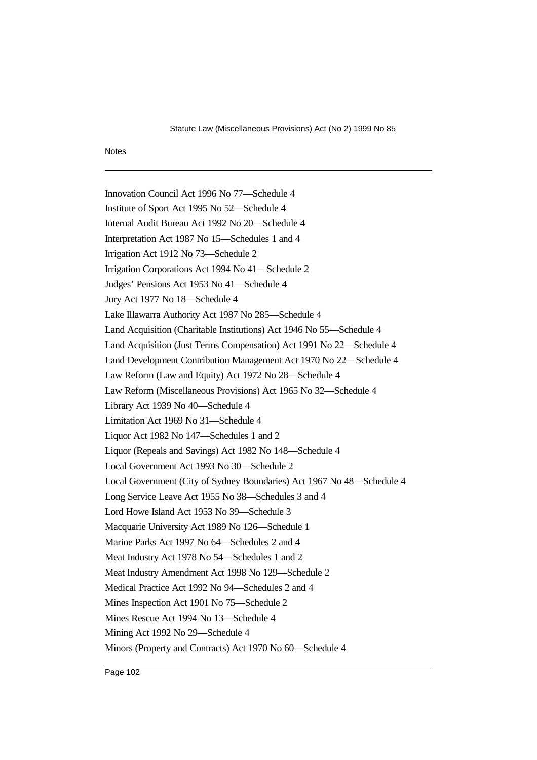Innovation Council Act 1996 No 77—Schedule 4

Institute of Sport Act 1995 No 52—Schedule 4

Internal Audit Bureau Act 1992 No 20—Schedule 4

Interpretation Act 1987 No 15—Schedules 1 and 4

Irrigation Act 1912 No 73—Schedule 2

Irrigation Corporations Act 1994 No 41—Schedule 2

Judges' Pensions Act 1953 No 41—Schedule 4

Jury Act 1977 No 18—Schedule 4

Lake Illawarra Authority Act 1987 No 285—Schedule 4

Land Acquisition (Charitable Institutions) Act 1946 No 55—Schedule 4

Land Acquisition (Just Terms Compensation) Act 1991 No 22—Schedule 4

Land Development Contribution Management Act 1970 No 22—Schedule 4

Law Reform (Law and Equity) Act 1972 No 28—Schedule 4

Law Reform (Miscellaneous Provisions) Act 1965 No 32—Schedule 4

Library Act 1939 No 40—Schedule 4

Limitation Act 1969 No 31—Schedule 4

Liquor Act 1982 No 147—Schedules 1 and 2

Liquor (Repeals and Savings) Act 1982 No 148—Schedule 4

Local Government Act 1993 No 30—Schedule 2

Local Government (City of Sydney Boundaries) Act 1967 No 48—Schedule 4

Long Service Leave Act 1955 No 38—Schedules 3 and 4

Lord Howe Island Act 1953 No 39—Schedule 3

Macquarie University Act 1989 No 126—Schedule 1

Marine Parks Act 1997 No 64—Schedules 2 and 4

Meat Industry Act 1978 No 54—Schedules 1 and 2

Meat Industry Amendment Act 1998 No 129—Schedule 2

Medical Practice Act 1992 No 94—Schedules 2 and 4

Mines Inspection Act 1901 No 75—Schedule 2

Mines Rescue Act 1994 No 13—Schedule 4

Mining Act 1992 No 29—Schedule 4

Minors (Property and Contracts) Act 1970 No 60—Schedule 4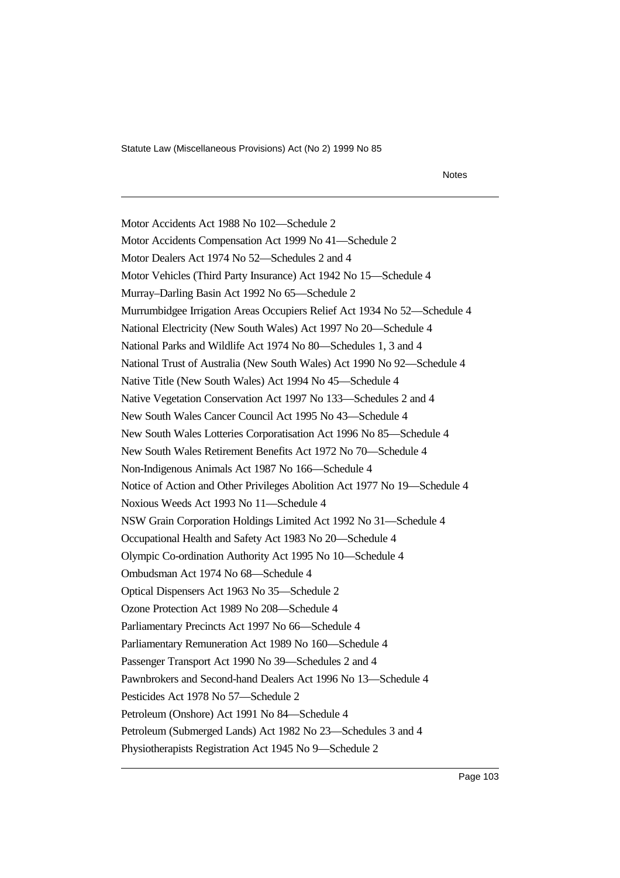Motor Accidents Act 1988 No 102—Schedule 2

Motor Accidents Compensation Act 1999 No 41—Schedule 2

Motor Dealers Act 1974 No 52—Schedules 2 and 4

Motor Vehicles (Third Party Insurance) Act 1942 No 15—Schedule 4

Murray–Darling Basin Act 1992 No 65—Schedule 2

Murrumbidgee Irrigation Areas Occupiers Relief Act 1934 No 52—Schedule 4

National Electricity (New South Wales) Act 1997 No 20—Schedule 4

National Parks and Wildlife Act 1974 No 80—Schedules 1, 3 and 4

National Trust of Australia (New South Wales) Act 1990 No 92—Schedule 4

Native Title (New South Wales) Act 1994 No 45—Schedule 4

Native Vegetation Conservation Act 1997 No 133—Schedules 2 and 4

New South Wales Cancer Council Act 1995 No 43—Schedule 4

New South Wales Lotteries Corporatisation Act 1996 No 85—Schedule 4

New South Wales Retirement Benefits Act 1972 No 70—Schedule 4

Non-Indigenous Animals Act 1987 No 166—Schedule 4

Notice of Action and Other Privileges Abolition Act 1977 No 19—Schedule 4

Noxious Weeds Act 1993 No 11—Schedule 4

NSW Grain Corporation Holdings Limited Act 1992 No 31—Schedule 4

Occupational Health and Safety Act 1983 No 20—Schedule 4

Olympic Co-ordination Authority Act 1995 No 10—Schedule 4

Ombudsman Act 1974 No 68—Schedule 4

Optical Dispensers Act 1963 No 35—Schedule 2

Ozone Protection Act 1989 No 208—Schedule 4

Parliamentary Precincts Act 1997 No 66—Schedule 4

Parliamentary Remuneration Act 1989 No 160—Schedule 4

Passenger Transport Act 1990 No 39—Schedules 2 and 4

Pawnbrokers and Second-hand Dealers Act 1996 No 13—Schedule 4

Pesticides Act 1978 No 57—Schedule 2

Petroleum (Onshore) Act 1991 No 84—Schedule 4

Petroleum (Submerged Lands) Act 1982 No 23—Schedules 3 and 4

Physiotherapists Registration Act 1945 No 9—Schedule 2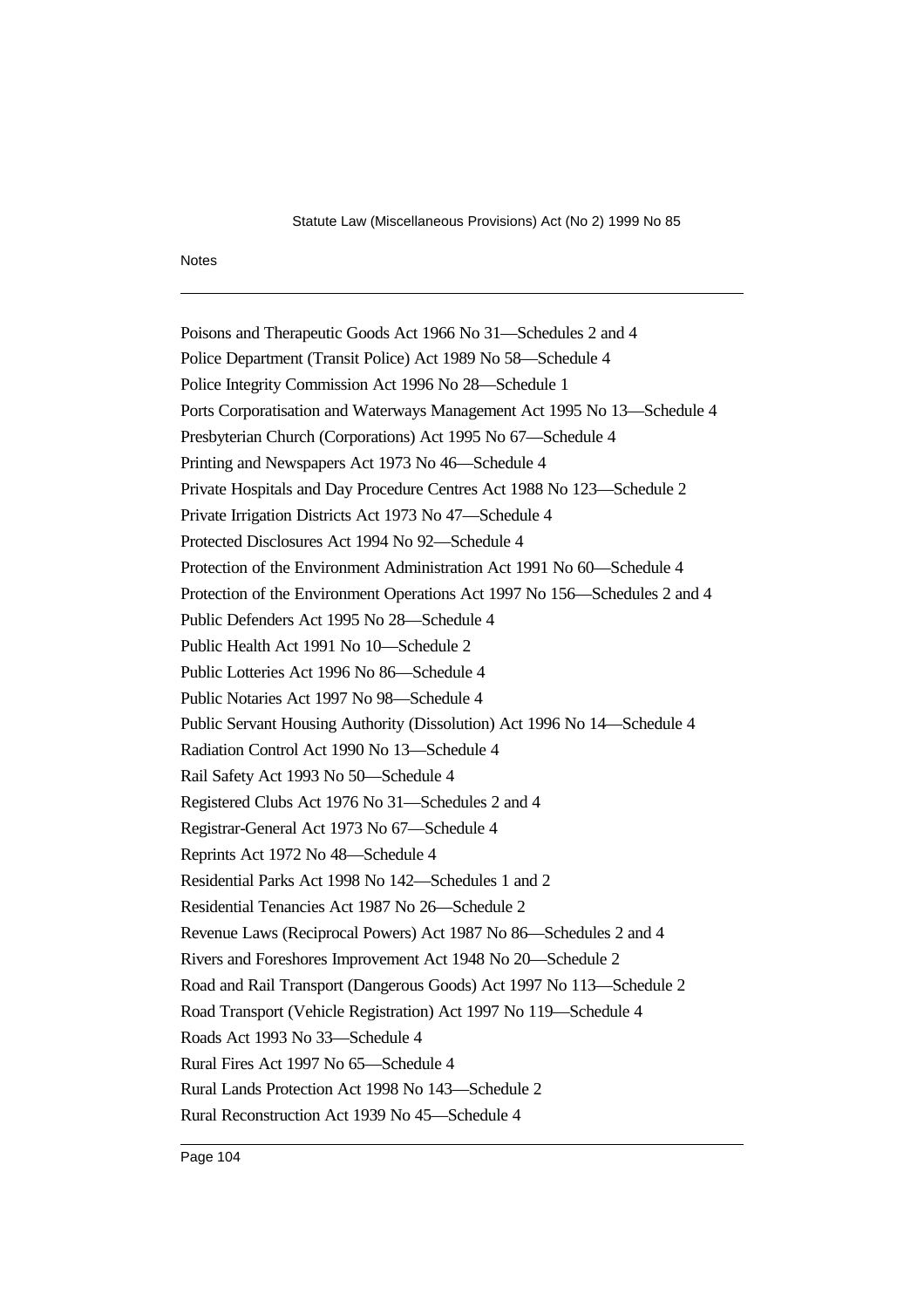Poisons and Therapeutic Goods Act 1966 No 31—Schedules 2 and 4

Police Department (Transit Police) Act 1989 No 58—Schedule 4

Police Integrity Commission Act 1996 No 28—Schedule 1

Ports Corporatisation and Waterways Management Act 1995 No 13—Schedule 4

Presbyterian Church (Corporations) Act 1995 No 67—Schedule 4

Printing and Newspapers Act 1973 No 46—Schedule 4

Private Hospitals and Day Procedure Centres Act 1988 No 123—Schedule 2

Private Irrigation Districts Act 1973 No 47—Schedule 4

Protected Disclosures Act 1994 No 92—Schedule 4

Protection of the Environment Administration Act 1991 No 60—Schedule 4

Protection of the Environment Operations Act 1997 No 156—Schedules 2 and 4

Public Defenders Act 1995 No 28—Schedule 4

Public Health Act 1991 No 10—Schedule 2

Public Lotteries Act 1996 No 86—Schedule 4

Public Notaries Act 1997 No 98—Schedule 4

Public Servant Housing Authority (Dissolution) Act 1996 No 14—Schedule 4

Radiation Control Act 1990 No 13—Schedule 4

Rail Safety Act 1993 No 50—Schedule 4

Registered Clubs Act 1976 No 31—Schedules 2 and 4

Registrar-General Act 1973 No 67—Schedule 4

Reprints Act 1972 No 48—Schedule 4

Residential Parks Act 1998 No 142—Schedules 1 and 2

Residential Tenancies Act 1987 No 26—Schedule 2

Revenue Laws (Reciprocal Powers) Act 1987 No 86—Schedules 2 and 4

Rivers and Foreshores Improvement Act 1948 No 20—Schedule 2

Road and Rail Transport (Dangerous Goods) Act 1997 No 113—Schedule 2

Road Transport (Vehicle Registration) Act 1997 No 119—Schedule 4

Roads Act 1993 No 33—Schedule 4

Rural Fires Act 1997 No 65—Schedule 4

Rural Lands Protection Act 1998 No 143—Schedule 2

Rural Reconstruction Act 1939 No 45—Schedule 4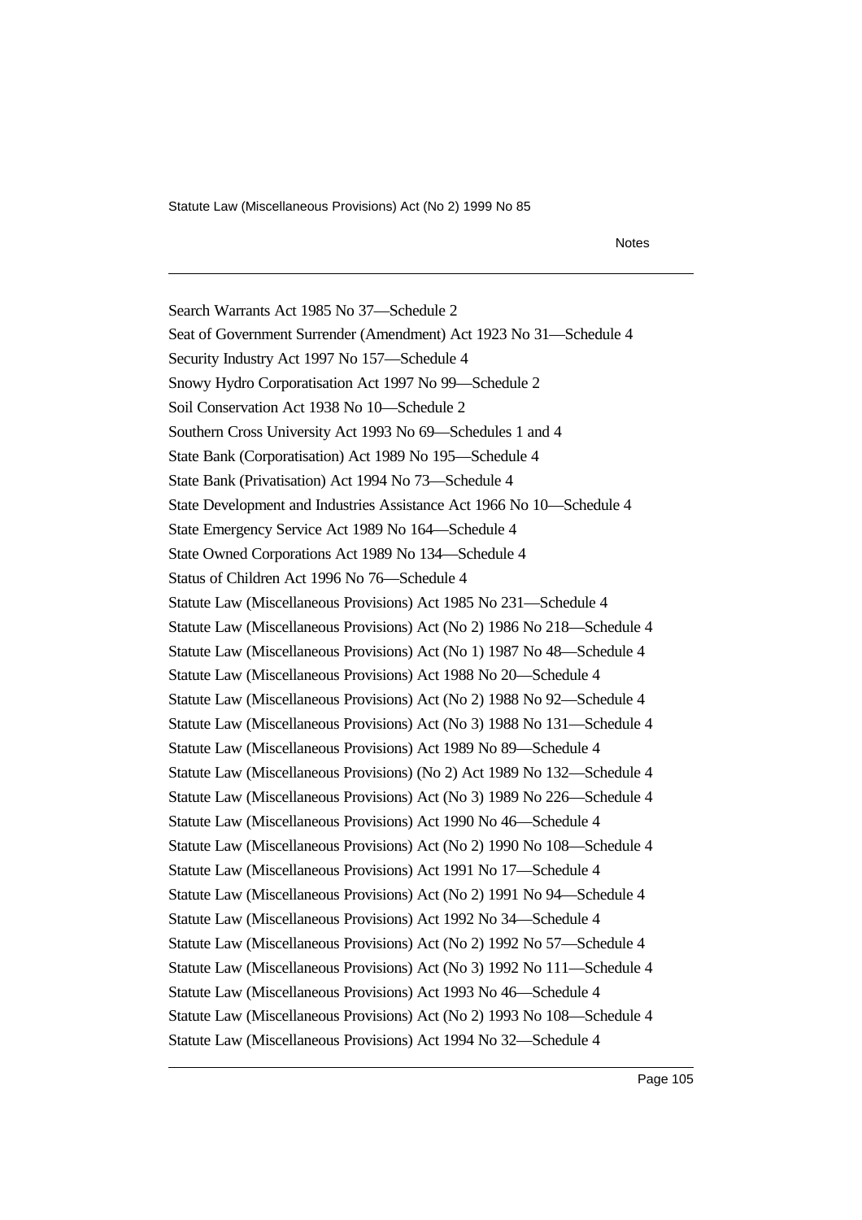Search Warrants Act 1985 No 37—Schedule 2

Seat of Government Surrender (Amendment) Act 1923 No 31—Schedule 4

Security Industry Act 1997 No 157—Schedule 4

Snowy Hydro Corporatisation Act 1997 No 99—Schedule 2

Soil Conservation Act 1938 No 10—Schedule 2

Southern Cross University Act 1993 No 69—Schedules 1 and 4

State Bank (Corporatisation) Act 1989 No 195—Schedule 4

State Bank (Privatisation) Act 1994 No 73—Schedule 4

State Development and Industries Assistance Act 1966 No 10—Schedule 4

State Emergency Service Act 1989 No 164—Schedule 4

State Owned Corporations Act 1989 No 134—Schedule 4

Status of Children Act 1996 No 76—Schedule 4

Statute Law (Miscellaneous Provisions) Act 1985 No 231—Schedule 4

Statute Law (Miscellaneous Provisions) Act (No 2) 1986 No 218—Schedule 4

Statute Law (Miscellaneous Provisions) Act (No 1) 1987 No 48—Schedule 4

Statute Law (Miscellaneous Provisions) Act 1988 No 20—Schedule 4

Statute Law (Miscellaneous Provisions) Act (No 2) 1988 No 92—Schedule 4

Statute Law (Miscellaneous Provisions) Act (No 3) 1988 No 131—Schedule 4

Statute Law (Miscellaneous Provisions) Act 1989 No 89—Schedule 4

Statute Law (Miscellaneous Provisions) (No 2) Act 1989 No 132—Schedule 4

Statute Law (Miscellaneous Provisions) Act (No 3) 1989 No 226—Schedule 4

Statute Law (Miscellaneous Provisions) Act 1990 No 46—Schedule 4

Statute Law (Miscellaneous Provisions) Act (No 2) 1990 No 108—Schedule 4

Statute Law (Miscellaneous Provisions) Act 1991 No 17—Schedule 4

Statute Law (Miscellaneous Provisions) Act (No 2) 1991 No 94—Schedule 4

Statute Law (Miscellaneous Provisions) Act 1992 No 34—Schedule 4

Statute Law (Miscellaneous Provisions) Act (No 2) 1992 No 57—Schedule 4

Statute Law (Miscellaneous Provisions) Act (No 3) 1992 No 111—Schedule 4

Statute Law (Miscellaneous Provisions) Act 1993 No 46—Schedule 4

Statute Law (Miscellaneous Provisions) Act (No 2) 1993 No 108—Schedule 4

Statute Law (Miscellaneous Provisions) Act 1994 No 32—Schedule 4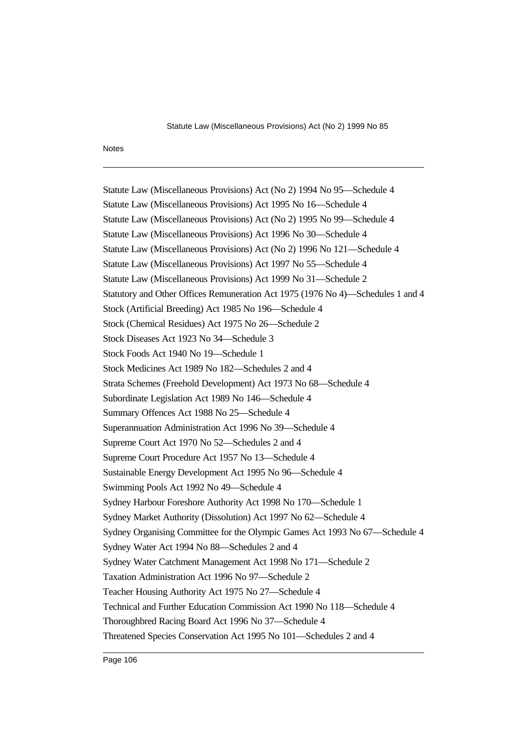Statute Law (Miscellaneous Provisions) Act (No 2) 1994 No 95—Schedule 4

Statute Law (Miscellaneous Provisions) Act 1995 No 16—Schedule 4

Statute Law (Miscellaneous Provisions) Act (No 2) 1995 No 99—Schedule 4

Statute Law (Miscellaneous Provisions) Act 1996 No 30—Schedule 4

Statute Law (Miscellaneous Provisions) Act (No 2) 1996 No 121—Schedule 4

Statute Law (Miscellaneous Provisions) Act 1997 No 55—Schedule 4

Statute Law (Miscellaneous Provisions) Act 1999 No 31—Schedule 2

Statutory and Other Offices Remuneration Act 1975 (1976 No 4)—Schedules 1 and 4

Stock (Artificial Breeding) Act 1985 No 196—Schedule 4

Stock (Chemical Residues) Act 1975 No 26—Schedule 2

Stock Diseases Act 1923 No 34—Schedule 3

Stock Foods Act 1940 No 19—Schedule 1

Stock Medicines Act 1989 No 182—Schedules 2 and 4

Strata Schemes (Freehold Development) Act 1973 No 68—Schedule 4

Subordinate Legislation Act 1989 No 146—Schedule 4

Summary Offences Act 1988 No 25—Schedule 4

Superannuation Administration Act 1996 No 39—Schedule 4

Supreme Court Act 1970 No 52—Schedules 2 and 4

Supreme Court Procedure Act 1957 No 13—Schedule 4

Sustainable Energy Development Act 1995 No 96—Schedule 4

Swimming Pools Act 1992 No 49—Schedule 4

Sydney Harbour Foreshore Authority Act 1998 No 170—Schedule 1

Sydney Market Authority (Dissolution) Act 1997 No 62—Schedule 4

Sydney Organising Committee for the Olympic Games Act 1993 No 67—Schedule 4

Sydney Water Act 1994 No 88—Schedules 2 and 4

Sydney Water Catchment Management Act 1998 No 171—Schedule 2

Taxation Administration Act 1996 No 97—Schedule 2

Teacher Housing Authority Act 1975 No 27—Schedule 4

Technical and Further Education Commission Act 1990 No 118—Schedule 4

Thoroughbred Racing Board Act 1996 No 37—Schedule 4

Threatened Species Conservation Act 1995 No 101—Schedules 2 and 4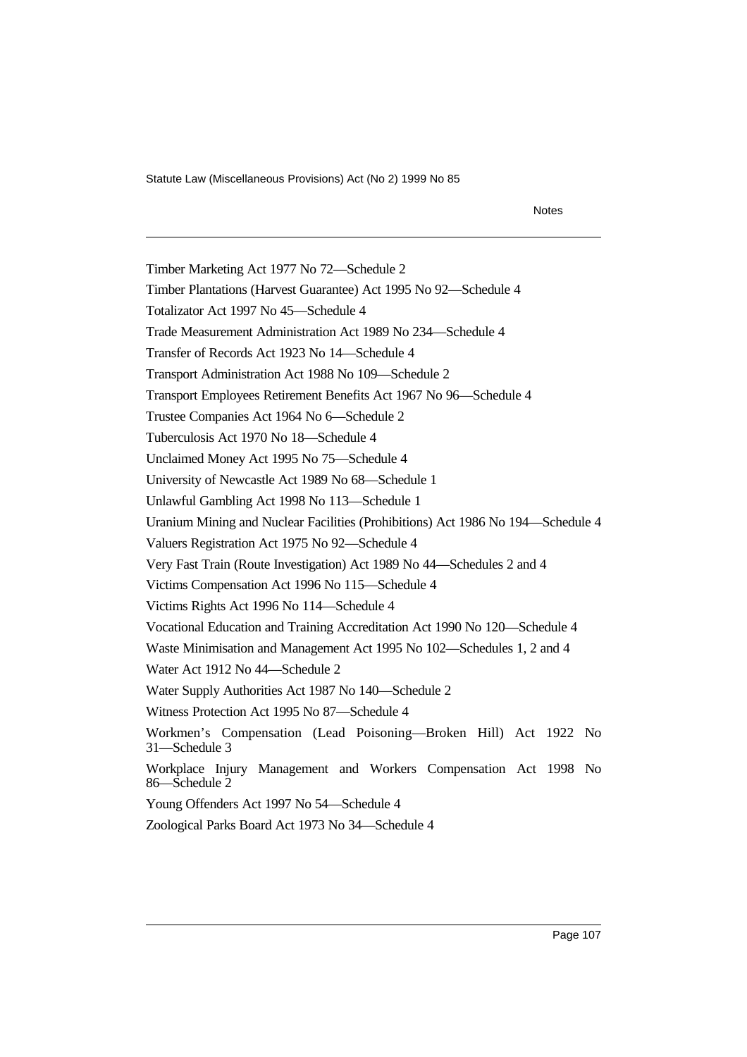Timber Marketing Act 1977 No 72—Schedule 2

Timber Plantations (Harvest Guarantee) Act 1995 No 92—Schedule 4

Totalizator Act 1997 No 45—Schedule 4

Trade Measurement Administration Act 1989 No 234—Schedule 4

Transfer of Records Act 1923 No 14—Schedule 4

Transport Administration Act 1988 No 109—Schedule 2

Transport Employees Retirement Benefits Act 1967 No 96—Schedule 4

Trustee Companies Act 1964 No 6—Schedule 2

Tuberculosis Act 1970 No 18—Schedule 4

Unclaimed Money Act 1995 No 75—Schedule 4

University of Newcastle Act 1989 No 68—Schedule 1

Unlawful Gambling Act 1998 No 113—Schedule 1

Uranium Mining and Nuclear Facilities (Prohibitions) Act 1986 No 194—Schedule 4

Valuers Registration Act 1975 No 92—Schedule 4

Very Fast Train (Route Investigation) Act 1989 No 44—Schedules 2 and 4

Victims Compensation Act 1996 No 115—Schedule 4

Victims Rights Act 1996 No 114—Schedule 4

Vocational Education and Training Accreditation Act 1990 No 120—Schedule 4

Waste Minimisation and Management Act 1995 No 102—Schedules 1, 2 and 4

Water Act 1912 No 44—Schedule 2

Water Supply Authorities Act 1987 No 140—Schedule 2

Witness Protection Act 1995 No 87—Schedule 4

Workmen's Compensation (Lead Poisoning—Broken Hill) Act 1922 No 31—Schedule 3

Workplace Injury Management and Workers Compensation Act 1998 No 86—Schedule 2

Young Offenders Act 1997 No 54—Schedule 4

Zoological Parks Board Act 1973 No 34—Schedule 4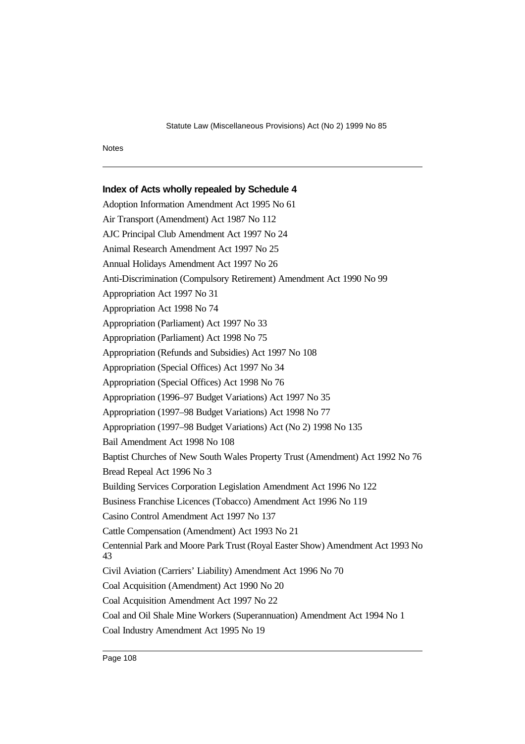## Index of Acts wholly repealed by Schedule 4

Adoption Information Amendment Act 1995 No 61

Air Transport (Amendment) Act 1987 No 112

AJC Principal Club Amendment Act 1997 No 24

Animal Research Amendment Act 1997 No 25

Annual Holidays Amendment Act 1997 No 26

Anti-Discrimination (Compulsory Retirement) Amendment Act 1990 No 99

Appropriation Act 1997 No 31

Appropriation Act 1998 No 74

Appropriation (Parliament) Act 1997 No 33

Appropriation (Parliament) Act 1998 No 75

Appropriation (Refunds and Subsidies) Act 1997 No 108

Appropriation (Special Offices) Act 1997 No 34

Appropriation (Special Offices) Act 1998 No 76

Appropriation (1996–97 Budget Variations) Act 1997 No 35

Appropriation (1997–98 Budget Variations) Act 1998 No 77

Appropriation (1997–98 Budget Variations) Act (No 2) 1998 No 135

Bail Amendment Act 1998 No 108

Baptist Churches of New South Wales Property Trust (Amendment) Act 1992 No 76

Bread Repeal Act 1996 No 3

Building Services Corporation Legislation Amendment Act 1996 No 122

Business Franchise Licences (Tobacco) Amendment Act 1996 No 119

Casino Control Amendment Act 1997 No 137

Cattle Compensation (Amendment) Act 1993 No 21

Centennial Park and Moore Park Trust (Royal Easter Show) Amendment Act 1993 No 43

Civil Aviation (Carriers' Liability) Amendment Act 1996 No 70

Coal Acquisition (Amendment) Act 1990 No 20

Coal Acquisition Amendment Act 1997 No 22

Coal and Oil Shale Mine Workers (Superannuation) Amendment Act 1994 No 1

Coal Industry Amendment Act 1995 No 19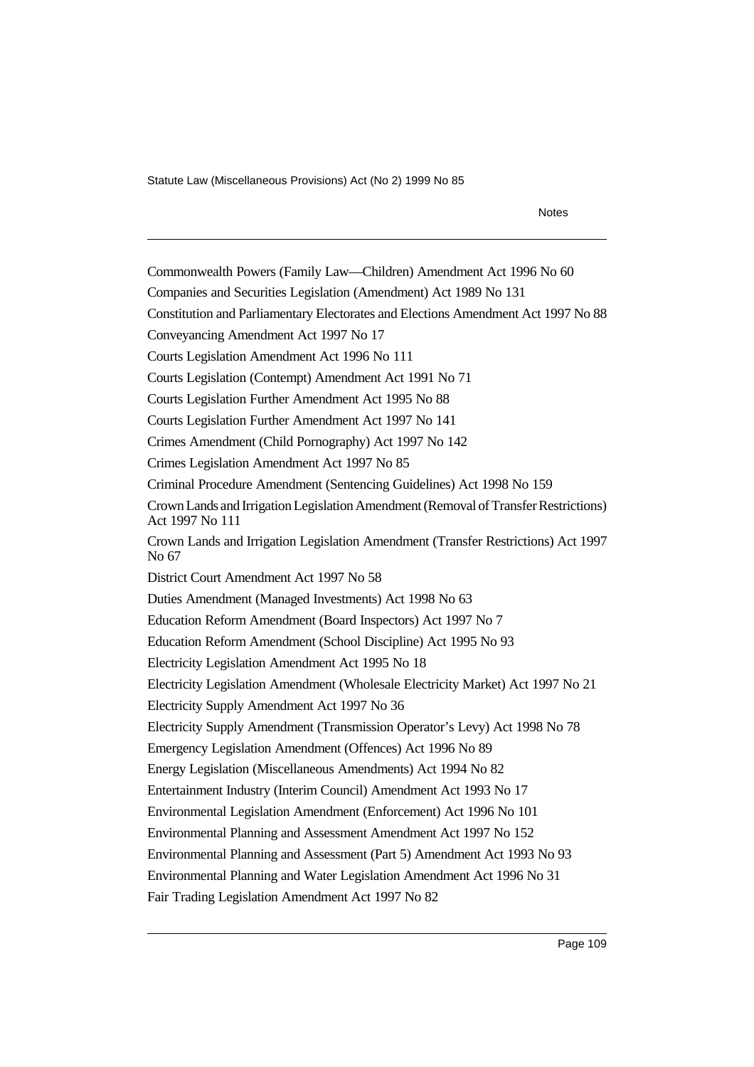Commonwealth Powers (Family Law—Children) Amendment Act 1996 No 60

Companies and Securities Legislation (Amendment) Act 1989 No 131

Constitution and Parliamentary Electorates and Elections Amendment Act 1997 No 88

Conveyancing Amendment Act 1997 No 17

Courts Legislation Amendment Act 1996 No 111

Courts Legislation (Contempt) Amendment Act 1991 No 71

Courts Legislation Further Amendment Act 1995 No 88

Courts Legislation Further Amendment Act 1997 No 141

Crimes Amendment (Child Pornography) Act 1997 No 142

Crimes Legislation Amendment Act 1997 No 85

Criminal Procedure Amendment (Sentencing Guidelines) Act 1998 No 159

Crown Lands and Irrigation Legislation Amendment (Removal of Transfer Restrictions) Act 1997 No 111

Crown Lands and Irrigation Legislation Amendment (Transfer Restrictions) Act 1997 No 67

District Court Amendment Act 1997 No 58

Duties Amendment (Managed Investments) Act 1998 No 63

Education Reform Amendment (Board Inspectors) Act 1997 No 7

Education Reform Amendment (School Discipline) Act 1995 No 93

Electricity Legislation Amendment Act 1995 No 18

Electricity Legislation Amendment (Wholesale Electricity Market) Act 1997 No 21

Electricity Supply Amendment Act 1997 No 36

Electricity Supply Amendment (Transmission Operator's Levy) Act 1998 No 78

Emergency Legislation Amendment (Offences) Act 1996 No 89

Energy Legislation (Miscellaneous Amendments) Act 1994 No 82

Entertainment Industry (Interim Council) Amendment Act 1993 No 17

Environmental Legislation Amendment (Enforcement) Act 1996 No 101

Environmental Planning and Assessment Amendment Act 1997 No 152

Environmental Planning and Assessment (Part 5) Amendment Act 1993 No 93

Environmental Planning and Water Legislation Amendment Act 1996 No 31

Fair Trading Legislation Amendment Act 1997 No 82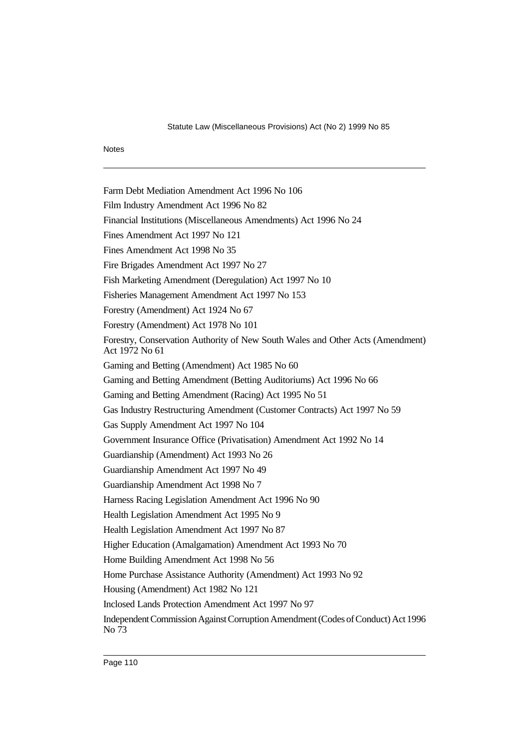Farm Debt Mediation Amendment Act 1996 No 106

Film Industry Amendment Act 1996 No 82

Financial Institutions (Miscellaneous Amendments) Act 1996 No 24

Fines Amendment Act 1997 No 121

Fines Amendment Act 1998 No 35

Fire Brigades Amendment Act 1997 No 27

Fish Marketing Amendment (Deregulation) Act 1997 No 10

Fisheries Management Amendment Act 1997 No 153

Forestry (Amendment) Act 1924 No 67

Forestry (Amendment) Act 1978 No 101

Forestry, Conservation Authority of New South Wales and Other Acts (Amendment) Act 1972 No 61

Gaming and Betting (Amendment) Act 1985 No 60

Gaming and Betting Amendment (Betting Auditoriums) Act 1996 No 66

Gaming and Betting Amendment (Racing) Act 1995 No 51

Gas Industry Restructuring Amendment (Customer Contracts) Act 1997 No 59

Gas Supply Amendment Act 1997 No 104

Government Insurance Office (Privatisation) Amendment Act 1992 No 14

Guardianship (Amendment) Act 1993 No 26

Guardianship Amendment Act 1997 No 49

Guardianship Amendment Act 1998 No 7

Harness Racing Legislation Amendment Act 1996 No 90

Health Legislation Amendment Act 1995 No 9

Health Legislation Amendment Act 1997 No 87

Higher Education (Amalgamation) Amendment Act 1993 No 70

Home Building Amendment Act 1998 No 56

Home Purchase Assistance Authority (Amendment) Act 1993 No 92

Housing (Amendment) Act 1982 No 121

Inclosed Lands Protection Amendment Act 1997 No 97

Independent Commission Against Corruption Amendment (Codes of Conduct) Act 1996 No 73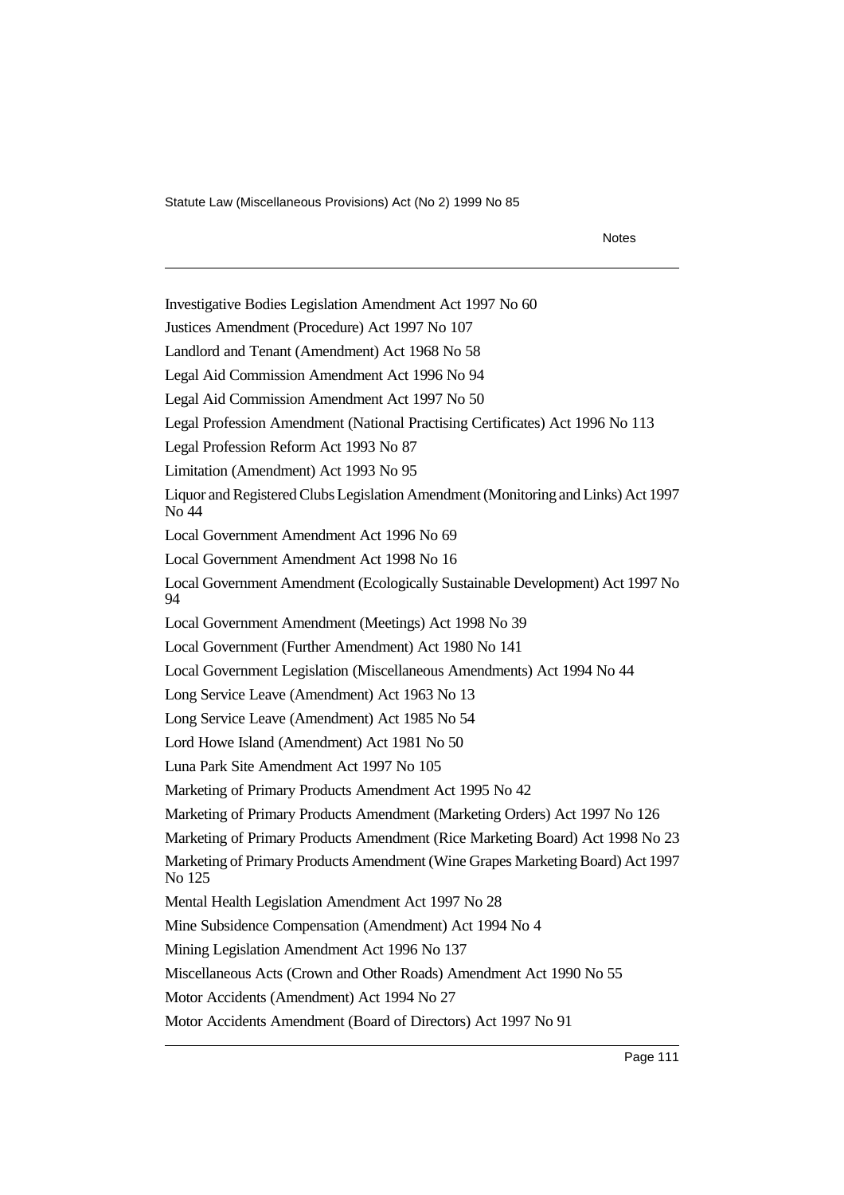Investigative Bodies Legislation Amendment Act 1997 No 60

Justices Amendment (Procedure) Act 1997 No 107

Landlord and Tenant (Amendment) Act 1968 No 58

Legal Aid Commission Amendment Act 1996 No 94

Legal Aid Commission Amendment Act 1997 No 50

Legal Profession Amendment (National Practising Certificates) Act 1996 No 113

Legal Profession Reform Act 1993 No 87

Limitation (Amendment) Act 1993 No 95

Liquor and Registered Clubs Legislation Amendment (Monitoring and Links) Act 1997 No 44

Local Government Amendment Act 1996 No 69

Local Government Amendment Act 1998 No 16

Local Government Amendment (Ecologically Sustainable Development) Act 1997 No 94

Local Government Amendment (Meetings) Act 1998 No 39

Local Government (Further Amendment) Act 1980 No 141

Local Government Legislation (Miscellaneous Amendments) Act 1994 No 44

Long Service Leave (Amendment) Act 1963 No 13

Long Service Leave (Amendment) Act 1985 No 54

Lord Howe Island (Amendment) Act 1981 No 50

Luna Park Site Amendment Act 1997 No 105

Marketing of Primary Products Amendment Act 1995 No 42

Marketing of Primary Products Amendment (Marketing Orders) Act 1997 No 126

Marketing of Primary Products Amendment (Rice Marketing Board) Act 1998 No 23

Marketing of Primary Products Amendment (Wine Grapes Marketing Board) Act 1997 No 125

Mental Health Legislation Amendment Act 1997 No 28

Mine Subsidence Compensation (Amendment) Act 1994 No 4

Mining Legislation Amendment Act 1996 No 137

Miscellaneous Acts (Crown and Other Roads) Amendment Act 1990 No 55

Motor Accidents (Amendment) Act 1994 No 27

Motor Accidents Amendment (Board of Directors) Act 1997 No 91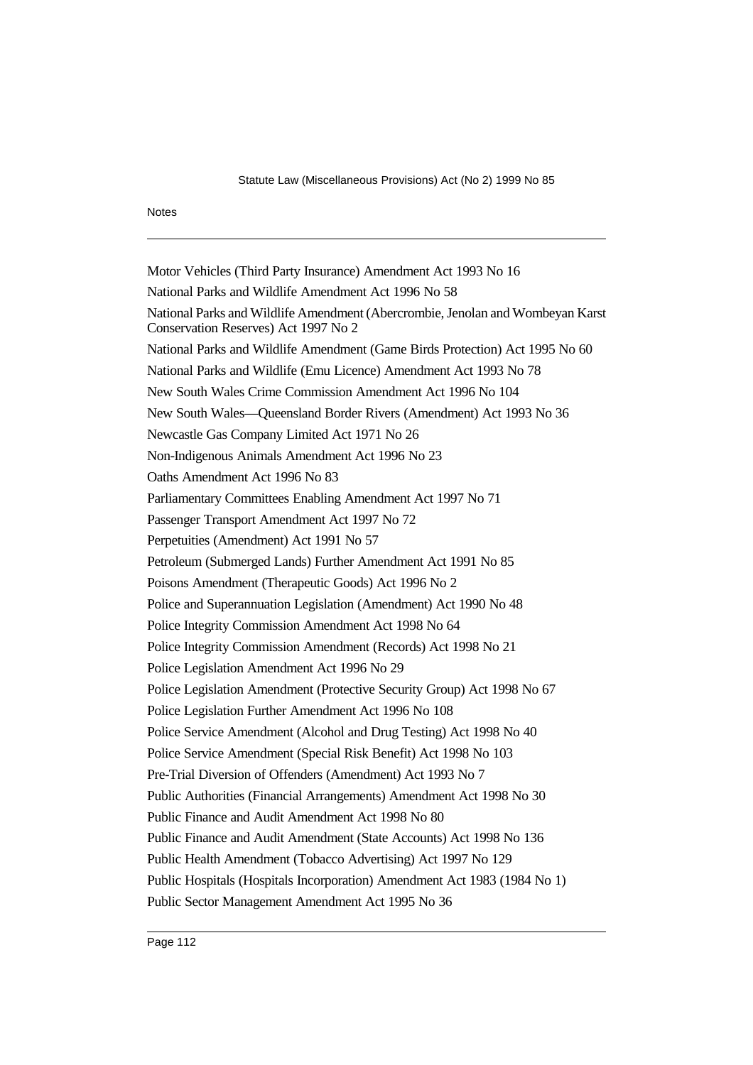Motor Vehicles (Third Party Insurance) Amendment Act 1993 No 16

National Parks and Wildlife Amendment Act 1996 No 58

National Parks and Wildlife Amendment (Abercrombie, Jenolan and Wombeyan Karst Conservation Reserves) Act 1997 No 2

National Parks and Wildlife Amendment (Game Birds Protection) Act 1995 No 60

National Parks and Wildlife (Emu Licence) Amendment Act 1993 No 78

New South Wales Crime Commission Amendment Act 1996 No 104

New South Wales—Queensland Border Rivers (Amendment) Act 1993 No 36

Newcastle Gas Company Limited Act 1971 No 26

Non-Indigenous Animals Amendment Act 1996 No 23

Oaths Amendment Act 1996 No 83

Parliamentary Committees Enabling Amendment Act 1997 No 71

Passenger Transport Amendment Act 1997 No 72

Perpetuities (Amendment) Act 1991 No 57

Petroleum (Submerged Lands) Further Amendment Act 1991 No 85

Poisons Amendment (Therapeutic Goods) Act 1996 No 2

Police and Superannuation Legislation (Amendment) Act 1990 No 48

Police Integrity Commission Amendment Act 1998 No 64

Police Integrity Commission Amendment (Records) Act 1998 No 21

Police Legislation Amendment Act 1996 No 29

Police Legislation Amendment (Protective Security Group) Act 1998 No 67

Police Legislation Further Amendment Act 1996 No 108

Police Service Amendment (Alcohol and Drug Testing) Act 1998 No 40

Police Service Amendment (Special Risk Benefit) Act 1998 No 103

Pre-Trial Diversion of Offenders (Amendment) Act 1993 No 7

Public Authorities (Financial Arrangements) Amendment Act 1998 No 30

Public Finance and Audit Amendment Act 1998 No 80

Public Finance and Audit Amendment (State Accounts) Act 1998 No 136

Public Health Amendment (Tobacco Advertising) Act 1997 No 129

Public Hospitals (Hospitals Incorporation) Amendment Act 1983 (1984 No 1)

Public Sector Management Amendment Act 1995 No 36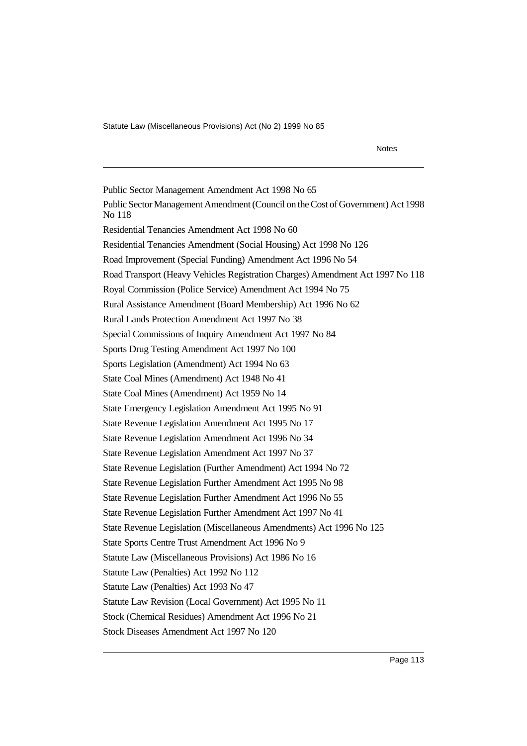Public Sector Management Amendment Act 1998 No 65

Public Sector Management Amendment (Council on the Cost of Government) Act 1998 No 118

Residential Tenancies Amendment Act 1998 No 60

Residential Tenancies Amendment (Social Housing) Act 1998 No 126

Road Improvement (Special Funding) Amendment Act 1996 No 54

Road Transport (Heavy Vehicles Registration Charges) Amendment Act 1997 No 118

Royal Commission (Police Service) Amendment Act 1994 No 75

Rural Assistance Amendment (Board Membership) Act 1996 No 62

Rural Lands Protection Amendment Act 1997 No 38

Special Commissions of Inquiry Amendment Act 1997 No 84

Sports Drug Testing Amendment Act 1997 No 100

Sports Legislation (Amendment) Act 1994 No 63

State Coal Mines (Amendment) Act 1948 No 41

State Coal Mines (Amendment) Act 1959 No 14

State Emergency Legislation Amendment Act 1995 No 91

State Revenue Legislation Amendment Act 1995 No 17

State Revenue Legislation Amendment Act 1996 No 34

State Revenue Legislation Amendment Act 1997 No 37

State Revenue Legislation (Further Amendment) Act 1994 No 72

State Revenue Legislation Further Amendment Act 1995 No 98

State Revenue Legislation Further Amendment Act 1996 No 55

State Revenue Legislation Further Amendment Act 1997 No 41

State Revenue Legislation (Miscellaneous Amendments) Act 1996 No 125

State Sports Centre Trust Amendment Act 1996 No 9

Statute Law (Miscellaneous Provisions) Act 1986 No 16

Statute Law (Penalties) Act 1992 No 112

Statute Law (Penalties) Act 1993 No 47

Statute Law Revision (Local Government) Act 1995 No 11

Stock (Chemical Residues) Amendment Act 1996 No 21

Stock Diseases Amendment Act 1997 No 120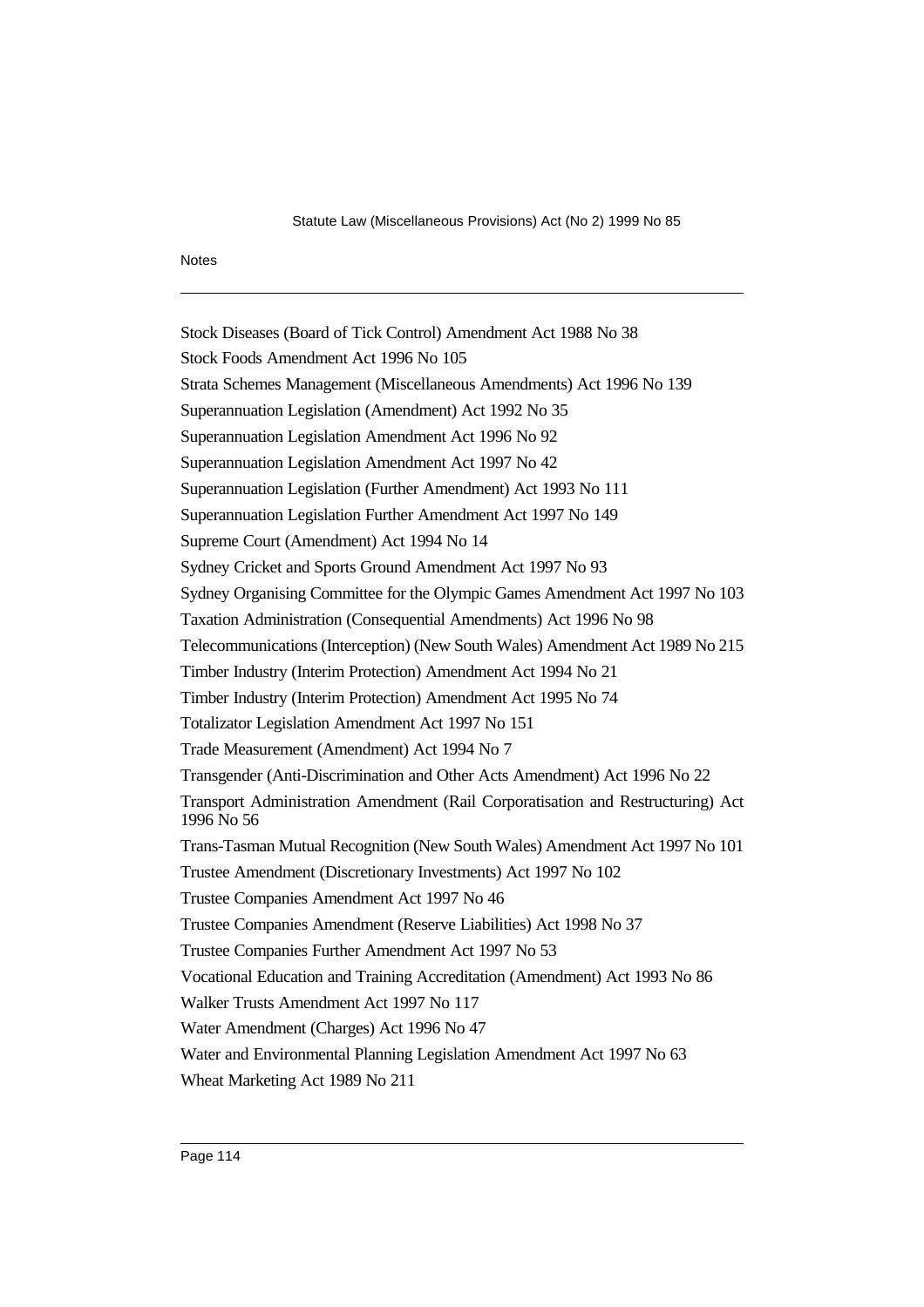Stock Diseases (Board of Tick Control) Amendment Act 1988 No 38

Stock Foods Amendment Act 1996 No 105

Strata Schemes Management (Miscellaneous Amendments) Act 1996 No 139

Superannuation Legislation (Amendment) Act 1992 No 35

Superannuation Legislation Amendment Act 1996 No 92

Superannuation Legislation Amendment Act 1997 No 42

Superannuation Legislation (Further Amendment) Act 1993 No 111

Superannuation Legislation Further Amendment Act 1997 No 149

Supreme Court (Amendment) Act 1994 No 14

Sydney Cricket and Sports Ground Amendment Act 1997 No 93

Sydney Organising Committee for the Olympic Games Amendment Act 1997 No 103

Taxation Administration (Consequential Amendments) Act 1996 No 98

Telecommunications (Interception) (New South Wales) Amendment Act 1989 No 215

Timber Industry (Interim Protection) Amendment Act 1994 No 21

Timber Industry (Interim Protection) Amendment Act 1995 No 74

Totalizator Legislation Amendment Act 1997 No 151

Trade Measurement (Amendment) Act 1994 No 7

Transgender (Anti-Discrimination and Other Acts Amendment) Act 1996 No 22

Transport Administration Amendment (Rail Corporatisation and Restructuring) Act 1996 No 56

Trans-Tasman Mutual Recognition (New South Wales) Amendment Act 1997 No 101

Trustee Amendment (Discretionary Investments) Act 1997 No 102

Trustee Companies Amendment Act 1997 No 46

Trustee Companies Amendment (Reserve Liabilities) Act 1998 No 37

Trustee Companies Further Amendment Act 1997 No 53

Vocational Education and Training Accreditation (Amendment) Act 1993 No 86

Walker Trusts Amendment Act 1997 No 117

Water Amendment (Charges) Act 1996 No 47

Water and Environmental Planning Legislation Amendment Act 1997 No 63

Wheat Marketing Act 1989 No 211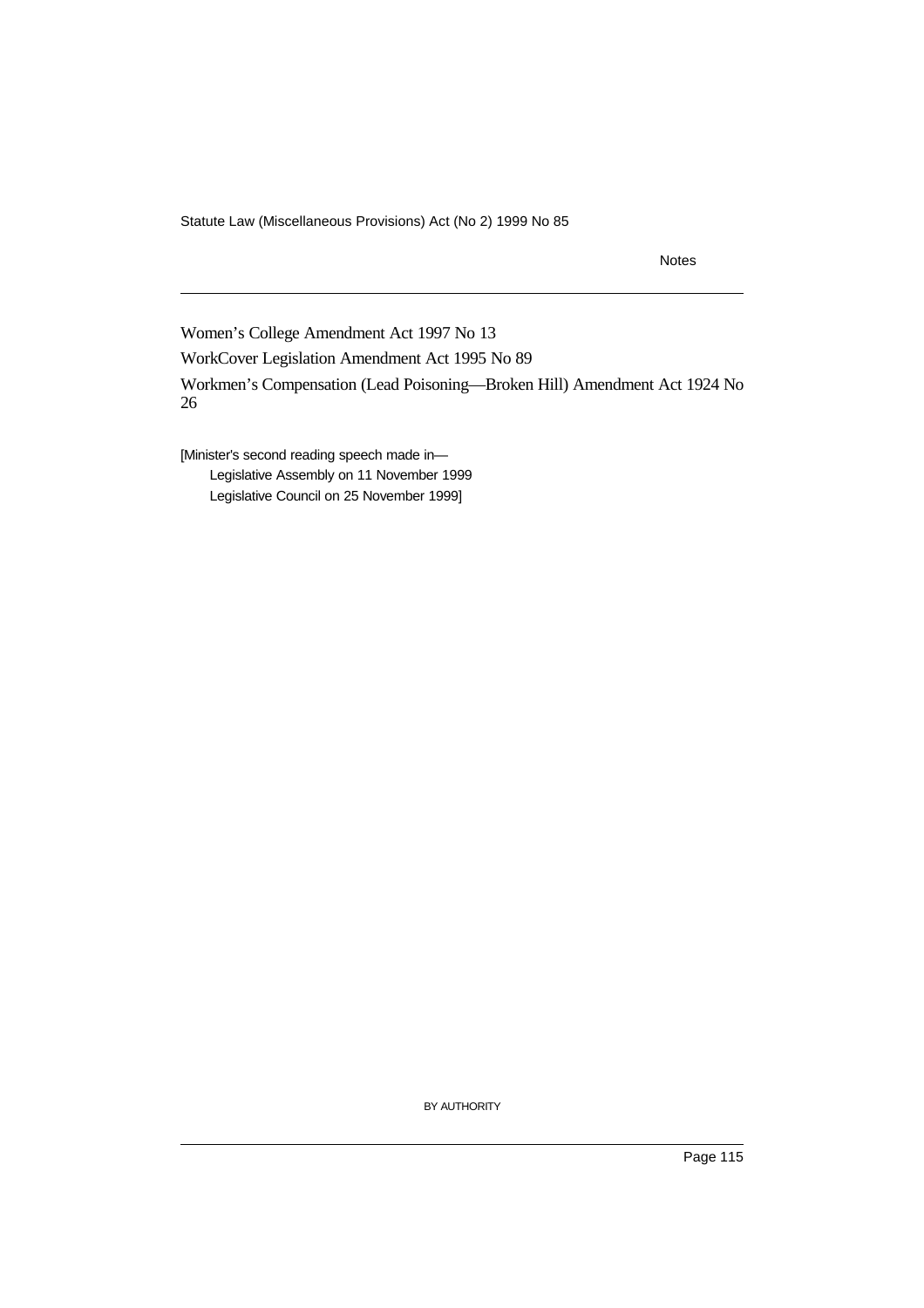Women's College Amendment Act 1997 No 13

WorkCover Legislation Amendment Act 1995 No 89

Workmen's Compensation (Lead Poisoning—Broken Hill) Amendment Act 1924 No 26

[Minister's second reading speech made in—

Legislative Assembly on 11 November 1999

Legislative Council on 25 November 1999]

BY AUTHORITY